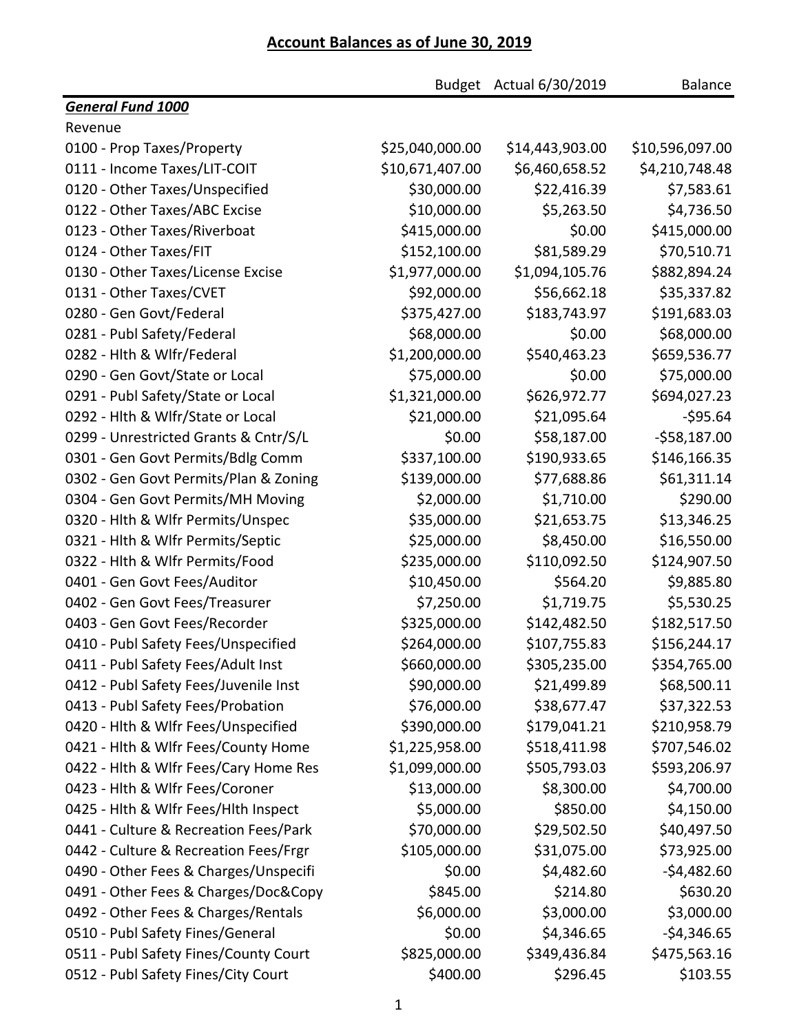# Account Balances as of June 30, 2019

| | Budget | Actual 6/30/2019 | Balance |
|---|---|---|---|
| ***General Fund 1000*** | | | |
| Revenue | | | |
| 0100 - Prop Taxes/Property | $25,040,000.00 | $14,443,903.00 | $10,596,097.00 |
| 0111 - Income Taxes/LIT-COIT | $10,671,407.00 | $6,460,658.52 | $4,210,748.48 |
| 0120 - Other Taxes/Unspecified | $30,000.00 | $22,416.39 | $7,583.61 |
| 0122 - Other Taxes/ABC Excise | $10,000.00 | $5,263.50 | $4,736.50 |
| 0123 - Other Taxes/Riverboat | $415,000.00 | $0.00 | $415,000.00 |
| 0124 - Other Taxes/FIT | $152,100.00 | $81,589.29 | $70,510.71 |
| 0130 - Other Taxes/License Excise | $1,977,000.00 | $1,094,105.76 | $882,894.24 |
| 0131 - Other Taxes/CVET | $92,000.00 | $56,662.18 | $35,337.82 |
| 0280 - Gen Govt/Federal | $375,427.00 | $183,743.97 | $191,683.03 |
| 0281 - Publ Safety/Federal | $68,000.00 | $0.00 | $68,000.00 |
| 0282 - Hlth & Wlfr/Federal | $1,200,000.00 | $540,463.23 | $659,536.77 |
| 0290 - Gen Govt/State or Local | $75,000.00 | $0.00 | $75,000.00 |
| 0291 - Publ Safety/State or Local | $1,321,000.00 | $626,972.77 | $694,027.23 |
| 0292 - Hlth & Wlfr/State or Local | $21,000.00 | $21,095.64 | -$95.64 |
| 0299 - Unrestricted Grants & Cntr/S/L | $0.00 | $58,187.00 | -$58,187.00 |
| 0301 - Gen Govt Permits/Bdlg Comm | $337,100.00 | $190,933.65 | $146,166.35 |
| 0302 - Gen Govt Permits/Plan & Zoning | $139,000.00 | $77,688.86 | $61,311.14 |
| 0304 - Gen Govt Permits/MH Moving | $2,000.00 | $1,710.00 | $290.00 |
| 0320 - Hlth & Wlfr Permits/Unspec | $35,000.00 | $21,653.75 | $13,346.25 |
| 0321 - Hlth & Wlfr Permits/Septic | $25,000.00 | $8,450.00 | $16,550.00 |
| 0322 - Hlth & Wlfr Permits/Food | $235,000.00 | $110,092.50 | $124,907.50 |
| 0401 - Gen Govt Fees/Auditor | $10,450.00 | $564.20 | $9,885.80 |
| 0402 - Gen Govt Fees/Treasurer | $7,250.00 | $1,719.75 | $5,530.25 |
| 0403 - Gen Govt Fees/Recorder | $325,000.00 | $142,482.50 | $182,517.50 |
| 0410 - Publ Safety Fees/Unspecified | $264,000.00 | $107,755.83 | $156,244.17 |
| 0411 - Publ Safety Fees/Adult Inst | $660,000.00 | $305,235.00 | $354,765.00 |
| 0412 - Publ Safety Fees/Juvenile Inst | $90,000.00 | $21,499.89 | $68,500.11 |
| 0413 - Publ Safety Fees/Probation | $76,000.00 | $38,677.47 | $37,322.53 |
| 0420 - Hlth & Wlfr Fees/Unspecified | $390,000.00 | $179,041.21 | $210,958.79 |
| 0421 - Hlth & Wlfr Fees/County Home | $1,225,958.00 | $518,411.98 | $707,546.02 |
| 0422 - Hlth & Wlfr Fees/Cary Home Res | $1,099,000.00 | $505,793.03 | $593,206.97 |
| 0423 - Hlth & Wlfr Fees/Coroner | $13,000.00 | $8,300.00 | $4,700.00 |
| 0425 - Hlth & Wlfr Fees/Hlth Inspect | $5,000.00 | $850.00 | $4,150.00 |
| 0441 - Culture & Recreation Fees/Park | $70,000.00 | $29,502.50 | $40,497.50 |
| 0442 - Culture & Recreation Fees/Frgr | $105,000.00 | $31,075.00 | $73,925.00 |
| 0490 - Other Fees & Charges/Unspecifi | $0.00 | $4,482.60 | -$4,482.60 |
| 0491 - Other Fees & Charges/Doc&Copy | $845.00 | $214.80 | $630.20 |
| 0492 - Other Fees & Charges/Rentals | $6,000.00 | $3,000.00 | $3,000.00 |
| 0510 - Publ Safety Fines/General | $0.00 | $4,346.65 | -$4,346.65 |
| 0511 - Publ Safety Fines/County Court | $825,000.00 | $349,436.84 | $475,563.16 |
| 0512 - Publ Safety Fines/City Court | $400.00 | $296.45 | $103.55 |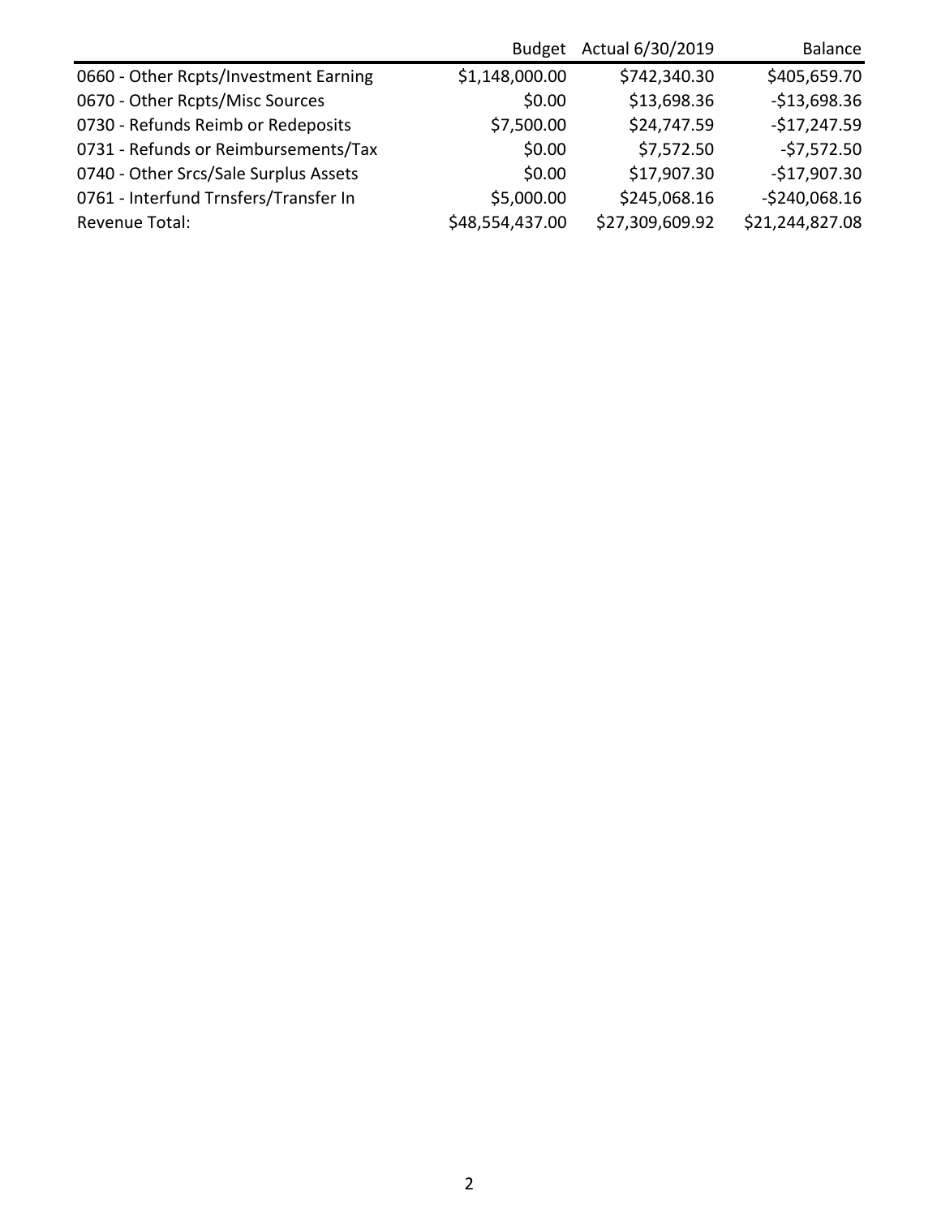| | Budget | Actual 6/30/2019 | Balance |
|---|---|---|---|
| 0660 - Other Rcpts/Investment Earning | $1,148,000.00 | $742,340.30 | $405,659.70 |
| 0670 - Other Rcpts/Misc Sources | $0.00 | $13,698.36 | -$13,698.36 |
| 0730 - Refunds Reimb or Redeposits | $7,500.00 | $24,747.59 | -$17,247.59 |
| 0731 - Refunds or Reimbursements/Tax | $0.00 | $7,572.50 | -$7,572.50 |
| 0740 - Other Srcs/Sale Surplus Assets | $0.00 | $17,907.30 | -$17,907.30 |
| 0761 - Interfund Trnsfers/Transfer In | $5,000.00 | $245,068.16 | -$240,068.16 |
| Revenue Total: | $48,554,437.00 | $27,309,609.92 | $21,244,827.08 |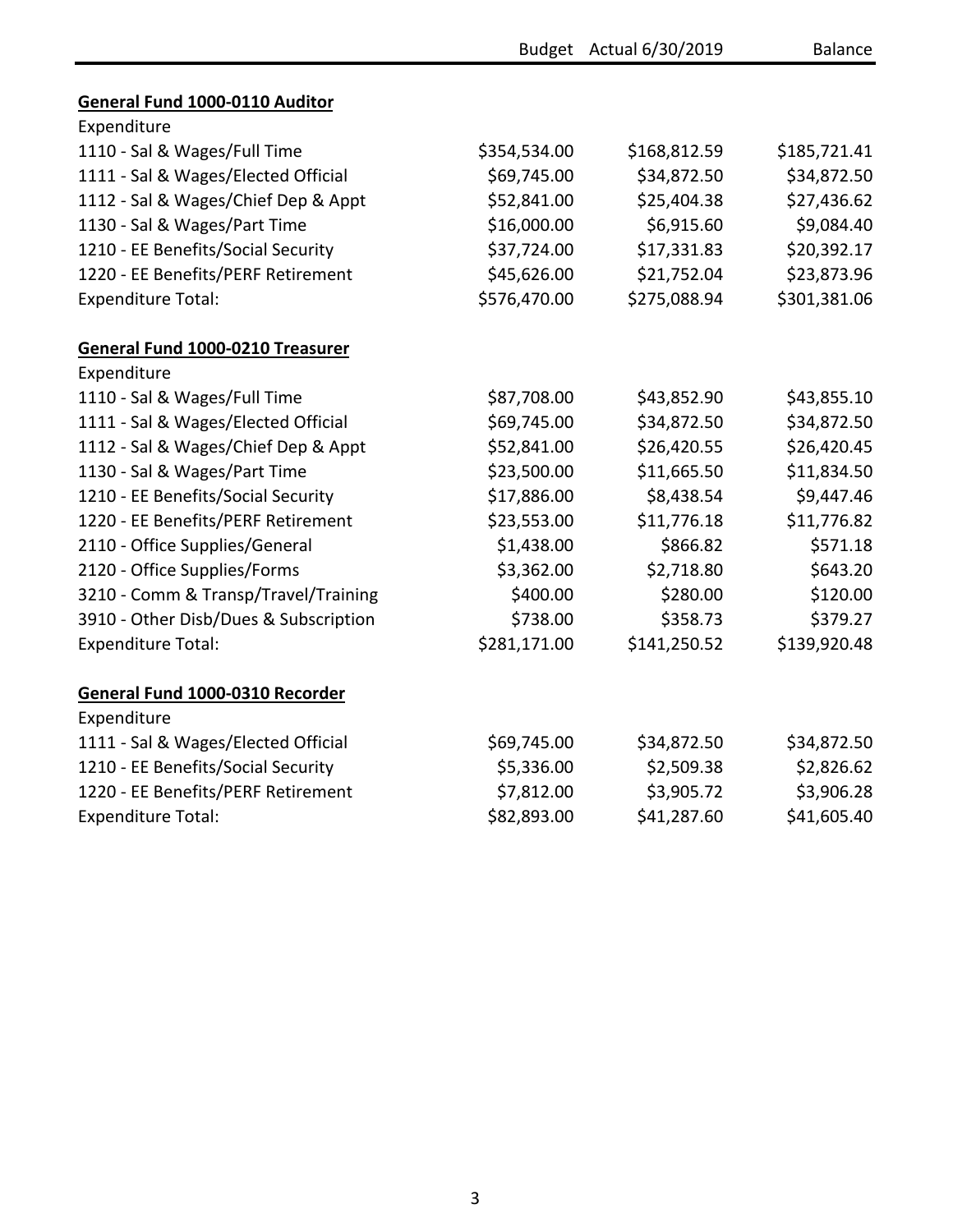| | Budget | Actual 6/30/2019 | Balance |
|---|---|---|---|
| **General Fund 1000-0110 Auditor** | | | |
| Expenditure | | | |
| 1110 - Sal & Wages/Full Time | $354,534.00 | $168,812.59 | $185,721.41 |
| 1111 - Sal & Wages/Elected Official | $69,745.00 | $34,872.50 | $34,872.50 |
| 1112 - Sal & Wages/Chief Dep & Appt | $52,841.00 | $25,404.38 | $27,436.62 |
| 1130 - Sal & Wages/Part Time | $16,000.00 | $6,915.60 | $9,084.40 |
| 1210 - EE Benefits/Social Security | $37,724.00 | $17,331.83 | $20,392.17 |
| 1220 - EE Benefits/PERF Retirement | $45,626.00 | $21,752.04 | $23,873.96 |
| Expenditure Total: | $576,470.00 | $275,088.94 | $301,381.06 |
| | | | |
| **General Fund 1000-0210 Treasurer** | | | |
| Expenditure | | | |
| 1110 - Sal & Wages/Full Time | $87,708.00 | $43,852.90 | $43,855.10 |
| 1111 - Sal & Wages/Elected Official | $69,745.00 | $34,872.50 | $34,872.50 |
| 1112 - Sal & Wages/Chief Dep & Appt | $52,841.00 | $26,420.55 | $26,420.45 |
| 1130 - Sal & Wages/Part Time | $23,500.00 | $11,665.50 | $11,834.50 |
| 1210 - EE Benefits/Social Security | $17,886.00 | $8,438.54 | $9,447.46 |
| 1220 - EE Benefits/PERF Retirement | $23,553.00 | $11,776.18 | $11,776.82 |
| 2110 - Office Supplies/General | $1,438.00 | $866.82 | $571.18 |
| 2120 - Office Supplies/Forms | $3,362.00 | $2,718.80 | $643.20 |
| 3210 - Comm & Transp/Travel/Training | $400.00 | $280.00 | $120.00 |
| 3910 - Other Disb/Dues & Subscription | $738.00 | $358.73 | $379.27 |
| Expenditure Total: | $281,171.00 | $141,250.52 | $139,920.48 |
| | | | |
| **General Fund 1000-0310 Recorder** | | | |
| Expenditure | | | |
| 1111 - Sal & Wages/Elected Official | $69,745.00 | $34,872.50 | $34,872.50 |
| 1210 - EE Benefits/Social Security | $5,336.00 | $2,509.38 | $2,826.62 |
| 1220 - EE Benefits/PERF Retirement | $7,812.00 | $3,905.72 | $3,906.28 |
| Expenditure Total: | $82,893.00 | $41,287.60 | $41,605.40 |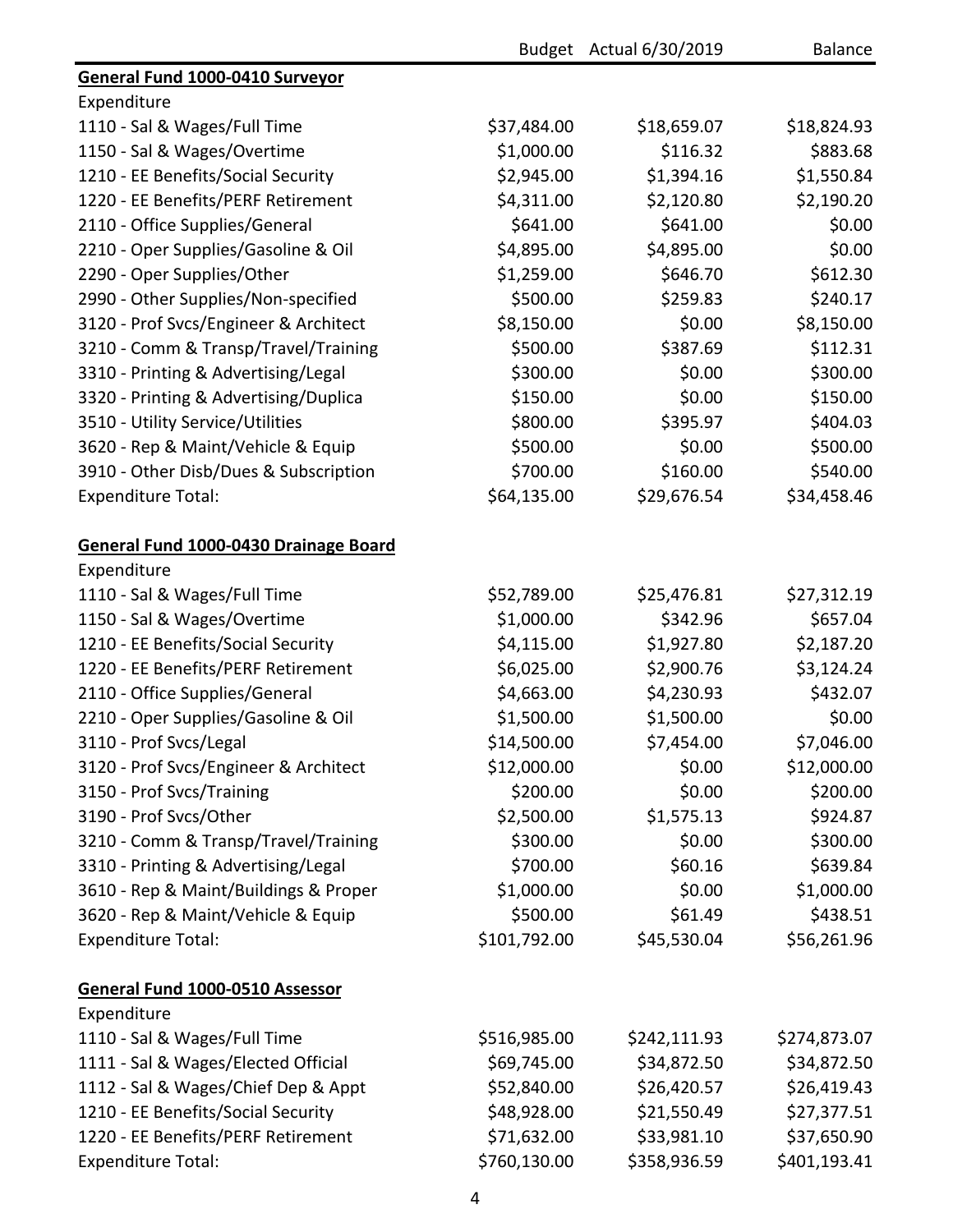| | Budget | Actual 6/30/2019 | Balance |
|---|---|---|---|
| **General Fund 1000-0410 Surveyor** | | | |
| Expenditure | | | |
| 1110 - Sal & Wages/Full Time | $37,484.00 | $18,659.07 | $18,824.93 |
| 1150 - Sal & Wages/Overtime | $1,000.00 | $116.32 | $883.68 |
| 1210 - EE Benefits/Social Security | $2,945.00 | $1,394.16 | $1,550.84 |
| 1220 - EE Benefits/PERF Retirement | $4,311.00 | $2,120.80 | $2,190.20 |
| 2110 - Office Supplies/General | $641.00 | $641.00 | $0.00 |
| 2210 - Oper Supplies/Gasoline & Oil | $4,895.00 | $4,895.00 | $0.00 |
| 2290 - Oper Supplies/Other | $1,259.00 | $646.70 | $612.30 |
| 2990 - Other Supplies/Non-specified | $500.00 | $259.83 | $240.17 |
| 3120 - Prof Svcs/Engineer & Architect | $8,150.00 | $0.00 | $8,150.00 |
| 3210 - Comm & Transp/Travel/Training | $500.00 | $387.69 | $112.31 |
| 3310 - Printing & Advertising/Legal | $300.00 | $0.00 | $300.00 |
| 3320 - Printing & Advertising/Duplica | $150.00 | $0.00 | $150.00 |
| 3510 - Utility Service/Utilities | $800.00 | $395.97 | $404.03 |
| 3620 - Rep & Maint/Vehicle & Equip | $500.00 | $0.00 | $500.00 |
| 3910 - Other Disb/Dues & Subscription | $700.00 | $160.00 | $540.00 |
| Expenditure Total: | $64,135.00 | $29,676.54 | $34,458.46 |
| | | | |
| **General Fund 1000-0430 Drainage Board** | | | |
| Expenditure | | | |
| 1110 - Sal & Wages/Full Time | $52,789.00 | $25,476.81 | $27,312.19 |
| 1150 - Sal & Wages/Overtime | $1,000.00 | $342.96 | $657.04 |
| 1210 - EE Benefits/Social Security | $4,115.00 | $1,927.80 | $2,187.20 |
| 1220 - EE Benefits/PERF Retirement | $6,025.00 | $2,900.76 | $3,124.24 |
| 2110 - Office Supplies/General | $4,663.00 | $4,230.93 | $432.07 |
| 2210 - Oper Supplies/Gasoline & Oil | $1,500.00 | $1,500.00 | $0.00 |
| 3110 - Prof Svcs/Legal | $14,500.00 | $7,454.00 | $7,046.00 |
| 3120 - Prof Svcs/Engineer & Architect | $12,000.00 | $0.00 | $12,000.00 |
| 3150 - Prof Svcs/Training | $200.00 | $0.00 | $200.00 |
| 3190 - Prof Svcs/Other | $2,500.00 | $1,575.13 | $924.87 |
| 3210 - Comm & Transp/Travel/Training | $300.00 | $0.00 | $300.00 |
| 3310 - Printing & Advertising/Legal | $700.00 | $60.16 | $639.84 |
| 3610 - Rep & Maint/Buildings & Proper | $1,000.00 | $0.00 | $1,000.00 |
| 3620 - Rep & Maint/Vehicle & Equip | $500.00 | $61.49 | $438.51 |
| Expenditure Total: | $101,792.00 | $45,530.04 | $56,261.96 |
| | | | |
| **General Fund 1000-0510 Assessor** | | | |
| Expenditure | | | |
| 1110 - Sal & Wages/Full Time | $516,985.00 | $242,111.93 | $274,873.07 |
| 1111 - Sal & Wages/Elected Official | $69,745.00 | $34,872.50 | $34,872.50 |
| 1112 - Sal & Wages/Chief Dep & Appt | $52,840.00 | $26,420.57 | $26,419.43 |
| 1210 - EE Benefits/Social Security | $48,928.00 | $21,550.49 | $27,377.51 |
| 1220 - EE Benefits/PERF Retirement | $71,632.00 | $33,981.10 | $37,650.90 |
| Expenditure Total: | $760,130.00 | $358,936.59 | $401,193.41 |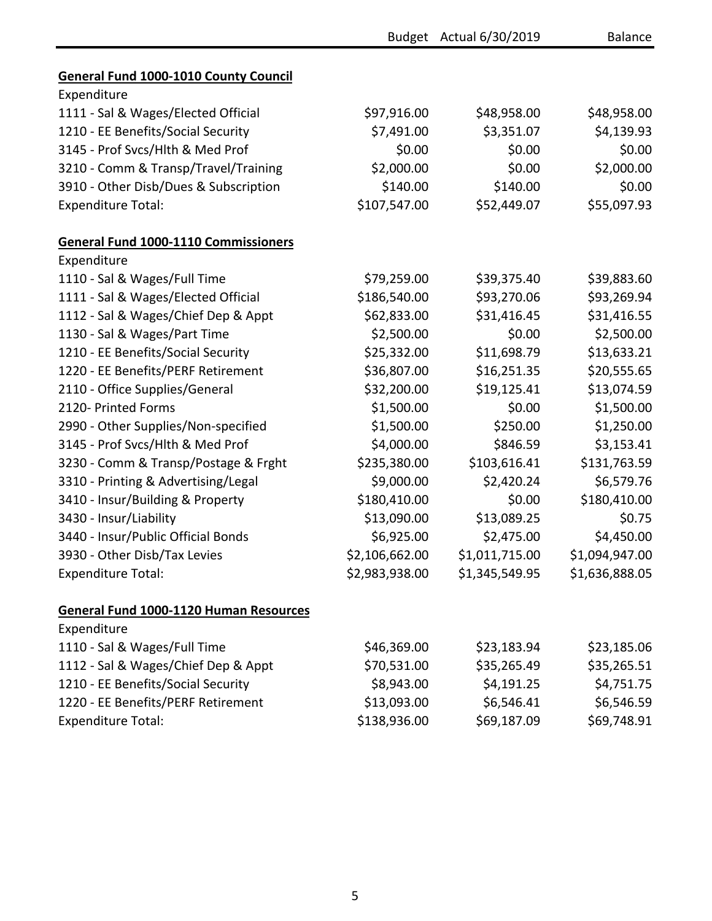| | Budget | Actual 6/30/2019 | Balance |
|---|---|---|---|
| **General Fund 1000-1010 County Council** | | | |
| Expenditure | | | |
| 1111 - Sal & Wages/Elected Official | $97,916.00 | $48,958.00 | $48,958.00 |
| 1210 - EE Benefits/Social Security | $7,491.00 | $3,351.07 | $4,139.93 |
| 3145 - Prof Svcs/Hlth & Med Prof | $0.00 | $0.00 | $0.00 |
| 3210 - Comm & Transp/Travel/Training | $2,000.00 | $0.00 | $2,000.00 |
| 3910 - Other Disb/Dues & Subscription | $140.00 | $140.00 | $0.00 |
| Expenditure Total: | $107,547.00 | $52,449.07 | $55,097.93 |
| | | | |
| **General Fund 1000-1110 Commissioners** | | | |
| Expenditure | | | |
| 1110 - Sal & Wages/Full Time | $79,259.00 | $39,375.40 | $39,883.60 |
| 1111 - Sal & Wages/Elected Official | $186,540.00 | $93,270.06 | $93,269.94 |
| 1112 - Sal & Wages/Chief Dep & Appt | $62,833.00 | $31,416.45 | $31,416.55 |
| 1130 - Sal & Wages/Part Time | $2,500.00 | $0.00 | $2,500.00 |
| 1210 - EE Benefits/Social Security | $25,332.00 | $11,698.79 | $13,633.21 |
| 1220 - EE Benefits/PERF Retirement | $36,807.00 | $16,251.35 | $20,555.65 |
| 2110 - Office Supplies/General | $32,200.00 | $19,125.41 | $13,074.59 |
| 2120- Printed Forms | $1,500.00 | $0.00 | $1,500.00 |
| 2990 - Other Supplies/Non-specified | $1,500.00 | $250.00 | $1,250.00 |
| 3145 - Prof Svcs/Hlth & Med Prof | $4,000.00 | $846.59 | $3,153.41 |
| 3230 - Comm & Transp/Postage & Frght | $235,380.00 | $103,616.41 | $131,763.59 |
| 3310 - Printing & Advertising/Legal | $9,000.00 | $2,420.24 | $6,579.76 |
| 3410 - Insur/Building & Property | $180,410.00 | $0.00 | $180,410.00 |
| 3430 - Insur/Liability | $13,090.00 | $13,089.25 | $0.75 |
| 3440 - Insur/Public Official Bonds | $6,925.00 | $2,475.00 | $4,450.00 |
| 3930 - Other Disb/Tax Levies | $2,106,662.00 | $1,011,715.00 | $1,094,947.00 |
| Expenditure Total: | $2,983,938.00 | $1,345,549.95 | $1,636,888.05 |
| | | | |
| **General Fund 1000-1120 Human Resources** | | | |
| Expenditure | | | |
| 1110 - Sal & Wages/Full Time | $46,369.00 | $23,183.94 | $23,185.06 |
| 1112 - Sal & Wages/Chief Dep & Appt | $70,531.00 | $35,265.49 | $35,265.51 |
| 1210 - EE Benefits/Social Security | $8,943.00 | $4,191.25 | $4,751.75 |
| 1220 - EE Benefits/PERF Retirement | $13,093.00 | $6,546.41 | $6,546.59 |
| Expenditure Total: | $138,936.00 | $69,187.09 | $69,748.91 |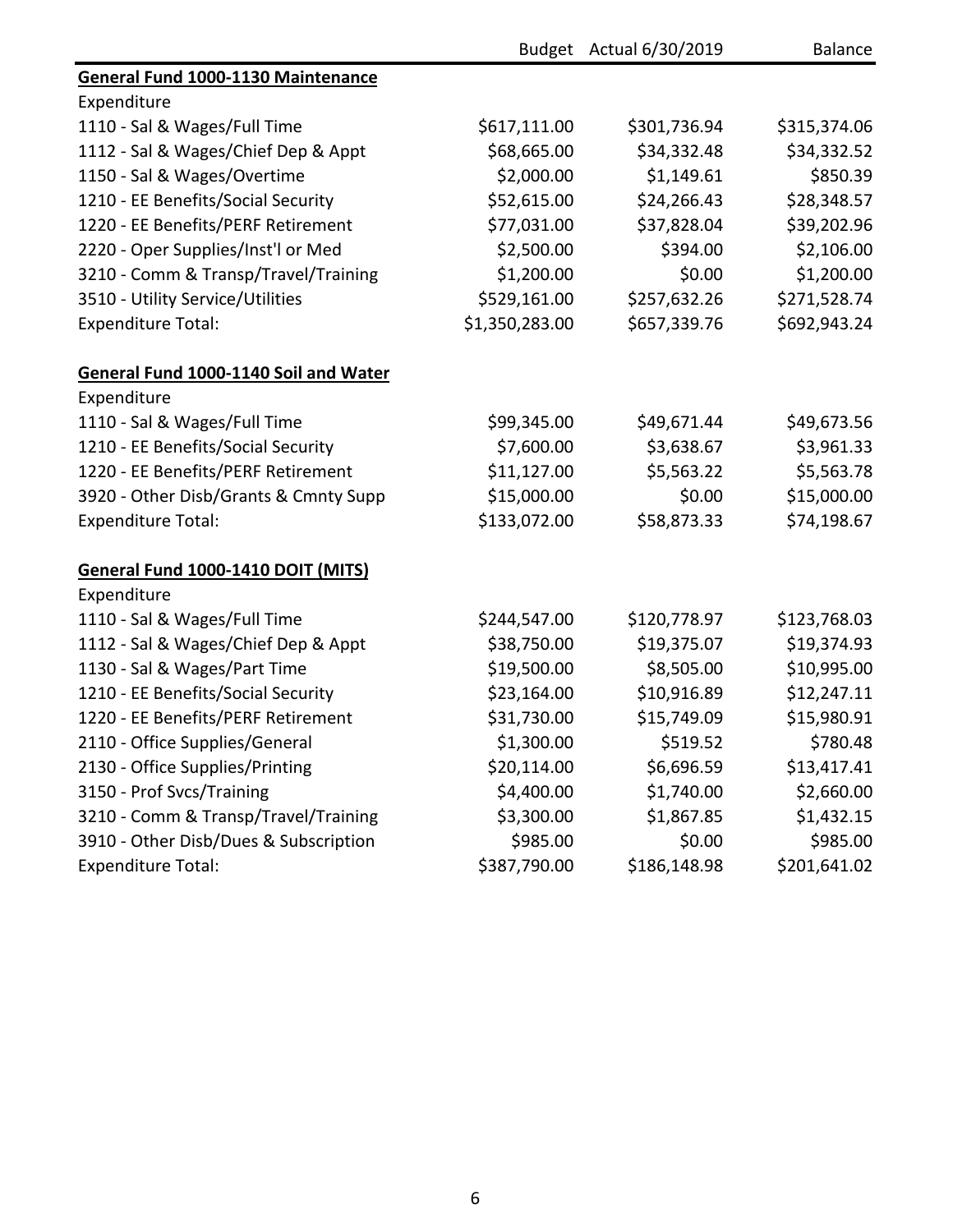| | Budget | Actual 6/30/2019 | Balance |
|---|---|---|---|
| **General Fund 1000-1130 Maintenance** | | | |
| Expenditure | | | |
| 1110 - Sal & Wages/Full Time | $617,111.00 | $301,736.94 | $315,374.06 |
| 1112 - Sal & Wages/Chief Dep & Appt | $68,665.00 | $34,332.48 | $34,332.52 |
| 1150 - Sal & Wages/Overtime | $2,000.00 | $1,149.61 | $850.39 |
| 1210 - EE Benefits/Social Security | $52,615.00 | $24,266.43 | $28,348.57 |
| 1220 - EE Benefits/PERF Retirement | $77,031.00 | $37,828.04 | $39,202.96 |
| 2220 - Oper Supplies/Inst'l or Med | $2,500.00 | $394.00 | $2,106.00 |
| 3210 - Comm & Transp/Travel/Training | $1,200.00 | $0.00 | $1,200.00 |
| 3510 - Utility Service/Utilities | $529,161.00 | $257,632.26 | $271,528.74 |
| Expenditure Total: | $1,350,283.00 | $657,339.76 | $692,943.24 |
| | | | |
| **General Fund 1000-1140 Soil and Water** | | | |
| Expenditure | | | |
| 1110 - Sal & Wages/Full Time | $99,345.00 | $49,671.44 | $49,673.56 |
| 1210 - EE Benefits/Social Security | $7,600.00 | $3,638.67 | $3,961.33 |
| 1220 - EE Benefits/PERF Retirement | $11,127.00 | $5,563.22 | $5,563.78 |
| 3920 - Other Disb/Grants & Cmnty Supp | $15,000.00 | $0.00 | $15,000.00 |
| Expenditure Total: | $133,072.00 | $58,873.33 | $74,198.67 |
| | | | |
| **General Fund 1000-1410 DOIT (MITS)** | | | |
| Expenditure | | | |
| 1110 - Sal & Wages/Full Time | $244,547.00 | $120,778.97 | $123,768.03 |
| 1112 - Sal & Wages/Chief Dep & Appt | $38,750.00 | $19,375.07 | $19,374.93 |
| 1130 - Sal & Wages/Part Time | $19,500.00 | $8,505.00 | $10,995.00 |
| 1210 - EE Benefits/Social Security | $23,164.00 | $10,916.89 | $12,247.11 |
| 1220 - EE Benefits/PERF Retirement | $31,730.00 | $15,749.09 | $15,980.91 |
| 2110 - Office Supplies/General | $1,300.00 | $519.52 | $780.48 |
| 2130 - Office Supplies/Printing | $20,114.00 | $6,696.59 | $13,417.41 |
| 3150 - Prof Svcs/Training | $4,400.00 | $1,740.00 | $2,660.00 |
| 3210 - Comm & Transp/Travel/Training | $3,300.00 | $1,867.85 | $1,432.15 |
| 3910 - Other Disb/Dues & Subscription | $985.00 | $0.00 | $985.00 |
| Expenditure Total: | $387,790.00 | $186,148.98 | $201,641.02 |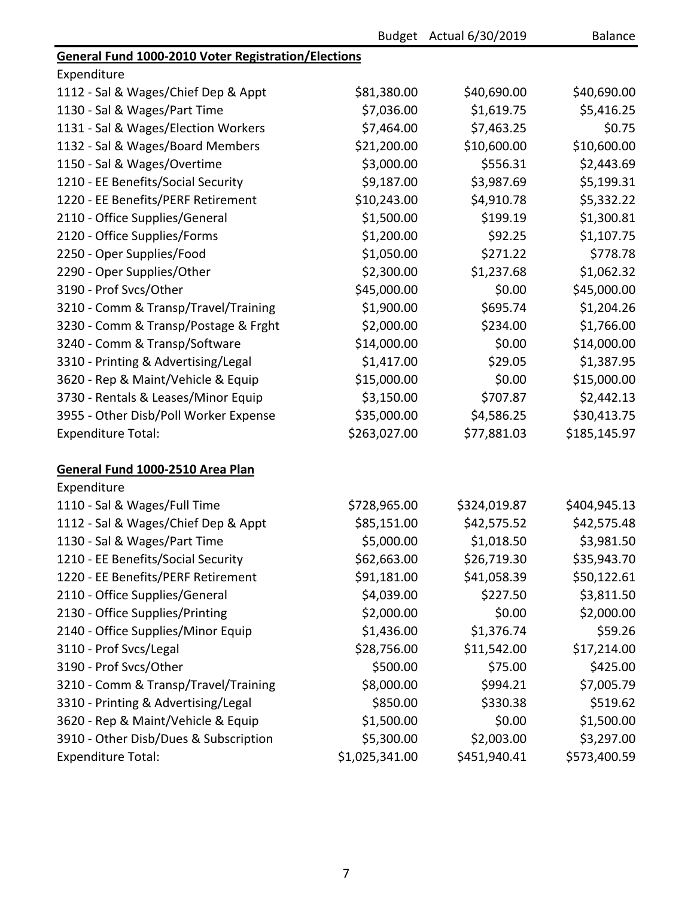| | Budget | Actual 6/30/2019 | Balance |
|---|---|---|---|
| **General Fund 1000-2010 Voter Registration/Elections** | | | |
| Expenditure | | | |
| 1112 - Sal & Wages/Chief Dep & Appt | $81,380.00 | $40,690.00 | $40,690.00 |
| 1130 - Sal & Wages/Part Time | $7,036.00 | $1,619.75 | $5,416.25 |
| 1131 - Sal & Wages/Election Workers | $7,464.00 | $7,463.25 | $0.75 |
| 1132 - Sal & Wages/Board Members | $21,200.00 | $10,600.00 | $10,600.00 |
| 1150 - Sal & Wages/Overtime | $3,000.00 | $556.31 | $2,443.69 |
| 1210 - EE Benefits/Social Security | $9,187.00 | $3,987.69 | $5,199.31 |
| 1220 - EE Benefits/PERF Retirement | $10,243.00 | $4,910.78 | $5,332.22 |
| 2110 - Office Supplies/General | $1,500.00 | $199.19 | $1,300.81 |
| 2120 - Office Supplies/Forms | $1,200.00 | $92.25 | $1,107.75 |
| 2250 - Oper Supplies/Food | $1,050.00 | $271.22 | $778.78 |
| 2290 - Oper Supplies/Other | $2,300.00 | $1,237.68 | $1,062.32 |
| 3190 - Prof Svcs/Other | $45,000.00 | $0.00 | $45,000.00 |
| 3210 - Comm & Transp/Travel/Training | $1,900.00 | $695.74 | $1,204.26 |
| 3230 - Comm & Transp/Postage & Frght | $2,000.00 | $234.00 | $1,766.00 |
| 3240 - Comm & Transp/Software | $14,000.00 | $0.00 | $14,000.00 |
| 3310 - Printing & Advertising/Legal | $1,417.00 | $29.05 | $1,387.95 |
| 3620 - Rep & Maint/Vehicle & Equip | $15,000.00 | $0.00 | $15,000.00 |
| 3730 - Rentals & Leases/Minor Equip | $3,150.00 | $707.87 | $2,442.13 |
| 3955 - Other Disb/Poll Worker Expense | $35,000.00 | $4,586.25 | $30,413.75 |
| Expenditure Total: | $263,027.00 | $77,881.03 | $185,145.97 |
| | | | |
| **General Fund 1000-2510 Area Plan** | | | |
| Expenditure | | | |
| 1110 - Sal & Wages/Full Time | $728,965.00 | $324,019.87 | $404,945.13 |
| 1112 - Sal & Wages/Chief Dep & Appt | $85,151.00 | $42,575.52 | $42,575.48 |
| 1130 - Sal & Wages/Part Time | $5,000.00 | $1,018.50 | $3,981.50 |
| 1210 - EE Benefits/Social Security | $62,663.00 | $26,719.30 | $35,943.70 |
| 1220 - EE Benefits/PERF Retirement | $91,181.00 | $41,058.39 | $50,122.61 |
| 2110 - Office Supplies/General | $4,039.00 | $227.50 | $3,811.50 |
| 2130 - Office Supplies/Printing | $2,000.00 | $0.00 | $2,000.00 |
| 2140 - Office Supplies/Minor Equip | $1,436.00 | $1,376.74 | $59.26 |
| 3110 - Prof Svcs/Legal | $28,756.00 | $11,542.00 | $17,214.00 |
| 3190 - Prof Svcs/Other | $500.00 | $75.00 | $425.00 |
| 3210 - Comm & Transp/Travel/Training | $8,000.00 | $994.21 | $7,005.79 |
| 3310 - Printing & Advertising/Legal | $850.00 | $330.38 | $519.62 |
| 3620 - Rep & Maint/Vehicle & Equip | $1,500.00 | $0.00 | $1,500.00 |
| 3910 - Other Disb/Dues & Subscription | $5,300.00 | $2,003.00 | $3,297.00 |
| Expenditure Total: | $1,025,341.00 | $451,940.41 | $573,400.59 |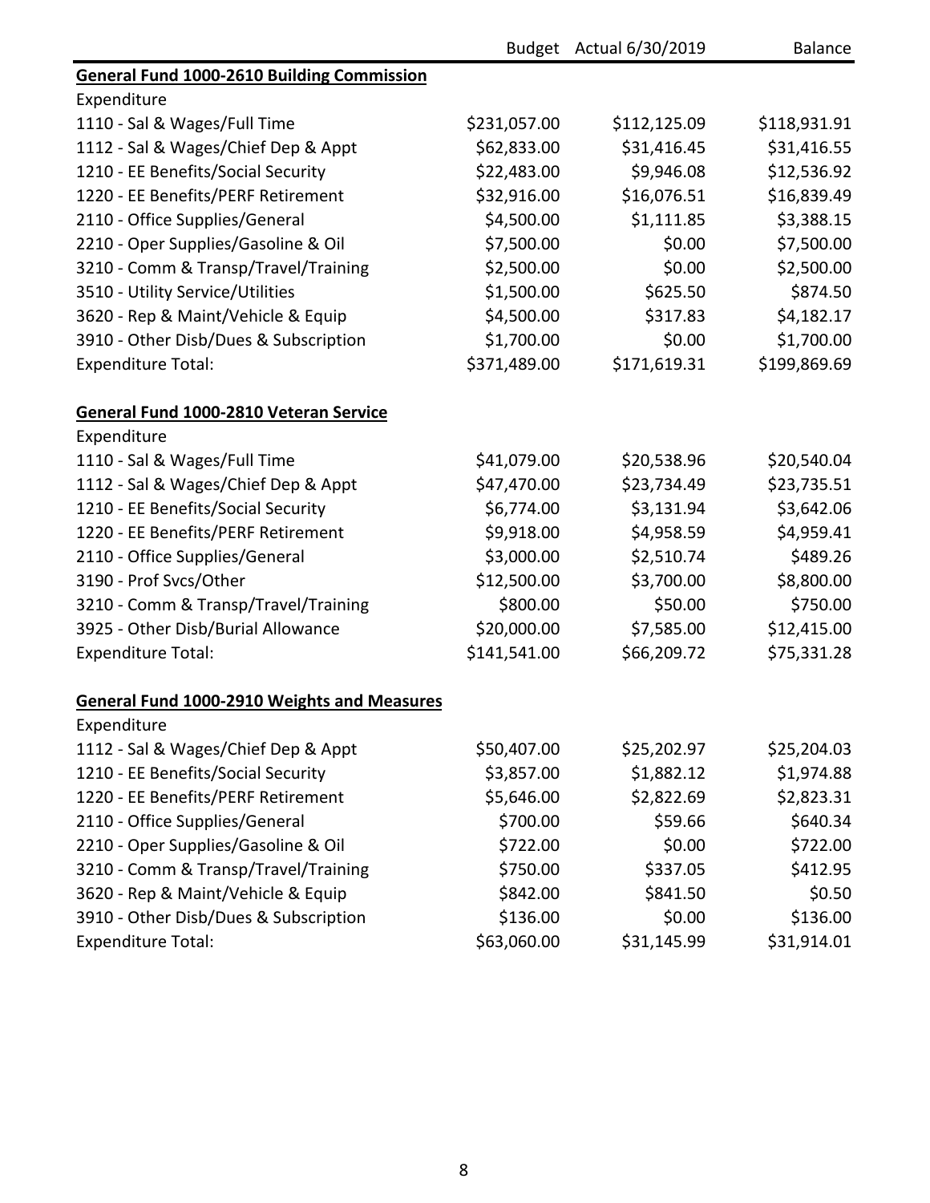| | Budget | Actual 6/30/2019 | Balance |
|---|---|---|---|
| **General Fund 1000-2610 Building Commission** | | | |
| Expenditure | | | |
| 1110 - Sal & Wages/Full Time | $231,057.00 | $112,125.09 | $118,931.91 |
| 1112 - Sal & Wages/Chief Dep & Appt | $62,833.00 | $31,416.45 | $31,416.55 |
| 1210 - EE Benefits/Social Security | $22,483.00 | $9,946.08 | $12,536.92 |
| 1220 - EE Benefits/PERF Retirement | $32,916.00 | $16,076.51 | $16,839.49 |
| 2110 - Office Supplies/General | $4,500.00 | $1,111.85 | $3,388.15 |
| 2210 - Oper Supplies/Gasoline & Oil | $7,500.00 | $0.00 | $7,500.00 |
| 3210 - Comm & Transp/Travel/Training | $2,500.00 | $0.00 | $2,500.00 |
| 3510 - Utility Service/Utilities | $1,500.00 | $625.50 | $874.50 |
| 3620 - Rep & Maint/Vehicle & Equip | $4,500.00 | $317.83 | $4,182.17 |
| 3910 - Other Disb/Dues & Subscription | $1,700.00 | $0.00 | $1,700.00 |
| Expenditure Total: | $371,489.00 | $171,619.31 | $199,869.69 |
| | | | |
| **General Fund 1000-2810 Veteran Service** | | | |
| Expenditure | | | |
| 1110 - Sal & Wages/Full Time | $41,079.00 | $20,538.96 | $20,540.04 |
| 1112 - Sal & Wages/Chief Dep & Appt | $47,470.00 | $23,734.49 | $23,735.51 |
| 1210 - EE Benefits/Social Security | $6,774.00 | $3,131.94 | $3,642.06 |
| 1220 - EE Benefits/PERF Retirement | $9,918.00 | $4,958.59 | $4,959.41 |
| 2110 - Office Supplies/General | $3,000.00 | $2,510.74 | $489.26 |
| 3190 - Prof Svcs/Other | $12,500.00 | $3,700.00 | $8,800.00 |
| 3210 - Comm & Transp/Travel/Training | $800.00 | $50.00 | $750.00 |
| 3925 - Other Disb/Burial Allowance | $20,000.00 | $7,585.00 | $12,415.00 |
| Expenditure Total: | $141,541.00 | $66,209.72 | $75,331.28 |
| | | | |
| **General Fund 1000-2910 Weights and Measures** | | | |
| Expenditure | | | |
| 1112 - Sal & Wages/Chief Dep & Appt | $50,407.00 | $25,202.97 | $25,204.03 |
| 1210 - EE Benefits/Social Security | $3,857.00 | $1,882.12 | $1,974.88 |
| 1220 - EE Benefits/PERF Retirement | $5,646.00 | $2,822.69 | $2,823.31 |
| 2110 - Office Supplies/General | $700.00 | $59.66 | $640.34 |
| 2210 - Oper Supplies/Gasoline & Oil | $722.00 | $0.00 | $722.00 |
| 3210 - Comm & Transp/Travel/Training | $750.00 | $337.05 | $412.95 |
| 3620 - Rep & Maint/Vehicle & Equip | $842.00 | $841.50 | $0.50 |
| 3910 - Other Disb/Dues & Subscription | $136.00 | $0.00 | $136.00 |
| Expenditure Total: | $63,060.00 | $31,145.99 | $31,914.01 |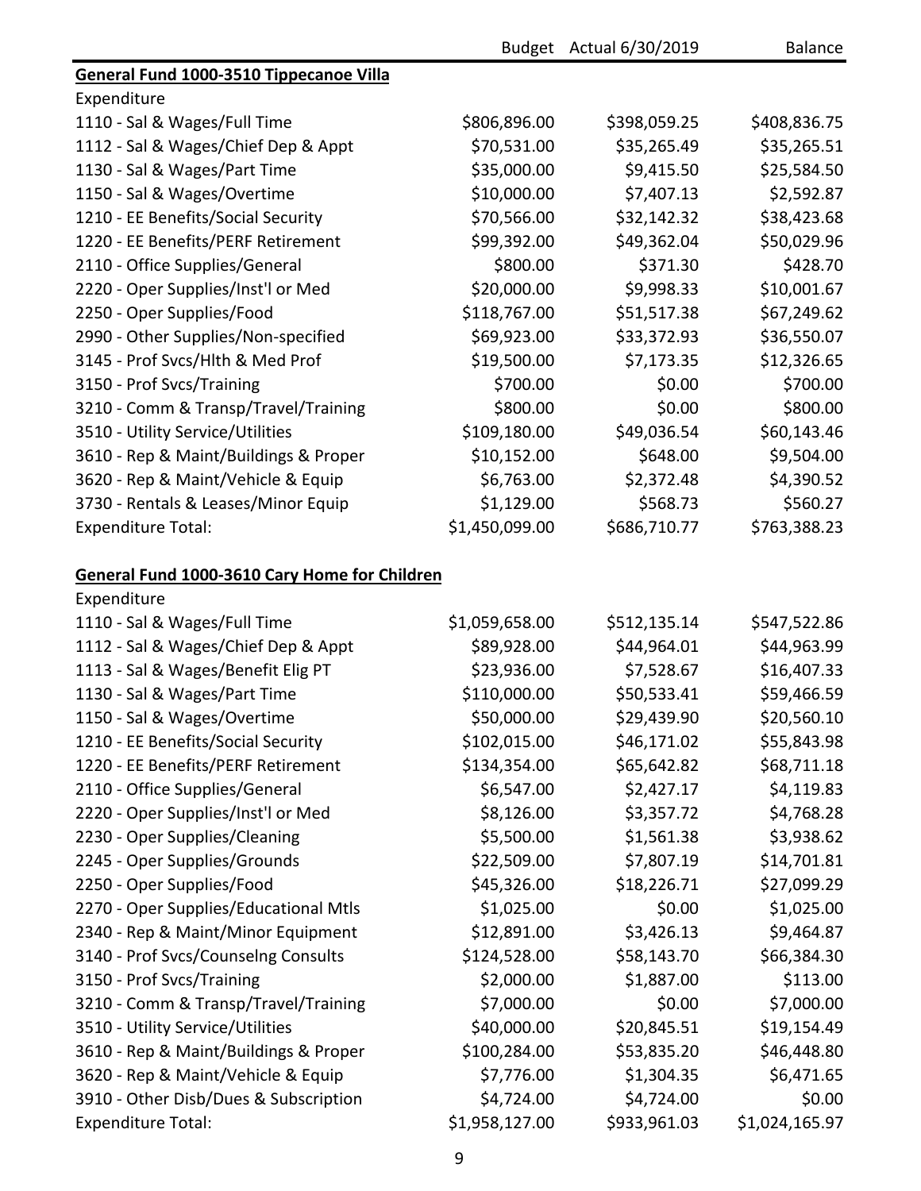| | Budget | Actual 6/30/2019 | Balance |
|---|---|---|---|
| **General Fund 1000-3510 Tippecanoe Villa** | | | |
| Expenditure | | | |
| 1110 - Sal & Wages/Full Time | $806,896.00 | $398,059.25 | $408,836.75 |
| 1112 - Sal & Wages/Chief Dep & Appt | $70,531.00 | $35,265.49 | $35,265.51 |
| 1130 - Sal & Wages/Part Time | $35,000.00 | $9,415.50 | $25,584.50 |
| 1150 - Sal & Wages/Overtime | $10,000.00 | $7,407.13 | $2,592.87 |
| 1210 - EE Benefits/Social Security | $70,566.00 | $32,142.32 | $38,423.68 |
| 1220 - EE Benefits/PERF Retirement | $99,392.00 | $49,362.04 | $50,029.96 |
| 2110 - Office Supplies/General | $800.00 | $371.30 | $428.70 |
| 2220 - Oper Supplies/Inst'l or Med | $20,000.00 | $9,998.33 | $10,001.67 |
| 2250 - Oper Supplies/Food | $118,767.00 | $51,517.38 | $67,249.62 |
| 2990 - Other Supplies/Non-specified | $69,923.00 | $33,372.93 | $36,550.07 |
| 3145 - Prof Svcs/Hlth & Med Prof | $19,500.00 | $7,173.35 | $12,326.65 |
| 3150 - Prof Svcs/Training | $700.00 | $0.00 | $700.00 |
| 3210 - Comm & Transp/Travel/Training | $800.00 | $0.00 | $800.00 |
| 3510 - Utility Service/Utilities | $109,180.00 | $49,036.54 | $60,143.46 |
| 3610 - Rep & Maint/Buildings & Proper | $10,152.00 | $648.00 | $9,504.00 |
| 3620 - Rep & Maint/Vehicle & Equip | $6,763.00 | $2,372.48 | $4,390.52 |
| 3730 - Rentals & Leases/Minor Equip | $1,129.00 | $568.73 | $560.27 |
| Expenditure Total: | $1,450,099.00 | $686,710.77 | $763,388.23 |
| | | | |
| **General Fund 1000-3610 Cary Home for Children** | | | |
| Expenditure | | | |
| 1110 - Sal & Wages/Full Time | $1,059,658.00 | $512,135.14 | $547,522.86 |
| 1112 - Sal & Wages/Chief Dep & Appt | $89,928.00 | $44,964.01 | $44,963.99 |
| 1113 - Sal & Wages/Benefit Elig PT | $23,936.00 | $7,528.67 | $16,407.33 |
| 1130 - Sal & Wages/Part Time | $110,000.00 | $50,533.41 | $59,466.59 |
| 1150 - Sal & Wages/Overtime | $50,000.00 | $29,439.90 | $20,560.10 |
| 1210 - EE Benefits/Social Security | $102,015.00 | $46,171.02 | $55,843.98 |
| 1220 - EE Benefits/PERF Retirement | $134,354.00 | $65,642.82 | $68,711.18 |
| 2110 - Office Supplies/General | $6,547.00 | $2,427.17 | $4,119.83 |
| 2220 - Oper Supplies/Inst'l or Med | $8,126.00 | $3,357.72 | $4,768.28 |
| 2230 - Oper Supplies/Cleaning | $5,500.00 | $1,561.38 | $3,938.62 |
| 2245 - Oper Supplies/Grounds | $22,509.00 | $7,807.19 | $14,701.81 |
| 2250 - Oper Supplies/Food | $45,326.00 | $18,226.71 | $27,099.29 |
| 2270 - Oper Supplies/Educational Mtls | $1,025.00 | $0.00 | $1,025.00 |
| 2340 - Rep & Maint/Minor Equipment | $12,891.00 | $3,426.13 | $9,464.87 |
| 3140 - Prof Svcs/Counselng Consults | $124,528.00 | $58,143.70 | $66,384.30 |
| 3150 - Prof Svcs/Training | $2,000.00 | $1,887.00 | $113.00 |
| 3210 - Comm & Transp/Travel/Training | $7,000.00 | $0.00 | $7,000.00 |
| 3510 - Utility Service/Utilities | $40,000.00 | $20,845.51 | $19,154.49 |
| 3610 - Rep & Maint/Buildings & Proper | $100,284.00 | $53,835.20 | $46,448.80 |
| 3620 - Rep & Maint/Vehicle & Equip | $7,776.00 | $1,304.35 | $6,471.65 |
| 3910 - Other Disb/Dues & Subscription | $4,724.00 | $4,724.00 | $0.00 |
| Expenditure Total: | $1,958,127.00 | $933,961.03 | $1,024,165.97 |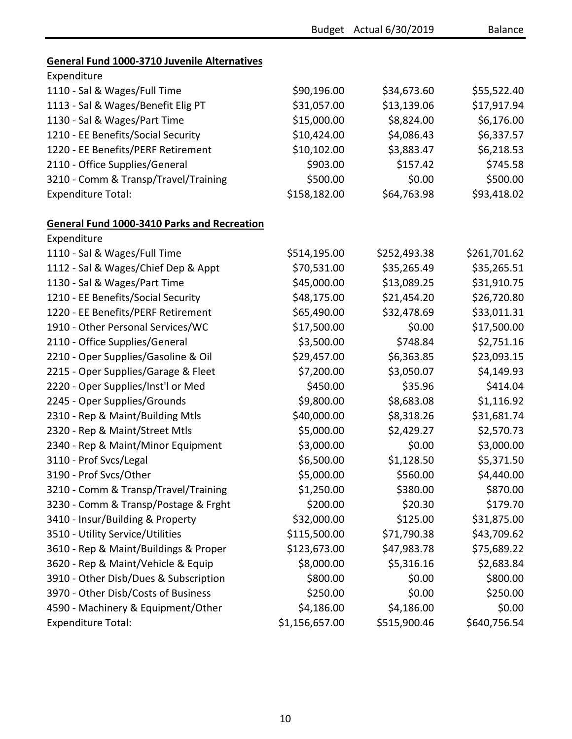| | Budget | Actual 6/30/2019 | Balance |
|---|---|---|---|
| **General Fund 1000-3710 Juvenile Alternatives** | | | |
| Expenditure | | | |
| 1110 - Sal & Wages/Full Time | $90,196.00 | $34,673.60 | $55,522.40 |
| 1113 - Sal & Wages/Benefit Elig PT | $31,057.00 | $13,139.06 | $17,917.94 |
| 1130 - Sal & Wages/Part Time | $15,000.00 | $8,824.00 | $6,176.00 |
| 1210 - EE Benefits/Social Security | $10,424.00 | $4,086.43 | $6,337.57 |
| 1220 - EE Benefits/PERF Retirement | $10,102.00 | $3,883.47 | $6,218.53 |
| 2110 - Office Supplies/General | $903.00 | $157.42 | $745.58 |
| 3210 - Comm & Transp/Travel/Training | $500.00 | $0.00 | $500.00 |
| Expenditure Total: | $158,182.00 | $64,763.98 | $93,418.02 |
| | | | |
| **General Fund 1000-3410 Parks and Recreation** | | | |
| Expenditure | | | |
| 1110 - Sal & Wages/Full Time | $514,195.00 | $252,493.38 | $261,701.62 |
| 1112 - Sal & Wages/Chief Dep & Appt | $70,531.00 | $35,265.49 | $35,265.51 |
| 1130 - Sal & Wages/Part Time | $45,000.00 | $13,089.25 | $31,910.75 |
| 1210 - EE Benefits/Social Security | $48,175.00 | $21,454.20 | $26,720.80 |
| 1220 - EE Benefits/PERF Retirement | $65,490.00 | $32,478.69 | $33,011.31 |
| 1910 - Other Personal Services/WC | $17,500.00 | $0.00 | $17,500.00 |
| 2110 - Office Supplies/General | $3,500.00 | $748.84 | $2,751.16 |
| 2210 - Oper Supplies/Gasoline & Oil | $29,457.00 | $6,363.85 | $23,093.15 |
| 2215 - Oper Supplies/Garage & Fleet | $7,200.00 | $3,050.07 | $4,149.93 |
| 2220 - Oper Supplies/Inst'l or Med | $450.00 | $35.96 | $414.04 |
| 2245 - Oper Supplies/Grounds | $9,800.00 | $8,683.08 | $1,116.92 |
| 2310 - Rep & Maint/Building Mtls | $40,000.00 | $8,318.26 | $31,681.74 |
| 2320 - Rep & Maint/Street Mtls | $5,000.00 | $2,429.27 | $2,570.73 |
| 2340 - Rep & Maint/Minor Equipment | $3,000.00 | $0.00 | $3,000.00 |
| 3110 - Prof Svcs/Legal | $6,500.00 | $1,128.50 | $5,371.50 |
| 3190 - Prof Svcs/Other | $5,000.00 | $560.00 | $4,440.00 |
| 3210 - Comm & Transp/Travel/Training | $1,250.00 | $380.00 | $870.00 |
| 3230 - Comm & Transp/Postage & Frght | $200.00 | $20.30 | $179.70 |
| 3410 - Insur/Building & Property | $32,000.00 | $125.00 | $31,875.00 |
| 3510 - Utility Service/Utilities | $115,500.00 | $71,790.38 | $43,709.62 |
| 3610 - Rep & Maint/Buildings & Proper | $123,673.00 | $47,983.78 | $75,689.22 |
| 3620 - Rep & Maint/Vehicle & Equip | $8,000.00 | $5,316.16 | $2,683.84 |
| 3910 - Other Disb/Dues & Subscription | $800.00 | $0.00 | $800.00 |
| 3970 - Other Disb/Costs of Business | $250.00 | $0.00 | $250.00 |
| 4590 - Machinery & Equipment/Other | $4,186.00 | $4,186.00 | $0.00 |
| Expenditure Total: | $1,156,657.00 | $515,900.46 | $640,756.54 |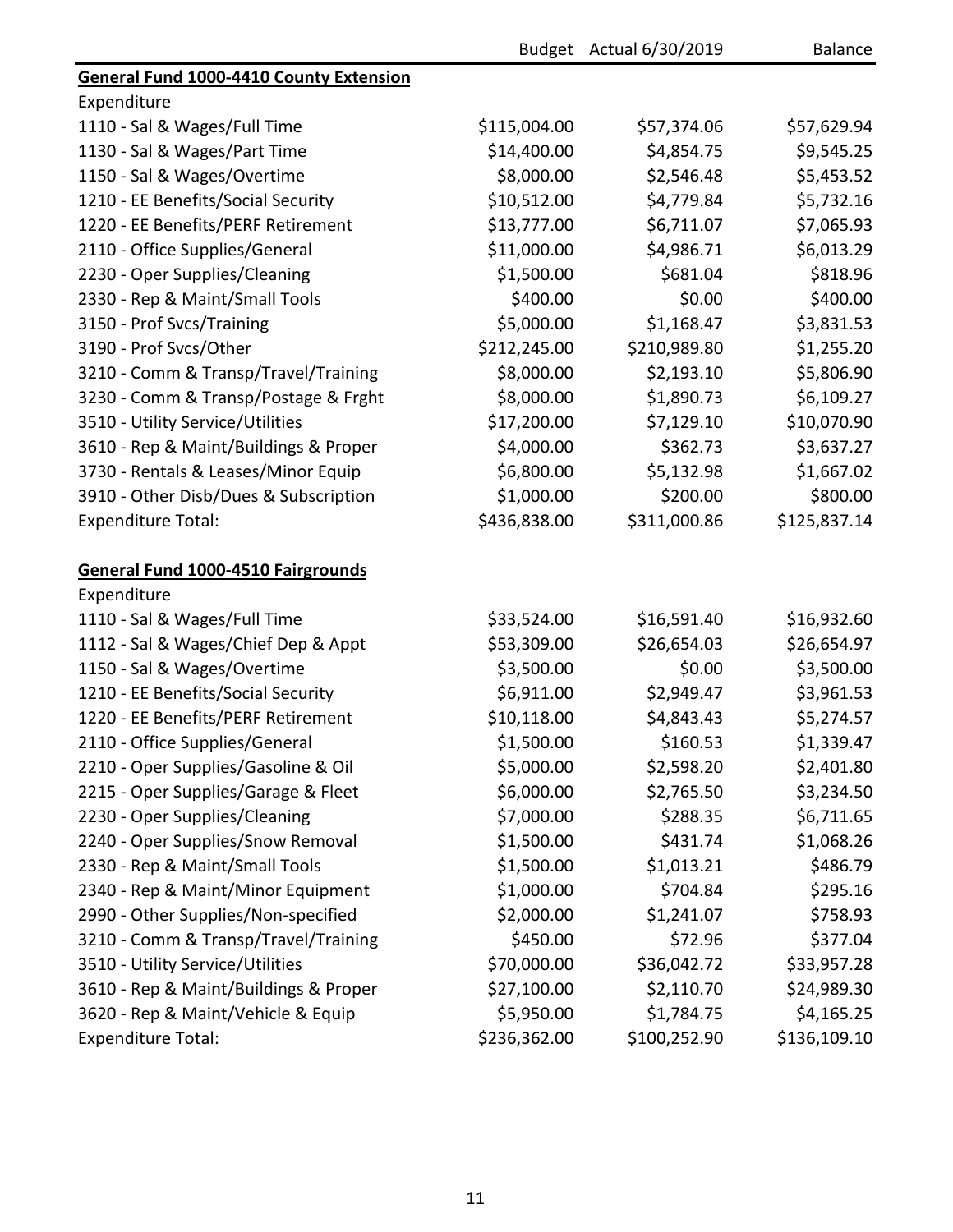| | Budget | Actual 6/30/2019 | Balance |
|---|---|---|---|
| **General Fund 1000-4410 County Extension** | | | |
| Expenditure | | | |
| 1110 - Sal & Wages/Full Time | $115,004.00 | $57,374.06 | $57,629.94 |
| 1130 - Sal & Wages/Part Time | $14,400.00 | $4,854.75 | $9,545.25 |
| 1150 - Sal & Wages/Overtime | $8,000.00 | $2,546.48 | $5,453.52 |
| 1210 - EE Benefits/Social Security | $10,512.00 | $4,779.84 | $5,732.16 |
| 1220 - EE Benefits/PERF Retirement | $13,777.00 | $6,711.07 | $7,065.93 |
| 2110 - Office Supplies/General | $11,000.00 | $4,986.71 | $6,013.29 |
| 2230 - Oper Supplies/Cleaning | $1,500.00 | $681.04 | $818.96 |
| 2330 - Rep & Maint/Small Tools | $400.00 | $0.00 | $400.00 |
| 3150 - Prof Svcs/Training | $5,000.00 | $1,168.47 | $3,831.53 |
| 3190 - Prof Svcs/Other | $212,245.00 | $210,989.80 | $1,255.20 |
| 3210 - Comm & Transp/Travel/Training | $8,000.00 | $2,193.10 | $5,806.90 |
| 3230 - Comm & Transp/Postage & Frght | $8,000.00 | $1,890.73 | $6,109.27 |
| 3510 - Utility Service/Utilities | $17,200.00 | $7,129.10 | $10,070.90 |
| 3610 - Rep & Maint/Buildings & Proper | $4,000.00 | $362.73 | $3,637.27 |
| 3730 - Rentals & Leases/Minor Equip | $6,800.00 | $5,132.98 | $1,667.02 |
| 3910 - Other Disb/Dues & Subscription | $1,000.00 | $200.00 | $800.00 |
| Expenditure Total: | $436,838.00 | $311,000.86 | $125,837.14 |
| | | | |
| **General Fund 1000-4510 Fairgrounds** | | | |
| Expenditure | | | |
| 1110 - Sal & Wages/Full Time | $33,524.00 | $16,591.40 | $16,932.60 |
| 1112 - Sal & Wages/Chief Dep & Appt | $53,309.00 | $26,654.03 | $26,654.97 |
| 1150 - Sal & Wages/Overtime | $3,500.00 | $0.00 | $3,500.00 |
| 1210 - EE Benefits/Social Security | $6,911.00 | $2,949.47 | $3,961.53 |
| 1220 - EE Benefits/PERF Retirement | $10,118.00 | $4,843.43 | $5,274.57 |
| 2110 - Office Supplies/General | $1,500.00 | $160.53 | $1,339.47 |
| 2210 - Oper Supplies/Gasoline & Oil | $5,000.00 | $2,598.20 | $2,401.80 |
| 2215 - Oper Supplies/Garage & Fleet | $6,000.00 | $2,765.50 | $3,234.50 |
| 2230 - Oper Supplies/Cleaning | $7,000.00 | $288.35 | $6,711.65 |
| 2240 - Oper Supplies/Snow Removal | $1,500.00 | $431.74 | $1,068.26 |
| 2330 - Rep & Maint/Small Tools | $1,500.00 | $1,013.21 | $486.79 |
| 2340 - Rep & Maint/Minor Equipment | $1,000.00 | $704.84 | $295.16 |
| 2990 - Other Supplies/Non-specified | $2,000.00 | $1,241.07 | $758.93 |
| 3210 - Comm & Transp/Travel/Training | $450.00 | $72.96 | $377.04 |
| 3510 - Utility Service/Utilities | $70,000.00 | $36,042.72 | $33,957.28 |
| 3610 - Rep & Maint/Buildings & Proper | $27,100.00 | $2,110.70 | $24,989.30 |
| 3620 - Rep & Maint/Vehicle & Equip | $5,950.00 | $1,784.75 | $4,165.25 |
| Expenditure Total: | $236,362.00 | $100,252.90 | $136,109.10 |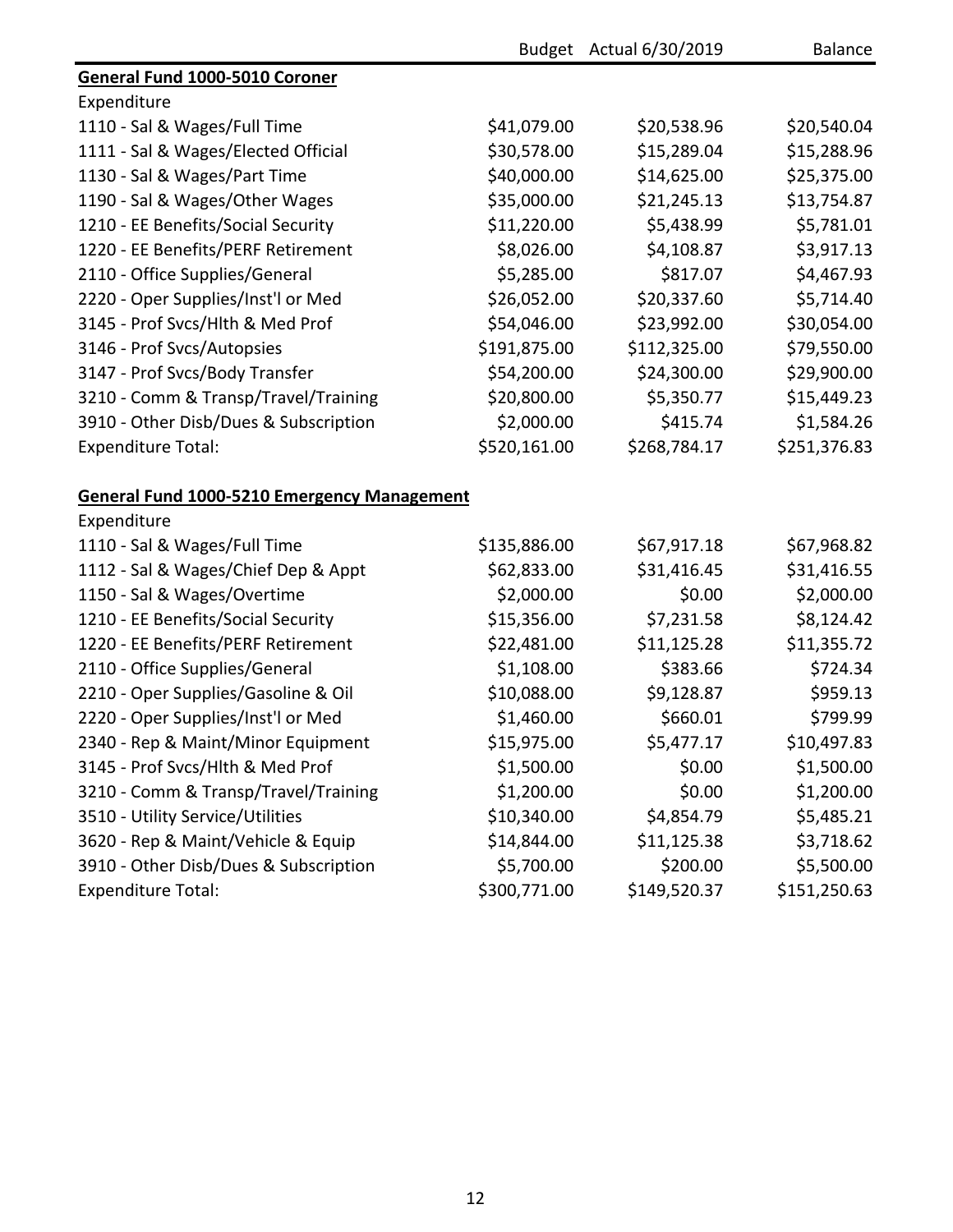| | Budget | Actual 6/30/2019 | Balance |
|---|---|---|---|
| **General Fund 1000-5010 Coroner** | | | |
| Expenditure | | | |
| 1110 - Sal & Wages/Full Time | $41,079.00 | $20,538.96 | $20,540.04 |
| 1111 - Sal & Wages/Elected Official | $30,578.00 | $15,289.04 | $15,288.96 |
| 1130 - Sal & Wages/Part Time | $40,000.00 | $14,625.00 | $25,375.00 |
| 1190 - Sal & Wages/Other Wages | $35,000.00 | $21,245.13 | $13,754.87 |
| 1210 - EE Benefits/Social Security | $11,220.00 | $5,438.99 | $5,781.01 |
| 1220 - EE Benefits/PERF Retirement | $8,026.00 | $4,108.87 | $3,917.13 |
| 2110 - Office Supplies/General | $5,285.00 | $817.07 | $4,467.93 |
| 2220 - Oper Supplies/Inst'l or Med | $26,052.00 | $20,337.60 | $5,714.40 |
| 3145 - Prof Svcs/Hlth & Med Prof | $54,046.00 | $23,992.00 | $30,054.00 |
| 3146 - Prof Svcs/Autopsies | $191,875.00 | $112,325.00 | $79,550.00 |
| 3147 - Prof Svcs/Body Transfer | $54,200.00 | $24,300.00 | $29,900.00 |
| 3210 - Comm & Transp/Travel/Training | $20,800.00 | $5,350.77 | $15,449.23 |
| 3910 - Other Disb/Dues & Subscription | $2,000.00 | $415.74 | $1,584.26 |
| Expenditure Total: | $520,161.00 | $268,784.17 | $251,376.83 |
| | | | |
| **General Fund 1000-5210 Emergency Management** | | | |
| Expenditure | | | |
| 1110 - Sal & Wages/Full Time | $135,886.00 | $67,917.18 | $67,968.82 |
| 1112 - Sal & Wages/Chief Dep & Appt | $62,833.00 | $31,416.45 | $31,416.55 |
| 1150 - Sal & Wages/Overtime | $2,000.00 | $0.00 | $2,000.00 |
| 1210 - EE Benefits/Social Security | $15,356.00 | $7,231.58 | $8,124.42 |
| 1220 - EE Benefits/PERF Retirement | $22,481.00 | $11,125.28 | $11,355.72 |
| 2110 - Office Supplies/General | $1,108.00 | $383.66 | $724.34 |
| 2210 - Oper Supplies/Gasoline & Oil | $10,088.00 | $9,128.87 | $959.13 |
| 2220 - Oper Supplies/Inst'l or Med | $1,460.00 | $660.01 | $799.99 |
| 2340 - Rep & Maint/Minor Equipment | $15,975.00 | $5,477.17 | $10,497.83 |
| 3145 - Prof Svcs/Hlth & Med Prof | $1,500.00 | $0.00 | $1,500.00 |
| 3210 - Comm & Transp/Travel/Training | $1,200.00 | $0.00 | $1,200.00 |
| 3510 - Utility Service/Utilities | $10,340.00 | $4,854.79 | $5,485.21 |
| 3620 - Rep & Maint/Vehicle & Equip | $14,844.00 | $11,125.38 | $3,718.62 |
| 3910 - Other Disb/Dues & Subscription | $5,700.00 | $200.00 | $5,500.00 |
| Expenditure Total: | $300,771.00 | $149,520.37 | $151,250.63 |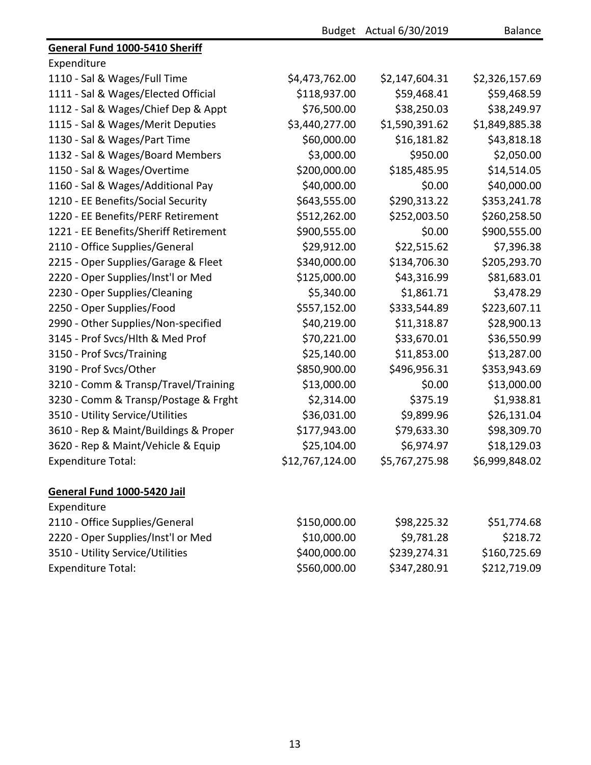| | Budget | Actual 6/30/2019 | Balance |
|---|---|---|---|
| **General Fund 1000-5410 Sheriff** | | | |
| Expenditure | | | |
| 1110 - Sal & Wages/Full Time | $4,473,762.00 | $2,147,604.31 | $2,326,157.69 |
| 1111 - Sal & Wages/Elected Official | $118,937.00 | $59,468.41 | $59,468.59 |
| 1112 - Sal & Wages/Chief Dep & Appt | $76,500.00 | $38,250.03 | $38,249.97 |
| 1115 - Sal & Wages/Merit Deputies | $3,440,277.00 | $1,590,391.62 | $1,849,885.38 |
| 1130 - Sal & Wages/Part Time | $60,000.00 | $16,181.82 | $43,818.18 |
| 1132 - Sal & Wages/Board Members | $3,000.00 | $950.00 | $2,050.00 |
| 1150 - Sal & Wages/Overtime | $200,000.00 | $185,485.95 | $14,514.05 |
| 1160 - Sal & Wages/Additional Pay | $40,000.00 | $0.00 | $40,000.00 |
| 1210 - EE Benefits/Social Security | $643,555.00 | $290,313.22 | $353,241.78 |
| 1220 - EE Benefits/PERF Retirement | $512,262.00 | $252,003.50 | $260,258.50 |
| 1221 - EE Benefits/Sheriff Retirement | $900,555.00 | $0.00 | $900,555.00 |
| 2110 - Office Supplies/General | $29,912.00 | $22,515.62 | $7,396.38 |
| 2215 - Oper Supplies/Garage & Fleet | $340,000.00 | $134,706.30 | $205,293.70 |
| 2220 - Oper Supplies/Inst'l or Med | $125,000.00 | $43,316.99 | $81,683.01 |
| 2230 - Oper Supplies/Cleaning | $5,340.00 | $1,861.71 | $3,478.29 |
| 2250 - Oper Supplies/Food | $557,152.00 | $333,544.89 | $223,607.11 |
| 2990 - Other Supplies/Non-specified | $40,219.00 | $11,318.87 | $28,900.13 |
| 3145 - Prof Svcs/Hlth & Med Prof | $70,221.00 | $33,670.01 | $36,550.99 |
| 3150 - Prof Svcs/Training | $25,140.00 | $11,853.00 | $13,287.00 |
| 3190 - Prof Svcs/Other | $850,900.00 | $496,956.31 | $353,943.69 |
| 3210 - Comm & Transp/Travel/Training | $13,000.00 | $0.00 | $13,000.00 |
| 3230 - Comm & Transp/Postage & Frght | $2,314.00 | $375.19 | $1,938.81 |
| 3510 - Utility Service/Utilities | $36,031.00 | $9,899.96 | $26,131.04 |
| 3610 - Rep & Maint/Buildings & Proper | $177,943.00 | $79,633.30 | $98,309.70 |
| 3620 - Rep & Maint/Vehicle & Equip | $25,104.00 | $6,974.97 | $18,129.03 |
| Expenditure Total: | $12,767,124.00 | $5,767,275.98 | $6,999,848.02 |
| | | | |
| **General Fund 1000-5420 Jail** | | | |
| Expenditure | | | |
| 2110 - Office Supplies/General | $150,000.00 | $98,225.32 | $51,774.68 |
| 2220 - Oper Supplies/Inst'l or Med | $10,000.00 | $9,781.28 | $218.72 |
| 3510 - Utility Service/Utilities | $400,000.00 | $239,274.31 | $160,725.69 |
| Expenditure Total: | $560,000.00 | $347,280.91 | $212,719.09 |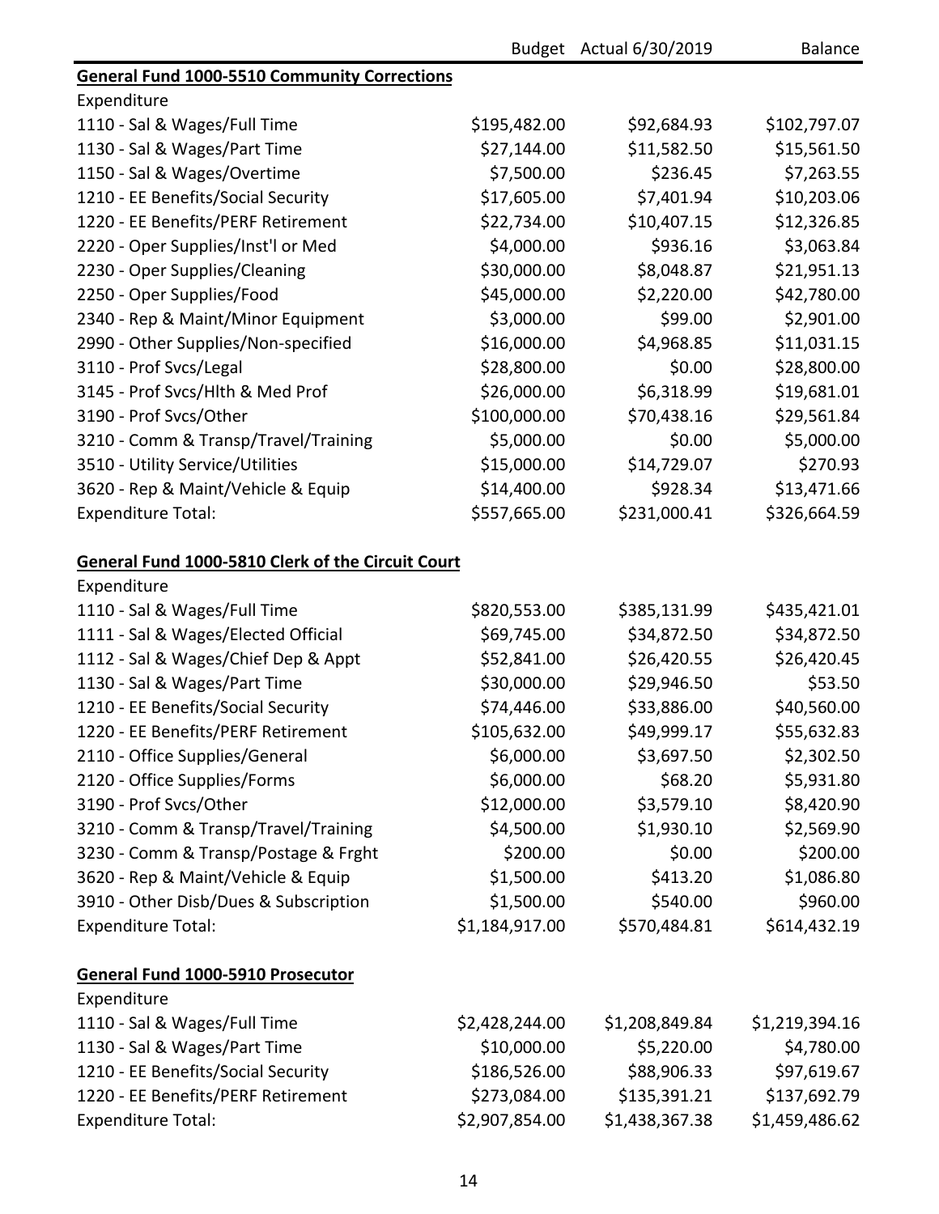| | Budget | Actual 6/30/2019 | Balance |
|---|---|---|---|
| **General Fund 1000-5510 Community Corrections** | | | |
| Expenditure | | | |
| 1110 - Sal & Wages/Full Time | $195,482.00 | $92,684.93 | $102,797.07 |
| 1130 - Sal & Wages/Part Time | $27,144.00 | $11,582.50 | $15,561.50 |
| 1150 - Sal & Wages/Overtime | $7,500.00 | $236.45 | $7,263.55 |
| 1210 - EE Benefits/Social Security | $17,605.00 | $7,401.94 | $10,203.06 |
| 1220 - EE Benefits/PERF Retirement | $22,734.00 | $10,407.15 | $12,326.85 |
| 2220 - Oper Supplies/Inst'l or Med | $4,000.00 | $936.16 | $3,063.84 |
| 2230 - Oper Supplies/Cleaning | $30,000.00 | $8,048.87 | $21,951.13 |
| 2250 - Oper Supplies/Food | $45,000.00 | $2,220.00 | $42,780.00 |
| 2340 - Rep & Maint/Minor Equipment | $3,000.00 | $99.00 | $2,901.00 |
| 2990 - Other Supplies/Non-specified | $16,000.00 | $4,968.85 | $11,031.15 |
| 3110 - Prof Svcs/Legal | $28,800.00 | $0.00 | $28,800.00 |
| 3145 - Prof Svcs/Hlth & Med Prof | $26,000.00 | $6,318.99 | $19,681.01 |
| 3190 - Prof Svcs/Other | $100,000.00 | $70,438.16 | $29,561.84 |
| 3210 - Comm & Transp/Travel/Training | $5,000.00 | $0.00 | $5,000.00 |
| 3510 - Utility Service/Utilities | $15,000.00 | $14,729.07 | $270.93 |
| 3620 - Rep & Maint/Vehicle & Equip | $14,400.00 | $928.34 | $13,471.66 |
| Expenditure Total: | $557,665.00 | $231,000.41 | $326,664.59 |
| | | | |
| **General Fund 1000-5810 Clerk of the Circuit Court** | | | |
| Expenditure | | | |
| 1110 - Sal & Wages/Full Time | $820,553.00 | $385,131.99 | $435,421.01 |
| 1111 - Sal & Wages/Elected Official | $69,745.00 | $34,872.50 | $34,872.50 |
| 1112 - Sal & Wages/Chief Dep & Appt | $52,841.00 | $26,420.55 | $26,420.45 |
| 1130 - Sal & Wages/Part Time | $30,000.00 | $29,946.50 | $53.50 |
| 1210 - EE Benefits/Social Security | $74,446.00 | $33,886.00 | $40,560.00 |
| 1220 - EE Benefits/PERF Retirement | $105,632.00 | $49,999.17 | $55,632.83 |
| 2110 - Office Supplies/General | $6,000.00 | $3,697.50 | $2,302.50 |
| 2120 - Office Supplies/Forms | $6,000.00 | $68.20 | $5,931.80 |
| 3190 - Prof Svcs/Other | $12,000.00 | $3,579.10 | $8,420.90 |
| 3210 - Comm & Transp/Travel/Training | $4,500.00 | $1,930.10 | $2,569.90 |
| 3230 - Comm & Transp/Postage & Frght | $200.00 | $0.00 | $200.00 |
| 3620 - Rep & Maint/Vehicle & Equip | $1,500.00 | $413.20 | $1,086.80 |
| 3910 - Other Disb/Dues & Subscription | $1,500.00 | $540.00 | $960.00 |
| Expenditure Total: | $1,184,917.00 | $570,484.81 | $614,432.19 |
| | | | |
| **General Fund 1000-5910 Prosecutor** | | | |
| Expenditure | | | |
| 1110 - Sal & Wages/Full Time | $2,428,244.00 | $1,208,849.84 | $1,219,394.16 |
| 1130 - Sal & Wages/Part Time | $10,000.00 | $5,220.00 | $4,780.00 |
| 1210 - EE Benefits/Social Security | $186,526.00 | $88,906.33 | $97,619.67 |
| 1220 - EE Benefits/PERF Retirement | $273,084.00 | $135,391.21 | $137,692.79 |
| Expenditure Total: | $2,907,854.00 | $1,438,367.38 | $1,459,486.62 |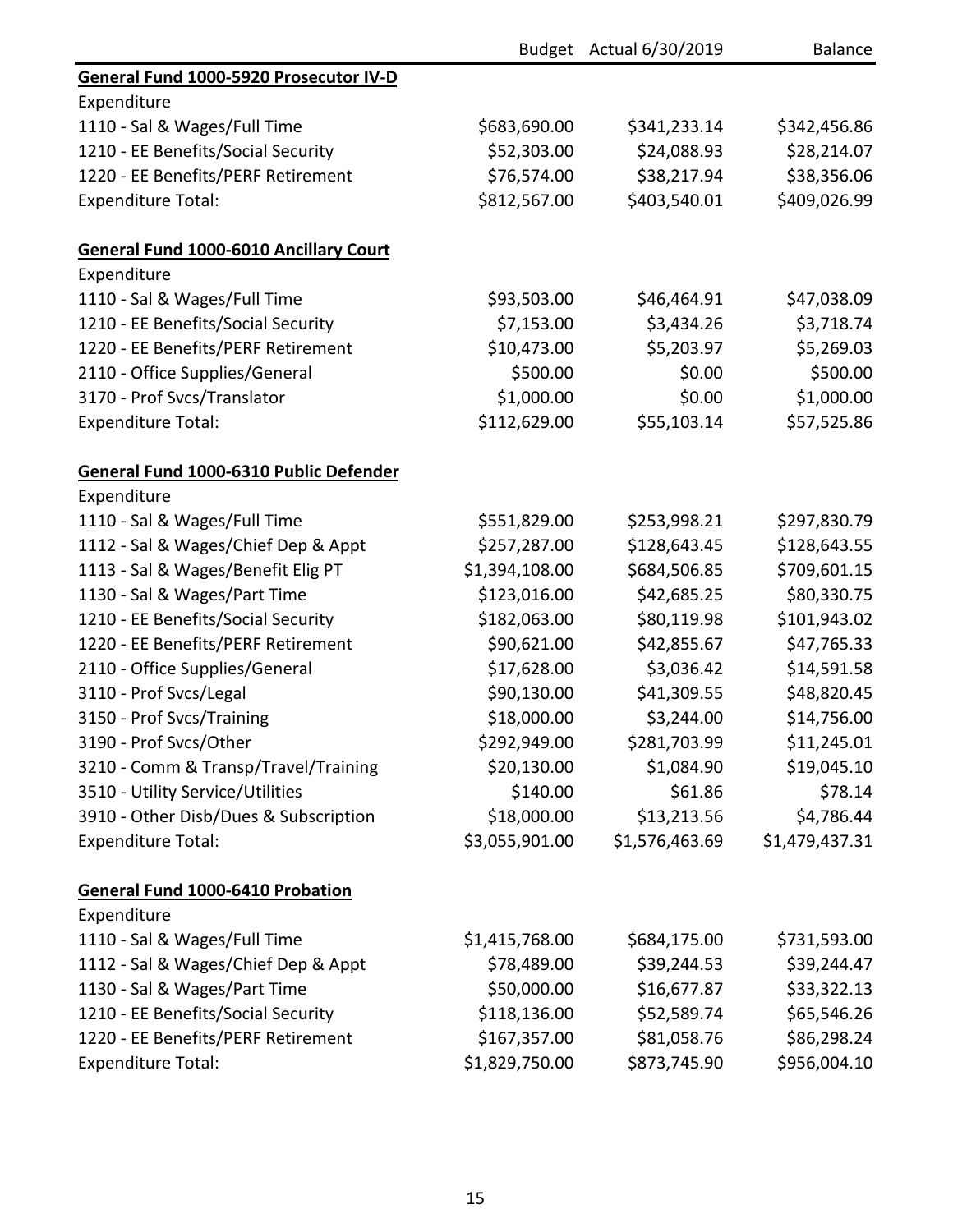| | Budget | Actual 6/30/2019 | Balance |
|---|---|---|---|
| **General Fund 1000-5920 Prosecutor IV-D** | | | |
| Expenditure | | | |
| 1110 - Sal & Wages/Full Time | $683,690.00 | $341,233.14 | $342,456.86 |
| 1210 - EE Benefits/Social Security | $52,303.00 | $24,088.93 | $28,214.07 |
| 1220 - EE Benefits/PERF Retirement | $76,574.00 | $38,217.94 | $38,356.06 |
| Expenditure Total: | $812,567.00 | $403,540.01 | $409,026.99 |
| | | | |
| **General Fund 1000-6010 Ancillary Court** | | | |
| Expenditure | | | |
| 1110 - Sal & Wages/Full Time | $93,503.00 | $46,464.91 | $47,038.09 |
| 1210 - EE Benefits/Social Security | $7,153.00 | $3,434.26 | $3,718.74 |
| 1220 - EE Benefits/PERF Retirement | $10,473.00 | $5,203.97 | $5,269.03 |
| 2110 - Office Supplies/General | $500.00 | $0.00 | $500.00 |
| 3170 - Prof Svcs/Translator | $1,000.00 | $0.00 | $1,000.00 |
| Expenditure Total: | $112,629.00 | $55,103.14 | $57,525.86 |
| | | | |
| **General Fund 1000-6310 Public Defender** | | | |
| Expenditure | | | |
| 1110 - Sal & Wages/Full Time | $551,829.00 | $253,998.21 | $297,830.79 |
| 1112 - Sal & Wages/Chief Dep & Appt | $257,287.00 | $128,643.45 | $128,643.55 |
| 1113 - Sal & Wages/Benefit Elig PT | $1,394,108.00 | $684,506.85 | $709,601.15 |
| 1130 - Sal & Wages/Part Time | $123,016.00 | $42,685.25 | $80,330.75 |
| 1210 - EE Benefits/Social Security | $182,063.00 | $80,119.98 | $101,943.02 |
| 1220 - EE Benefits/PERF Retirement | $90,621.00 | $42,855.67 | $47,765.33 |
| 2110 - Office Supplies/General | $17,628.00 | $3,036.42 | $14,591.58 |
| 3110 - Prof Svcs/Legal | $90,130.00 | $41,309.55 | $48,820.45 |
| 3150 - Prof Svcs/Training | $18,000.00 | $3,244.00 | $14,756.00 |
| 3190 - Prof Svcs/Other | $292,949.00 | $281,703.99 | $11,245.01 |
| 3210 - Comm & Transp/Travel/Training | $20,130.00 | $1,084.90 | $19,045.10 |
| 3510 - Utility Service/Utilities | $140.00 | $61.86 | $78.14 |
| 3910 - Other Disb/Dues & Subscription | $18,000.00 | $13,213.56 | $4,786.44 |
| Expenditure Total: | $3,055,901.00 | $1,576,463.69 | $1,479,437.31 |
| | | | |
| **General Fund 1000-6410 Probation** | | | |
| Expenditure | | | |
| 1110 - Sal & Wages/Full Time | $1,415,768.00 | $684,175.00 | $731,593.00 |
| 1112 - Sal & Wages/Chief Dep & Appt | $78,489.00 | $39,244.53 | $39,244.47 |
| 1130 - Sal & Wages/Part Time | $50,000.00 | $16,677.87 | $33,322.13 |
| 1210 - EE Benefits/Social Security | $118,136.00 | $52,589.74 | $65,546.26 |
| 1220 - EE Benefits/PERF Retirement | $167,357.00 | $81,058.76 | $86,298.24 |
| Expenditure Total: | $1,829,750.00 | $873,745.90 | $956,004.10 |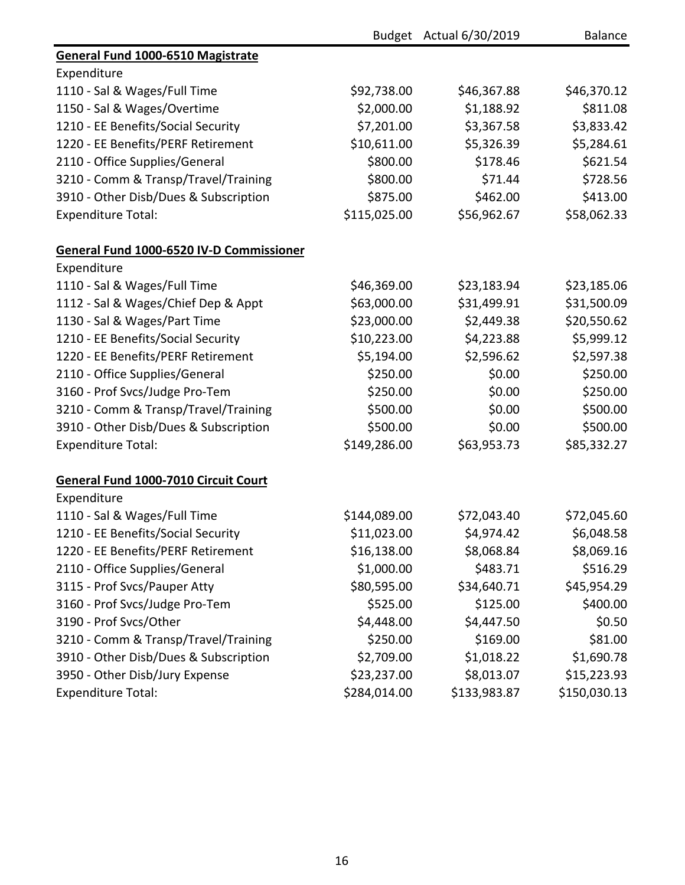| | Budget | Actual 6/30/2019 | Balance |
|---|---|---|---|
| **General Fund 1000-6510 Magistrate** | | | |
| Expenditure | | | |
| 1110 - Sal & Wages/Full Time | $92,738.00 | $46,367.88 | $46,370.12 |
| 1150 - Sal & Wages/Overtime | $2,000.00 | $1,188.92 | $811.08 |
| 1210 - EE Benefits/Social Security | $7,201.00 | $3,367.58 | $3,833.42 |
| 1220 - EE Benefits/PERF Retirement | $10,611.00 | $5,326.39 | $5,284.61 |
| 2110 - Office Supplies/General | $800.00 | $178.46 | $621.54 |
| 3210 - Comm & Transp/Travel/Training | $800.00 | $71.44 | $728.56 |
| 3910 - Other Disb/Dues & Subscription | $875.00 | $462.00 | $413.00 |
| Expenditure Total: | $115,025.00 | $56,962.67 | $58,062.33 |
| | | | |
| **General Fund 1000-6520 IV-D Commissioner** | | | |
| Expenditure | | | |
| 1110 - Sal & Wages/Full Time | $46,369.00 | $23,183.94 | $23,185.06 |
| 1112 - Sal & Wages/Chief Dep & Appt | $63,000.00 | $31,499.91 | $31,500.09 |
| 1130 - Sal & Wages/Part Time | $23,000.00 | $2,449.38 | $20,550.62 |
| 1210 - EE Benefits/Social Security | $10,223.00 | $4,223.88 | $5,999.12 |
| 1220 - EE Benefits/PERF Retirement | $5,194.00 | $2,596.62 | $2,597.38 |
| 2110 - Office Supplies/General | $250.00 | $0.00 | $250.00 |
| 3160 - Prof Svcs/Judge Pro-Tem | $250.00 | $0.00 | $250.00 |
| 3210 - Comm & Transp/Travel/Training | $500.00 | $0.00 | $500.00 |
| 3910 - Other Disb/Dues & Subscription | $500.00 | $0.00 | $500.00 |
| Expenditure Total: | $149,286.00 | $63,953.73 | $85,332.27 |
| | | | |
| **General Fund 1000-7010 Circuit Court** | | | |
| Expenditure | | | |
| 1110 - Sal & Wages/Full Time | $144,089.00 | $72,043.40 | $72,045.60 |
| 1210 - EE Benefits/Social Security | $11,023.00 | $4,974.42 | $6,048.58 |
| 1220 - EE Benefits/PERF Retirement | $16,138.00 | $8,068.84 | $8,069.16 |
| 2110 - Office Supplies/General | $1,000.00 | $483.71 | $516.29 |
| 3115 - Prof Svcs/Pauper Atty | $80,595.00 | $34,640.71 | $45,954.29 |
| 3160 - Prof Svcs/Judge Pro-Tem | $525.00 | $125.00 | $400.00 |
| 3190 - Prof Svcs/Other | $4,448.00 | $4,447.50 | $0.50 |
| 3210 - Comm & Transp/Travel/Training | $250.00 | $169.00 | $81.00 |
| 3910 - Other Disb/Dues & Subscription | $2,709.00 | $1,018.22 | $1,690.78 |
| 3950 - Other Disb/Jury Expense | $23,237.00 | $8,013.07 | $15,223.93 |
| Expenditure Total: | $284,014.00 | $133,983.87 | $150,030.13 |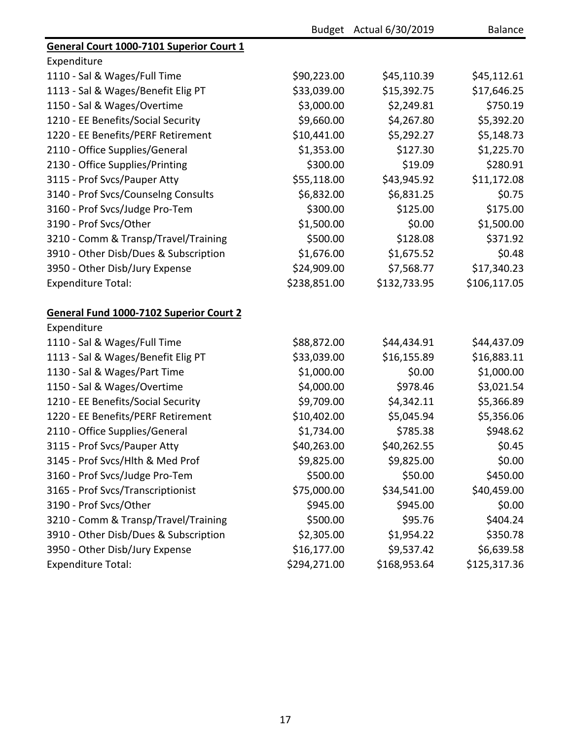| | Budget | Actual 6/30/2019 | Balance |
|---|---|---|---|
| **General Court 1000-7101 Superior Court 1** | | | |
| Expenditure | | | |
| 1110 - Sal & Wages/Full Time | $90,223.00 | $45,110.39 | $45,112.61 |
| 1113 - Sal & Wages/Benefit Elig PT | $33,039.00 | $15,392.75 | $17,646.25 |
| 1150 - Sal & Wages/Overtime | $3,000.00 | $2,249.81 | $750.19 |
| 1210 - EE Benefits/Social Security | $9,660.00 | $4,267.80 | $5,392.20 |
| 1220 - EE Benefits/PERF Retirement | $10,441.00 | $5,292.27 | $5,148.73 |
| 2110 - Office Supplies/General | $1,353.00 | $127.30 | $1,225.70 |
| 2130 - Office Supplies/Printing | $300.00 | $19.09 | $280.91 |
| 3115 - Prof Svcs/Pauper Atty | $55,118.00 | $43,945.92 | $11,172.08 |
| 3140 - Prof Svcs/Counselng Consults | $6,832.00 | $6,831.25 | $0.75 |
| 3160 - Prof Svcs/Judge Pro-Tem | $300.00 | $125.00 | $175.00 |
| 3190 - Prof Svcs/Other | $1,500.00 | $0.00 | $1,500.00 |
| 3210 - Comm & Transp/Travel/Training | $500.00 | $128.08 | $371.92 |
| 3910 - Other Disb/Dues & Subscription | $1,676.00 | $1,675.52 | $0.48 |
| 3950 - Other Disb/Jury Expense | $24,909.00 | $7,568.77 | $17,340.23 |
| Expenditure Total: | $238,851.00 | $132,733.95 | $106,117.05 |
| | | | |
| **General Fund 1000-7102 Superior Court 2** | | | |
| Expenditure | | | |
| 1110 - Sal & Wages/Full Time | $88,872.00 | $44,434.91 | $44,437.09 |
| 1113 - Sal & Wages/Benefit Elig PT | $33,039.00 | $16,155.89 | $16,883.11 |
| 1130 - Sal & Wages/Part Time | $1,000.00 | $0.00 | $1,000.00 |
| 1150 - Sal & Wages/Overtime | $4,000.00 | $978.46 | $3,021.54 |
| 1210 - EE Benefits/Social Security | $9,709.00 | $4,342.11 | $5,366.89 |
| 1220 - EE Benefits/PERF Retirement | $10,402.00 | $5,045.94 | $5,356.06 |
| 2110 - Office Supplies/General | $1,734.00 | $785.38 | $948.62 |
| 3115 - Prof Svcs/Pauper Atty | $40,263.00 | $40,262.55 | $0.45 |
| 3145 - Prof Svcs/Hlth & Med Prof | $9,825.00 | $9,825.00 | $0.00 |
| 3160 - Prof Svcs/Judge Pro-Tem | $500.00 | $50.00 | $450.00 |
| 3165 - Prof Svcs/Transcriptionist | $75,000.00 | $34,541.00 | $40,459.00 |
| 3190 - Prof Svcs/Other | $945.00 | $945.00 | $0.00 |
| 3210 - Comm & Transp/Travel/Training | $500.00 | $95.76 | $404.24 |
| 3910 - Other Disb/Dues & Subscription | $2,305.00 | $1,954.22 | $350.78 |
| 3950 - Other Disb/Jury Expense | $16,177.00 | $9,537.42 | $6,639.58 |
| Expenditure Total: | $294,271.00 | $168,953.64 | $125,317.36 |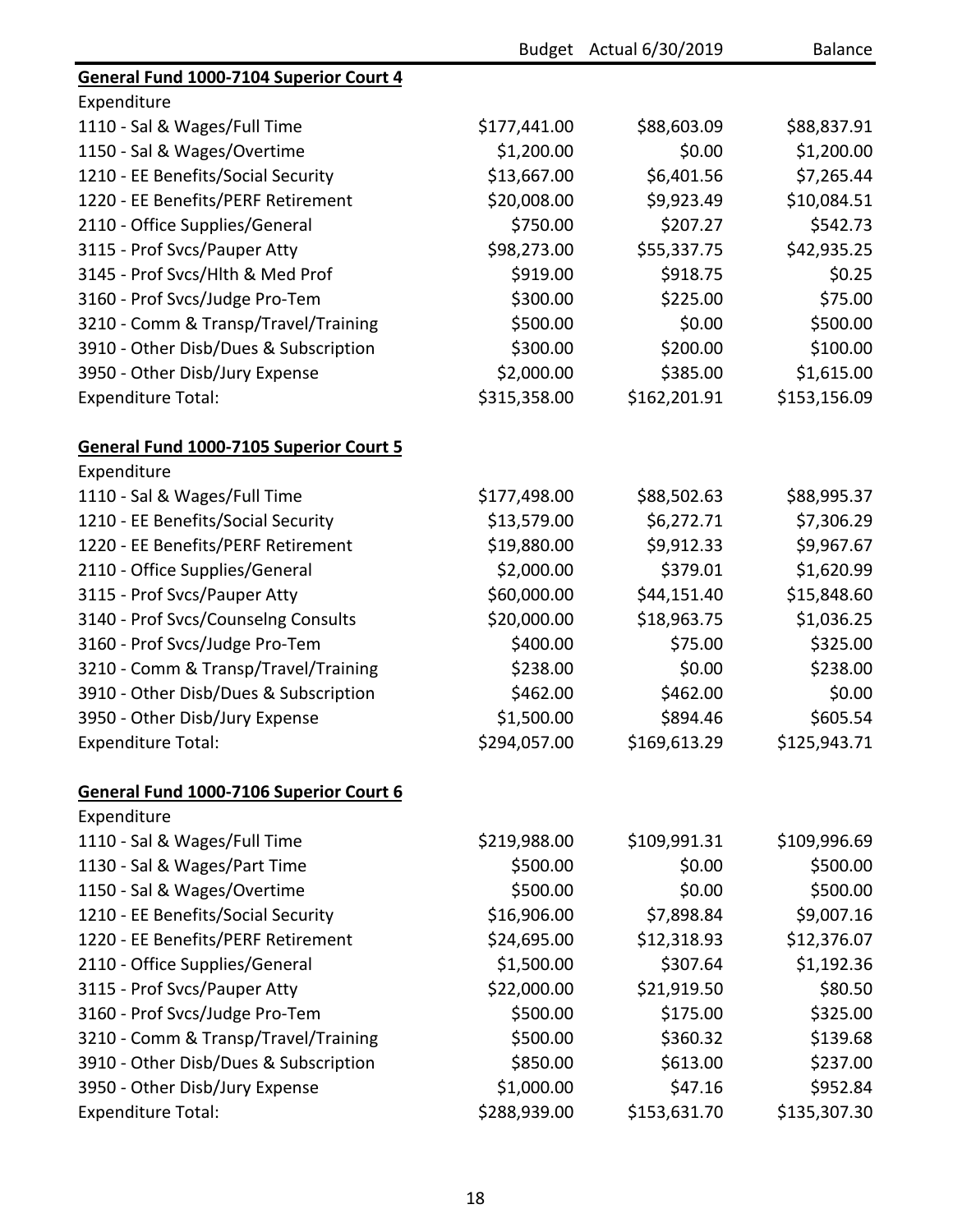| | Budget | Actual 6/30/2019 | Balance |
|---|---|---|---|
| **General Fund 1000-7104 Superior Court 4** | | | |
| Expenditure | | | |
| 1110 - Sal & Wages/Full Time | $177,441.00 | $88,603.09 | $88,837.91 |
| 1150 - Sal & Wages/Overtime | $1,200.00 | $0.00 | $1,200.00 |
| 1210 - EE Benefits/Social Security | $13,667.00 | $6,401.56 | $7,265.44 |
| 1220 - EE Benefits/PERF Retirement | $20,008.00 | $9,923.49 | $10,084.51 |
| 2110 - Office Supplies/General | $750.00 | $207.27 | $542.73 |
| 3115 - Prof Svcs/Pauper Atty | $98,273.00 | $55,337.75 | $42,935.25 |
| 3145 - Prof Svcs/Hlth & Med Prof | $919.00 | $918.75 | $0.25 |
| 3160 - Prof Svcs/Judge Pro-Tem | $300.00 | $225.00 | $75.00 |
| 3210 - Comm & Transp/Travel/Training | $500.00 | $0.00 | $500.00 |
| 3910 - Other Disb/Dues & Subscription | $300.00 | $200.00 | $100.00 |
| 3950 - Other Disb/Jury Expense | $2,000.00 | $385.00 | $1,615.00 |
| Expenditure Total: | $315,358.00 | $162,201.91 | $153,156.09 |
| | | | |
| **General Fund 1000-7105 Superior Court 5** | | | |
| Expenditure | | | |
| 1110 - Sal & Wages/Full Time | $177,498.00 | $88,502.63 | $88,995.37 |
| 1210 - EE Benefits/Social Security | $13,579.00 | $6,272.71 | $7,306.29 |
| 1220 - EE Benefits/PERF Retirement | $19,880.00 | $9,912.33 | $9,967.67 |
| 2110 - Office Supplies/General | $2,000.00 | $379.01 | $1,620.99 |
| 3115 - Prof Svcs/Pauper Atty | $60,000.00 | $44,151.40 | $15,848.60 |
| 3140 - Prof Svcs/Counselng Consults | $20,000.00 | $18,963.75 | $1,036.25 |
| 3160 - Prof Svcs/Judge Pro-Tem | $400.00 | $75.00 | $325.00 |
| 3210 - Comm & Transp/Travel/Training | $238.00 | $0.00 | $238.00 |
| 3910 - Other Disb/Dues & Subscription | $462.00 | $462.00 | $0.00 |
| 3950 - Other Disb/Jury Expense | $1,500.00 | $894.46 | $605.54 |
| Expenditure Total: | $294,057.00 | $169,613.29 | $125,943.71 |
| | | | |
| **General Fund 1000-7106 Superior Court 6** | | | |
| Expenditure | | | |
| 1110 - Sal & Wages/Full Time | $219,988.00 | $109,991.31 | $109,996.69 |
| 1130 - Sal & Wages/Part Time | $500.00 | $0.00 | $500.00 |
| 1150 - Sal & Wages/Overtime | $500.00 | $0.00 | $500.00 |
| 1210 - EE Benefits/Social Security | $16,906.00 | $7,898.84 | $9,007.16 |
| 1220 - EE Benefits/PERF Retirement | $24,695.00 | $12,318.93 | $12,376.07 |
| 2110 - Office Supplies/General | $1,500.00 | $307.64 | $1,192.36 |
| 3115 - Prof Svcs/Pauper Atty | $22,000.00 | $21,919.50 | $80.50 |
| 3160 - Prof Svcs/Judge Pro-Tem | $500.00 | $175.00 | $325.00 |
| 3210 - Comm & Transp/Travel/Training | $500.00 | $360.32 | $139.68 |
| 3910 - Other Disb/Dues & Subscription | $850.00 | $613.00 | $237.00 |
| 3950 - Other Disb/Jury Expense | $1,000.00 | $47.16 | $952.84 |
| Expenditure Total: | $288,939.00 | $153,631.70 | $135,307.30 |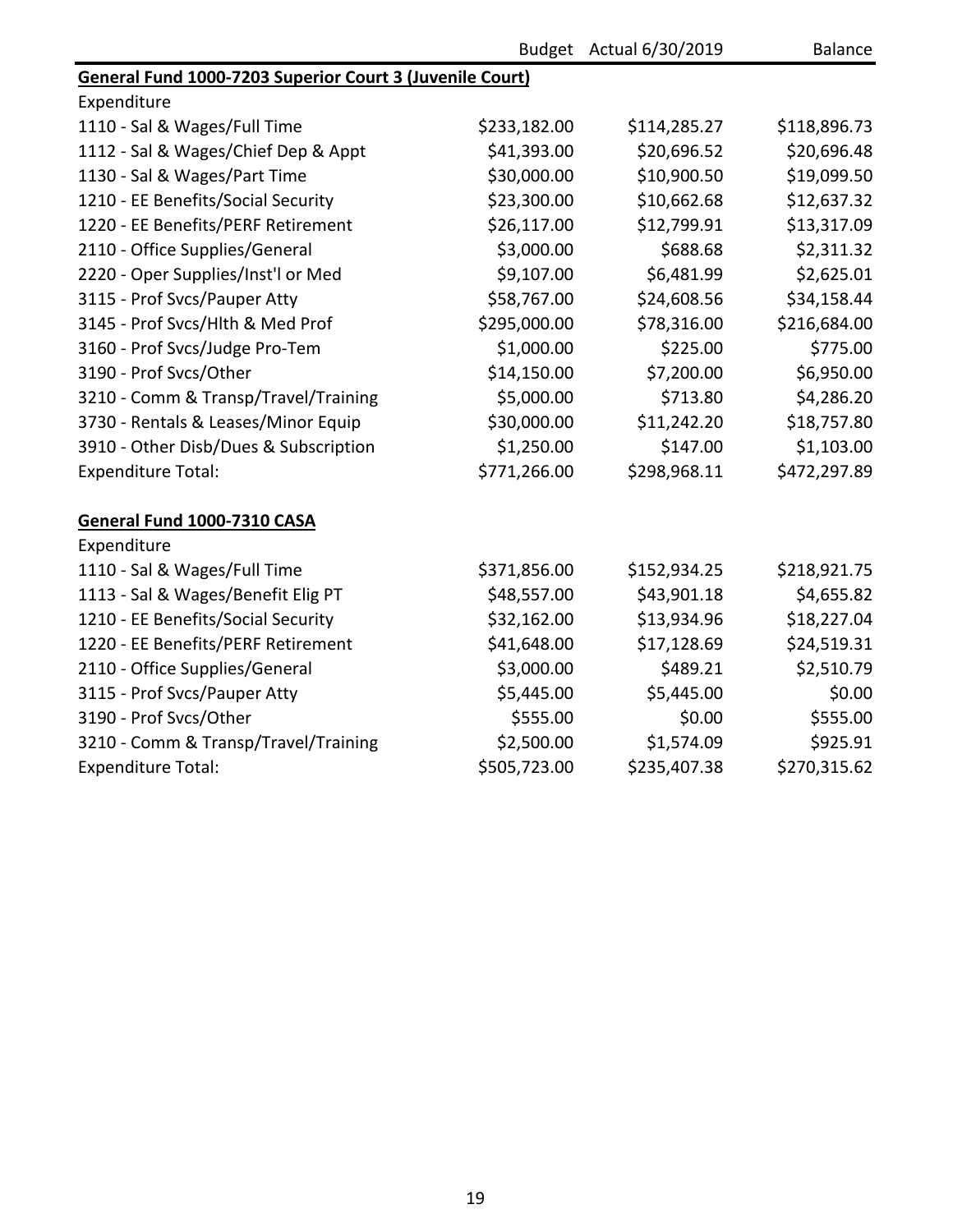| | Budget | Actual 6/30/2019 | Balance |
|---|---|---|---|
| **General Fund 1000-7203 Superior Court 3 (Juvenile Court)** | | | |
| Expenditure | | | |
| 1110 - Sal & Wages/Full Time | $233,182.00 | $114,285.27 | $118,896.73 |
| 1112 - Sal & Wages/Chief Dep & Appt | $41,393.00 | $20,696.52 | $20,696.48 |
| 1130 - Sal & Wages/Part Time | $30,000.00 | $10,900.50 | $19,099.50 |
| 1210 - EE Benefits/Social Security | $23,300.00 | $10,662.68 | $12,637.32 |
| 1220 - EE Benefits/PERF Retirement | $26,117.00 | $12,799.91 | $13,317.09 |
| 2110 - Office Supplies/General | $3,000.00 | $688.68 | $2,311.32 |
| 2220 - Oper Supplies/Inst'l or Med | $9,107.00 | $6,481.99 | $2,625.01 |
| 3115 - Prof Svcs/Pauper Atty | $58,767.00 | $24,608.56 | $34,158.44 |
| 3145 - Prof Svcs/Hlth & Med Prof | $295,000.00 | $78,316.00 | $216,684.00 |
| 3160 - Prof Svcs/Judge Pro-Tem | $1,000.00 | $225.00 | $775.00 |
| 3190 - Prof Svcs/Other | $14,150.00 | $7,200.00 | $6,950.00 |
| 3210 - Comm & Transp/Travel/Training | $5,000.00 | $713.80 | $4,286.20 |
| 3730 - Rentals & Leases/Minor Equip | $30,000.00 | $11,242.20 | $18,757.80 |
| 3910 - Other Disb/Dues & Subscription | $1,250.00 | $147.00 | $1,103.00 |
| Expenditure Total: | $771,266.00 | $298,968.11 | $472,297.89 |
| | | | |
| **General Fund 1000-7310 CASA** | | | |
| Expenditure | | | |
| 1110 - Sal & Wages/Full Time | $371,856.00 | $152,934.25 | $218,921.75 |
| 1113 - Sal & Wages/Benefit Elig PT | $48,557.00 | $43,901.18 | $4,655.82 |
| 1210 - EE Benefits/Social Security | $32,162.00 | $13,934.96 | $18,227.04 |
| 1220 - EE Benefits/PERF Retirement | $41,648.00 | $17,128.69 | $24,519.31 |
| 2110 - Office Supplies/General | $3,000.00 | $489.21 | $2,510.79 |
| 3115 - Prof Svcs/Pauper Atty | $5,445.00 | $5,445.00 | $0.00 |
| 3190 - Prof Svcs/Other | $555.00 | $0.00 | $555.00 |
| 3210 - Comm & Transp/Travel/Training | $2,500.00 | $1,574.09 | $925.91 |
| Expenditure Total: | $505,723.00 | $235,407.38 | $270,315.62 |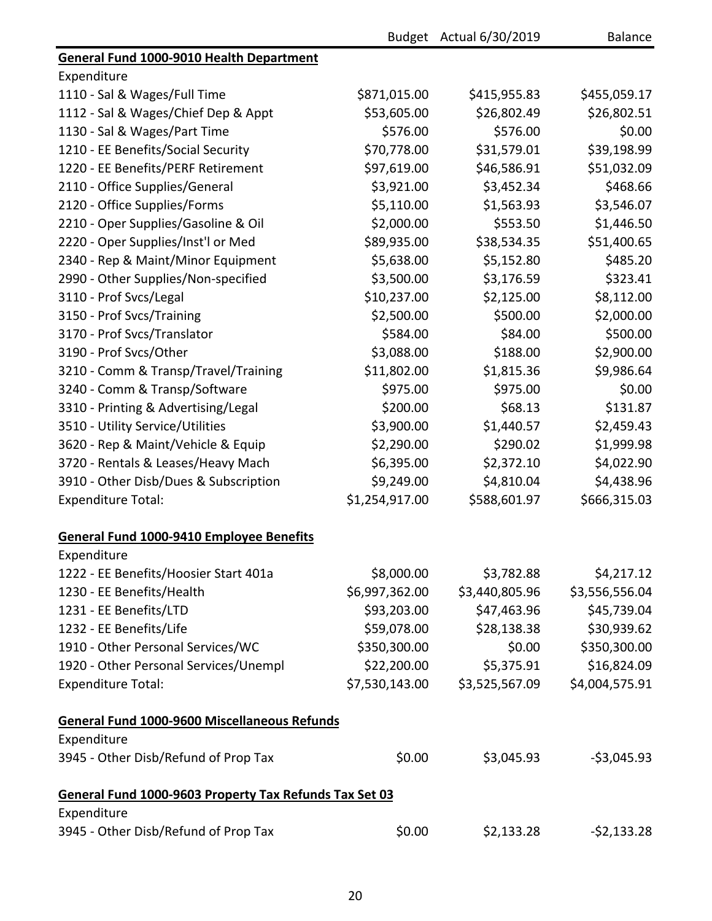| | Budget | Actual 6/30/2019 | Balance |
|---|---|---|---|
| **General Fund 1000-9010 Health Department** | | | |
| Expenditure | | | |
| 1110 - Sal & Wages/Full Time | $871,015.00 | $415,955.83 | $455,059.17 |
| 1112 - Sal & Wages/Chief Dep & Appt | $53,605.00 | $26,802.49 | $26,802.51 |
| 1130 - Sal & Wages/Part Time | $576.00 | $576.00 | $0.00 |
| 1210 - EE Benefits/Social Security | $70,778.00 | $31,579.01 | $39,198.99 |
| 1220 - EE Benefits/PERF Retirement | $97,619.00 | $46,586.91 | $51,032.09 |
| 2110 - Office Supplies/General | $3,921.00 | $3,452.34 | $468.66 |
| 2120 - Office Supplies/Forms | $5,110.00 | $1,563.93 | $3,546.07 |
| 2210 - Oper Supplies/Gasoline & Oil | $2,000.00 | $553.50 | $1,446.50 |
| 2220 - Oper Supplies/Inst'l or Med | $89,935.00 | $38,534.35 | $51,400.65 |
| 2340 - Rep & Maint/Minor Equipment | $5,638.00 | $5,152.80 | $485.20 |
| 2990 - Other Supplies/Non-specified | $3,500.00 | $3,176.59 | $323.41 |
| 3110 - Prof Svcs/Legal | $10,237.00 | $2,125.00 | $8,112.00 |
| 3150 - Prof Svcs/Training | $2,500.00 | $500.00 | $2,000.00 |
| 3170 - Prof Svcs/Translator | $584.00 | $84.00 | $500.00 |
| 3190 - Prof Svcs/Other | $3,088.00 | $188.00 | $2,900.00 |
| 3210 - Comm & Transp/Travel/Training | $11,802.00 | $1,815.36 | $9,986.64 |
| 3240 - Comm & Transp/Software | $975.00 | $975.00 | $0.00 |
| 3310 - Printing & Advertising/Legal | $200.00 | $68.13 | $131.87 |
| 3510 - Utility Service/Utilities | $3,900.00 | $1,440.57 | $2,459.43 |
| 3620 - Rep & Maint/Vehicle & Equip | $2,290.00 | $290.02 | $1,999.98 |
| 3720 - Rentals & Leases/Heavy Mach | $6,395.00 | $2,372.10 | $4,022.90 |
| 3910 - Other Disb/Dues & Subscription | $9,249.00 | $4,810.04 | $4,438.96 |
| Expenditure Total: | $1,254,917.00 | $588,601.97 | $666,315.03 |
| | | | |
| **General Fund 1000-9410 Employee Benefits** | | | |
| Expenditure | | | |
| 1222 - EE Benefits/Hoosier Start 401a | $8,000.00 | $3,782.88 | $4,217.12 |
| 1230 - EE Benefits/Health | $6,997,362.00 | $3,440,805.96 | $3,556,556.04 |
| 1231 - EE Benefits/LTD | $93,203.00 | $47,463.96 | $45,739.04 |
| 1232 - EE Benefits/Life | $59,078.00 | $28,138.38 | $30,939.62 |
| 1910 - Other Personal Services/WC | $350,300.00 | $0.00 | $350,300.00 |
| 1920 - Other Personal Services/Unempl | $22,200.00 | $5,375.91 | $16,824.09 |
| Expenditure Total: | $7,530,143.00 | $3,525,567.09 | $4,004,575.91 |
| | | | |
| **General Fund 1000-9600 Miscellaneous Refunds** | | | |
| Expenditure | | | |
| 3945 - Other Disb/Refund of Prop Tax | $0.00 | $3,045.93 | -$3,045.93 |
| | | | |
| **General Fund 1000-9603 Property Tax Refunds Tax Set 03** | | | |
| Expenditure | | | |
| 3945 - Other Disb/Refund of Prop Tax | $0.00 | $2,133.28 | -$2,133.28 |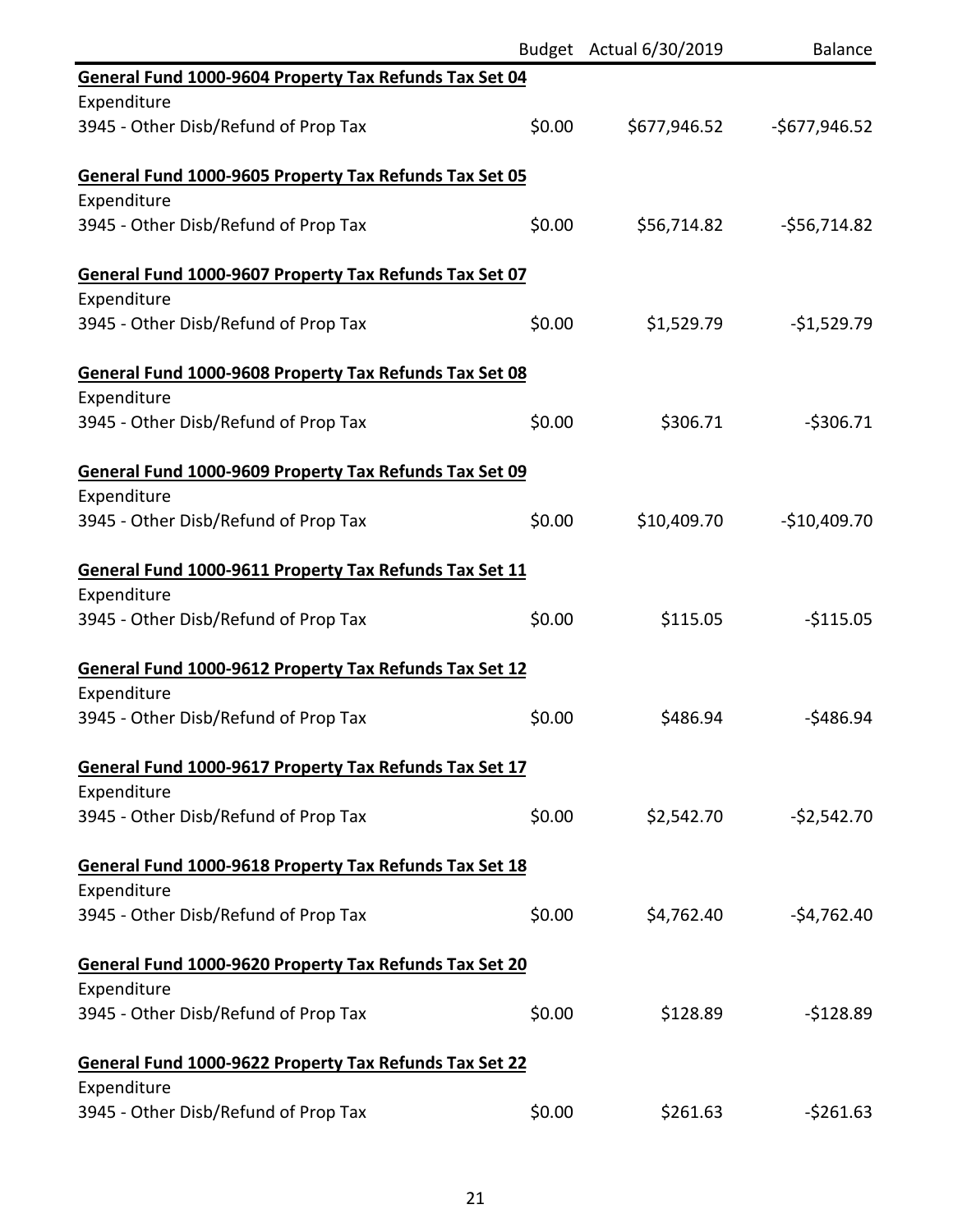| | Budget | Actual 6/30/2019 | Balance |
|---|---|---|---|
| **General Fund 1000-9604 Property Tax Refunds Tax Set 04** | | | |
| Expenditure | | | |
| 3945 - Other Disb/Refund of Prop Tax | $0.00 | $677,946.52 | -$677,946.52 |
| **General Fund 1000-9605 Property Tax Refunds Tax Set 05** | | | |
| Expenditure | | | |
| 3945 - Other Disb/Refund of Prop Tax | $0.00 | $56,714.82 | -$56,714.82 |
| **General Fund 1000-9607 Property Tax Refunds Tax Set 07** | | | |
| Expenditure | | | |
| 3945 - Other Disb/Refund of Prop Tax | $0.00 | $1,529.79 | -$1,529.79 |
| **General Fund 1000-9608 Property Tax Refunds Tax Set 08** | | | |
| Expenditure | | | |
| 3945 - Other Disb/Refund of Prop Tax | $0.00 | $306.71 | -$306.71 |
| **General Fund 1000-9609 Property Tax Refunds Tax Set 09** | | | |
| Expenditure | | | |
| 3945 - Other Disb/Refund of Prop Tax | $0.00 | $10,409.70 | -$10,409.70 |
| **General Fund 1000-9611 Property Tax Refunds Tax Set 11** | | | |
| Expenditure | | | |
| 3945 - Other Disb/Refund of Prop Tax | $0.00 | $115.05 | -$115.05 |
| **General Fund 1000-9612 Property Tax Refunds Tax Set 12** | | | |
| Expenditure | | | |
| 3945 - Other Disb/Refund of Prop Tax | $0.00 | $486.94 | -$486.94 |
| **General Fund 1000-9617 Property Tax Refunds Tax Set 17** | | | |
| Expenditure | | | |
| 3945 - Other Disb/Refund of Prop Tax | $0.00 | $2,542.70 | -$2,542.70 |
| **General Fund 1000-9618 Property Tax Refunds Tax Set 18** | | | |
| Expenditure | | | |
| 3945 - Other Disb/Refund of Prop Tax | $0.00 | $4,762.40 | -$4,762.40 |
| **General Fund 1000-9620 Property Tax Refunds Tax Set 20** | | | |
| Expenditure | | | |
| 3945 - Other Disb/Refund of Prop Tax | $0.00 | $128.89 | -$128.89 |
| **General Fund 1000-9622 Property Tax Refunds Tax Set 22** | | | |
| Expenditure | | | |
| 3945 - Other Disb/Refund of Prop Tax | $0.00 | $261.63 | -$261.63 |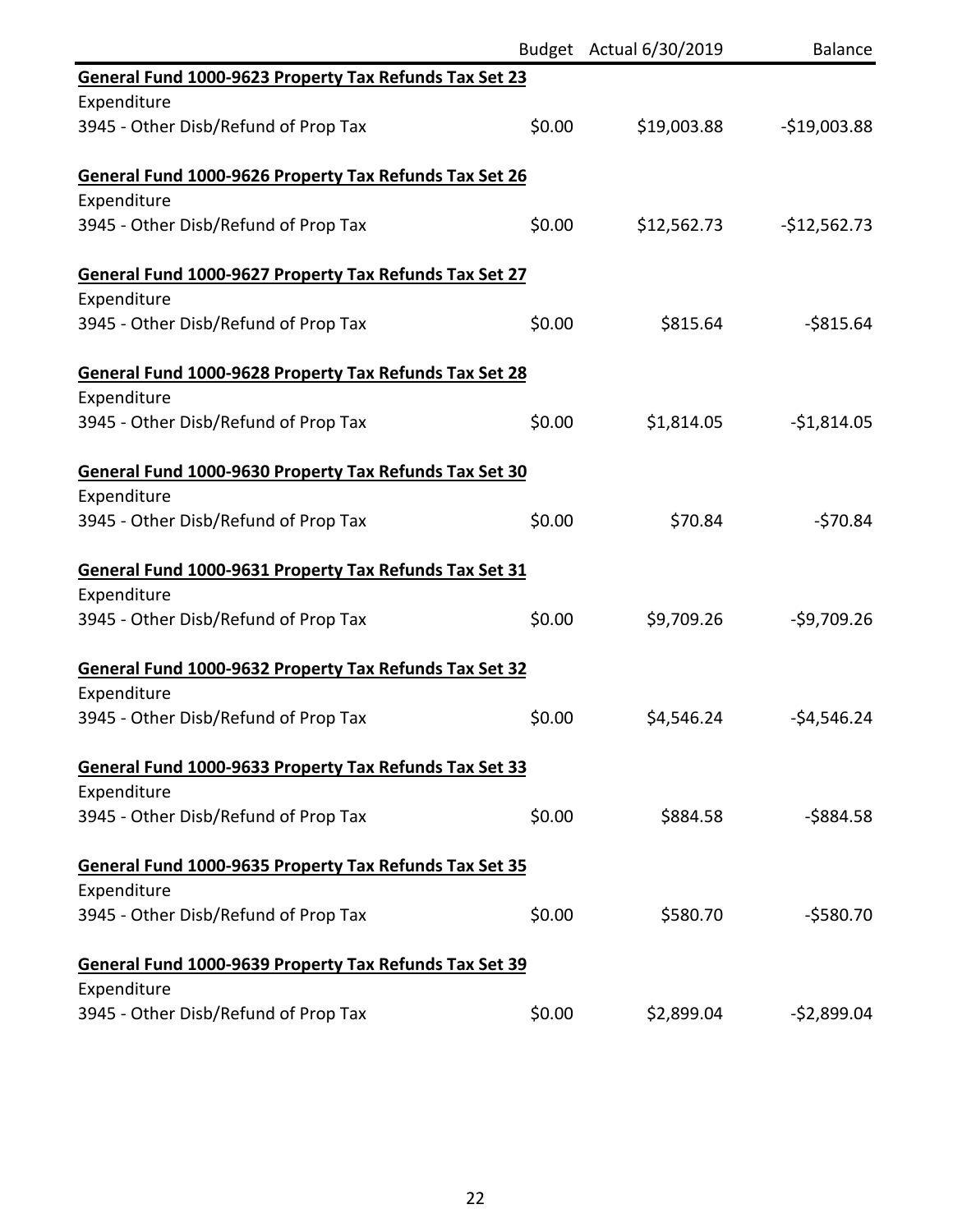| | Budget | Actual 6/30/2019 | Balance |
|---|---|---|---|
| **General Fund 1000-9623 Property Tax Refunds Tax Set 23** | | | |
| Expenditure | | | |
| 3945 - Other Disb/Refund of Prop Tax | $0.00 | $19,003.88 | -$19,003.88 |
| **General Fund 1000-9626 Property Tax Refunds Tax Set 26** | | | |
| Expenditure | | | |
| 3945 - Other Disb/Refund of Prop Tax | $0.00 | $12,562.73 | -$12,562.73 |
| **General Fund 1000-9627 Property Tax Refunds Tax Set 27** | | | |
| Expenditure | | | |
| 3945 - Other Disb/Refund of Prop Tax | $0.00 | $815.64 | -$815.64 |
| **General Fund 1000-9628 Property Tax Refunds Tax Set 28** | | | |
| Expenditure | | | |
| 3945 - Other Disb/Refund of Prop Tax | $0.00 | $1,814.05 | -$1,814.05 |
| **General Fund 1000-9630 Property Tax Refunds Tax Set 30** | | | |
| Expenditure | | | |
| 3945 - Other Disb/Refund of Prop Tax | $0.00 | $70.84 | -$70.84 |
| **General Fund 1000-9631 Property Tax Refunds Tax Set 31** | | | |
| Expenditure | | | |
| 3945 - Other Disb/Refund of Prop Tax | $0.00 | $9,709.26 | -$9,709.26 |
| **General Fund 1000-9632 Property Tax Refunds Tax Set 32** | | | |
| Expenditure | | | |
| 3945 - Other Disb/Refund of Prop Tax | $0.00 | $4,546.24 | -$4,546.24 |
| **General Fund 1000-9633 Property Tax Refunds Tax Set 33** | | | |
| Expenditure | | | |
| 3945 - Other Disb/Refund of Prop Tax | $0.00 | $884.58 | -$884.58 |
| **General Fund 1000-9635 Property Tax Refunds Tax Set 35** | | | |
| Expenditure | | | |
| 3945 - Other Disb/Refund of Prop Tax | $0.00 | $580.70 | -$580.70 |
| **General Fund 1000-9639 Property Tax Refunds Tax Set 39** | | | |
| Expenditure | | | |
| 3945 - Other Disb/Refund of Prop Tax | $0.00 | $2,899.04 | -$2,899.04 |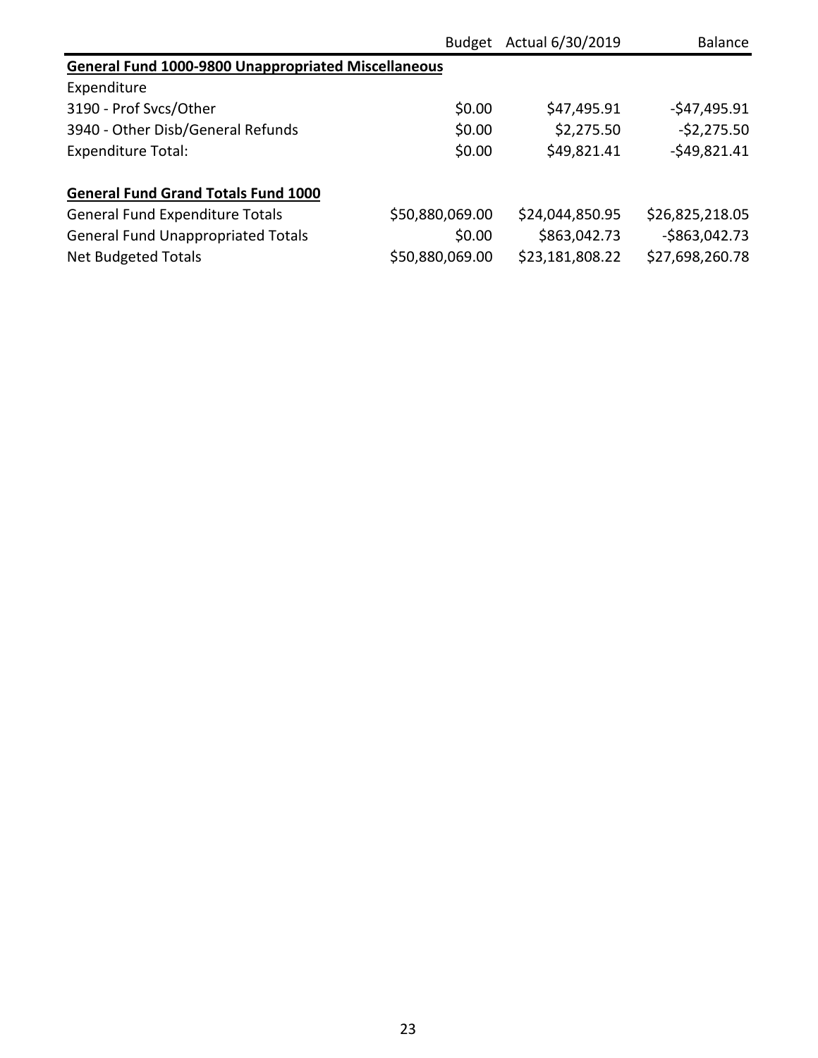| | Budget | Actual 6/30/2019 | Balance |
|---|---|---|---|
| **General Fund 1000-9800 Unappropriated Miscellaneous** | | | |
| Expenditure | | | |
| 3190 - Prof Svcs/Other | $0.00 | $47,495.91 | -$47,495.91 |
| 3940 - Other Disb/General Refunds | $0.00 | $2,275.50 | -$2,275.50 |
| Expenditure Total: | $0.00 | $49,821.41 | -$49,821.41 |
| | | | |
| **General Fund Grand Totals Fund 1000** | | | |
| General Fund Expenditure Totals | $50,880,069.00 | $24,044,850.95 | $26,825,218.05 |
| General Fund Unappropriated Totals | $0.00 | $863,042.73 | -$863,042.73 |
| Net Budgeted Totals | $50,880,069.00 | $23,181,808.22 | $27,698,260.78 |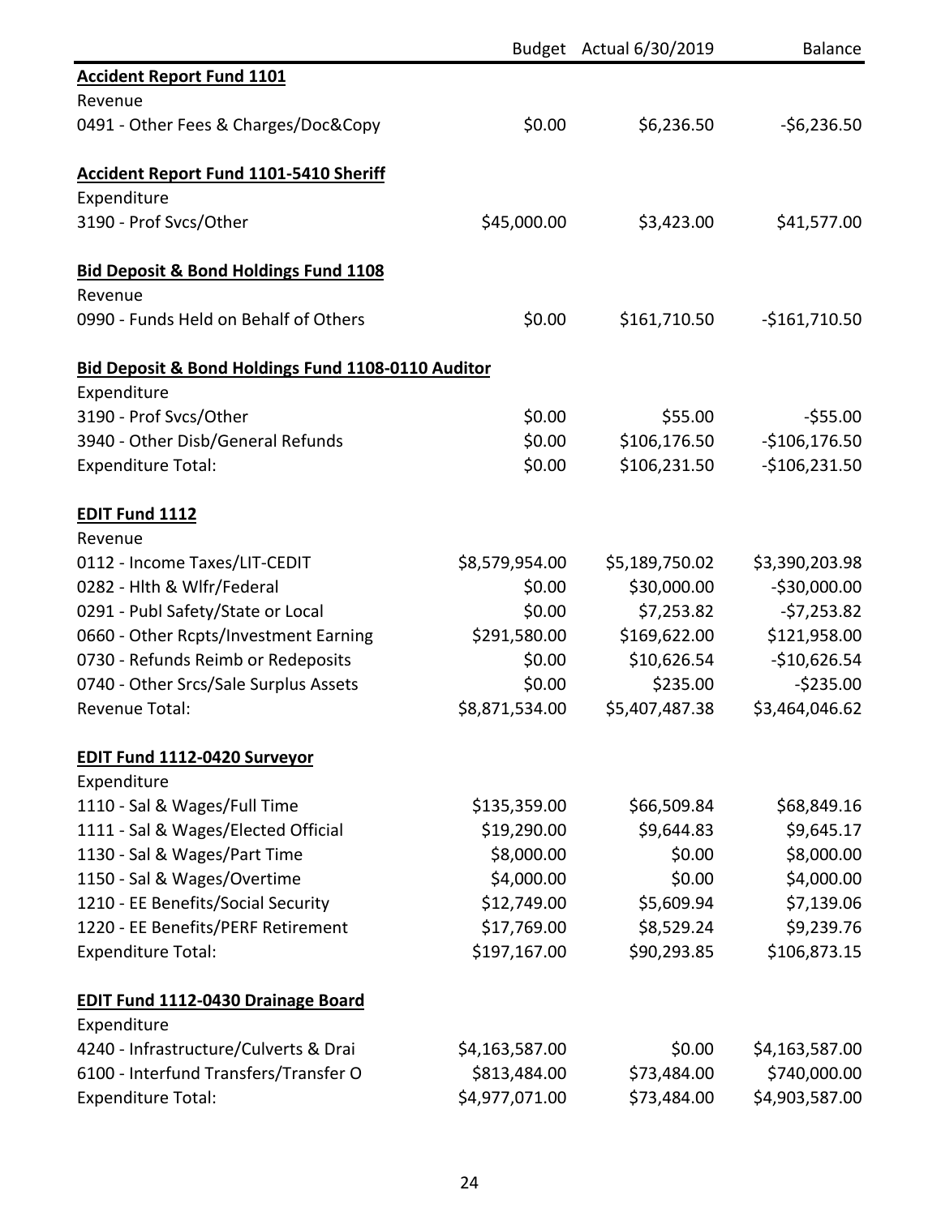| | Budget | Actual 6/30/2019 | Balance |
|---|---|---|---|
| **Accident Report Fund 1101** | | | |
| Revenue | | | |
| 0491 - Other Fees & Charges/Doc&Copy | $0.00 | $6,236.50 | -$6,236.50 |
| | | | |
| **Accident Report Fund 1101-5410 Sheriff** | | | |
| Expenditure | | | |
| 3190 - Prof Svcs/Other | $45,000.00 | $3,423.00 | $41,577.00 |
| | | | |
| **Bid Deposit & Bond Holdings Fund 1108** | | | |
| Revenue | | | |
| 0990 - Funds Held on Behalf of Others | $0.00 | $161,710.50 | -$161,710.50 |
| | | | |
| **Bid Deposit & Bond Holdings Fund 1108-0110 Auditor** | | | |
| Expenditure | | | |
| 3190 - Prof Svcs/Other | $0.00 | $55.00 | -$55.00 |
| 3940 - Other Disb/General Refunds | $0.00 | $106,176.50 | -$106,176.50 |
| Expenditure Total: | $0.00 | $106,231.50 | -$106,231.50 |
| | | | |
| **EDIT Fund 1112** | | | |
| Revenue | | | |
| 0112 - Income Taxes/LIT-CEDIT | $8,579,954.00 | $5,189,750.02 | $3,390,203.98 |
| 0282 - Hlth & Wlfr/Federal | $0.00 | $30,000.00 | -$30,000.00 |
| 0291 - Publ Safety/State or Local | $0.00 | $7,253.82 | -$7,253.82 |
| 0660 - Other Rcpts/Investment Earning | $291,580.00 | $169,622.00 | $121,958.00 |
| 0730 - Refunds Reimb or Redeposits | $0.00 | $10,626.54 | -$10,626.54 |
| 0740 - Other Srcs/Sale Surplus Assets | $0.00 | $235.00 | -$235.00 |
| Revenue Total: | $8,871,534.00 | $5,407,487.38 | $3,464,046.62 |
| | | | |
| **EDIT Fund 1112-0420 Surveyor** | | | |
| Expenditure | | | |
| 1110 - Sal & Wages/Full Time | $135,359.00 | $66,509.84 | $68,849.16 |
| 1111 - Sal & Wages/Elected Official | $19,290.00 | $9,644.83 | $9,645.17 |
| 1130 - Sal & Wages/Part Time | $8,000.00 | $0.00 | $8,000.00 |
| 1150 - Sal & Wages/Overtime | $4,000.00 | $0.00 | $4,000.00 |
| 1210 - EE Benefits/Social Security | $12,749.00 | $5,609.94 | $7,139.06 |
| 1220 - EE Benefits/PERF Retirement | $17,769.00 | $8,529.24 | $9,239.76 |
| Expenditure Total: | $197,167.00 | $90,293.85 | $106,873.15 |
| | | | |
| **EDIT Fund 1112-0430 Drainage Board** | | | |
| Expenditure | | | |
| 4240 - Infrastructure/Culverts & Drai | $4,163,587.00 | $0.00 | $4,163,587.00 |
| 6100 - Interfund Transfers/Transfer O | $813,484.00 | $73,484.00 | $740,000.00 |
| Expenditure Total: | $4,977,071.00 | $73,484.00 | $4,903,587.00 |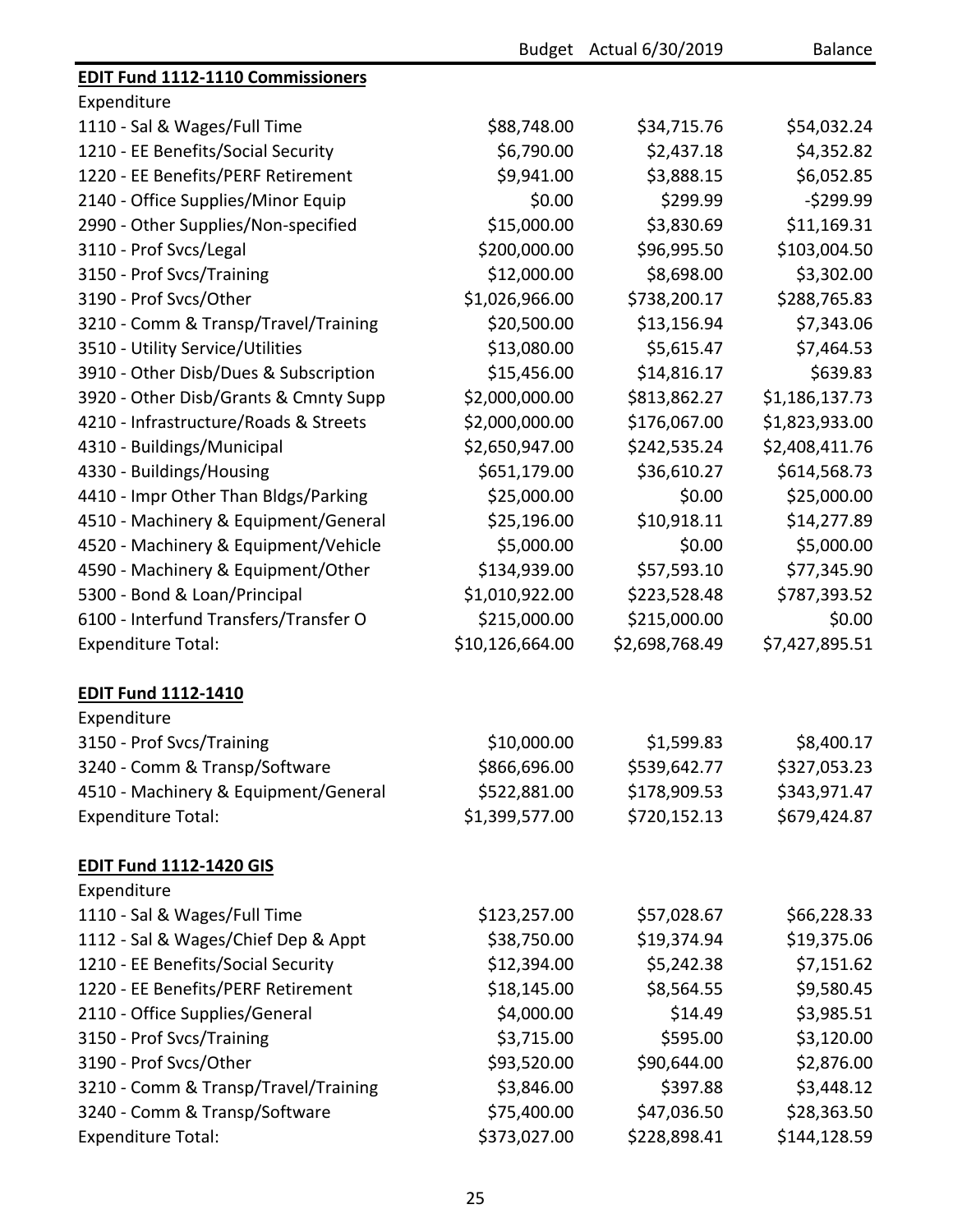| | Budget | Actual 6/30/2019 | Balance |
|---|---|---|---|
| **EDIT Fund 1112-1110 Commissioners** | | | |
| Expenditure | | | |
| 1110 - Sal & Wages/Full Time | $88,748.00 | $34,715.76 | $54,032.24 |
| 1210 - EE Benefits/Social Security | $6,790.00 | $2,437.18 | $4,352.82 |
| 1220 - EE Benefits/PERF Retirement | $9,941.00 | $3,888.15 | $6,052.85 |
| 2140 - Office Supplies/Minor Equip | $0.00 | $299.99 | -$299.99 |
| 2990 - Other Supplies/Non-specified | $15,000.00 | $3,830.69 | $11,169.31 |
| 3110 - Prof Svcs/Legal | $200,000.00 | $96,995.50 | $103,004.50 |
| 3150 - Prof Svcs/Training | $12,000.00 | $8,698.00 | $3,302.00 |
| 3190 - Prof Svcs/Other | $1,026,966.00 | $738,200.17 | $288,765.83 |
| 3210 - Comm & Transp/Travel/Training | $20,500.00 | $13,156.94 | $7,343.06 |
| 3510 - Utility Service/Utilities | $13,080.00 | $5,615.47 | $7,464.53 |
| 3910 - Other Disb/Dues & Subscription | $15,456.00 | $14,816.17 | $639.83 |
| 3920 - Other Disb/Grants & Cmnty Supp | $2,000,000.00 | $813,862.27 | $1,186,137.73 |
| 4210 - Infrastructure/Roads & Streets | $2,000,000.00 | $176,067.00 | $1,823,933.00 |
| 4310 - Buildings/Municipal | $2,650,947.00 | $242,535.24 | $2,408,411.76 |
| 4330 - Buildings/Housing | $651,179.00 | $36,610.27 | $614,568.73 |
| 4410 - Impr Other Than Bldgs/Parking | $25,000.00 | $0.00 | $25,000.00 |
| 4510 - Machinery & Equipment/General | $25,196.00 | $10,918.11 | $14,277.89 |
| 4520 - Machinery & Equipment/Vehicle | $5,000.00 | $0.00 | $5,000.00 |
| 4590 - Machinery & Equipment/Other | $134,939.00 | $57,593.10 | $77,345.90 |
| 5300 - Bond & Loan/Principal | $1,010,922.00 | $223,528.48 | $787,393.52 |
| 6100 - Interfund Transfers/Transfer O | $215,000.00 | $215,000.00 | $0.00 |
| Expenditure Total: | $10,126,664.00 | $2,698,768.49 | $7,427,895.51 |
| | | | |
| **EDIT Fund 1112-1410** | | | |
| Expenditure | | | |
| 3150 - Prof Svcs/Training | $10,000.00 | $1,599.83 | $8,400.17 |
| 3240 - Comm & Transp/Software | $866,696.00 | $539,642.77 | $327,053.23 |
| 4510 - Machinery & Equipment/General | $522,881.00 | $178,909.53 | $343,971.47 |
| Expenditure Total: | $1,399,577.00 | $720,152.13 | $679,424.87 |
| | | | |
| **EDIT Fund 1112-1420 GIS** | | | |
| Expenditure | | | |
| 1110 - Sal & Wages/Full Time | $123,257.00 | $57,028.67 | $66,228.33 |
| 1112 - Sal & Wages/Chief Dep & Appt | $38,750.00 | $19,374.94 | $19,375.06 |
| 1210 - EE Benefits/Social Security | $12,394.00 | $5,242.38 | $7,151.62 |
| 1220 - EE Benefits/PERF Retirement | $18,145.00 | $8,564.55 | $9,580.45 |
| 2110 - Office Supplies/General | $4,000.00 | $14.49 | $3,985.51 |
| 3150 - Prof Svcs/Training | $3,715.00 | $595.00 | $3,120.00 |
| 3190 - Prof Svcs/Other | $93,520.00 | $90,644.00 | $2,876.00 |
| 3210 - Comm & Transp/Travel/Training | $3,846.00 | $397.88 | $3,448.12 |
| 3240 - Comm & Transp/Software | $75,400.00 | $47,036.50 | $28,363.50 |
| Expenditure Total: | $373,027.00 | $228,898.41 | $144,128.59 |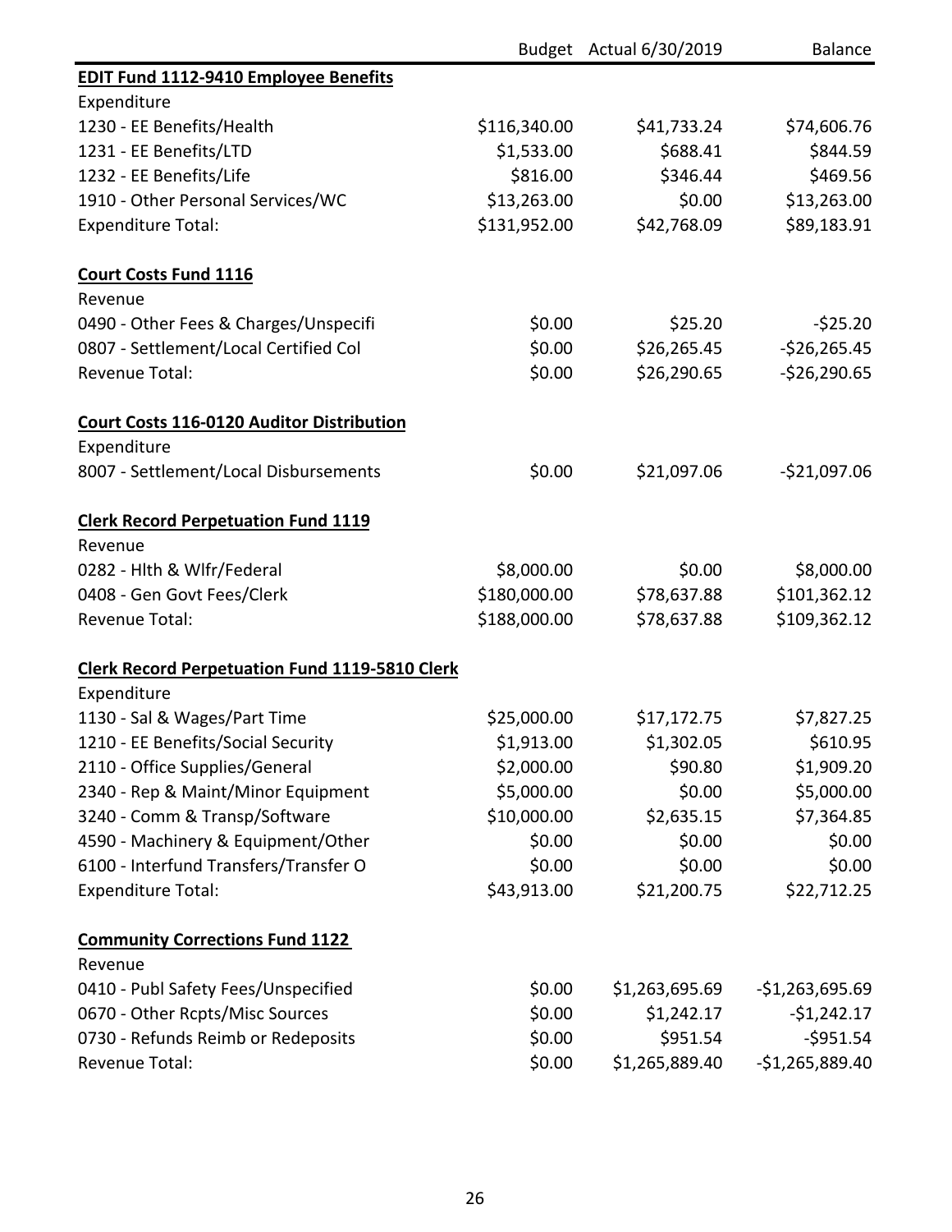| | Budget | Actual 6/30/2019 | Balance |
|---|---|---|---|
| **EDIT Fund 1112-9410 Employee Benefits** | | | |
| Expenditure | | | |
| 1230 - EE Benefits/Health | $116,340.00 | $41,733.24 | $74,606.76 |
| 1231 - EE Benefits/LTD | $1,533.00 | $688.41 | $844.59 |
| 1232 - EE Benefits/Life | $816.00 | $346.44 | $469.56 |
| 1910 - Other Personal Services/WC | $13,263.00 | $0.00 | $13,263.00 |
| Expenditure Total: | $131,952.00 | $42,768.09 | $89,183.91 |
| | | | |
| **Court Costs Fund 1116** | | | |
| Revenue | | | |
| 0490 - Other Fees & Charges/Unspecifi | $0.00 | $25.20 | -$25.20 |
| 0807 - Settlement/Local Certified Col | $0.00 | $26,265.45 | -$26,265.45 |
| Revenue Total: | $0.00 | $26,290.65 | -$26,290.65 |
| | | | |
| **Court Costs 116-0120 Auditor Distribution** | | | |
| Expenditure | | | |
| 8007 - Settlement/Local Disbursements | $0.00 | $21,097.06 | -$21,097.06 |
| | | | |
| **Clerk Record Perpetuation Fund 1119** | | | |
| Revenue | | | |
| 0282 - Hlth & Wlfr/Federal | $8,000.00 | $0.00 | $8,000.00 |
| 0408 - Gen Govt Fees/Clerk | $180,000.00 | $78,637.88 | $101,362.12 |
| Revenue Total: | $188,000.00 | $78,637.88 | $109,362.12 |
| | | | |
| **Clerk Record Perpetuation Fund 1119-5810 Clerk** | | | |
| Expenditure | | | |
| 1130 - Sal & Wages/Part Time | $25,000.00 | $17,172.75 | $7,827.25 |
| 1210 - EE Benefits/Social Security | $1,913.00 | $1,302.05 | $610.95 |
| 2110 - Office Supplies/General | $2,000.00 | $90.80 | $1,909.20 |
| 2340 - Rep & Maint/Minor Equipment | $5,000.00 | $0.00 | $5,000.00 |
| 3240 - Comm & Transp/Software | $10,000.00 | $2,635.15 | $7,364.85 |
| 4590 - Machinery & Equipment/Other | $0.00 | $0.00 | $0.00 |
| 6100 - Interfund Transfers/Transfer O | $0.00 | $0.00 | $0.00 |
| Expenditure Total: | $43,913.00 | $21,200.75 | $22,712.25 |
| | | | |
| **Community Corrections Fund 1122** | | | |
| Revenue | | | |
| 0410 - Publ Safety Fees/Unspecified | $0.00 | $1,263,695.69 | -$1,263,695.69 |
| 0670 - Other Rcpts/Misc Sources | $0.00 | $1,242.17 | -$1,242.17 |
| 0730 - Refunds Reimb or Redeposits | $0.00 | $951.54 | -$951.54 |
| Revenue Total: | $0.00 | $1,265,889.40 | -$1,265,889.40 |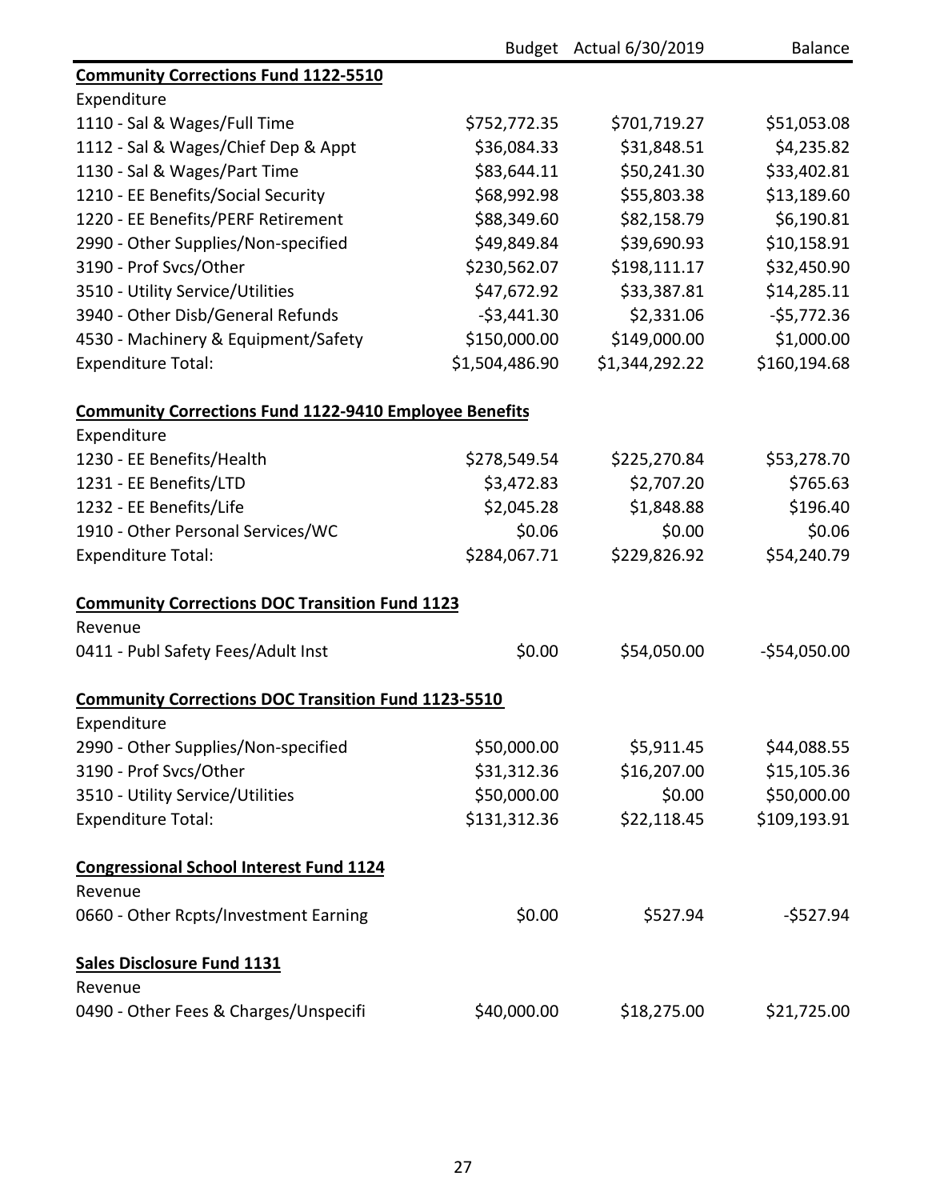| | Budget | Actual 6/30/2019 | Balance |
|---|---|---|---|
| **Community Corrections Fund 1122-5510** | | | |
| Expenditure | | | |
| 1110 - Sal & Wages/Full Time | $752,772.35 | $701,719.27 | $51,053.08 |
| 1112 - Sal & Wages/Chief Dep & Appt | $36,084.33 | $31,848.51 | $4,235.82 |
| 1130 - Sal & Wages/Part Time | $83,644.11 | $50,241.30 | $33,402.81 |
| 1210 - EE Benefits/Social Security | $68,992.98 | $55,803.38 | $13,189.60 |
| 1220 - EE Benefits/PERF Retirement | $88,349.60 | $82,158.79 | $6,190.81 |
| 2990 - Other Supplies/Non-specified | $49,849.84 | $39,690.93 | $10,158.91 |
| 3190 - Prof Svcs/Other | $230,562.07 | $198,111.17 | $32,450.90 |
| 3510 - Utility Service/Utilities | $47,672.92 | $33,387.81 | $14,285.11 |
| 3940 - Other Disb/General Refunds | -$3,441.30 | $2,331.06 | -$5,772.36 |
| 4530 - Machinery & Equipment/Safety | $150,000.00 | $149,000.00 | $1,000.00 |
| Expenditure Total: | $1,504,486.90 | $1,344,292.22 | $160,194.68 |
| | | | |
| **Community Corrections Fund 1122-9410 Employee Benefits** | | | |
| Expenditure | | | |
| 1230 - EE Benefits/Health | $278,549.54 | $225,270.84 | $53,278.70 |
| 1231 - EE Benefits/LTD | $3,472.83 | $2,707.20 | $765.63 |
| 1232 - EE Benefits/Life | $2,045.28 | $1,848.88 | $196.40 |
| 1910 - Other Personal Services/WC | $0.06 | $0.00 | $0.06 |
| Expenditure Total: | $284,067.71 | $229,826.92 | $54,240.79 |
| | | | |
| **Community Corrections DOC Transition Fund 1123** | | | |
| Revenue | | | |
| 0411 - Publ Safety Fees/Adult Inst | $0.00 | $54,050.00 | -$54,050.00 |
| | | | |
| **Community Corrections DOC Transition Fund 1123-5510** | | | |
| Expenditure | | | |
| 2990 - Other Supplies/Non-specified | $50,000.00 | $5,911.45 | $44,088.55 |
| 3190 - Prof Svcs/Other | $31,312.36 | $16,207.00 | $15,105.36 |
| 3510 - Utility Service/Utilities | $50,000.00 | $0.00 | $50,000.00 |
| Expenditure Total: | $131,312.36 | $22,118.45 | $109,193.91 |
| | | | |
| **Congressional School Interest Fund 1124** | | | |
| Revenue | | | |
| 0660 - Other Rcpts/Investment Earning | $0.00 | $527.94 | -$527.94 |
| | | | |
| **Sales Disclosure Fund 1131** | | | |
| Revenue | | | |
| 0490 - Other Fees & Charges/Unspecifi | $40,000.00 | $18,275.00 | $21,725.00 |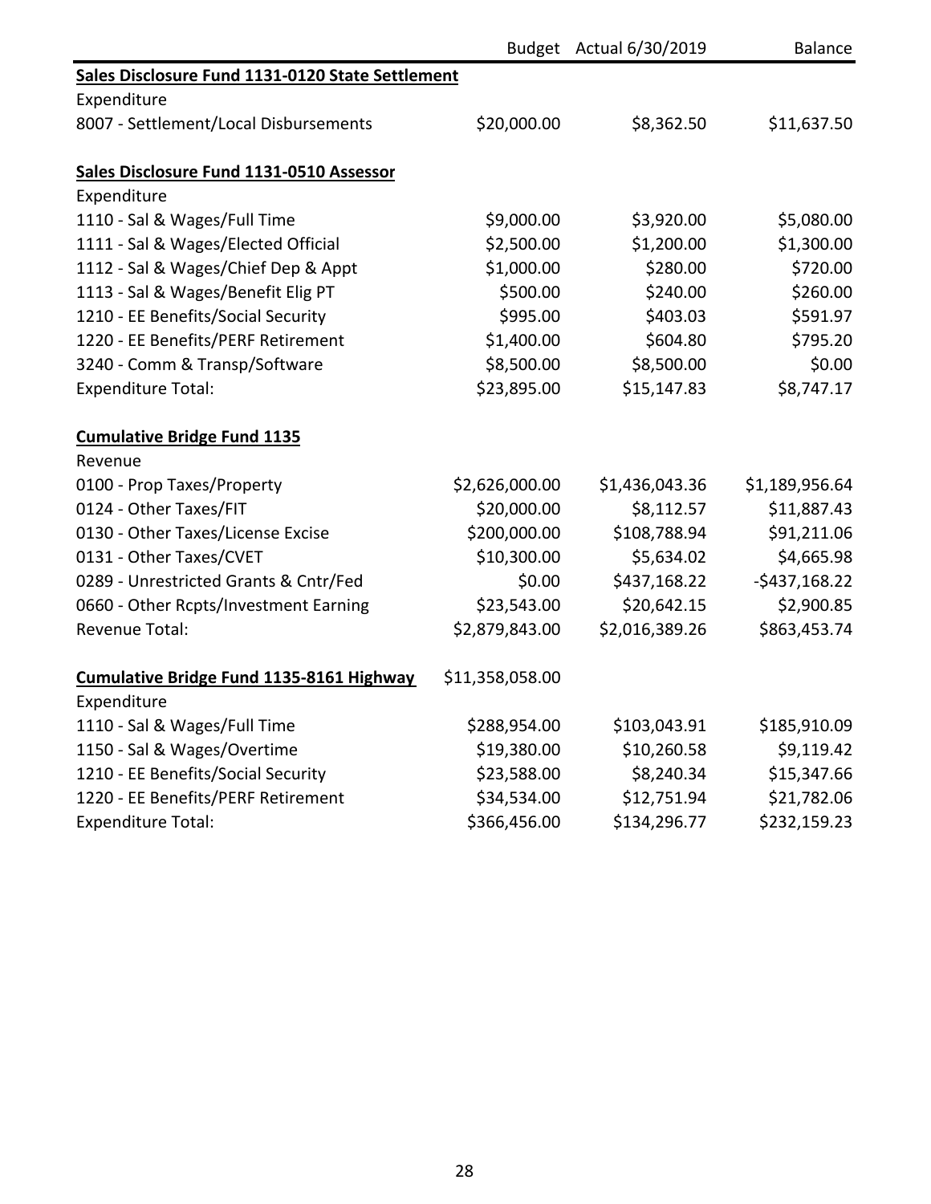| | Budget | Actual 6/30/2019 | Balance |
|---|---|---|---|
| **Sales Disclosure Fund 1131-0120 State Settlement** | | | |
| Expenditure | | | |
| 8007 - Settlement/Local Disbursements | $20,000.00 | $8,362.50 | $11,637.50 |
| | | | |
| **Sales Disclosure Fund 1131-0510 Assessor** | | | |
| Expenditure | | | |
| 1110 - Sal & Wages/Full Time | $9,000.00 | $3,920.00 | $5,080.00 |
| 1111 - Sal & Wages/Elected Official | $2,500.00 | $1,200.00 | $1,300.00 |
| 1112 - Sal & Wages/Chief Dep & Appt | $1,000.00 | $280.00 | $720.00 |
| 1113 - Sal & Wages/Benefit Elig PT | $500.00 | $240.00 | $260.00 |
| 1210 - EE Benefits/Social Security | $995.00 | $403.03 | $591.97 |
| 1220 - EE Benefits/PERF Retirement | $1,400.00 | $604.80 | $795.20 |
| 3240 - Comm & Transp/Software | $8,500.00 | $8,500.00 | $0.00 |
| Expenditure Total: | $23,895.00 | $15,147.83 | $8,747.17 |
| | | | |
| **Cumulative Bridge Fund 1135** | | | |
| Revenue | | | |
| 0100 - Prop Taxes/Property | $2,626,000.00 | $1,436,043.36 | $1,189,956.64 |
| 0124 - Other Taxes/FIT | $20,000.00 | $8,112.57 | $11,887.43 |
| 0130 - Other Taxes/License Excise | $200,000.00 | $108,788.94 | $91,211.06 |
| 0131 - Other Taxes/CVET | $10,300.00 | $5,634.02 | $4,665.98 |
| 0289 - Unrestricted Grants & Cntr/Fed | $0.00 | $437,168.22 | -$437,168.22 |
| 0660 - Other Rcpts/Investment Earning | $23,543.00 | $20,642.15 | $2,900.85 |
| Revenue Total: | $2,879,843.00 | $2,016,389.26 | $863,453.74 |
| | | | |
| **Cumulative Bridge Fund 1135-8161 Highway** | $11,358,058.00 | | |
| Expenditure | | | |
| 1110 - Sal & Wages/Full Time | $288,954.00 | $103,043.91 | $185,910.09 |
| 1150 - Sal & Wages/Overtime | $19,380.00 | $10,260.58 | $9,119.42 |
| 1210 - EE Benefits/Social Security | $23,588.00 | $8,240.34 | $15,347.66 |
| 1220 - EE Benefits/PERF Retirement | $34,534.00 | $12,751.94 | $21,782.06 |
| Expenditure Total: | $366,456.00 | $134,296.77 | $232,159.23 |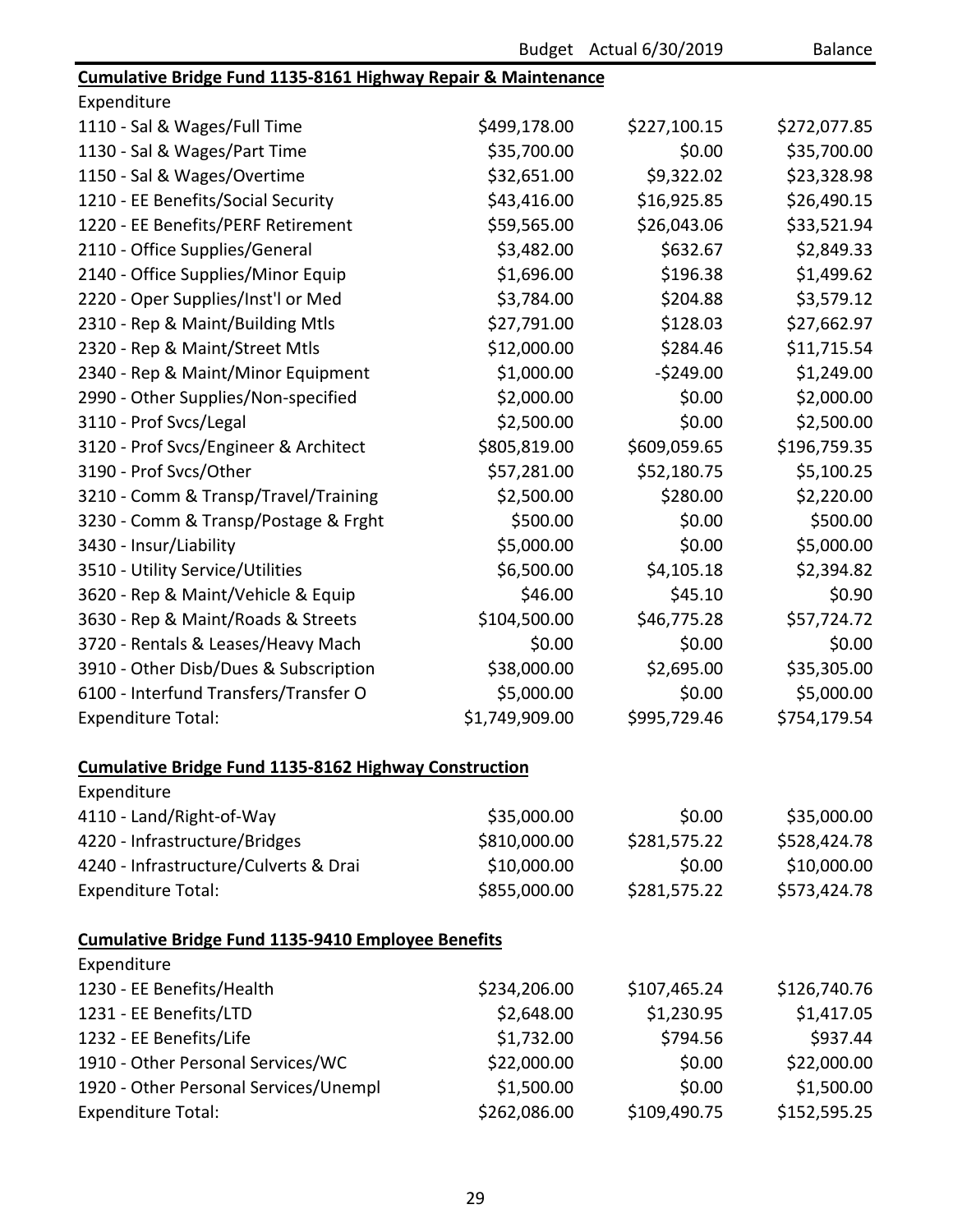| | Budget | Actual 6/30/2019 | Balance |
|---|---|---|---|
| **Cumulative Bridge Fund 1135-8161 Highway Repair & Maintenance** | | | |
| Expenditure | | | |
| 1110 - Sal & Wages/Full Time | $499,178.00 | $227,100.15 | $272,077.85 |
| 1130 - Sal & Wages/Part Time | $35,700.00 | $0.00 | $35,700.00 |
| 1150 - Sal & Wages/Overtime | $32,651.00 | $9,322.02 | $23,328.98 |
| 1210 - EE Benefits/Social Security | $43,416.00 | $16,925.85 | $26,490.15 |
| 1220 - EE Benefits/PERF Retirement | $59,565.00 | $26,043.06 | $33,521.94 |
| 2110 - Office Supplies/General | $3,482.00 | $632.67 | $2,849.33 |
| 2140 - Office Supplies/Minor Equip | $1,696.00 | $196.38 | $1,499.62 |
| 2220 - Oper Supplies/Inst'l or Med | $3,784.00 | $204.88 | $3,579.12 |
| 2310 - Rep & Maint/Building Mtls | $27,791.00 | $128.03 | $27,662.97 |
| 2320 - Rep & Maint/Street Mtls | $12,000.00 | $284.46 | $11,715.54 |
| 2340 - Rep & Maint/Minor Equipment | $1,000.00 | -$249.00 | $1,249.00 |
| 2990 - Other Supplies/Non-specified | $2,000.00 | $0.00 | $2,000.00 |
| 3110 - Prof Svcs/Legal | $2,500.00 | $0.00 | $2,500.00 |
| 3120 - Prof Svcs/Engineer & Architect | $805,819.00 | $609,059.65 | $196,759.35 |
| 3190 - Prof Svcs/Other | $57,281.00 | $52,180.75 | $5,100.25 |
| 3210 - Comm & Transp/Travel/Training | $2,500.00 | $280.00 | $2,220.00 |
| 3230 - Comm & Transp/Postage & Frght | $500.00 | $0.00 | $500.00 |
| 3430 - Insur/Liability | $5,000.00 | $0.00 | $5,000.00 |
| 3510 - Utility Service/Utilities | $6,500.00 | $4,105.18 | $2,394.82 |
| 3620 - Rep & Maint/Vehicle & Equip | $46.00 | $45.10 | $0.90 |
| 3630 - Rep & Maint/Roads & Streets | $104,500.00 | $46,775.28 | $57,724.72 |
| 3720 - Rentals & Leases/Heavy Mach | $0.00 | $0.00 | $0.00 |
| 3910 - Other Disb/Dues & Subscription | $38,000.00 | $2,695.00 | $35,305.00 |
| 6100 - Interfund Transfers/Transfer O | $5,000.00 | $0.00 | $5,000.00 |
| Expenditure Total: | $1,749,909.00 | $995,729.46 | $754,179.54 |
| | | | |
| **Cumulative Bridge Fund 1135-8162 Highway Construction** | | | |
| Expenditure | | | |
| 4110 - Land/Right-of-Way | $35,000.00 | $0.00 | $35,000.00 |
| 4220 - Infrastructure/Bridges | $810,000.00 | $281,575.22 | $528,424.78 |
| 4240 - Infrastructure/Culverts & Drai | $10,000.00 | $0.00 | $10,000.00 |
| Expenditure Total: | $855,000.00 | $281,575.22 | $573,424.78 |
| | | | |
| **Cumulative Bridge Fund 1135-9410 Employee Benefits** | | | |
| Expenditure | | | |
| 1230 - EE Benefits/Health | $234,206.00 | $107,465.24 | $126,740.76 |
| 1231 - EE Benefits/LTD | $2,648.00 | $1,230.95 | $1,417.05 |
| 1232 - EE Benefits/Life | $1,732.00 | $794.56 | $937.44 |
| 1910 - Other Personal Services/WC | $22,000.00 | $0.00 | $22,000.00 |
| 1920 - Other Personal Services/Unempl | $1,500.00 | $0.00 | $1,500.00 |
| Expenditure Total: | $262,086.00 | $109,490.75 | $152,595.25 |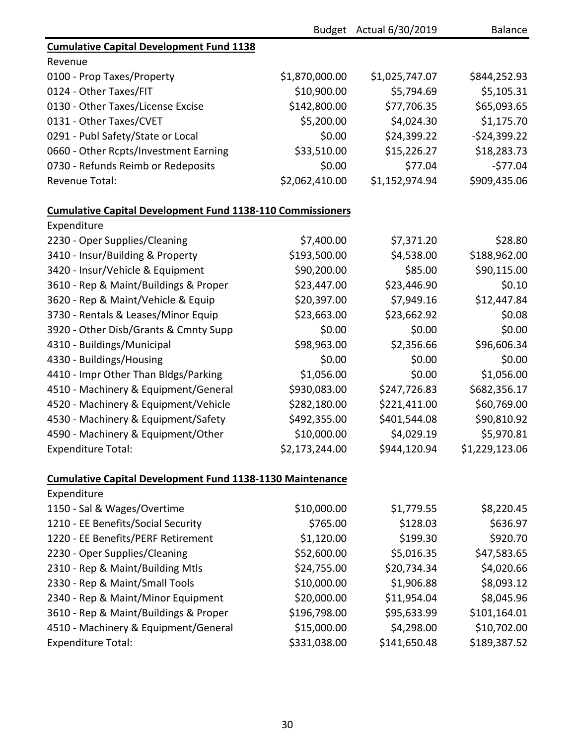| | Budget | Actual 6/30/2019 | Balance |
|---|---|---|---|
| **Cumulative Capital Development Fund 1138** | | | |
| Revenue | | | |
| 0100 - Prop Taxes/Property | $1,870,000.00 | $1,025,747.07 | $844,252.93 |
| 0124 - Other Taxes/FIT | $10,900.00 | $5,794.69 | $5,105.31 |
| 0130 - Other Taxes/License Excise | $142,800.00 | $77,706.35 | $65,093.65 |
| 0131 - Other Taxes/CVET | $5,200.00 | $4,024.30 | $1,175.70 |
| 0291 - Publ Safety/State or Local | $0.00 | $24,399.22 | -$24,399.22 |
| 0660 - Other Rcpts/Investment Earning | $33,510.00 | $15,226.27 | $18,283.73 |
| 0730 - Refunds Reimb or Redeposits | $0.00 | $77.04 | -$77.04 |
| Revenue Total: | $2,062,410.00 | $1,152,974.94 | $909,435.06 |
| | | | |
| **Cumulative Capital Development Fund 1138-110 Commissioners** | | | |
| Expenditure | | | |
| 2230 - Oper Supplies/Cleaning | $7,400.00 | $7,371.20 | $28.80 |
| 3410 - Insur/Building & Property | $193,500.00 | $4,538.00 | $188,962.00 |
| 3420 - Insur/Vehicle & Equipment | $90,200.00 | $85.00 | $90,115.00 |
| 3610 - Rep & Maint/Buildings & Proper | $23,447.00 | $23,446.90 | $0.10 |
| 3620 - Rep & Maint/Vehicle & Equip | $20,397.00 | $7,949.16 | $12,447.84 |
| 3730 - Rentals & Leases/Minor Equip | $23,663.00 | $23,662.92 | $0.08 |
| 3920 - Other Disb/Grants & Cmnty Supp | $0.00 | $0.00 | $0.00 |
| 4310 - Buildings/Municipal | $98,963.00 | $2,356.66 | $96,606.34 |
| 4330 - Buildings/Housing | $0.00 | $0.00 | $0.00 |
| 4410 - Impr Other Than Bldgs/Parking | $1,056.00 | $0.00 | $1,056.00 |
| 4510 - Machinery & Equipment/General | $930,083.00 | $247,726.83 | $682,356.17 |
| 4520 - Machinery & Equipment/Vehicle | $282,180.00 | $221,411.00 | $60,769.00 |
| 4530 - Machinery & Equipment/Safety | $492,355.00 | $401,544.08 | $90,810.92 |
| 4590 - Machinery & Equipment/Other | $10,000.00 | $4,029.19 | $5,970.81 |
| Expenditure Total: | $2,173,244.00 | $944,120.94 | $1,229,123.06 |
| | | | |
| **Cumulative Capital Development Fund 1138-1130 Maintenance** | | | |
| Expenditure | | | |
| 1150 - Sal & Wages/Overtime | $10,000.00 | $1,779.55 | $8,220.45 |
| 1210 - EE Benefits/Social Security | $765.00 | $128.03 | $636.97 |
| 1220 - EE Benefits/PERF Retirement | $1,120.00 | $199.30 | $920.70 |
| 2230 - Oper Supplies/Cleaning | $52,600.00 | $5,016.35 | $47,583.65 |
| 2310 - Rep & Maint/Building Mtls | $24,755.00 | $20,734.34 | $4,020.66 |
| 2330 - Rep & Maint/Small Tools | $10,000.00 | $1,906.88 | $8,093.12 |
| 2340 - Rep & Maint/Minor Equipment | $20,000.00 | $11,954.04 | $8,045.96 |
| 3610 - Rep & Maint/Buildings & Proper | $196,798.00 | $95,633.99 | $101,164.01 |
| 4510 - Machinery & Equipment/General | $15,000.00 | $4,298.00 | $10,702.00 |
| Expenditure Total: | $331,038.00 | $141,650.48 | $189,387.52 |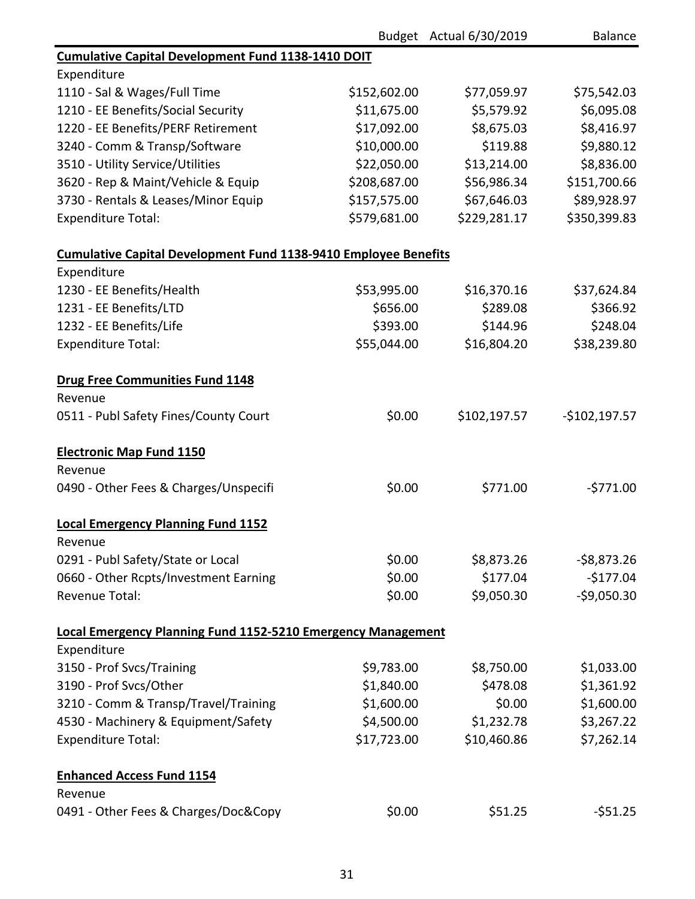| | Budget | Actual 6/30/2019 | Balance |
|---|---|---|---|
| **Cumulative Capital Development Fund 1138-1410 DOIT** | | | |
| Expenditure | | | |
| 1110 - Sal & Wages/Full Time | $152,602.00 | $77,059.97 | $75,542.03 |
| 1210 - EE Benefits/Social Security | $11,675.00 | $5,579.92 | $6,095.08 |
| 1220 - EE Benefits/PERF Retirement | $17,092.00 | $8,675.03 | $8,416.97 |
| 3240 - Comm & Transp/Software | $10,000.00 | $119.88 | $9,880.12 |
| 3510 - Utility Service/Utilities | $22,050.00 | $13,214.00 | $8,836.00 |
| 3620 - Rep & Maint/Vehicle & Equip | $208,687.00 | $56,986.34 | $151,700.66 |
| 3730 - Rentals & Leases/Minor Equip | $157,575.00 | $67,646.03 | $89,928.97 |
| Expenditure Total: | $579,681.00 | $229,281.17 | $350,399.83 |
| | | | |
| **Cumulative Capital Development Fund 1138-9410 Employee Benefits** | | | |
| Expenditure | | | |
| 1230 - EE Benefits/Health | $53,995.00 | $16,370.16 | $37,624.84 |
| 1231 - EE Benefits/LTD | $656.00 | $289.08 | $366.92 |
| 1232 - EE Benefits/Life | $393.00 | $144.96 | $248.04 |
| Expenditure Total: | $55,044.00 | $16,804.20 | $38,239.80 |
| | | | |
| **Drug Free Communities Fund 1148** | | | |
| Revenue | | | |
| 0511 - Publ Safety Fines/County Court | $0.00 | $102,197.57 | -$102,197.57 |
| | | | |
| **Electronic Map Fund 1150** | | | |
| Revenue | | | |
| 0490 - Other Fees & Charges/Unspecifi | $0.00 | $771.00 | -$771.00 |
| | | | |
| **Local Emergency Planning Fund 1152** | | | |
| Revenue | | | |
| 0291 - Publ Safety/State or Local | $0.00 | $8,873.26 | -$8,873.26 |
| 0660 - Other Rcpts/Investment Earning | $0.00 | $177.04 | -$177.04 |
| Revenue Total: | $0.00 | $9,050.30 | -$9,050.30 |
| | | | |
| **Local Emergency Planning Fund 1152-5210 Emergency Management** | | | |
| Expenditure | | | |
| 3150 - Prof Svcs/Training | $9,783.00 | $8,750.00 | $1,033.00 |
| 3190 - Prof Svcs/Other | $1,840.00 | $478.08 | $1,361.92 |
| 3210 - Comm & Transp/Travel/Training | $1,600.00 | $0.00 | $1,600.00 |
| 4530 - Machinery & Equipment/Safety | $4,500.00 | $1,232.78 | $3,267.22 |
| Expenditure Total: | $17,723.00 | $10,460.86 | $7,262.14 |
| | | | |
| **Enhanced Access Fund 1154** | | | |
| Revenue | | | |
| 0491 - Other Fees & Charges/Doc&Copy | $0.00 | $51.25 | -$51.25 |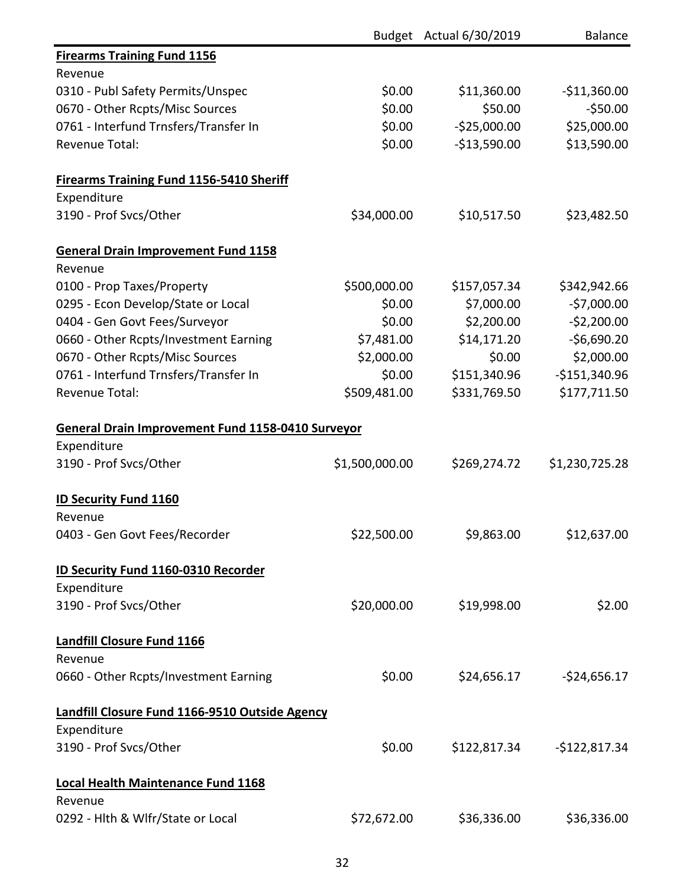| | Budget | Actual 6/30/2019 | Balance |
|---|---|---|---|
| **Firearms Training Fund 1156** | | | |
| Revenue | | | |
| 0310 - Publ Safety Permits/Unspec | $0.00 | $11,360.00 | -$11,360.00 |
| 0670 - Other Rcpts/Misc Sources | $0.00 | $50.00 | -$50.00 |
| 0761 - Interfund Trnsfers/Transfer In | $0.00 | -$25,000.00 | $25,000.00 |
| Revenue Total: | $0.00 | -$13,590.00 | $13,590.00 |
| | | | |
| **Firearms Training Fund 1156-5410 Sheriff** | | | |
| Expenditure | | | |
| 3190 - Prof Svcs/Other | $34,000.00 | $10,517.50 | $23,482.50 |
| | | | |
| **General Drain Improvement Fund 1158** | | | |
| Revenue | | | |
| 0100 - Prop Taxes/Property | $500,000.00 | $157,057.34 | $342,942.66 |
| 0295 - Econ Develop/State or Local | $0.00 | $7,000.00 | -$7,000.00 |
| 0404 - Gen Govt Fees/Surveyor | $0.00 | $2,200.00 | -$2,200.00 |
| 0660 - Other Rcpts/Investment Earning | $7,481.00 | $14,171.20 | -$6,690.20 |
| 0670 - Other Rcpts/Misc Sources | $2,000.00 | $0.00 | $2,000.00 |
| 0761 - Interfund Trnsfers/Transfer In | $0.00 | $151,340.96 | -$151,340.96 |
| Revenue Total: | $509,481.00 | $331,769.50 | $177,711.50 |
| | | | |
| **General Drain Improvement Fund 1158-0410 Surveyor** | | | |
| Expenditure | | | |
| 3190 - Prof Svcs/Other | $1,500,000.00 | $269,274.72 | $1,230,725.28 |
| | | | |
| **ID Security Fund 1160** | | | |
| Revenue | | | |
| 0403 - Gen Govt Fees/Recorder | $22,500.00 | $9,863.00 | $12,637.00 |
| | | | |
| **ID Security Fund 1160-0310 Recorder** | | | |
| Expenditure | | | |
| 3190 - Prof Svcs/Other | $20,000.00 | $19,998.00 | $2.00 |
| | | | |
| **Landfill Closure Fund 1166** | | | |
| Revenue | | | |
| 0660 - Other Rcpts/Investment Earning | $0.00 | $24,656.17 | -$24,656.17 |
| | | | |
| **Landfill Closure Fund 1166-9510 Outside Agency** | | | |
| Expenditure | | | |
| 3190 - Prof Svcs/Other | $0.00 | $122,817.34 | -$122,817.34 |
| | | | |
| **Local Health Maintenance Fund 1168** | | | |
| Revenue | | | |
| 0292 - Hlth & Wlfr/State or Local | $72,672.00 | $36,336.00 | $36,336.00 |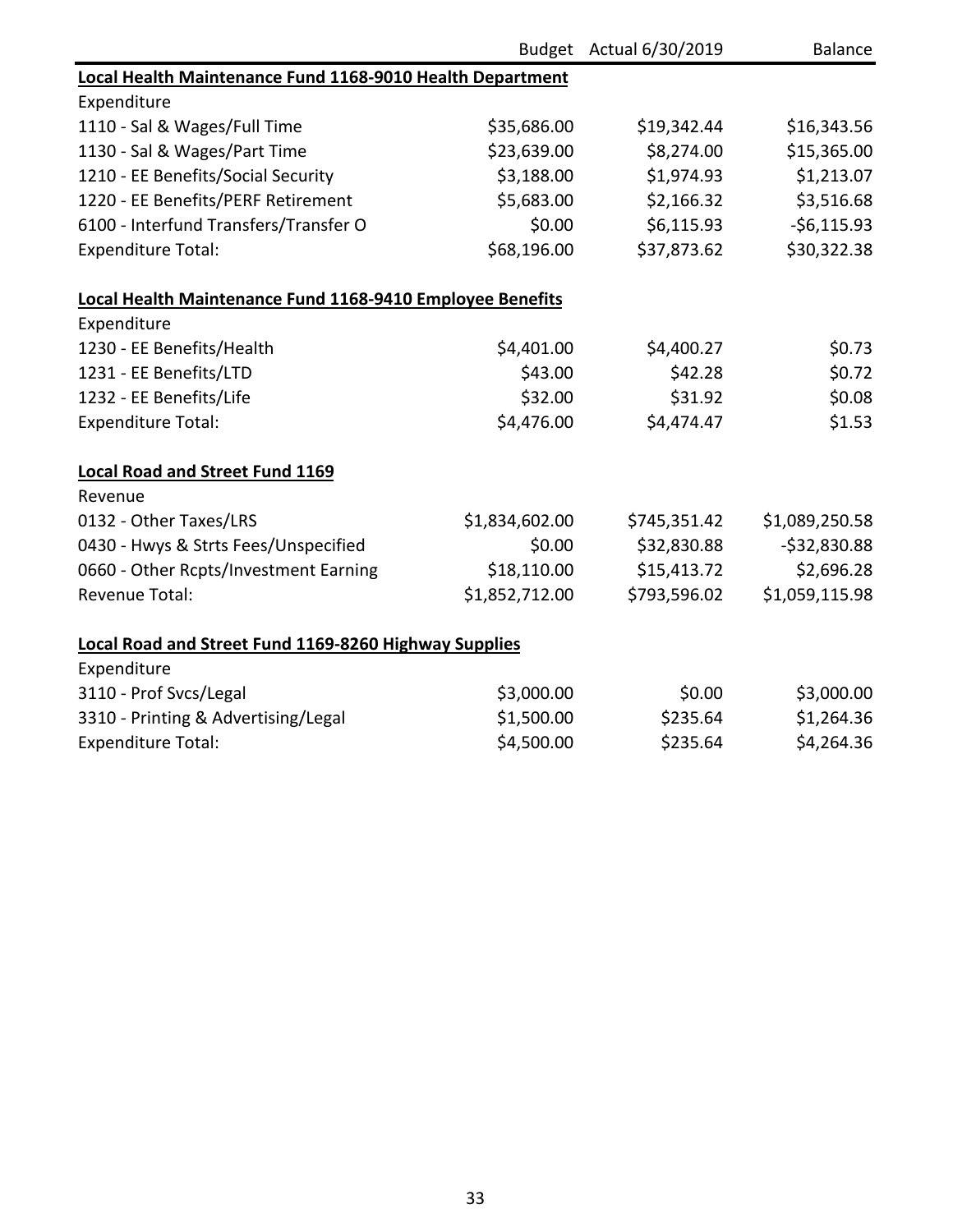| | Budget | Actual 6/30/2019 | Balance |
|---|---|---|---|
| **Local Health Maintenance Fund 1168-9010 Health Department** | | | |
| Expenditure | | | |
| 1110 - Sal & Wages/Full Time | $35,686.00 | $19,342.44 | $16,343.56 |
| 1130 - Sal & Wages/Part Time | $23,639.00 | $8,274.00 | $15,365.00 |
| 1210 - EE Benefits/Social Security | $3,188.00 | $1,974.93 | $1,213.07 |
| 1220 - EE Benefits/PERF Retirement | $5,683.00 | $2,166.32 | $3,516.68 |
| 6100 - Interfund Transfers/Transfer O | $0.00 | $6,115.93 | -$6,115.93 |
| Expenditure Total: | $68,196.00 | $37,873.62 | $30,322.38 |
| | | | |
| **Local Health Maintenance Fund 1168-9410 Employee Benefits** | | | |
| Expenditure | | | |
| 1230 - EE Benefits/Health | $4,401.00 | $4,400.27 | $0.73 |
| 1231 - EE Benefits/LTD | $43.00 | $42.28 | $0.72 |
| 1232 - EE Benefits/Life | $32.00 | $31.92 | $0.08 |
| Expenditure Total: | $4,476.00 | $4,474.47 | $1.53 |
| | | | |
| **Local Road and Street Fund 1169** | | | |
| Revenue | | | |
| 0132 - Other Taxes/LRS | $1,834,602.00 | $745,351.42 | $1,089,250.58 |
| 0430 - Hwys & Strts Fees/Unspecified | $0.00 | $32,830.88 | -$32,830.88 |
| 0660 - Other Rcpts/Investment Earning | $18,110.00 | $15,413.72 | $2,696.28 |
| Revenue Total: | $1,852,712.00 | $793,596.02 | $1,059,115.98 |
| | | | |
| **Local Road and Street Fund 1169-8260 Highway Supplies** | | | |
| Expenditure | | | |
| 3110 - Prof Svcs/Legal | $3,000.00 | $0.00 | $3,000.00 |
| 3310 - Printing & Advertising/Legal | $1,500.00 | $235.64 | $1,264.36 |
| Expenditure Total: | $4,500.00 | $235.64 | $4,264.36 |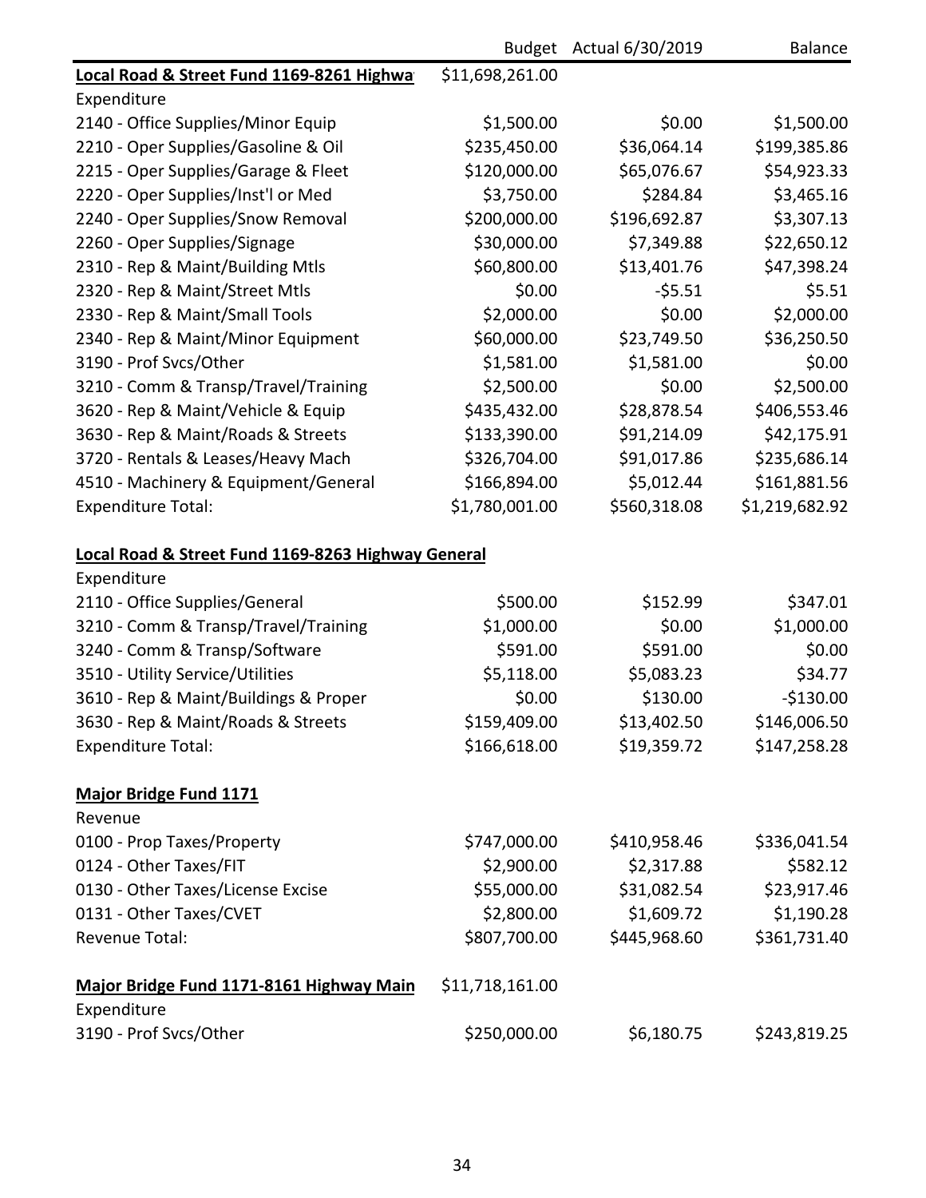| | Budget | Actual 6/30/2019 | Balance |
|---|---|---|---|
| **Local Road & Street Fund 1169-8261 Highwa** | $11,698,261.00 | | |
| Expenditure | | | |
| 2140 - Office Supplies/Minor Equip | $1,500.00 | $0.00 | $1,500.00 |
| 2210 - Oper Supplies/Gasoline & Oil | $235,450.00 | $36,064.14 | $199,385.86 |
| 2215 - Oper Supplies/Garage & Fleet | $120,000.00 | $65,076.67 | $54,923.33 |
| 2220 - Oper Supplies/Inst'l or Med | $3,750.00 | $284.84 | $3,465.16 |
| 2240 - Oper Supplies/Snow Removal | $200,000.00 | $196,692.87 | $3,307.13 |
| 2260 - Oper Supplies/Signage | $30,000.00 | $7,349.88 | $22,650.12 |
| 2310 - Rep & Maint/Building Mtls | $60,800.00 | $13,401.76 | $47,398.24 |
| 2320 - Rep & Maint/Street Mtls | $0.00 | -$5.51 | $5.51 |
| 2330 - Rep & Maint/Small Tools | $2,000.00 | $0.00 | $2,000.00 |
| 2340 - Rep & Maint/Minor Equipment | $60,000.00 | $23,749.50 | $36,250.50 |
| 3190 - Prof Svcs/Other | $1,581.00 | $1,581.00 | $0.00 |
| 3210 - Comm & Transp/Travel/Training | $2,500.00 | $0.00 | $2,500.00 |
| 3620 - Rep & Maint/Vehicle & Equip | $435,432.00 | $28,878.54 | $406,553.46 |
| 3630 - Rep & Maint/Roads & Streets | $133,390.00 | $91,214.09 | $42,175.91 |
| 3720 - Rentals & Leases/Heavy Mach | $326,704.00 | $91,017.86 | $235,686.14 |
| 4510 - Machinery & Equipment/General | $166,894.00 | $5,012.44 | $161,881.56 |
| Expenditure Total: | $1,780,001.00 | $560,318.08 | $1,219,682.92 |
| | | | |
| **Local Road & Street Fund 1169-8263 Highway General** | | | |
| Expenditure | | | |
| 2110 - Office Supplies/General | $500.00 | $152.99 | $347.01 |
| 3210 - Comm & Transp/Travel/Training | $1,000.00 | $0.00 | $1,000.00 |
| 3240 - Comm & Transp/Software | $591.00 | $591.00 | $0.00 |
| 3510 - Utility Service/Utilities | $5,118.00 | $5,083.23 | $34.77 |
| 3610 - Rep & Maint/Buildings & Proper | $0.00 | $130.00 | -$130.00 |
| 3630 - Rep & Maint/Roads & Streets | $159,409.00 | $13,402.50 | $146,006.50 |
| Expenditure Total: | $166,618.00 | $19,359.72 | $147,258.28 |
| | | | |
| **Major Bridge Fund 1171** | | | |
| Revenue | | | |
| 0100 - Prop Taxes/Property | $747,000.00 | $410,958.46 | $336,041.54 |
| 0124 - Other Taxes/FIT | $2,900.00 | $2,317.88 | $582.12 |
| 0130 - Other Taxes/License Excise | $55,000.00 | $31,082.54 | $23,917.46 |
| 0131 - Other Taxes/CVET | $2,800.00 | $1,609.72 | $1,190.28 |
| Revenue Total: | $807,700.00 | $445,968.60 | $361,731.40 |
| | | | |
| **Major Bridge Fund 1171-8161 Highway Main** | $11,718,161.00 | | |
| Expenditure | | | |
| 3190 - Prof Svcs/Other | $250,000.00 | $6,180.75 | $243,819.25 |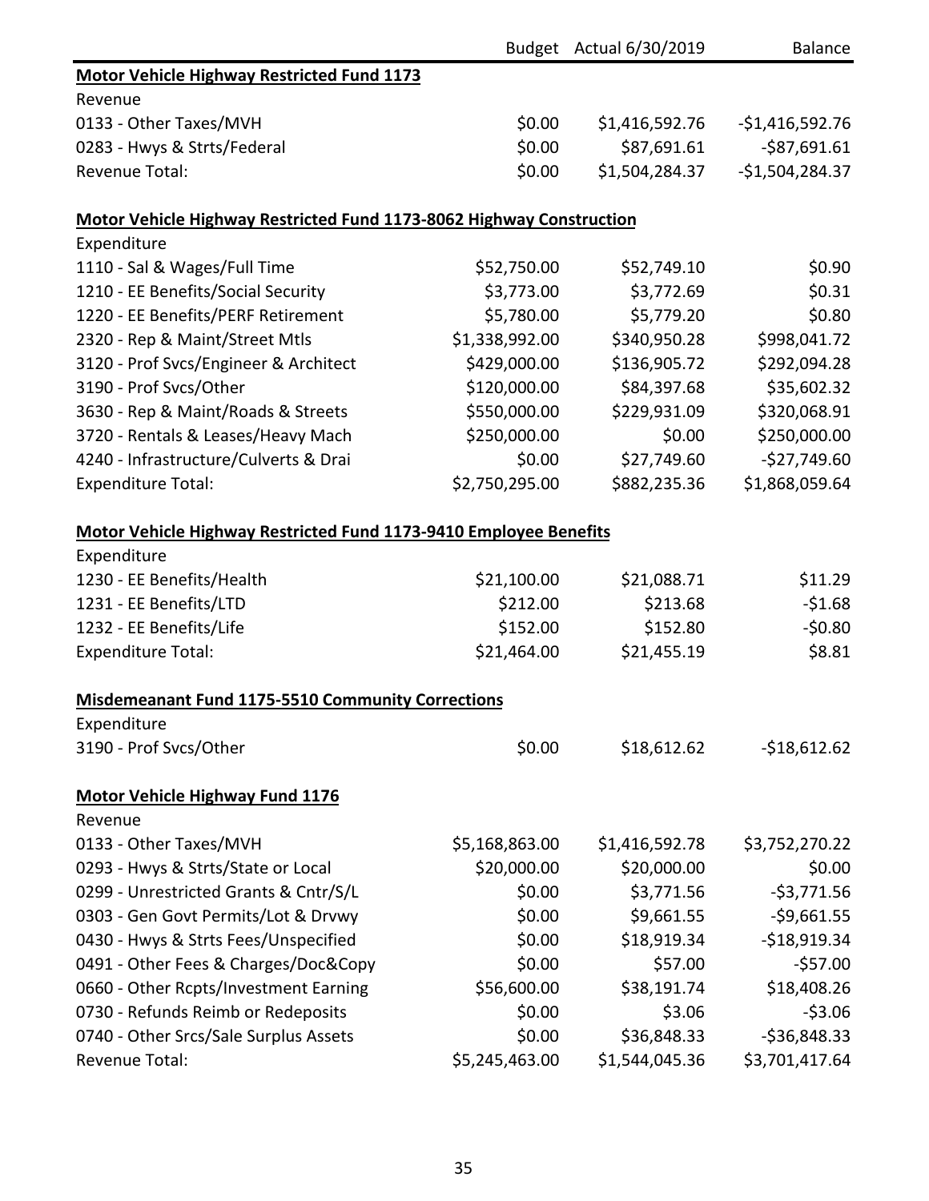| | Budget | Actual 6/30/2019 | Balance |
|---|---|---|---|
| **Motor Vehicle Highway Restricted Fund 1173** | | | |
| Revenue | | | |
| 0133 - Other Taxes/MVH | $0.00 | $1,416,592.76 | -$1,416,592.76 |
| 0283 - Hwys & Strts/Federal | $0.00 | $87,691.61 | -$87,691.61 |
| Revenue Total: | $0.00 | $1,504,284.37 | -$1,504,284.37 |
| | | | |
| **Motor Vehicle Highway Restricted Fund 1173-8062 Highway Construction** | | | |
| Expenditure | | | |
| 1110 - Sal & Wages/Full Time | $52,750.00 | $52,749.10 | $0.90 |
| 1210 - EE Benefits/Social Security | $3,773.00 | $3,772.69 | $0.31 |
| 1220 - EE Benefits/PERF Retirement | $5,780.00 | $5,779.20 | $0.80 |
| 2320 - Rep & Maint/Street Mtls | $1,338,992.00 | $340,950.28 | $998,041.72 |
| 3120 - Prof Svcs/Engineer & Architect | $429,000.00 | $136,905.72 | $292,094.28 |
| 3190 - Prof Svcs/Other | $120,000.00 | $84,397.68 | $35,602.32 |
| 3630 - Rep & Maint/Roads & Streets | $550,000.00 | $229,931.09 | $320,068.91 |
| 3720 - Rentals & Leases/Heavy Mach | $250,000.00 | $0.00 | $250,000.00 |
| 4240 - Infrastructure/Culverts & Drai | $0.00 | $27,749.60 | -$27,749.60 |
| Expenditure Total: | $2,750,295.00 | $882,235.36 | $1,868,059.64 |
| | | | |
| **Motor Vehicle Highway Restricted Fund 1173-9410 Employee Benefits** | | | |
| Expenditure | | | |
| 1230 - EE Benefits/Health | $21,100.00 | $21,088.71 | $11.29 |
| 1231 - EE Benefits/LTD | $212.00 | $213.68 | -$1.68 |
| 1232 - EE Benefits/Life | $152.00 | $152.80 | -$0.80 |
| Expenditure Total: | $21,464.00 | $21,455.19 | $8.81 |
| | | | |
| **Misdemeanant Fund 1175-5510 Community Corrections** | | | |
| Expenditure | | | |
| 3190 - Prof Svcs/Other | $0.00 | $18,612.62 | -$18,612.62 |
| | | | |
| **Motor Vehicle Highway Fund 1176** | | | |
| Revenue | | | |
| 0133 - Other Taxes/MVH | $5,168,863.00 | $1,416,592.78 | $3,752,270.22 |
| 0293 - Hwys & Strts/State or Local | $20,000.00 | $20,000.00 | $0.00 |
| 0299 - Unrestricted Grants & Cntr/S/L | $0.00 | $3,771.56 | -$3,771.56 |
| 0303 - Gen Govt Permits/Lot & Drvwy | $0.00 | $9,661.55 | -$9,661.55 |
| 0430 - Hwys & Strts Fees/Unspecified | $0.00 | $18,919.34 | -$18,919.34 |
| 0491 - Other Fees & Charges/Doc&Copy | $0.00 | $57.00 | -$57.00 |
| 0660 - Other Rcpts/Investment Earning | $56,600.00 | $38,191.74 | $18,408.26 |
| 0730 - Refunds Reimb or Redeposits | $0.00 | $3.06 | -$3.06 |
| 0740 - Other Srcs/Sale Surplus Assets | $0.00 | $36,848.33 | -$36,848.33 |
| Revenue Total: | $5,245,463.00 | $1,544,045.36 | $3,701,417.64 |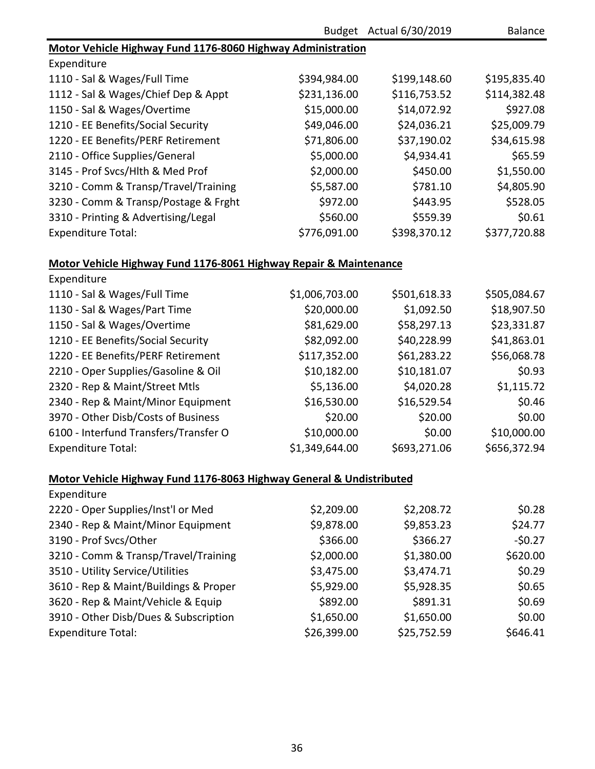| | Budget | Actual 6/30/2019 | Balance |
|---|---|---|---|
| **Motor Vehicle Highway Fund 1176-8060 Highway Administration** | | | |
| Expenditure | | | |
| 1110 - Sal & Wages/Full Time | $394,984.00 | $199,148.60 | $195,835.40 |
| 1112 - Sal & Wages/Chief Dep & Appt | $231,136.00 | $116,753.52 | $114,382.48 |
| 1150 - Sal & Wages/Overtime | $15,000.00 | $14,072.92 | $927.08 |
| 1210 - EE Benefits/Social Security | $49,046.00 | $24,036.21 | $25,009.79 |
| 1220 - EE Benefits/PERF Retirement | $71,806.00 | $37,190.02 | $34,615.98 |
| 2110 - Office Supplies/General | $5,000.00 | $4,934.41 | $65.59 |
| 3145 - Prof Svcs/Hlth & Med Prof | $2,000.00 | $450.00 | $1,550.00 |
| 3210 - Comm & Transp/Travel/Training | $5,587.00 | $781.10 | $4,805.90 |
| 3230 - Comm & Transp/Postage & Frght | $972.00 | $443.95 | $528.05 |
| 3310 - Printing & Advertising/Legal | $560.00 | $559.39 | $0.61 |
| Expenditure Total: | $776,091.00 | $398,370.12 | $377,720.88 |

| | Budget | Actual 6/30/2019 | Balance |
|---|---|---|---|
| **Motor Vehicle Highway Fund 1176-8061 Highway Repair & Maintenance** | | | |
| Expenditure | | | |
| 1110 - Sal & Wages/Full Time | $1,006,703.00 | $501,618.33 | $505,084.67 |
| 1130 - Sal & Wages/Part Time | $20,000.00 | $1,092.50 | $18,907.50 |
| 1150 - Sal & Wages/Overtime | $81,629.00 | $58,297.13 | $23,331.87 |
| 1210 - EE Benefits/Social Security | $82,092.00 | $40,228.99 | $41,863.01 |
| 1220 - EE Benefits/PERF Retirement | $117,352.00 | $61,283.22 | $56,068.78 |
| 2210 - Oper Supplies/Gasoline & Oil | $10,182.00 | $10,181.07 | $0.93 |
| 2320 - Rep & Maint/Street Mtls | $5,136.00 | $4,020.28 | $1,115.72 |
| 2340 - Rep & Maint/Minor Equipment | $16,530.00 | $16,529.54 | $0.46 |
| 3970 - Other Disb/Costs of Business | $20.00 | $20.00 | $0.00 |
| 6100 - Interfund Transfers/Transfer O | $10,000.00 | $0.00 | $10,000.00 |
| Expenditure Total: | $1,349,644.00 | $693,271.06 | $656,372.94 |

| | Budget | Actual 6/30/2019 | Balance |
|---|---|---|---|
| **Motor Vehicle Highway Fund 1176-8063 Highway General & Undistributed** | | | |
| Expenditure | | | |
| 2220 - Oper Supplies/Inst'l or Med | $2,209.00 | $2,208.72 | $0.28 |
| 2340 - Rep & Maint/Minor Equipment | $9,878.00 | $9,853.23 | $24.77 |
| 3190 - Prof Svcs/Other | $366.00 | $366.27 | -$0.27 |
| 3210 - Comm & Transp/Travel/Training | $2,000.00 | $1,380.00 | $620.00 |
| 3510 - Utility Service/Utilities | $3,475.00 | $3,474.71 | $0.29 |
| 3610 - Rep & Maint/Buildings & Proper | $5,929.00 | $5,928.35 | $0.65 |
| 3620 - Rep & Maint/Vehicle & Equip | $892.00 | $891.31 | $0.69 |
| 3910 - Other Disb/Dues & Subscription | $1,650.00 | $1,650.00 | $0.00 |
| Expenditure Total: | $26,399.00 | $25,752.59 | $646.41 |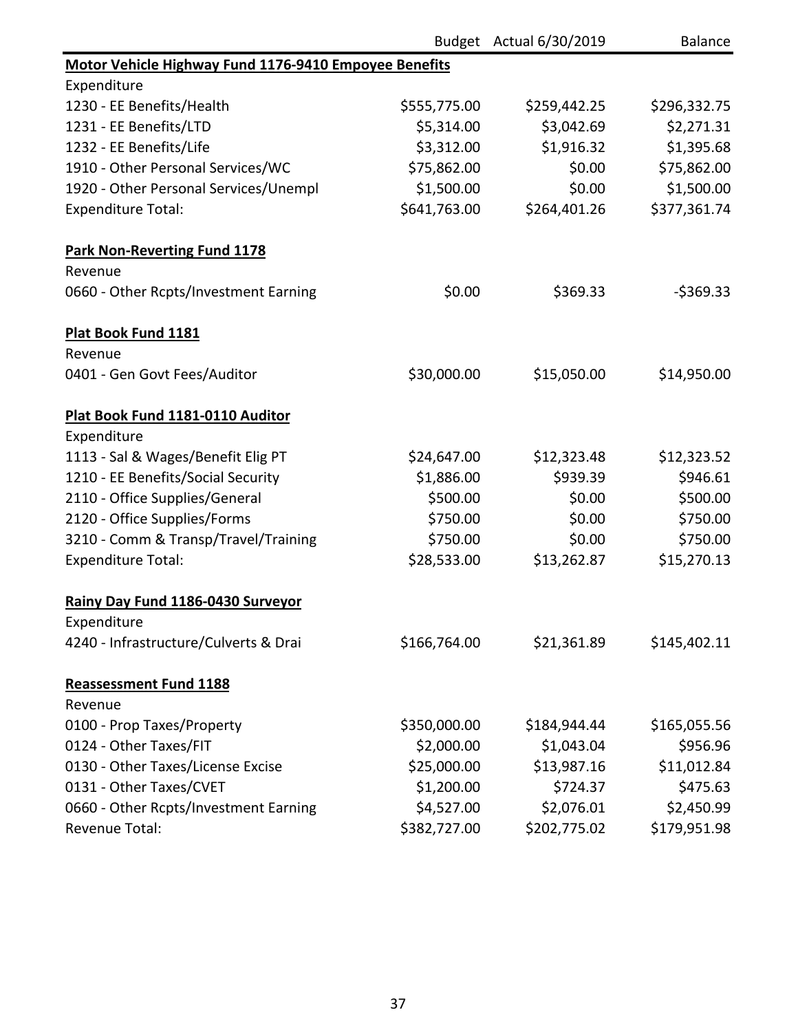| | Budget | Actual 6/30/2019 | Balance |
|---|---|---|---|
| **Motor Vehicle Highway Fund 1176-9410 Empoyee Benefits** | | | |
| Expenditure | | | |
| 1230 - EE Benefits/Health | $555,775.00 | $259,442.25 | $296,332.75 |
| 1231 - EE Benefits/LTD | $5,314.00 | $3,042.69 | $2,271.31 |
| 1232 - EE Benefits/Life | $3,312.00 | $1,916.32 | $1,395.68 |
| 1910 - Other Personal Services/WC | $75,862.00 | $0.00 | $75,862.00 |
| 1920 - Other Personal Services/Unempl | $1,500.00 | $0.00 | $1,500.00 |
| Expenditure Total: | $641,763.00 | $264,401.26 | $377,361.74 |
| | | | |
| **Park Non-Reverting Fund 1178** | | | |
| Revenue | | | |
| 0660 - Other Rcpts/Investment Earning | $0.00 | $369.33 | -$369.33 |
| | | | |
| **Plat Book Fund 1181** | | | |
| Revenue | | | |
| 0401 - Gen Govt Fees/Auditor | $30,000.00 | $15,050.00 | $14,950.00 |
| | | | |
| **Plat Book Fund 1181-0110 Auditor** | | | |
| Expenditure | | | |
| 1113 - Sal & Wages/Benefit Elig PT | $24,647.00 | $12,323.48 | $12,323.52 |
| 1210 - EE Benefits/Social Security | $1,886.00 | $939.39 | $946.61 |
| 2110 - Office Supplies/General | $500.00 | $0.00 | $500.00 |
| 2120 - Office Supplies/Forms | $750.00 | $0.00 | $750.00 |
| 3210 - Comm & Transp/Travel/Training | $750.00 | $0.00 | $750.00 |
| Expenditure Total: | $28,533.00 | $13,262.87 | $15,270.13 |
| | | | |
| **Rainy Day Fund 1186-0430 Surveyor** | | | |
| Expenditure | | | |
| 4240 - Infrastructure/Culverts & Drai | $166,764.00 | $21,361.89 | $145,402.11 |
| | | | |
| **Reassessment Fund 1188** | | | |
| Revenue | | | |
| 0100 - Prop Taxes/Property | $350,000.00 | $184,944.44 | $165,055.56 |
| 0124 - Other Taxes/FIT | $2,000.00 | $1,043.04 | $956.96 |
| 0130 - Other Taxes/License Excise | $25,000.00 | $13,987.16 | $11,012.84 |
| 0131 - Other Taxes/CVET | $1,200.00 | $724.37 | $475.63 |
| 0660 - Other Rcpts/Investment Earning | $4,527.00 | $2,076.01 | $2,450.99 |
| Revenue Total: | $382,727.00 | $202,775.02 | $179,951.98 |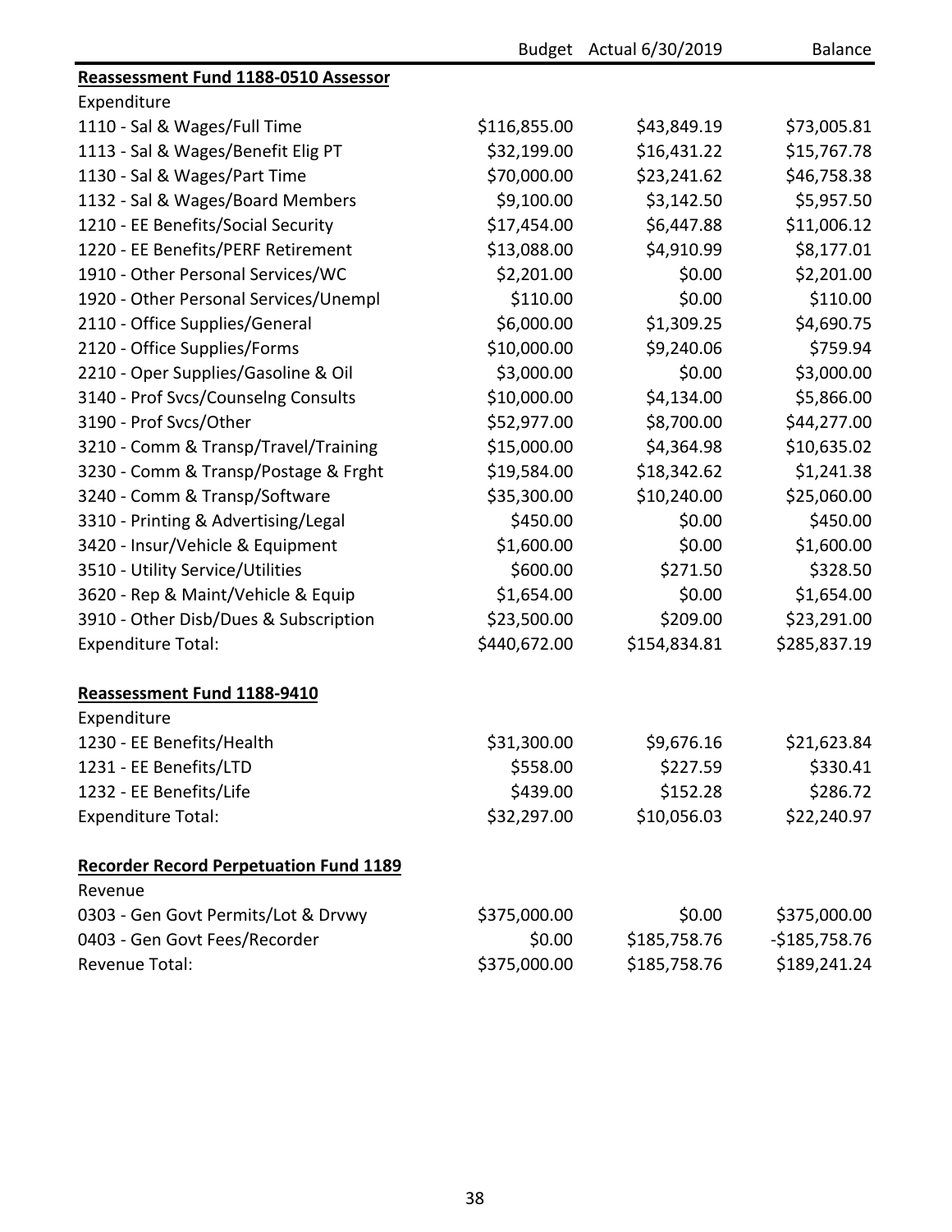| | Budget | Actual 6/30/2019 | Balance |
|---|---|---|---|
| **Reassessment Fund 1188-0510 Assessor** | | | |
| Expenditure | | | |
| 1110 - Sal & Wages/Full Time | $116,855.00 | $43,849.19 | $73,005.81 |
| 1113 - Sal & Wages/Benefit Elig PT | $32,199.00 | $16,431.22 | $15,767.78 |
| 1130 - Sal & Wages/Part Time | $70,000.00 | $23,241.62 | $46,758.38 |
| 1132 - Sal & Wages/Board Members | $9,100.00 | $3,142.50 | $5,957.50 |
| 1210 - EE Benefits/Social Security | $17,454.00 | $6,447.88 | $11,006.12 |
| 1220 - EE Benefits/PERF Retirement | $13,088.00 | $4,910.99 | $8,177.01 |
| 1910 - Other Personal Services/WC | $2,201.00 | $0.00 | $2,201.00 |
| 1920 - Other Personal Services/Unempl | $110.00 | $0.00 | $110.00 |
| 2110 - Office Supplies/General | $6,000.00 | $1,309.25 | $4,690.75 |
| 2120 - Office Supplies/Forms | $10,000.00 | $9,240.06 | $759.94 |
| 2210 - Oper Supplies/Gasoline & Oil | $3,000.00 | $0.00 | $3,000.00 |
| 3140 - Prof Svcs/Counselng Consults | $10,000.00 | $4,134.00 | $5,866.00 |
| 3190 - Prof Svcs/Other | $52,977.00 | $8,700.00 | $44,277.00 |
| 3210 - Comm & Transp/Travel/Training | $15,000.00 | $4,364.98 | $10,635.02 |
| 3230 - Comm & Transp/Postage & Frght | $19,584.00 | $18,342.62 | $1,241.38 |
| 3240 - Comm & Transp/Software | $35,300.00 | $10,240.00 | $25,060.00 |
| 3310 - Printing & Advertising/Legal | $450.00 | $0.00 | $450.00 |
| 3420 - Insur/Vehicle & Equipment | $1,600.00 | $0.00 | $1,600.00 |
| 3510 - Utility Service/Utilities | $600.00 | $271.50 | $328.50 |
| 3620 - Rep & Maint/Vehicle & Equip | $1,654.00 | $0.00 | $1,654.00 |
| 3910 - Other Disb/Dues & Subscription | $23,500.00 | $209.00 | $23,291.00 |
| Expenditure Total: | $440,672.00 | $154,834.81 | $285,837.19 |
| | | | |
| **Reassessment Fund 1188-9410** | | | |
| Expenditure | | | |
| 1230 - EE Benefits/Health | $31,300.00 | $9,676.16 | $21,623.84 |
| 1231 - EE Benefits/LTD | $558.00 | $227.59 | $330.41 |
| 1232 - EE Benefits/Life | $439.00 | $152.28 | $286.72 |
| Expenditure Total: | $32,297.00 | $10,056.03 | $22,240.97 |
| | | | |
| **Recorder Record Perpetuation Fund 1189** | | | |
| Revenue | | | |
| 0303 - Gen Govt Permits/Lot & Drvwy | $375,000.00 | $0.00 | $375,000.00 |
| 0403 - Gen Govt Fees/Recorder | $0.00 | $185,758.76 | -$185,758.76 |
| Revenue Total: | $375,000.00 | $185,758.76 | $189,241.24 |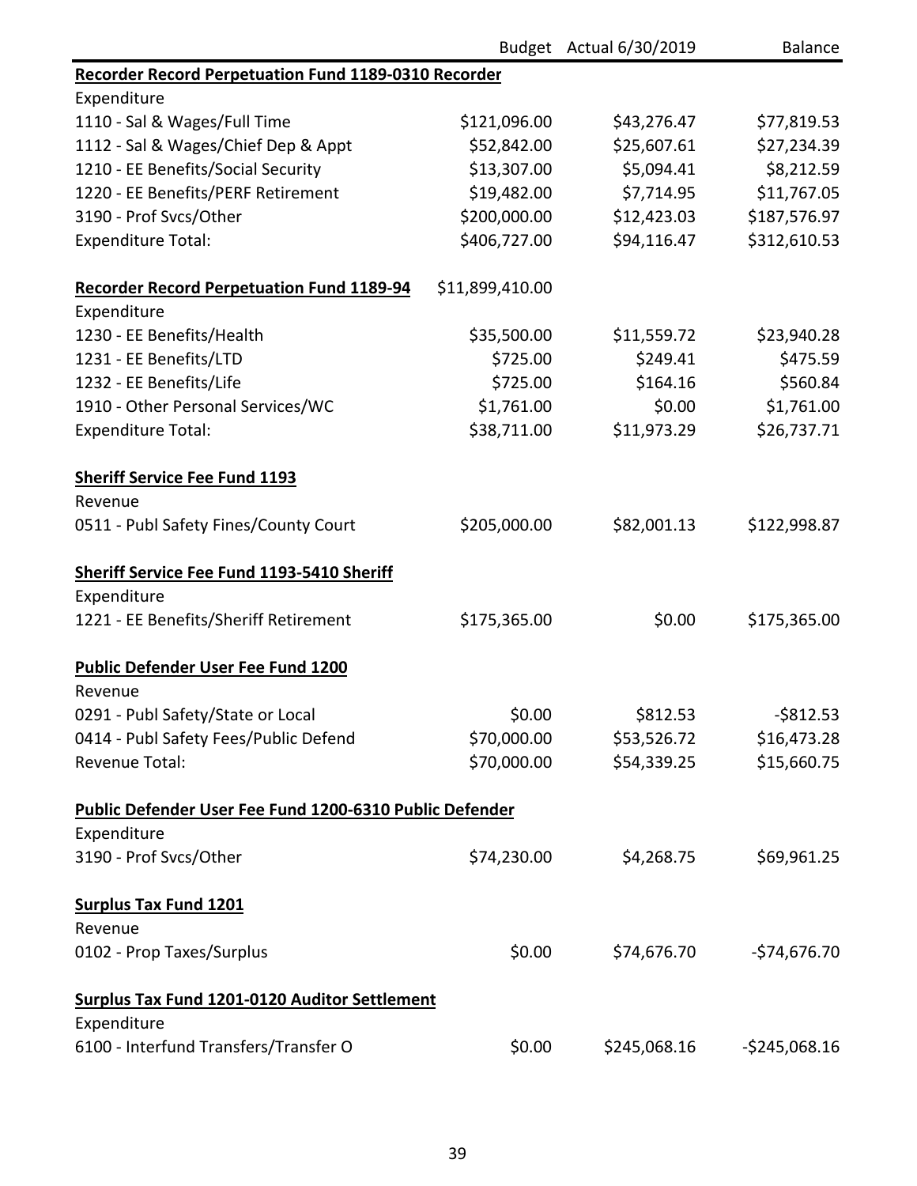| | Budget | Actual 6/30/2019 | Balance |
|---|---|---|---|
| **Recorder Record Perpetuation Fund 1189-0310 Recorder** | | | |
| Expenditure | | | |
| 1110 - Sal & Wages/Full Time | $121,096.00 | $43,276.47 | $77,819.53 |
| 1112 - Sal & Wages/Chief Dep & Appt | $52,842.00 | $25,607.61 | $27,234.39 |
| 1210 - EE Benefits/Social Security | $13,307.00 | $5,094.41 | $8,212.59 |
| 1220 - EE Benefits/PERF Retirement | $19,482.00 | $7,714.95 | $11,767.05 |
| 3190 - Prof Svcs/Other | $200,000.00 | $12,423.03 | $187,576.97 |
| Expenditure Total: | $406,727.00 | $94,116.47 | $312,610.53 |
| | | | |
| **Recorder Record Perpetuation Fund 1189-94** | $11,899,410.00 | | |
| Expenditure | | | |
| 1230 - EE Benefits/Health | $35,500.00 | $11,559.72 | $23,940.28 |
| 1231 - EE Benefits/LTD | $725.00 | $249.41 | $475.59 |
| 1232 - EE Benefits/Life | $725.00 | $164.16 | $560.84 |
| 1910 - Other Personal Services/WC | $1,761.00 | $0.00 | $1,761.00 |
| Expenditure Total: | $38,711.00 | $11,973.29 | $26,737.71 |
| | | | |
| **Sheriff Service Fee Fund 1193** | | | |
| Revenue | | | |
| 0511 - Publ Safety Fines/County Court | $205,000.00 | $82,001.13 | $122,998.87 |
| | | | |
| **Sheriff Service Fee Fund 1193-5410 Sheriff** | | | |
| Expenditure | | | |
| 1221 - EE Benefits/Sheriff Retirement | $175,365.00 | $0.00 | $175,365.00 |
| | | | |
| **Public Defender User Fee Fund 1200** | | | |
| Revenue | | | |
| 0291 - Publ Safety/State or Local | $0.00 | $812.53 | -$812.53 |
| 0414 - Publ Safety Fees/Public Defend | $70,000.00 | $53,526.72 | $16,473.28 |
| Revenue Total: | $70,000.00 | $54,339.25 | $15,660.75 |
| | | | |
| **Public Defender User Fee Fund 1200-6310 Public Defender** | | | |
| Expenditure | | | |
| 3190 - Prof Svcs/Other | $74,230.00 | $4,268.75 | $69,961.25 |
| | | | |
| **Surplus Tax Fund 1201** | | | |
| Revenue | | | |
| 0102 - Prop Taxes/Surplus | $0.00 | $74,676.70 | -$74,676.70 |
| | | | |
| **Surplus Tax Fund 1201-0120 Auditor Settlement** | | | |
| Expenditure | | | |
| 6100 - Interfund Transfers/Transfer O | $0.00 | $245,068.16 | -$245,068.16 |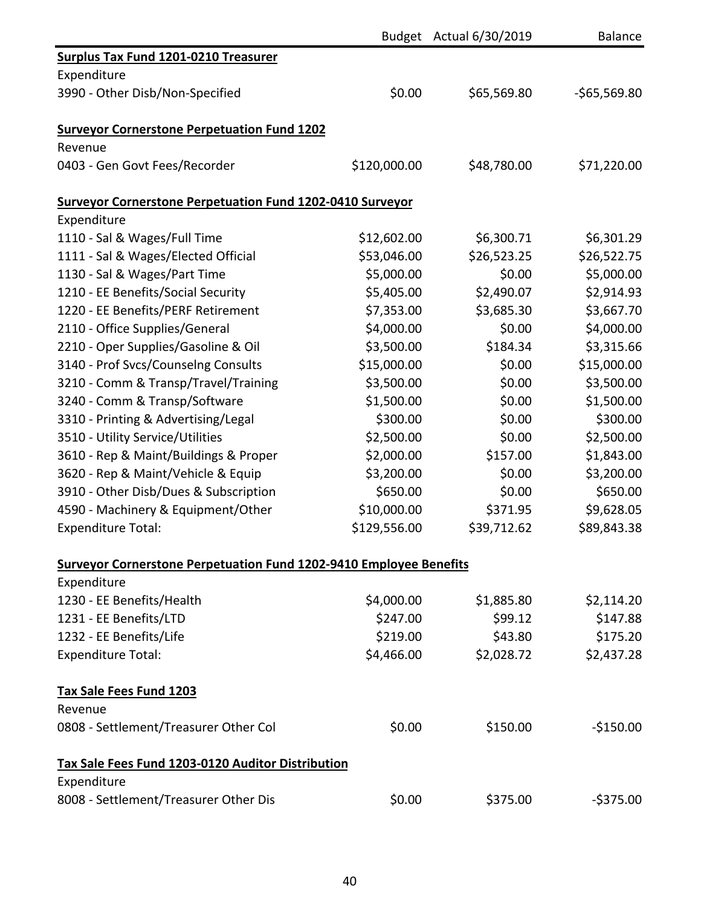| | Budget | Actual 6/30/2019 | Balance |
|---|---|---|---|
| **Surplus Tax Fund 1201-0210 Treasurer** | | | |
| Expenditure | | | |
| 3990 - Other Disb/Non-Specified | $0.00 | $65,569.80 | -$65,569.80 |
| | | | |
| **Surveyor Cornerstone Perpetuation Fund 1202** | | | |
| Revenue | | | |
| 0403 - Gen Govt Fees/Recorder | $120,000.00 | $48,780.00 | $71,220.00 |
| | | | |
| **Surveyor Cornerstone Perpetuation Fund 1202-0410 Surveyor** | | | |
| Expenditure | | | |
| 1110 - Sal & Wages/Full Time | $12,602.00 | $6,300.71 | $6,301.29 |
| 1111 - Sal & Wages/Elected Official | $53,046.00 | $26,523.25 | $26,522.75 |
| 1130 - Sal & Wages/Part Time | $5,000.00 | $0.00 | $5,000.00 |
| 1210 - EE Benefits/Social Security | $5,405.00 | $2,490.07 | $2,914.93 |
| 1220 - EE Benefits/PERF Retirement | $7,353.00 | $3,685.30 | $3,667.70 |
| 2110 - Office Supplies/General | $4,000.00 | $0.00 | $4,000.00 |
| 2210 - Oper Supplies/Gasoline & Oil | $3,500.00 | $184.34 | $3,315.66 |
| 3140 - Prof Svcs/Counselng Consults | $15,000.00 | $0.00 | $15,000.00 |
| 3210 - Comm & Transp/Travel/Training | $3,500.00 | $0.00 | $3,500.00 |
| 3240 - Comm & Transp/Software | $1,500.00 | $0.00 | $1,500.00 |
| 3310 - Printing & Advertising/Legal | $300.00 | $0.00 | $300.00 |
| 3510 - Utility Service/Utilities | $2,500.00 | $0.00 | $2,500.00 |
| 3610 - Rep & Maint/Buildings & Proper | $2,000.00 | $157.00 | $1,843.00 |
| 3620 - Rep & Maint/Vehicle & Equip | $3,200.00 | $0.00 | $3,200.00 |
| 3910 - Other Disb/Dues & Subscription | $650.00 | $0.00 | $650.00 |
| 4590 - Machinery & Equipment/Other | $10,000.00 | $371.95 | $9,628.05 |
| Expenditure Total: | $129,556.00 | $39,712.62 | $89,843.38 |
| | | | |
| **Surveyor Cornerstone Perpetuation Fund 1202-9410 Employee Benefits** | | | |
| Expenditure | | | |
| 1230 - EE Benefits/Health | $4,000.00 | $1,885.80 | $2,114.20 |
| 1231 - EE Benefits/LTD | $247.00 | $99.12 | $147.88 |
| 1232 - EE Benefits/Life | $219.00 | $43.80 | $175.20 |
| Expenditure Total: | $4,466.00 | $2,028.72 | $2,437.28 |
| | | | |
| **Tax Sale Fees Fund 1203** | | | |
| Revenue | | | |
| 0808 - Settlement/Treasurer Other Col | $0.00 | $150.00 | -$150.00 |
| | | | |
| **Tax Sale Fees Fund 1203-0120 Auditor Distribution** | | | |
| Expenditure | | | |
| 8008 - Settlement/Treasurer Other Dis | $0.00 | $375.00 | -$375.00 |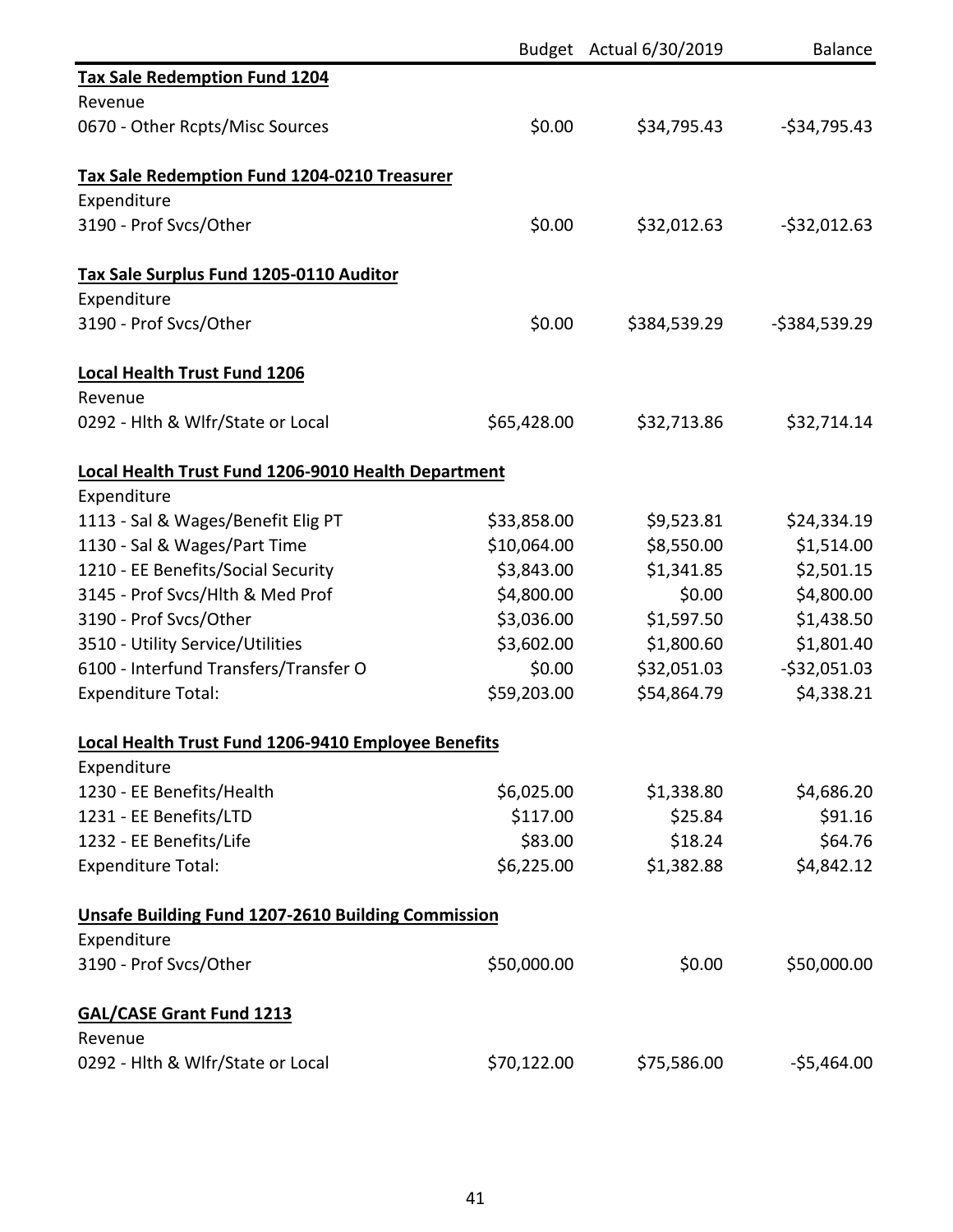| | Budget | Actual 6/30/2019 | Balance |
|---|---|---|---|
| **Tax Sale Redemption Fund 1204** | | | |
| Revenue | | | |
| 0670 - Other Rcpts/Misc Sources | $0.00 | $34,795.43 | -$34,795.43 |
| | | | |
| **Tax Sale Redemption Fund 1204-0210 Treasurer** | | | |
| Expenditure | | | |
| 3190 - Prof Svcs/Other | $0.00 | $32,012.63 | -$32,012.63 |
| | | | |
| **Tax Sale Surplus Fund 1205-0110 Auditor** | | | |
| Expenditure | | | |
| 3190 - Prof Svcs/Other | $0.00 | $384,539.29 | -$384,539.29 |
| | | | |
| **Local Health Trust Fund 1206** | | | |
| Revenue | | | |
| 0292 - Hlth & Wlfr/State or Local | $65,428.00 | $32,713.86 | $32,714.14 |
| | | | |
| **Local Health Trust Fund 1206-9010 Health Department** | | | |
| Expenditure | | | |
| 1113 - Sal & Wages/Benefit Elig PT | $33,858.00 | $9,523.81 | $24,334.19 |
| 1130 - Sal & Wages/Part Time | $10,064.00 | $8,550.00 | $1,514.00 |
| 1210 - EE Benefits/Social Security | $3,843.00 | $1,341.85 | $2,501.15 |
| 3145 - Prof Svcs/Hlth & Med Prof | $4,800.00 | $0.00 | $4,800.00 |
| 3190 - Prof Svcs/Other | $3,036.00 | $1,597.50 | $1,438.50 |
| 3510 - Utility Service/Utilities | $3,602.00 | $1,800.60 | $1,801.40 |
| 6100 - Interfund Transfers/Transfer O | $0.00 | $32,051.03 | -$32,051.03 |
| Expenditure Total: | $59,203.00 | $54,864.79 | $4,338.21 |
| | | | |
| **Local Health Trust Fund 1206-9410 Employee Benefits** | | | |
| Expenditure | | | |
| 1230 - EE Benefits/Health | $6,025.00 | $1,338.80 | $4,686.20 |
| 1231 - EE Benefits/LTD | $117.00 | $25.84 | $91.16 |
| 1232 - EE Benefits/Life | $83.00 | $18.24 | $64.76 |
| Expenditure Total: | $6,225.00 | $1,382.88 | $4,842.12 |
| | | | |
| **Unsafe Building Fund 1207-2610 Building Commission** | | | |
| Expenditure | | | |
| 3190 - Prof Svcs/Other | $50,000.00 | $0.00 | $50,000.00 |
| | | | |
| **GAL/CASE Grant Fund 1213** | | | |
| Revenue | | | |
| 0292 - Hlth & Wlfr/State or Local | $70,122.00 | $75,586.00 | -$5,464.00 |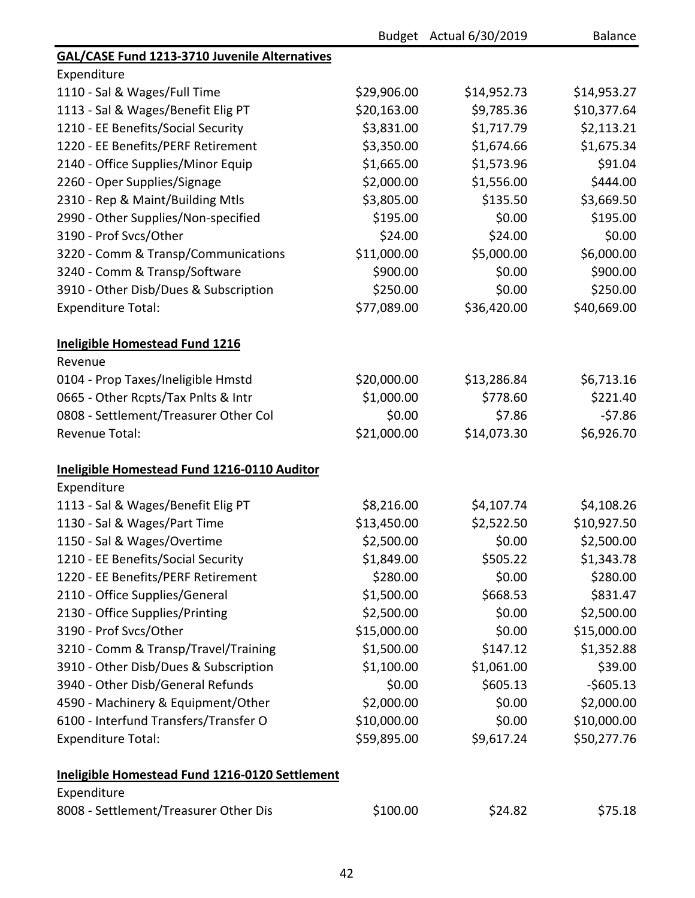| | Budget | Actual 6/30/2019 | Balance |
|---|---|---|---|
| **GAL/CASE Fund 1213-3710 Juvenile Alternatives** | | | |
| Expenditure | | | |
| 1110 - Sal & Wages/Full Time | $29,906.00 | $14,952.73 | $14,953.27 |
| 1113 - Sal & Wages/Benefit Elig PT | $20,163.00 | $9,785.36 | $10,377.64 |
| 1210 - EE Benefits/Social Security | $3,831.00 | $1,717.79 | $2,113.21 |
| 1220 - EE Benefits/PERF Retirement | $3,350.00 | $1,674.66 | $1,675.34 |
| 2140 - Office Supplies/Minor Equip | $1,665.00 | $1,573.96 | $91.04 |
| 2260 - Oper Supplies/Signage | $2,000.00 | $1,556.00 | $444.00 |
| 2310 - Rep & Maint/Building Mtls | $3,805.00 | $135.50 | $3,669.50 |
| 2990 - Other Supplies/Non-specified | $195.00 | $0.00 | $195.00 |
| 3190 - Prof Svcs/Other | $24.00 | $24.00 | $0.00 |
| 3220 - Comm & Transp/Communications | $11,000.00 | $5,000.00 | $6,000.00 |
| 3240 - Comm & Transp/Software | $900.00 | $0.00 | $900.00 |
| 3910 - Other Disb/Dues & Subscription | $250.00 | $0.00 | $250.00 |
| Expenditure Total: | $77,089.00 | $36,420.00 | $40,669.00 |
| | | | |
| **Ineligible Homestead Fund 1216** | | | |
| Revenue | | | |
| 0104 - Prop Taxes/Ineligible Hmstd | $20,000.00 | $13,286.84 | $6,713.16 |
| 0665 - Other Rcpts/Tax Pnlts & Intr | $1,000.00 | $778.60 | $221.40 |
| 0808 - Settlement/Treasurer Other Col | $0.00 | $7.86 | -$7.86 |
| Revenue Total: | $21,000.00 | $14,073.30 | $6,926.70 |
| | | | |
| **Ineligible Homestead Fund 1216-0110 Auditor** | | | |
| Expenditure | | | |
| 1113 - Sal & Wages/Benefit Elig PT | $8,216.00 | $4,107.74 | $4,108.26 |
| 1130 - Sal & Wages/Part Time | $13,450.00 | $2,522.50 | $10,927.50 |
| 1150 - Sal & Wages/Overtime | $2,500.00 | $0.00 | $2,500.00 |
| 1210 - EE Benefits/Social Security | $1,849.00 | $505.22 | $1,343.78 |
| 1220 - EE Benefits/PERF Retirement | $280.00 | $0.00 | $280.00 |
| 2110 - Office Supplies/General | $1,500.00 | $668.53 | $831.47 |
| 2130 - Office Supplies/Printing | $2,500.00 | $0.00 | $2,500.00 |
| 3190 - Prof Svcs/Other | $15,000.00 | $0.00 | $15,000.00 |
| 3210 - Comm & Transp/Travel/Training | $1,500.00 | $147.12 | $1,352.88 |
| 3910 - Other Disb/Dues & Subscription | $1,100.00 | $1,061.00 | $39.00 |
| 3940 - Other Disb/General Refunds | $0.00 | $605.13 | -$605.13 |
| 4590 - Machinery & Equipment/Other | $2,000.00 | $0.00 | $2,000.00 |
| 6100 - Interfund Transfers/Transfer O | $10,000.00 | $0.00 | $10,000.00 |
| Expenditure Total: | $59,895.00 | $9,617.24 | $50,277.76 |
| | | | |
| **Ineligible Homestead Fund 1216-0120 Settlement** | | | |
| Expenditure | | | |
| 8008 - Settlement/Treasurer Other Dis | $100.00 | $24.82 | $75.18 |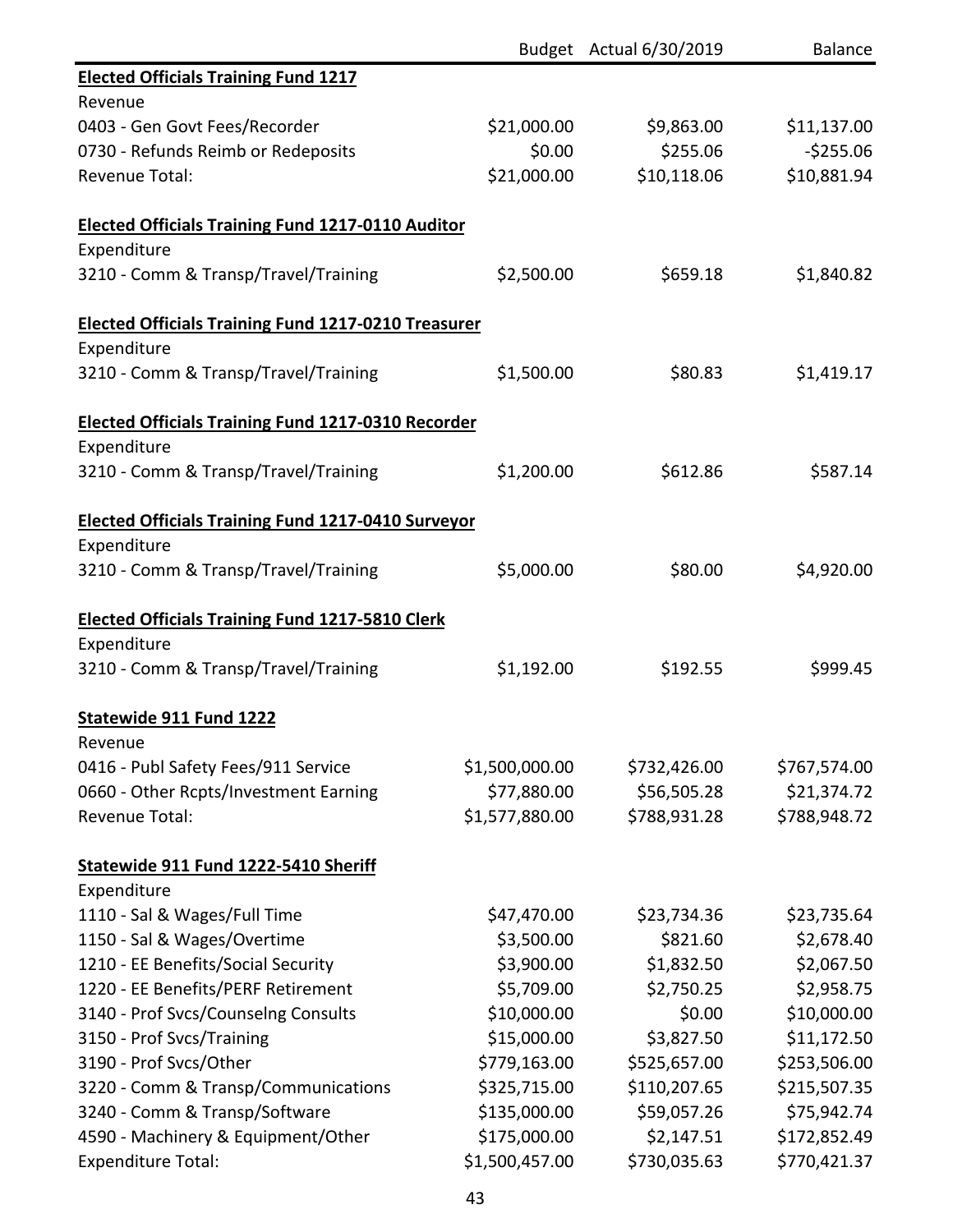| | Budget | Actual 6/30/2019 | Balance |
|---|---|---|---|
| **Elected Officials Training Fund 1217** | | | |
| Revenue | | | |
| 0403 - Gen Govt Fees/Recorder | $21,000.00 | $9,863.00 | $11,137.00 |
| 0730 - Refunds Reimb or Redeposits | $0.00 | $255.06 | -$255.06 |
| Revenue Total: | $21,000.00 | $10,118.06 | $10,881.94 |
| | | | |
| **Elected Officials Training Fund 1217-0110 Auditor** | | | |
| Expenditure | | | |
| 3210 - Comm & Transp/Travel/Training | $2,500.00 | $659.18 | $1,840.82 |
| | | | |
| **Elected Officials Training Fund 1217-0210 Treasurer** | | | |
| Expenditure | | | |
| 3210 - Comm & Transp/Travel/Training | $1,500.00 | $80.83 | $1,419.17 |
| | | | |
| **Elected Officials Training Fund 1217-0310 Recorder** | | | |
| Expenditure | | | |
| 3210 - Comm & Transp/Travel/Training | $1,200.00 | $612.86 | $587.14 |
| | | | |
| **Elected Officials Training Fund 1217-0410 Surveyor** | | | |
| Expenditure | | | |
| 3210 - Comm & Transp/Travel/Training | $5,000.00 | $80.00 | $4,920.00 |
| | | | |
| **Elected Officials Training Fund 1217-5810 Clerk** | | | |
| Expenditure | | | |
| 3210 - Comm & Transp/Travel/Training | $1,192.00 | $192.55 | $999.45 |
| | | | |
| **Statewide 911 Fund 1222** | | | |
| Revenue | | | |
| 0416 - Publ Safety Fees/911 Service | $1,500,000.00 | $732,426.00 | $767,574.00 |
| 0660 - Other Rcpts/Investment Earning | $77,880.00 | $56,505.28 | $21,374.72 |
| Revenue Total: | $1,577,880.00 | $788,931.28 | $788,948.72 |
| | | | |
| **Statewide 911 Fund 1222-5410 Sheriff** | | | |
| Expenditure | | | |
| 1110 - Sal & Wages/Full Time | $47,470.00 | $23,734.36 | $23,735.64 |
| 1150 - Sal & Wages/Overtime | $3,500.00 | $821.60 | $2,678.40 |
| 1210 - EE Benefits/Social Security | $3,900.00 | $1,832.50 | $2,067.50 |
| 1220 - EE Benefits/PERF Retirement | $5,709.00 | $2,750.25 | $2,958.75 |
| 3140 - Prof Svcs/Counselng Consults | $10,000.00 | $0.00 | $10,000.00 |
| 3150 - Prof Svcs/Training | $15,000.00 | $3,827.50 | $11,172.50 |
| 3190 - Prof Svcs/Other | $779,163.00 | $525,657.00 | $253,506.00 |
| 3220 - Comm & Transp/Communications | $325,715.00 | $110,207.65 | $215,507.35 |
| 3240 - Comm & Transp/Software | $135,000.00 | $59,057.26 | $75,942.74 |
| 4590 - Machinery & Equipment/Other | $175,000.00 | $2,147.51 | $172,852.49 |
| Expenditure Total: | $1,500,457.00 | $730,035.63 | $770,421.37 |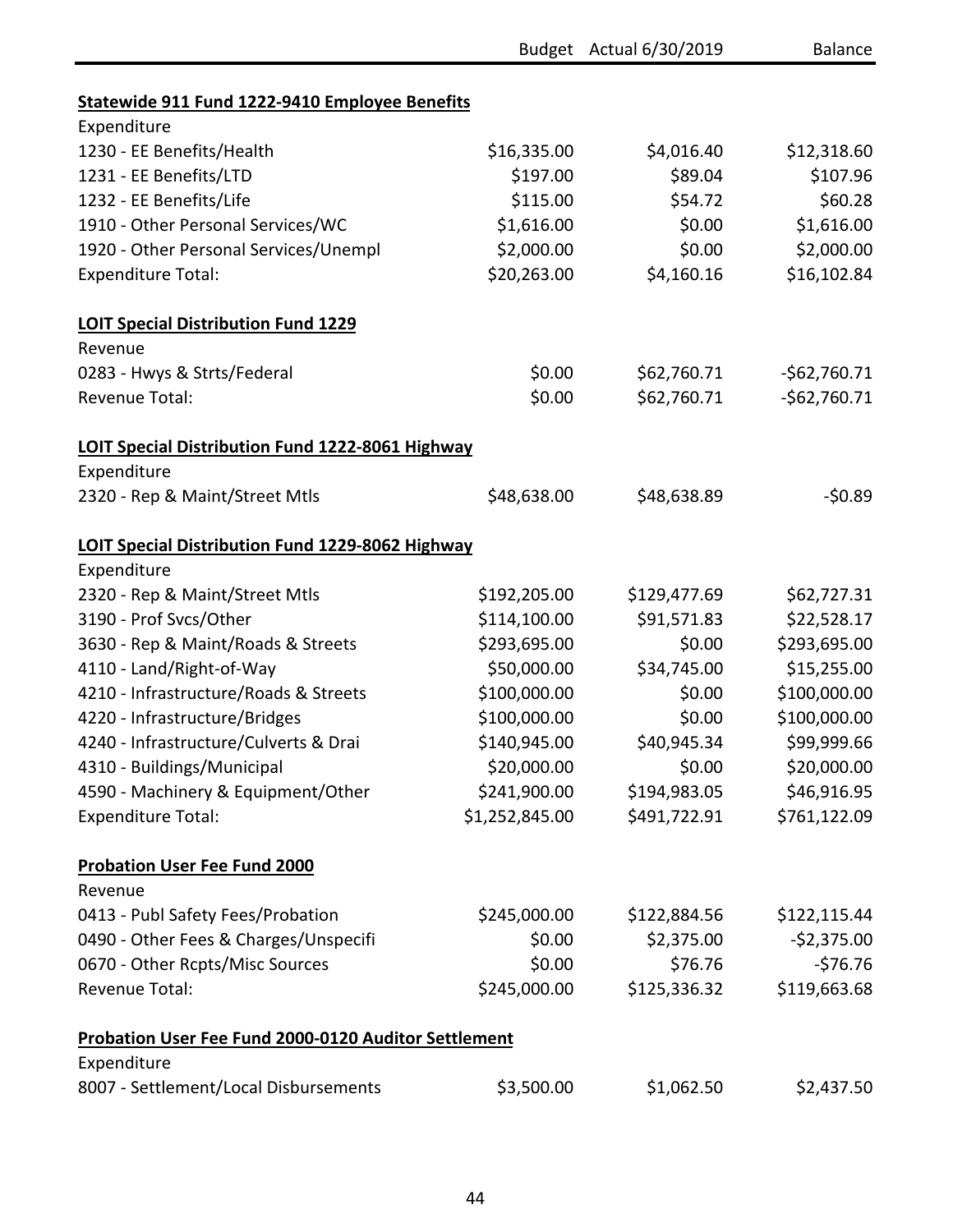| | Budget | Actual 6/30/2019 | Balance |
|---|---|---|---|
| **Statewide 911 Fund 1222-9410 Employee Benefits** | | | |
| Expenditure | | | |
| 1230 - EE Benefits/Health | $16,335.00 | $4,016.40 | $12,318.60 |
| 1231 - EE Benefits/LTD | $197.00 | $89.04 | $107.96 |
| 1232 - EE Benefits/Life | $115.00 | $54.72 | $60.28 |
| 1910 - Other Personal Services/WC | $1,616.00 | $0.00 | $1,616.00 |
| 1920 - Other Personal Services/Unempl | $2,000.00 | $0.00 | $2,000.00 |
| Expenditure Total: | $20,263.00 | $4,160.16 | $16,102.84 |
| **LOIT Special Distribution Fund 1229** | | | |
| Revenue | | | |
| 0283 - Hwys & Strts/Federal | $0.00 | $62,760.71 | -$62,760.71 |
| Revenue Total: | $0.00 | $62,760.71 | -$62,760.71 |
| **LOIT Special Distribution Fund 1222-8061 Highway** | | | |
| Expenditure | | | |
| 2320 - Rep & Maint/Street Mtls | $48,638.00 | $48,638.89 | -$0.89 |
| **LOIT Special Distribution Fund 1229-8062 Highway** | | | |
| Expenditure | | | |
| 2320 - Rep & Maint/Street Mtls | $192,205.00 | $129,477.69 | $62,727.31 |
| 3190 - Prof Svcs/Other | $114,100.00 | $91,571.83 | $22,528.17 |
| 3630 - Rep & Maint/Roads & Streets | $293,695.00 | $0.00 | $293,695.00 |
| 4110 - Land/Right-of-Way | $50,000.00 | $34,745.00 | $15,255.00 |
| 4210 - Infrastructure/Roads & Streets | $100,000.00 | $0.00 | $100,000.00 |
| 4220 - Infrastructure/Bridges | $100,000.00 | $0.00 | $100,000.00 |
| 4240 - Infrastructure/Culverts & Drai | $140,945.00 | $40,945.34 | $99,999.66 |
| 4310 - Buildings/Municipal | $20,000.00 | $0.00 | $20,000.00 |
| 4590 - Machinery & Equipment/Other | $241,900.00 | $194,983.05 | $46,916.95 |
| Expenditure Total: | $1,252,845.00 | $491,722.91 | $761,122.09 |
| **Probation User Fee Fund 2000** | | | |
| Revenue | | | |
| 0413 - Publ Safety Fees/Probation | $245,000.00 | $122,884.56 | $122,115.44 |
| 0490 - Other Fees & Charges/Unspecifi | $0.00 | $2,375.00 | -$2,375.00 |
| 0670 - Other Rcpts/Misc Sources | $0.00 | $76.76 | -$76.76 |
| Revenue Total: | $245,000.00 | $125,336.32 | $119,663.68 |
| **Probation User Fee Fund 2000-0120 Auditor Settlement** | | | |
| Expenditure | | | |
| 8007 - Settlement/Local Disbursements | $3,500.00 | $1,062.50 | $2,437.50 |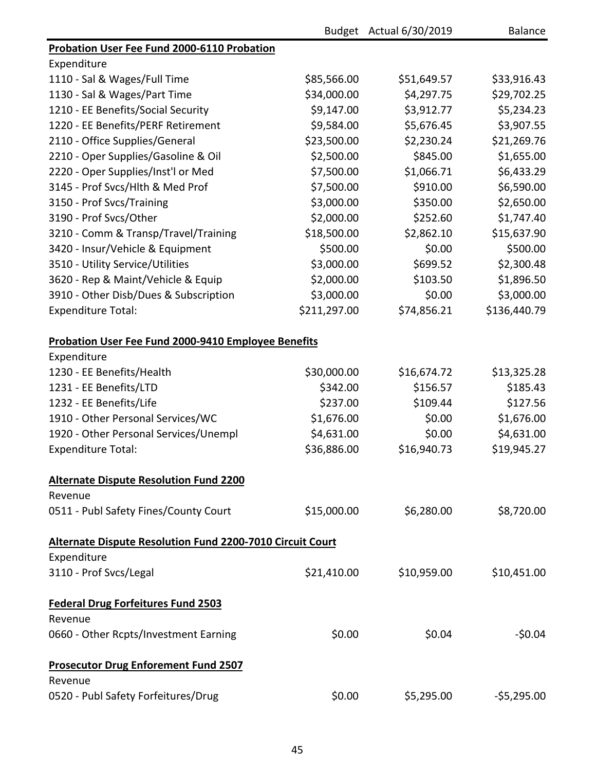| | Budget | Actual 6/30/2019 | Balance |
|---|---|---|---|
| **Probation User Fee Fund 2000-6110 Probation** | | | |
| Expenditure | | | |
| 1110 - Sal & Wages/Full Time | $85,566.00 | $51,649.57 | $33,916.43 |
| 1130 - Sal & Wages/Part Time | $34,000.00 | $4,297.75 | $29,702.25 |
| 1210 - EE Benefits/Social Security | $9,147.00 | $3,912.77 | $5,234.23 |
| 1220 - EE Benefits/PERF Retirement | $9,584.00 | $5,676.45 | $3,907.55 |
| 2110 - Office Supplies/General | $23,500.00 | $2,230.24 | $21,269.76 |
| 2210 - Oper Supplies/Gasoline & Oil | $2,500.00 | $845.00 | $1,655.00 |
| 2220 - Oper Supplies/Inst'l or Med | $7,500.00 | $1,066.71 | $6,433.29 |
| 3145 - Prof Svcs/Hlth & Med Prof | $7,500.00 | $910.00 | $6,590.00 |
| 3150 - Prof Svcs/Training | $3,000.00 | $350.00 | $2,650.00 |
| 3190 - Prof Svcs/Other | $2,000.00 | $252.60 | $1,747.40 |
| 3210 - Comm & Transp/Travel/Training | $18,500.00 | $2,862.10 | $15,637.90 |
| 3420 - Insur/Vehicle & Equipment | $500.00 | $0.00 | $500.00 |
| 3510 - Utility Service/Utilities | $3,000.00 | $699.52 | $2,300.48 |
| 3620 - Rep & Maint/Vehicle & Equip | $2,000.00 | $103.50 | $1,896.50 |
| 3910 - Other Disb/Dues & Subscription | $3,000.00 | $0.00 | $3,000.00 |
| Expenditure Total: | $211,297.00 | $74,856.21 | $136,440.79 |
| | | | |
| **Probation User Fee Fund 2000-9410 Employee Benefits** | | | |
| Expenditure | | | |
| 1230 - EE Benefits/Health | $30,000.00 | $16,674.72 | $13,325.28 |
| 1231 - EE Benefits/LTD | $342.00 | $156.57 | $185.43 |
| 1232 - EE Benefits/Life | $237.00 | $109.44 | $127.56 |
| 1910 - Other Personal Services/WC | $1,676.00 | $0.00 | $1,676.00 |
| 1920 - Other Personal Services/Unempl | $4,631.00 | $0.00 | $4,631.00 |
| Expenditure Total: | $36,886.00 | $16,940.73 | $19,945.27 |
| | | | |
| **Alternate Dispute Resolution Fund 2200** | | | |
| Revenue | | | |
| 0511 - Publ Safety Fines/County Court | $15,000.00 | $6,280.00 | $8,720.00 |
| | | | |
| **Alternate Dispute Resolution Fund 2200-7010 Circuit Court** | | | |
| Expenditure | | | |
| 3110 - Prof Svcs/Legal | $21,410.00 | $10,959.00 | $10,451.00 |
| | | | |
| **Federal Drug Forfeitures Fund 2503** | | | |
| Revenue | | | |
| 0660 - Other Rcpts/Investment Earning | $0.00 | $0.04 | -$0.04 |
| | | | |
| **Prosecutor Drug Enforement Fund 2507** | | | |
| Revenue | | | |
| 0520 - Publ Safety Forfeitures/Drug | $0.00 | $5,295.00 | -$5,295.00 |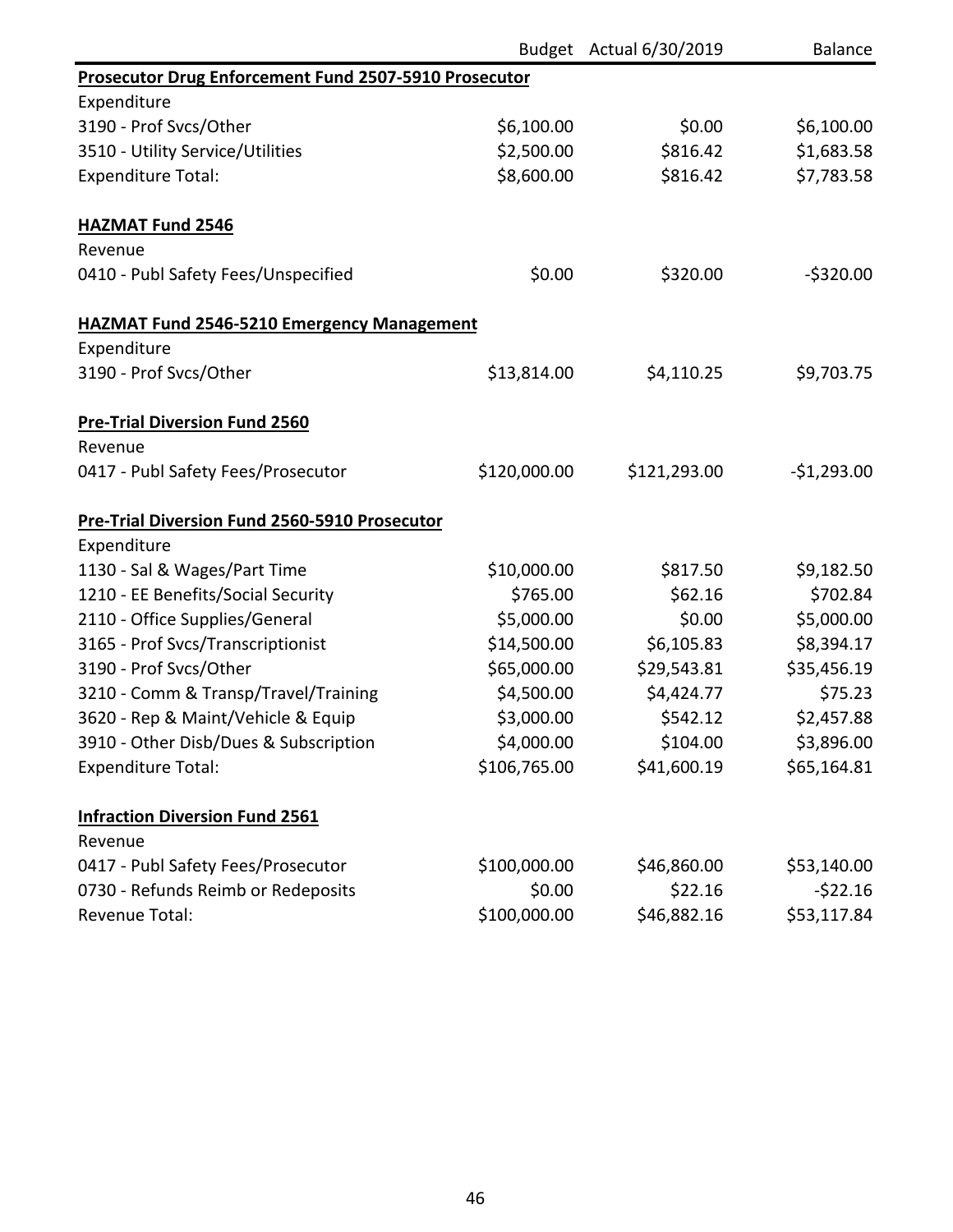| | Budget | Actual 6/30/2019 | Balance |
|---|---|---|---|
| **Prosecutor Drug Enforcement Fund 2507-5910 Prosecutor** | | | |
| Expenditure | | | |
| 3190 - Prof Svcs/Other | $6,100.00 | $0.00 | $6,100.00 |
| 3510 - Utility Service/Utilities | $2,500.00 | $816.42 | $1,683.58 |
| Expenditure Total: | $8,600.00 | $816.42 | $7,783.58 |
| | | | |
| **HAZMAT Fund 2546** | | | |
| Revenue | | | |
| 0410 - Publ Safety Fees/Unspecified | $0.00 | $320.00 | -$320.00 |
| | | | |
| **HAZMAT Fund 2546-5210 Emergency Management** | | | |
| Expenditure | | | |
| 3190 - Prof Svcs/Other | $13,814.00 | $4,110.25 | $9,703.75 |
| | | | |
| **Pre-Trial Diversion Fund 2560** | | | |
| Revenue | | | |
| 0417 - Publ Safety Fees/Prosecutor | $120,000.00 | $121,293.00 | -$1,293.00 |
| | | | |
| **Pre-Trial Diversion Fund 2560-5910 Prosecutor** | | | |
| Expenditure | | | |
| 1130 - Sal & Wages/Part Time | $10,000.00 | $817.50 | $9,182.50 |
| 1210 - EE Benefits/Social Security | $765.00 | $62.16 | $702.84 |
| 2110 - Office Supplies/General | $5,000.00 | $0.00 | $5,000.00 |
| 3165 - Prof Svcs/Transcriptionist | $14,500.00 | $6,105.83 | $8,394.17 |
| 3190 - Prof Svcs/Other | $65,000.00 | $29,543.81 | $35,456.19 |
| 3210 - Comm & Transp/Travel/Training | $4,500.00 | $4,424.77 | $75.23 |
| 3620 - Rep & Maint/Vehicle & Equip | $3,000.00 | $542.12 | $2,457.88 |
| 3910 - Other Disb/Dues & Subscription | $4,000.00 | $104.00 | $3,896.00 |
| Expenditure Total: | $106,765.00 | $41,600.19 | $65,164.81 |
| | | | |
| **Infraction Diversion Fund 2561** | | | |
| Revenue | | | |
| 0417 - Publ Safety Fees/Prosecutor | $100,000.00 | $46,860.00 | $53,140.00 |
| 0730 - Refunds Reimb or Redeposits | $0.00 | $22.16 | -$22.16 |
| Revenue Total: | $100,000.00 | $46,882.16 | $53,117.84 |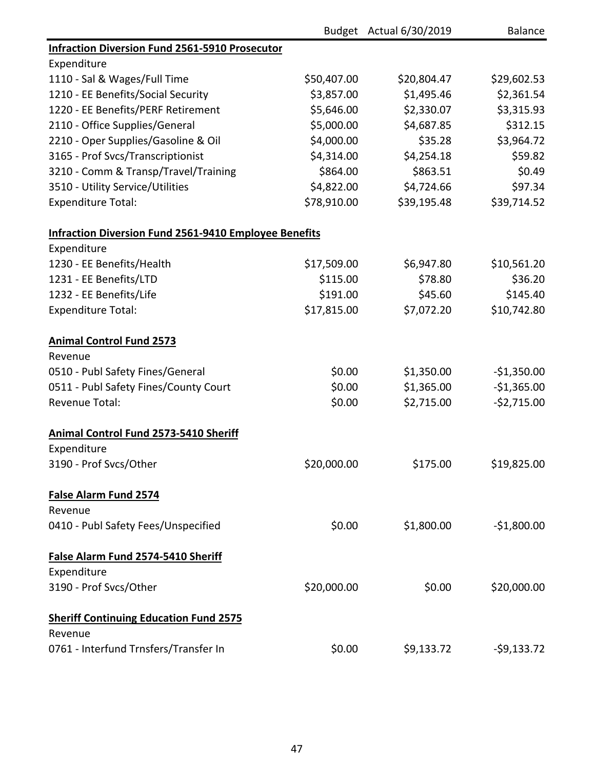| | Budget | Actual 6/30/2019 | Balance |
|---|---|---|---|
| **Infraction Diversion Fund 2561-5910 Prosecutor** | | | |
| Expenditure | | | |
| 1110 - Sal & Wages/Full Time | $50,407.00 | $20,804.47 | $29,602.53 |
| 1210 - EE Benefits/Social Security | $3,857.00 | $1,495.46 | $2,361.54 |
| 1220 - EE Benefits/PERF Retirement | $5,646.00 | $2,330.07 | $3,315.93 |
| 2110 - Office Supplies/General | $5,000.00 | $4,687.85 | $312.15 |
| 2210 - Oper Supplies/Gasoline & Oil | $4,000.00 | $35.28 | $3,964.72 |
| 3165 - Prof Svcs/Transcriptionist | $4,314.00 | $4,254.18 | $59.82 |
| 3210 - Comm & Transp/Travel/Training | $864.00 | $863.51 | $0.49 |
| 3510 - Utility Service/Utilities | $4,822.00 | $4,724.66 | $97.34 |
| Expenditure Total: | $78,910.00 | $39,195.48 | $39,714.52 |
| | | | |
| **Infraction Diversion Fund 2561-9410 Employee Benefits** | | | |
| Expenditure | | | |
| 1230 - EE Benefits/Health | $17,509.00 | $6,947.80 | $10,561.20 |
| 1231 - EE Benefits/LTD | $115.00 | $78.80 | $36.20 |
| 1232 - EE Benefits/Life | $191.00 | $45.60 | $145.40 |
| Expenditure Total: | $17,815.00 | $7,072.20 | $10,742.80 |
| | | | |
| **Animal Control Fund 2573** | | | |
| Revenue | | | |
| 0510 - Publ Safety Fines/General | $0.00 | $1,350.00 | -$1,350.00 |
| 0511 - Publ Safety Fines/County Court | $0.00 | $1,365.00 | -$1,365.00 |
| Revenue Total: | $0.00 | $2,715.00 | -$2,715.00 |
| | | | |
| **Animal Control Fund 2573-5410 Sheriff** | | | |
| Expenditure | | | |
| 3190 - Prof Svcs/Other | $20,000.00 | $175.00 | $19,825.00 |
| | | | |
| **False Alarm Fund 2574** | | | |
| Revenue | | | |
| 0410 - Publ Safety Fees/Unspecified | $0.00 | $1,800.00 | -$1,800.00 |
| | | | |
| **False Alarm Fund 2574-5410 Sheriff** | | | |
| Expenditure | | | |
| 3190 - Prof Svcs/Other | $20,000.00 | $0.00 | $20,000.00 |
| | | | |
| **Sheriff Continuing Education Fund 2575** | | | |
| Revenue | | | |
| 0761 - Interfund Trnsfers/Transfer In | $0.00 | $9,133.72 | -$9,133.72 |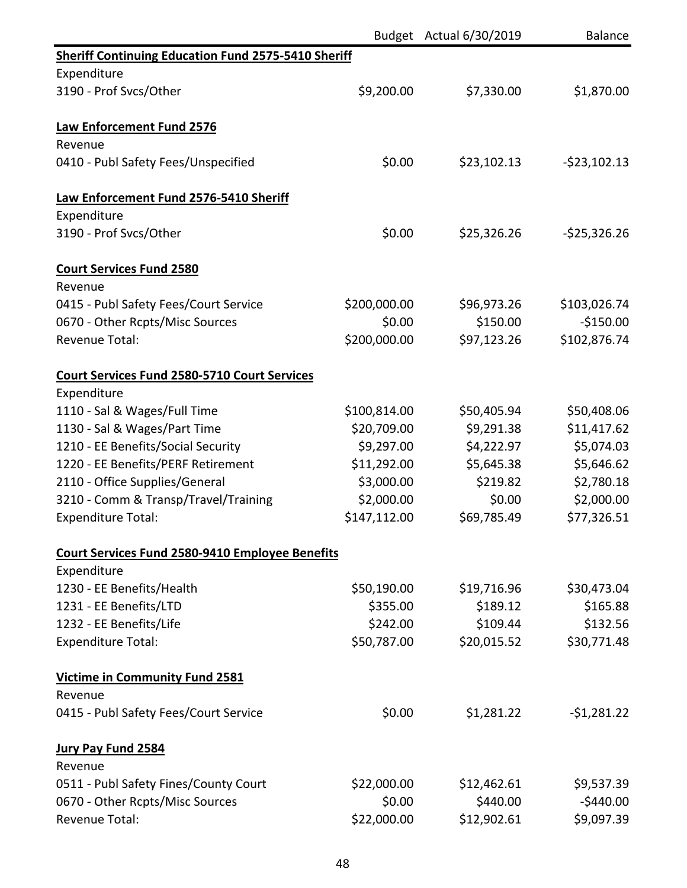| | Budget | Actual 6/30/2019 | Balance |
|---|---|---|---|
| **Sheriff Continuing Education Fund 2575-5410 Sheriff** | | | |
| Expenditure | | | |
| 3190 - Prof Svcs/Other | $9,200.00 | $7,330.00 | $1,870.00 |
| | | | |
| **Law Enforcement Fund 2576** | | | |
| Revenue | | | |
| 0410 - Publ Safety Fees/Unspecified | $0.00 | $23,102.13 | -$23,102.13 |
| | | | |
| **Law Enforcement Fund 2576-5410 Sheriff** | | | |
| Expenditure | | | |
| 3190 - Prof Svcs/Other | $0.00 | $25,326.26 | -$25,326.26 |
| | | | |
| **Court Services Fund 2580** | | | |
| Revenue | | | |
| 0415 - Publ Safety Fees/Court Service | $200,000.00 | $96,973.26 | $103,026.74 |
| 0670 - Other Rcpts/Misc Sources | $0.00 | $150.00 | -$150.00 |
| Revenue Total: | $200,000.00 | $97,123.26 | $102,876.74 |
| | | | |
| **Court Services Fund 2580-5710 Court Services** | | | |
| Expenditure | | | |
| 1110 - Sal & Wages/Full Time | $100,814.00 | $50,405.94 | $50,408.06 |
| 1130 - Sal & Wages/Part Time | $20,709.00 | $9,291.38 | $11,417.62 |
| 1210 - EE Benefits/Social Security | $9,297.00 | $4,222.97 | $5,074.03 |
| 1220 - EE Benefits/PERF Retirement | $11,292.00 | $5,645.38 | $5,646.62 |
| 2110 - Office Supplies/General | $3,000.00 | $219.82 | $2,780.18 |
| 3210 - Comm & Transp/Travel/Training | $2,000.00 | $0.00 | $2,000.00 |
| Expenditure Total: | $147,112.00 | $69,785.49 | $77,326.51 |
| | | | |
| **Court Services Fund 2580-9410 Employee Benefits** | | | |
| Expenditure | | | |
| 1230 - EE Benefits/Health | $50,190.00 | $19,716.96 | $30,473.04 |
| 1231 - EE Benefits/LTD | $355.00 | $189.12 | $165.88 |
| 1232 - EE Benefits/Life | $242.00 | $109.44 | $132.56 |
| Expenditure Total: | $50,787.00 | $20,015.52 | $30,771.48 |
| | | | |
| **Victime in Community Fund 2581** | | | |
| Revenue | | | |
| 0415 - Publ Safety Fees/Court Service | $0.00 | $1,281.22 | -$1,281.22 |
| | | | |
| **Jury Pay Fund 2584** | | | |
| Revenue | | | |
| 0511 - Publ Safety Fines/County Court | $22,000.00 | $12,462.61 | $9,537.39 |
| 0670 - Other Rcpts/Misc Sources | $0.00 | $440.00 | -$440.00 |
| Revenue Total: | $22,000.00 | $12,902.61 | $9,097.39 |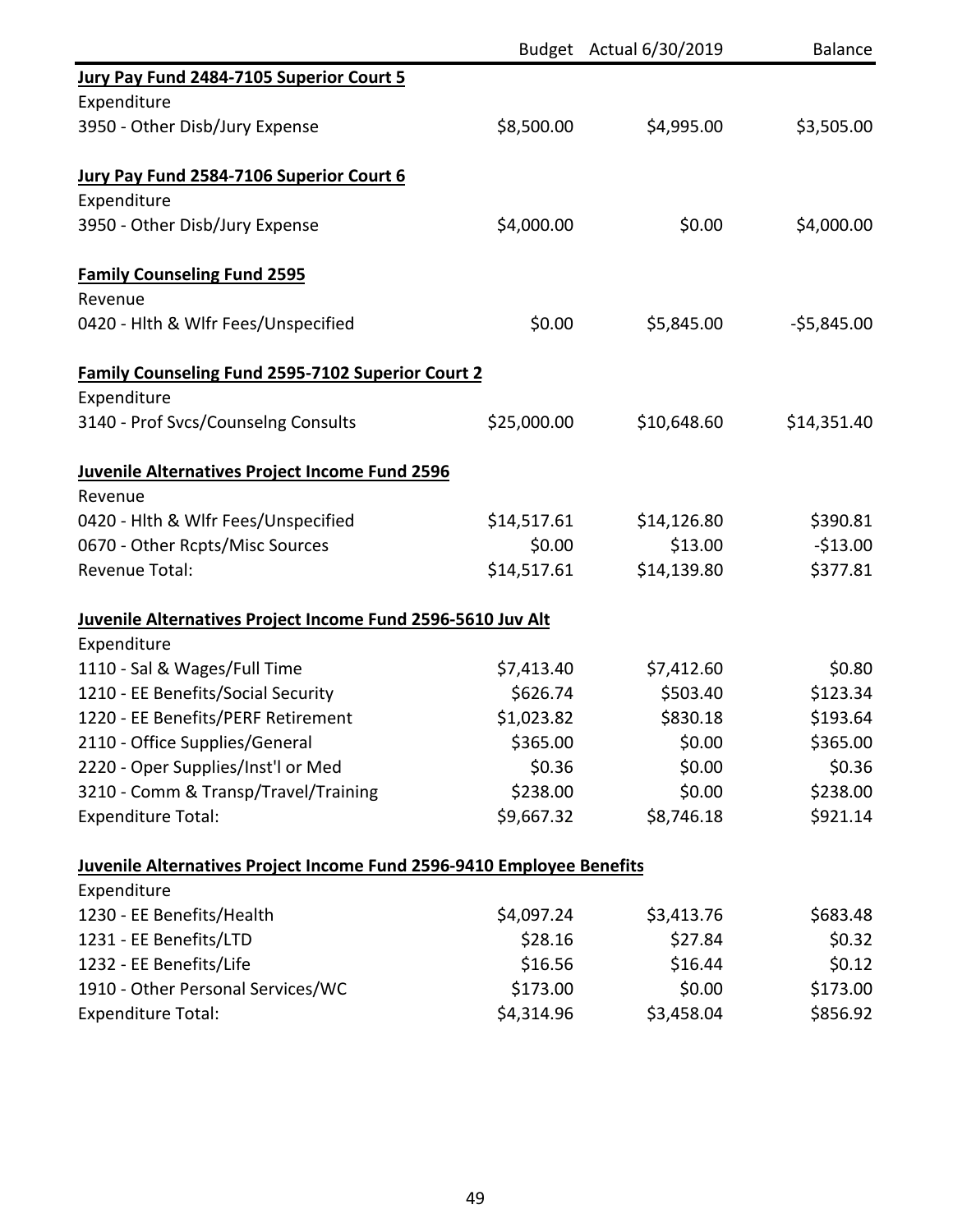| | Budget | Actual 6/30/2019 | Balance |
|---|---|---|---|
| **Jury Pay Fund 2484-7105 Superior Court 5** | | | |
| Expenditure | | | |
| 3950 - Other Disb/Jury Expense | $8,500.00 | $4,995.00 | $3,505.00 |
| | | | |
| **Jury Pay Fund 2584-7106 Superior Court 6** | | | |
| Expenditure | | | |
| 3950 - Other Disb/Jury Expense | $4,000.00 | $0.00 | $4,000.00 |
| | | | |
| **Family Counseling Fund 2595** | | | |
| Revenue | | | |
| 0420 - Hlth & Wlfr Fees/Unspecified | $0.00 | $5,845.00 | -$5,845.00 |
| | | | |
| **Family Counseling Fund 2595-7102 Superior Court 2** | | | |
| Expenditure | | | |
| 3140 - Prof Svcs/Counselng Consults | $25,000.00 | $10,648.60 | $14,351.40 |
| | | | |
| **Juvenile Alternatives Project Income Fund 2596** | | | |
| Revenue | | | |
| 0420 - Hlth & Wlfr Fees/Unspecified | $14,517.61 | $14,126.80 | $390.81 |
| 0670 - Other Rcpts/Misc Sources | $0.00 | $13.00 | -$13.00 |
| Revenue Total: | $14,517.61 | $14,139.80 | $377.81 |
| | | | |
| **Juvenile Alternatives Project Income Fund 2596-5610 Juv Alt** | | | |
| Expenditure | | | |
| 1110 - Sal & Wages/Full Time | $7,413.40 | $7,412.60 | $0.80 |
| 1210 - EE Benefits/Social Security | $626.74 | $503.40 | $123.34 |
| 1220 - EE Benefits/PERF Retirement | $1,023.82 | $830.18 | $193.64 |
| 2110 - Office Supplies/General | $365.00 | $0.00 | $365.00 |
| 2220 - Oper Supplies/Inst'l or Med | $0.36 | $0.00 | $0.36 |
| 3210 - Comm & Transp/Travel/Training | $238.00 | $0.00 | $238.00 |
| Expenditure Total: | $9,667.32 | $8,746.18 | $921.14 |
| | | | |
| **Juvenile Alternatives Project Income Fund 2596-9410 Employee Benefits** | | | |
| Expenditure | | | |
| 1230 - EE Benefits/Health | $4,097.24 | $3,413.76 | $683.48 |
| 1231 - EE Benefits/LTD | $28.16 | $27.84 | $0.32 |
| 1232 - EE Benefits/Life | $16.56 | $16.44 | $0.12 |
| 1910 - Other Personal Services/WC | $173.00 | $0.00 | $173.00 |
| Expenditure Total: | $4,314.96 | $3,458.04 | $856.92 |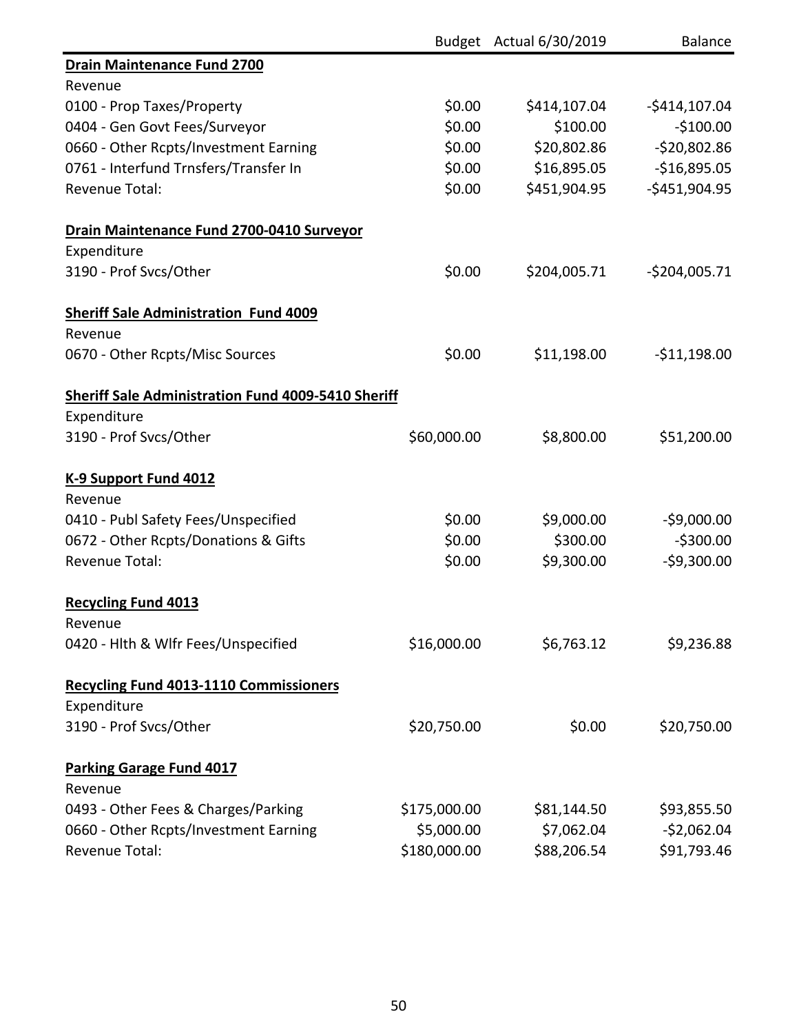| | Budget | Actual 6/30/2019 | Balance |
|---|---|---|---|
| **Drain Maintenance Fund 2700** | | | |
| Revenue | | | |
| 0100 - Prop Taxes/Property | $0.00 | $414,107.04 | -$414,107.04 |
| 0404 - Gen Govt Fees/Surveyor | $0.00 | $100.00 | -$100.00 |
| 0660 - Other Rcpts/Investment Earning | $0.00 | $20,802.86 | -$20,802.86 |
| 0761 - Interfund Trnsfers/Transfer In | $0.00 | $16,895.05 | -$16,895.05 |
| Revenue Total: | $0.00 | $451,904.95 | -$451,904.95 |
| | | | |
| **Drain Maintenance Fund 2700-0410 Surveyor** | | | |
| Expenditure | | | |
| 3190 - Prof Svcs/Other | $0.00 | $204,005.71 | -$204,005.71 |
| | | | |
| **Sheriff Sale Administration Fund 4009** | | | |
| Revenue | | | |
| 0670 - Other Rcpts/Misc Sources | $0.00 | $11,198.00 | -$11,198.00 |
| | | | |
| **Sheriff Sale Administration Fund 4009-5410 Sheriff** | | | |
| Expenditure | | | |
| 3190 - Prof Svcs/Other | $60,000.00 | $8,800.00 | $51,200.00 |
| | | | |
| **K-9 Support Fund 4012** | | | |
| Revenue | | | |
| 0410 - Publ Safety Fees/Unspecified | $0.00 | $9,000.00 | -$9,000.00 |
| 0672 - Other Rcpts/Donations & Gifts | $0.00 | $300.00 | -$300.00 |
| Revenue Total: | $0.00 | $9,300.00 | -$9,300.00 |
| | | | |
| **Recycling Fund 4013** | | | |
| Revenue | | | |
| 0420 - Hlth & Wlfr Fees/Unspecified | $16,000.00 | $6,763.12 | $9,236.88 |
| | | | |
| **Recycling Fund 4013-1110 Commissioners** | | | |
| Expenditure | | | |
| 3190 - Prof Svcs/Other | $20,750.00 | $0.00 | $20,750.00 |
| | | | |
| **Parking Garage Fund 4017** | | | |
| Revenue | | | |
| 0493 - Other Fees & Charges/Parking | $175,000.00 | $81,144.50 | $93,855.50 |
| 0660 - Other Rcpts/Investment Earning | $5,000.00 | $7,062.04 | -$2,062.04 |
| Revenue Total: | $180,000.00 | $88,206.54 | $91,793.46 |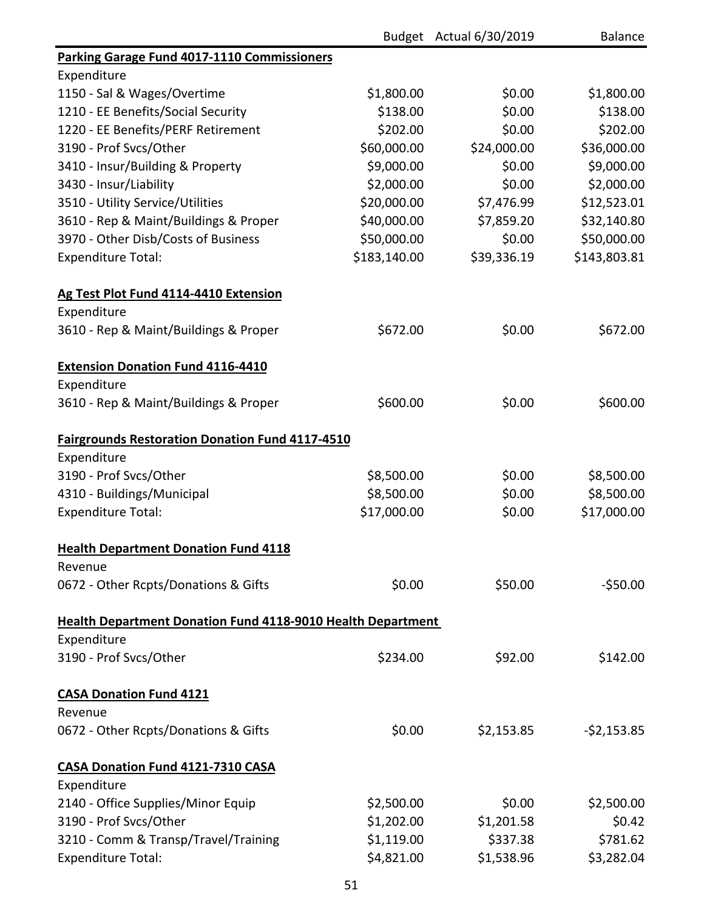| | Budget | Actual 6/30/2019 | Balance |
|---|---|---|---|
| **Parking Garage Fund 4017-1110 Commissioners** | | | |
| Expenditure | | | |
| 1150 - Sal & Wages/Overtime | $1,800.00 | $0.00 | $1,800.00 |
| 1210 - EE Benefits/Social Security | $138.00 | $0.00 | $138.00 |
| 1220 - EE Benefits/PERF Retirement | $202.00 | $0.00 | $202.00 |
| 3190 - Prof Svcs/Other | $60,000.00 | $24,000.00 | $36,000.00 |
| 3410 - Insur/Building & Property | $9,000.00 | $0.00 | $9,000.00 |
| 3430 - Insur/Liability | $2,000.00 | $0.00 | $2,000.00 |
| 3510 - Utility Service/Utilities | $20,000.00 | $7,476.99 | $12,523.01 |
| 3610 - Rep & Maint/Buildings & Proper | $40,000.00 | $7,859.20 | $32,140.80 |
| 3970 - Other Disb/Costs of Business | $50,000.00 | $0.00 | $50,000.00 |
| Expenditure Total: | $183,140.00 | $39,336.19 | $143,803.81 |
| | | | |
| **Ag Test Plot Fund 4114-4410 Extension** | | | |
| Expenditure | | | |
| 3610 - Rep & Maint/Buildings & Proper | $672.00 | $0.00 | $672.00 |
| | | | |
| **Extension Donation Fund 4116-4410** | | | |
| Expenditure | | | |
| 3610 - Rep & Maint/Buildings & Proper | $600.00 | $0.00 | $600.00 |
| | | | |
| **Fairgrounds Restoration Donation Fund 4117-4510** | | | |
| Expenditure | | | |
| 3190 - Prof Svcs/Other | $8,500.00 | $0.00 | $8,500.00 |
| 4310 - Buildings/Municipal | $8,500.00 | $0.00 | $8,500.00 |
| Expenditure Total: | $17,000.00 | $0.00 | $17,000.00 |
| | | | |
| **Health Department Donation Fund 4118** | | | |
| Revenue | | | |
| 0672 - Other Rcpts/Donations & Gifts | $0.00 | $50.00 | -$50.00 |
| | | | |
| **Health Department Donation Fund 4118-9010 Health Department** | | | |
| Expenditure | | | |
| 3190 - Prof Svcs/Other | $234.00 | $92.00 | $142.00 |
| | | | |
| **CASA Donation Fund 4121** | | | |
| Revenue | | | |
| 0672 - Other Rcpts/Donations & Gifts | $0.00 | $2,153.85 | -$2,153.85 |
| | | | |
| **CASA Donation Fund 4121-7310 CASA** | | | |
| Expenditure | | | |
| 2140 - Office Supplies/Minor Equip | $2,500.00 | $0.00 | $2,500.00 |
| 3190 - Prof Svcs/Other | $1,202.00 | $1,201.58 | $0.42 |
| 3210 - Comm & Transp/Travel/Training | $1,119.00 | $337.38 | $781.62 |
| Expenditure Total: | $4,821.00 | $1,538.96 | $3,282.04 |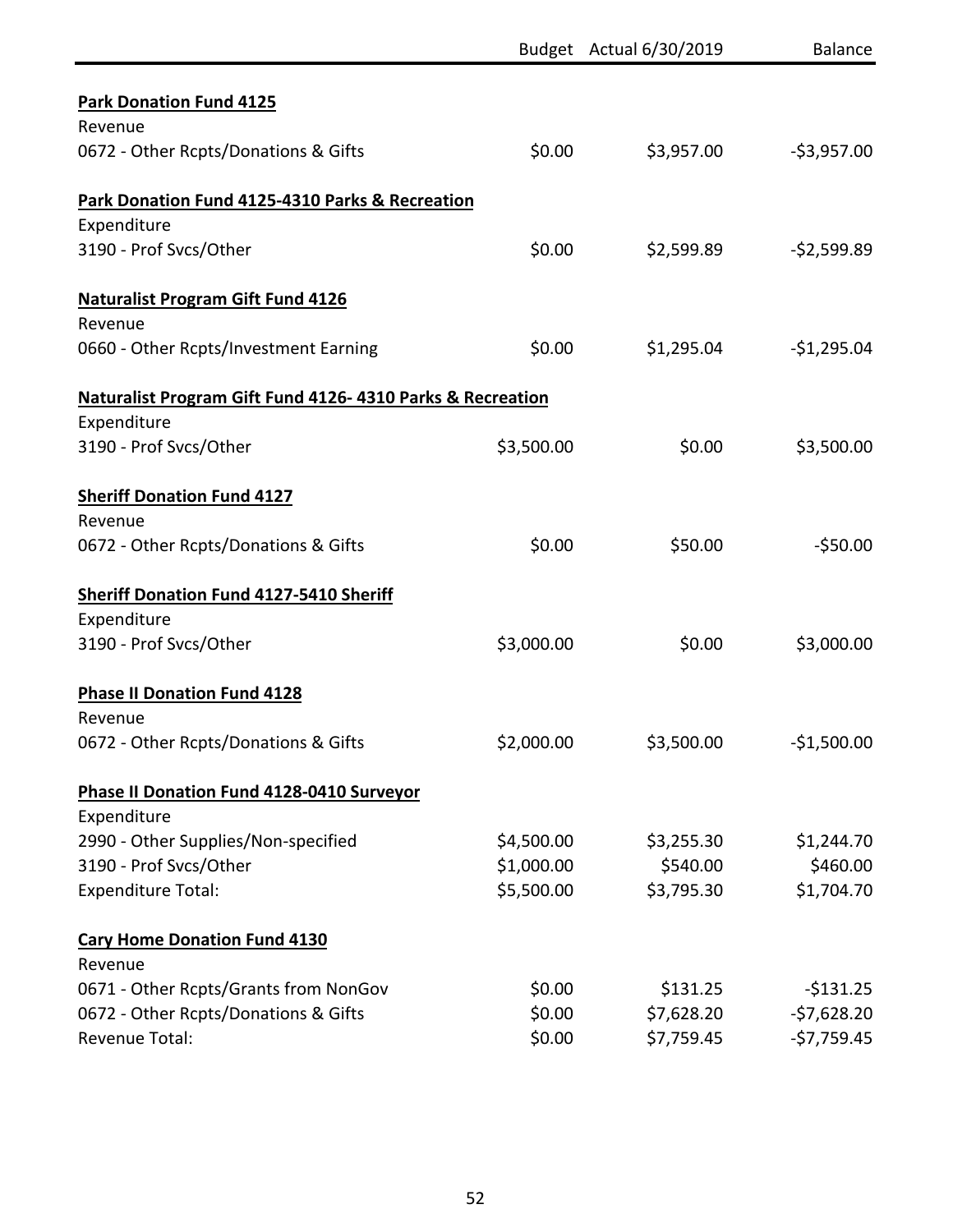| | Budget | Actual 6/30/2019 | Balance |
|---|---|---|---|
| **Park Donation Fund 4125** | | | |
| Revenue | | | |
| 0672 - Other Rcpts/Donations & Gifts | $0.00 | $3,957.00 | -$3,957.00 |
| **Park Donation Fund 4125-4310 Parks & Recreation** | | | |
| Expenditure | | | |
| 3190 - Prof Svcs/Other | $0.00 | $2,599.89 | -$2,599.89 |
| **Naturalist Program Gift Fund 4126** | | | |
| Revenue | | | |
| 0660 - Other Rcpts/Investment Earning | $0.00 | $1,295.04 | -$1,295.04 |
| **Naturalist Program Gift Fund 4126- 4310 Parks & Recreation** | | | |
| Expenditure | | | |
| 3190 - Prof Svcs/Other | $3,500.00 | $0.00 | $3,500.00 |
| **Sheriff Donation Fund 4127** | | | |
| Revenue | | | |
| 0672 - Other Rcpts/Donations & Gifts | $0.00 | $50.00 | -$50.00 |
| **Sheriff Donation Fund 4127-5410 Sheriff** | | | |
| Expenditure | | | |
| 3190 - Prof Svcs/Other | $3,000.00 | $0.00 | $3,000.00 |
| **Phase II Donation Fund 4128** | | | |
| Revenue | | | |
| 0672 - Other Rcpts/Donations & Gifts | $2,000.00 | $3,500.00 | -$1,500.00 |
| **Phase II Donation Fund 4128-0410 Surveyor** | | | |
| Expenditure | | | |
| 2990 - Other Supplies/Non-specified | $4,500.00 | $3,255.30 | $1,244.70 |
| 3190 - Prof Svcs/Other | $1,000.00 | $540.00 | $460.00 |
| Expenditure Total: | $5,500.00 | $3,795.30 | $1,704.70 |
| **Cary Home Donation Fund 4130** | | | |
| Revenue | | | |
| 0671 - Other Rcpts/Grants from NonGov | $0.00 | $131.25 | -$131.25 |
| 0672 - Other Rcpts/Donations & Gifts | $0.00 | $7,628.20 | -$7,628.20 |
| Revenue Total: | $0.00 | $7,759.45 | -$7,759.45 |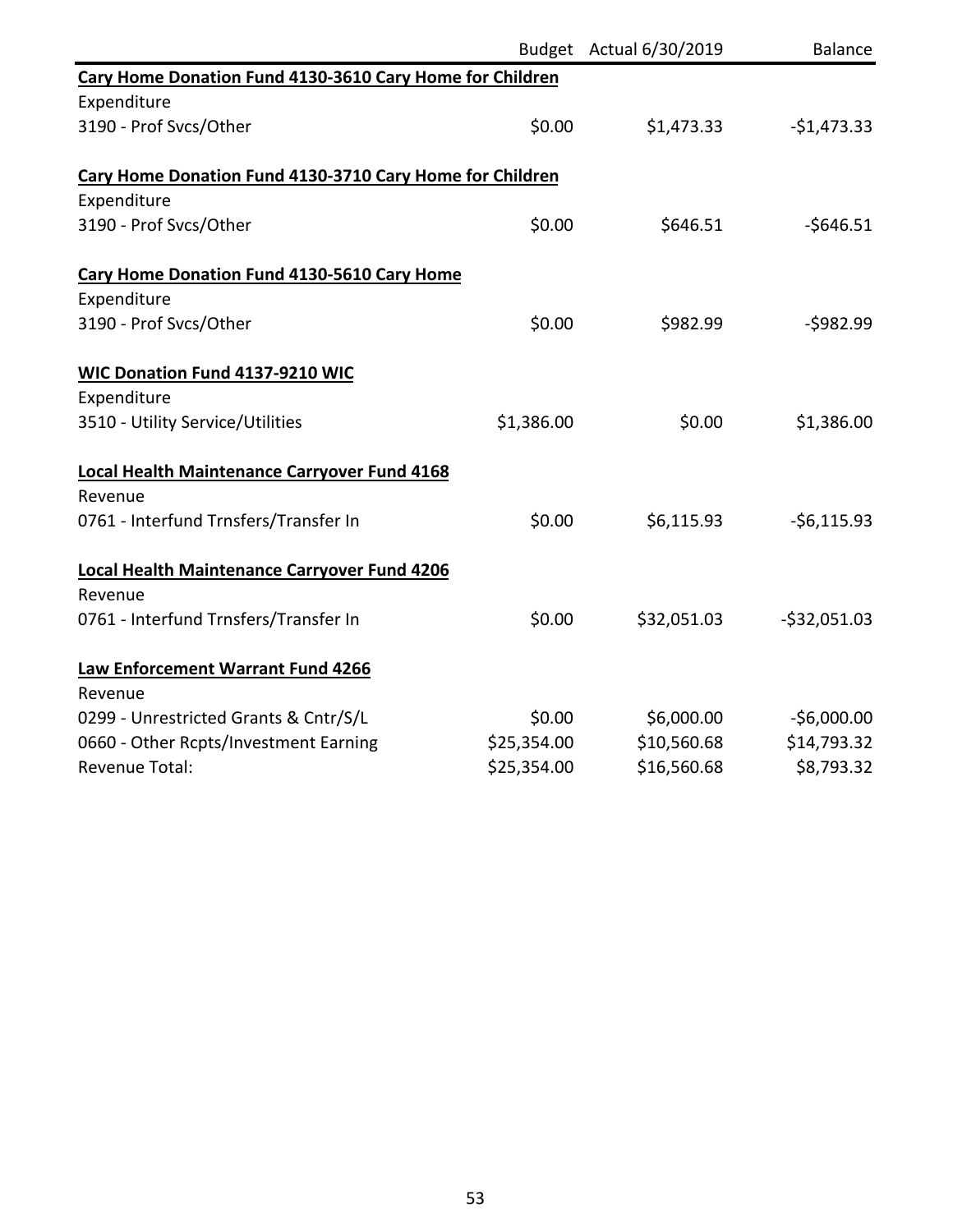| | Budget | Actual 6/30/2019 | Balance |
|---|---|---|---|
| **Cary Home Donation Fund 4130-3610 Cary Home for Children** | | | |
| Expenditure | | | |
| 3190 - Prof Svcs/Other | $0.00 | $1,473.33 | -$1,473.33 |
| | | | |
| **Cary Home Donation Fund 4130-3710 Cary Home for Children** | | | |
| Expenditure | | | |
| 3190 - Prof Svcs/Other | $0.00 | $646.51 | -$646.51 |
| | | | |
| **Cary Home Donation Fund 4130-5610 Cary Home** | | | |
| Expenditure | | | |
| 3190 - Prof Svcs/Other | $0.00 | $982.99 | -$982.99 |
| | | | |
| **WIC Donation Fund 4137-9210 WIC** | | | |
| Expenditure | | | |
| 3510 - Utility Service/Utilities | $1,386.00 | $0.00 | $1,386.00 |
| | | | |
| **Local Health Maintenance Carryover Fund 4168** | | | |
| Revenue | | | |
| 0761 - Interfund Trnsfers/Transfer In | $0.00 | $6,115.93 | -$6,115.93 |
| | | | |
| **Local Health Maintenance Carryover Fund 4206** | | | |
| Revenue | | | |
| 0761 - Interfund Trnsfers/Transfer In | $0.00 | $32,051.03 | -$32,051.03 |
| | | | |
| **Law Enforcement Warrant Fund 4266** | | | |
| Revenue | | | |
| 0299 - Unrestricted Grants & Cntr/S/L | $0.00 | $6,000.00 | -$6,000.00 |
| 0660 - Other Rcpts/Investment Earning | $25,354.00 | $10,560.68 | $14,793.32 |
| Revenue Total: | $25,354.00 | $16,560.68 | $8,793.32 |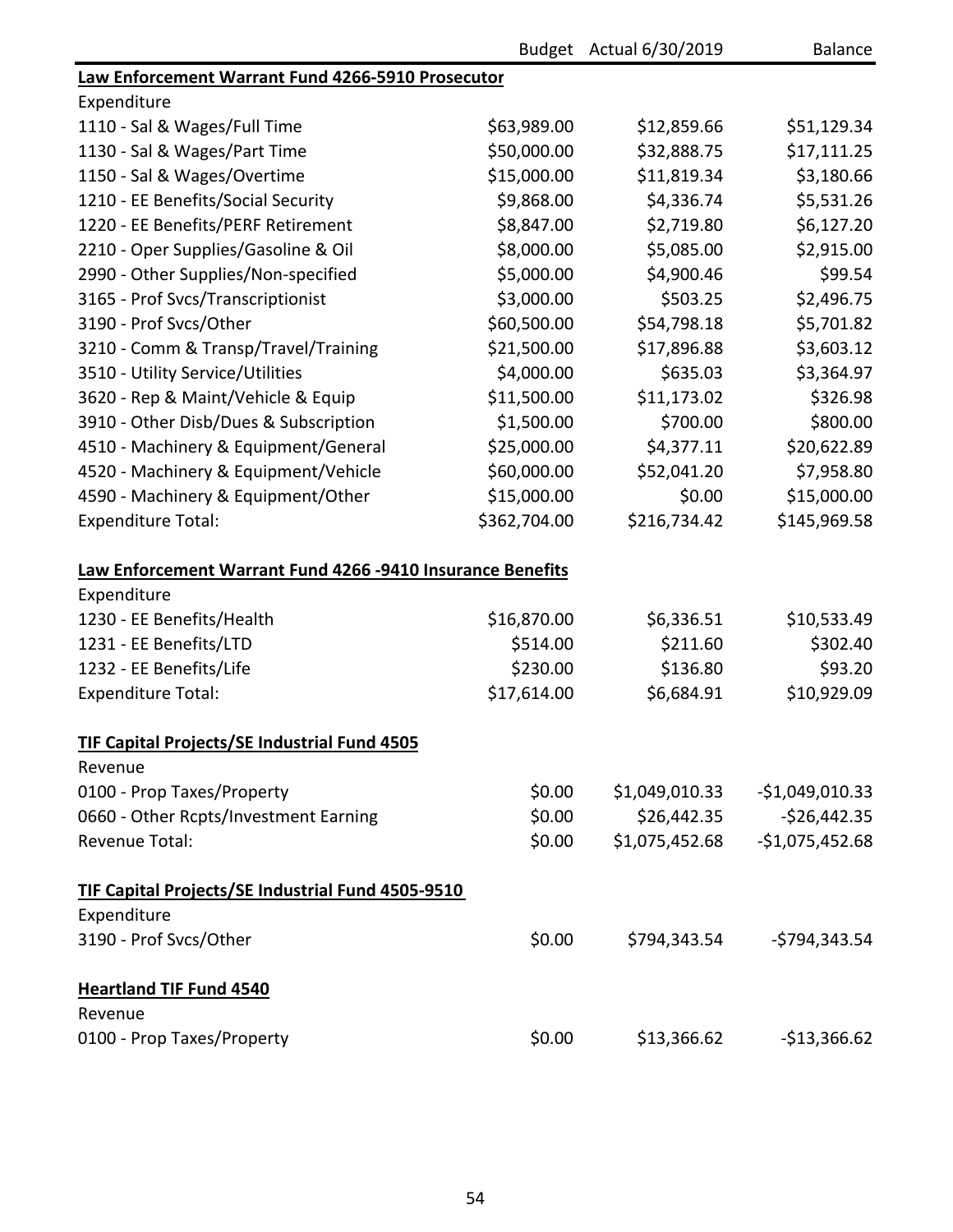| | Budget | Actual 6/30/2019 | Balance |
|---|---|---|---|
| **Law Enforcement Warrant Fund 4266-5910 Prosecutor** | | | |
| Expenditure | | | |
| 1110 - Sal & Wages/Full Time | $63,989.00 | $12,859.66 | $51,129.34 |
| 1130 - Sal & Wages/Part Time | $50,000.00 | $32,888.75 | $17,111.25 |
| 1150 - Sal & Wages/Overtime | $15,000.00 | $11,819.34 | $3,180.66 |
| 1210 - EE Benefits/Social Security | $9,868.00 | $4,336.74 | $5,531.26 |
| 1220 - EE Benefits/PERF Retirement | $8,847.00 | $2,719.80 | $6,127.20 |
| 2210 - Oper Supplies/Gasoline & Oil | $8,000.00 | $5,085.00 | $2,915.00 |
| 2990 - Other Supplies/Non-specified | $5,000.00 | $4,900.46 | $99.54 |
| 3165 - Prof Svcs/Transcriptionist | $3,000.00 | $503.25 | $2,496.75 |
| 3190 - Prof Svcs/Other | $60,500.00 | $54,798.18 | $5,701.82 |
| 3210 - Comm & Transp/Travel/Training | $21,500.00 | $17,896.88 | $3,603.12 |
| 3510 - Utility Service/Utilities | $4,000.00 | $635.03 | $3,364.97 |
| 3620 - Rep & Maint/Vehicle & Equip | $11,500.00 | $11,173.02 | $326.98 |
| 3910 - Other Disb/Dues & Subscription | $1,500.00 | $700.00 | $800.00 |
| 4510 - Machinery & Equipment/General | $25,000.00 | $4,377.11 | $20,622.89 |
| 4520 - Machinery & Equipment/Vehicle | $60,000.00 | $52,041.20 | $7,958.80 |
| 4590 - Machinery & Equipment/Other | $15,000.00 | $0.00 | $15,000.00 |
| Expenditure Total: | $362,704.00 | $216,734.42 | $145,969.58 |
| | | | |
| **Law Enforcement Warrant Fund 4266 -9410 Insurance Benefits** | | | |
| Expenditure | | | |
| 1230 - EE Benefits/Health | $16,870.00 | $6,336.51 | $10,533.49 |
| 1231 - EE Benefits/LTD | $514.00 | $211.60 | $302.40 |
| 1232 - EE Benefits/Life | $230.00 | $136.80 | $93.20 |
| Expenditure Total: | $17,614.00 | $6,684.91 | $10,929.09 |
| | | | |
| **TIF Capital Projects/SE Industrial Fund 4505** | | | |
| Revenue | | | |
| 0100 - Prop Taxes/Property | $0.00 | $1,049,010.33 | -$1,049,010.33 |
| 0660 - Other Rcpts/Investment Earning | $0.00 | $26,442.35 | -$26,442.35 |
| Revenue Total: | $0.00 | $1,075,452.68 | -$1,075,452.68 |
| | | | |
| **TIF Capital Projects/SE Industrial Fund 4505-9510** | | | |
| Expenditure | | | |
| 3190 - Prof Svcs/Other | $0.00 | $794,343.54 | -$794,343.54 |
| | | | |
| **Heartland TIF Fund 4540** | | | |
| Revenue | | | |
| 0100 - Prop Taxes/Property | $0.00 | $13,366.62 | -$13,366.62 |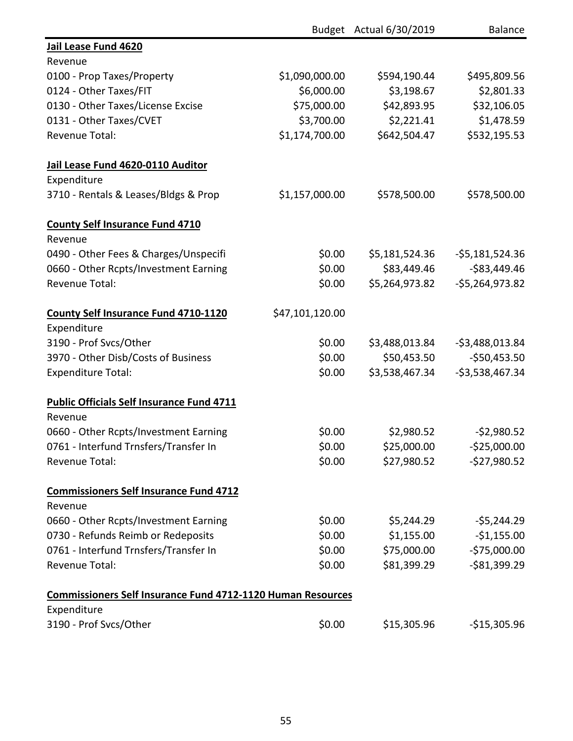| | Budget | Actual 6/30/2019 | Balance |
|---|---|---|---|
| **Jail Lease Fund 4620** | | | |
| Revenue | | | |
| 0100 - Prop Taxes/Property | $1,090,000.00 | $594,190.44 | $495,809.56 |
| 0124 - Other Taxes/FIT | $6,000.00 | $3,198.67 | $2,801.33 |
| 0130 - Other Taxes/License Excise | $75,000.00 | $42,893.95 | $32,106.05 |
| 0131 - Other Taxes/CVET | $3,700.00 | $2,221.41 | $1,478.59 |
| Revenue Total: | $1,174,700.00 | $642,504.47 | $532,195.53 |
| | | | |
| **Jail Lease Fund 4620-0110 Auditor** | | | |
| Expenditure | | | |
| 3710 - Rentals & Leases/Bldgs & Prop | $1,157,000.00 | $578,500.00 | $578,500.00 |
| | | | |
| **County Self Insurance Fund 4710** | | | |
| Revenue | | | |
| 0490 - Other Fees & Charges/Unspecifi | $0.00 | $5,181,524.36 | -$5,181,524.36 |
| 0660 - Other Rcpts/Investment Earning | $0.00 | $83,449.46 | -$83,449.46 |
| Revenue Total: | $0.00 | $5,264,973.82 | -$5,264,973.82 |
| | | | |
| **County Self Insurance Fund 4710-1120** | $47,101,120.00 | | |
| Expenditure | | | |
| 3190 - Prof Svcs/Other | $0.00 | $3,488,013.84 | -$3,488,013.84 |
| 3970 - Other Disb/Costs of Business | $0.00 | $50,453.50 | -$50,453.50 |
| Expenditure Total: | $0.00 | $3,538,467.34 | -$3,538,467.34 |
| | | | |
| **Public Officials Self Insurance Fund 4711** | | | |
| Revenue | | | |
| 0660 - Other Rcpts/Investment Earning | $0.00 | $2,980.52 | -$2,980.52 |
| 0761 - Interfund Trnsfers/Transfer In | $0.00 | $25,000.00 | -$25,000.00 |
| Revenue Total: | $0.00 | $27,980.52 | -$27,980.52 |
| | | | |
| **Commissioners Self Insurance Fund 4712** | | | |
| Revenue | | | |
| 0660 - Other Rcpts/Investment Earning | $0.00 | $5,244.29 | -$5,244.29 |
| 0730 - Refunds Reimb or Redeposits | $0.00 | $1,155.00 | -$1,155.00 |
| 0761 - Interfund Trnsfers/Transfer In | $0.00 | $75,000.00 | -$75,000.00 |
| Revenue Total: | $0.00 | $81,399.29 | -$81,399.29 |
| | | | |
| **Commissioners Self Insurance Fund 4712-1120 Human Resources** | | | |
| Expenditure | | | |
| 3190 - Prof Svcs/Other | $0.00 | $15,305.96 | -$15,305.96 |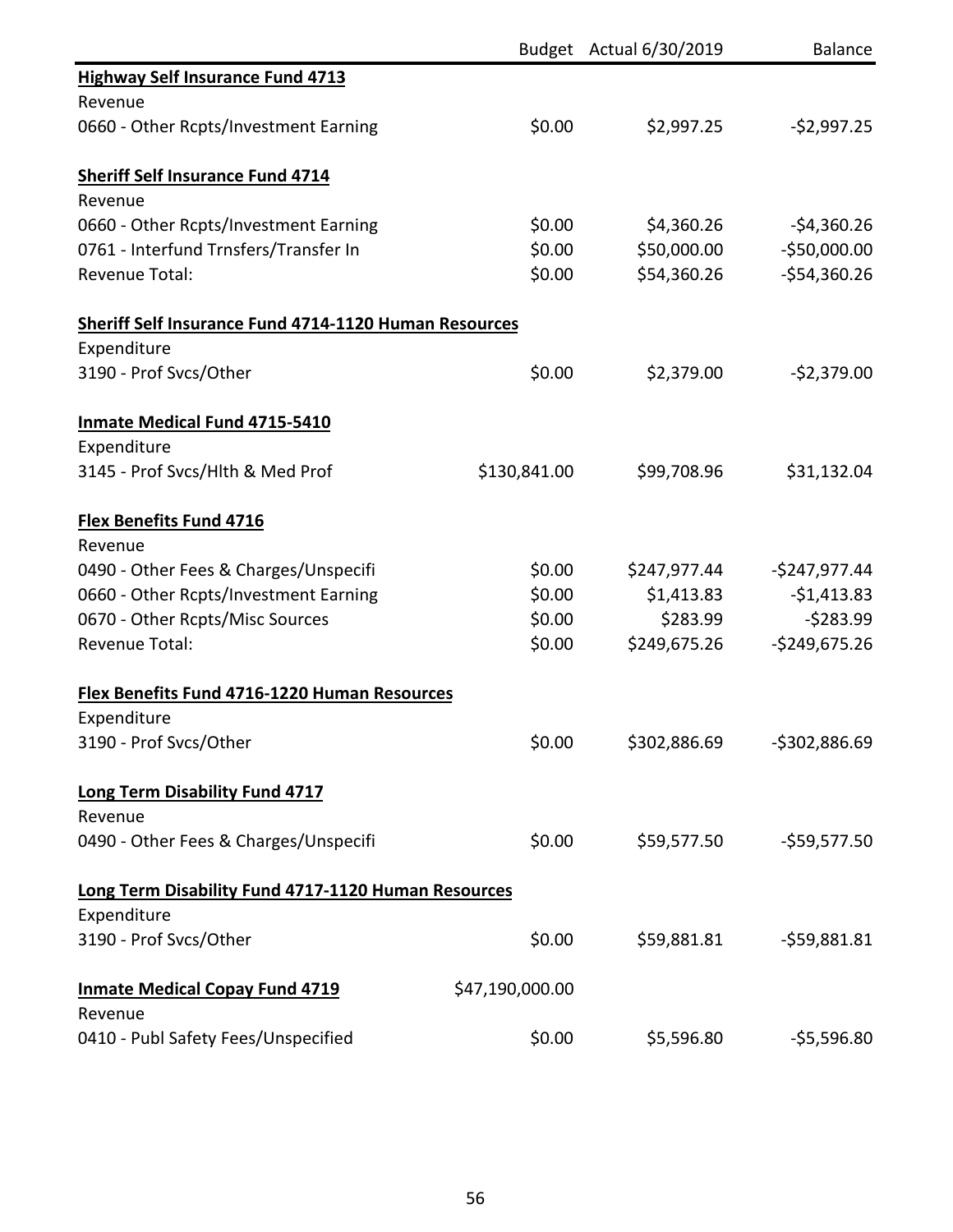| | Budget | Actual 6/30/2019 | Balance |
|---|---|---|---|
| **Highway Self Insurance Fund 4713** | | | |
| Revenue | | | |
| 0660 - Other Rcpts/Investment Earning | $0.00 | $2,997.25 | -$2,997.25 |
| | | | |
| **Sheriff Self Insurance Fund 4714** | | | |
| Revenue | | | |
| 0660 - Other Rcpts/Investment Earning | $0.00 | $4,360.26 | -$4,360.26 |
| 0761 - Interfund Trnsfers/Transfer In | $0.00 | $50,000.00 | -$50,000.00 |
| Revenue Total: | $0.00 | $54,360.26 | -$54,360.26 |
| | | | |
| **Sheriff Self Insurance Fund 4714-1120 Human Resources** | | | |
| Expenditure | | | |
| 3190 - Prof Svcs/Other | $0.00 | $2,379.00 | -$2,379.00 |
| | | | |
| **Inmate Medical Fund 4715-5410** | | | |
| Expenditure | | | |
| 3145 - Prof Svcs/Hlth & Med Prof | $130,841.00 | $99,708.96 | $31,132.04 |
| | | | |
| **Flex Benefits Fund 4716** | | | |
| Revenue | | | |
| 0490 - Other Fees & Charges/Unspecifi | $0.00 | $247,977.44 | -$247,977.44 |
| 0660 - Other Rcpts/Investment Earning | $0.00 | $1,413.83 | -$1,413.83 |
| 0670 - Other Rcpts/Misc Sources | $0.00 | $283.99 | -$283.99 |
| Revenue Total: | $0.00 | $249,675.26 | -$249,675.26 |
| | | | |
| **Flex Benefits Fund 4716-1220 Human Resources** | | | |
| Expenditure | | | |
| 3190 - Prof Svcs/Other | $0.00 | $302,886.69 | -$302,886.69 |
| | | | |
| **Long Term Disability Fund 4717** | | | |
| Revenue | | | |
| 0490 - Other Fees & Charges/Unspecifi | $0.00 | $59,577.50 | -$59,577.50 |
| | | | |
| **Long Term Disability Fund 4717-1120 Human Resources** | | | |
| Expenditure | | | |
| 3190 - Prof Svcs/Other | $0.00 | $59,881.81 | -$59,881.81 |
| | | | |
| **Inmate Medical Copay Fund 4719** | $47,190,000.00 | | |
| Revenue | | | |
| 0410 - Publ Safety Fees/Unspecified | $0.00 | $5,596.80 | -$5,596.80 |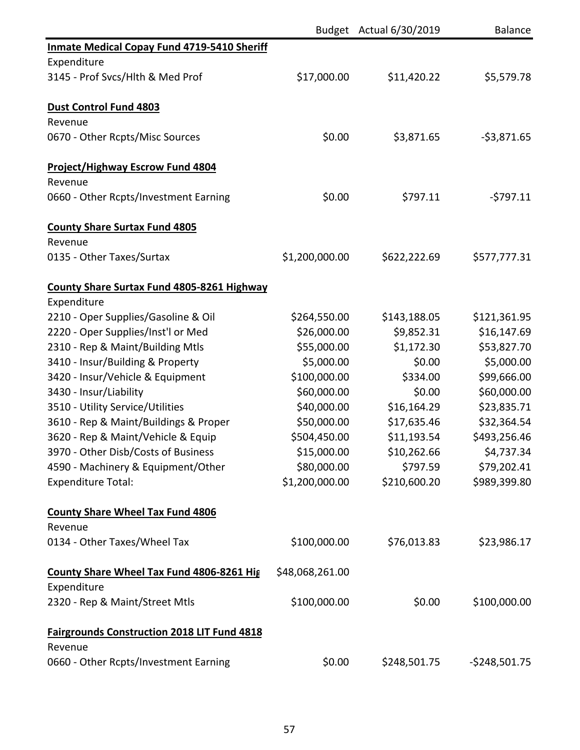| | Budget | Actual 6/30/2019 | Balance |
|---|---|---|---|
| **Inmate Medical Copay Fund 4719-5410 Sheriff** | | | |
| Expenditure | | | |
| 3145 - Prof Svcs/Hlth & Med Prof | $17,000.00 | $11,420.22 | $5,579.78 |
| | | | |
| **Dust Control Fund 4803** | | | |
| Revenue | | | |
| 0670 - Other Rcpts/Misc Sources | $0.00 | $3,871.65 | -$3,871.65 |
| | | | |
| **Project/Highway Escrow Fund 4804** | | | |
| Revenue | | | |
| 0660 - Other Rcpts/Investment Earning | $0.00 | $797.11 | -$797.11 |
| | | | |
| **County Share Surtax Fund 4805** | | | |
| Revenue | | | |
| 0135 - Other Taxes/Surtax | $1,200,000.00 | $622,222.69 | $577,777.31 |
| | | | |
| **County Share Surtax Fund 4805-8261 Highway** | | | |
| Expenditure | | | |
| 2210 - Oper Supplies/Gasoline & Oil | $264,550.00 | $143,188.05 | $121,361.95 |
| 2220 - Oper Supplies/Inst'l or Med | $26,000.00 | $9,852.31 | $16,147.69 |
| 2310 - Rep & Maint/Building Mtls | $55,000.00 | $1,172.30 | $53,827.70 |
| 3410 - Insur/Building & Property | $5,000.00 | $0.00 | $5,000.00 |
| 3420 - Insur/Vehicle & Equipment | $100,000.00 | $334.00 | $99,666.00 |
| 3430 - Insur/Liability | $60,000.00 | $0.00 | $60,000.00 |
| 3510 - Utility Service/Utilities | $40,000.00 | $16,164.29 | $23,835.71 |
| 3610 - Rep & Maint/Buildings & Proper | $50,000.00 | $17,635.46 | $32,364.54 |
| 3620 - Rep & Maint/Vehicle & Equip | $504,450.00 | $11,193.54 | $493,256.46 |
| 3970 - Other Disb/Costs of Business | $15,000.00 | $10,262.66 | $4,737.34 |
| 4590 - Machinery & Equipment/Other | $80,000.00 | $797.59 | $79,202.41 |
| Expenditure Total: | $1,200,000.00 | $210,600.20 | $989,399.80 |
| | | | |
| **County Share Wheel Tax Fund 4806** | | | |
| Revenue | | | |
| 0134 - Other Taxes/Wheel Tax | $100,000.00 | $76,013.83 | $23,986.17 |
| | | | |
| **County Share Wheel Tax Fund 4806-8261 Hig** | $48,068,261.00 | | |
| Expenditure | | | |
| 2320 - Rep & Maint/Street Mtls | $100,000.00 | $0.00 | $100,000.00 |
| | | | |
| **Fairgrounds Construction 2018 LIT Fund 4818** | | | |
| Revenue | | | |
| 0660 - Other Rcpts/Investment Earning | $0.00 | $248,501.75 | -$248,501.75 |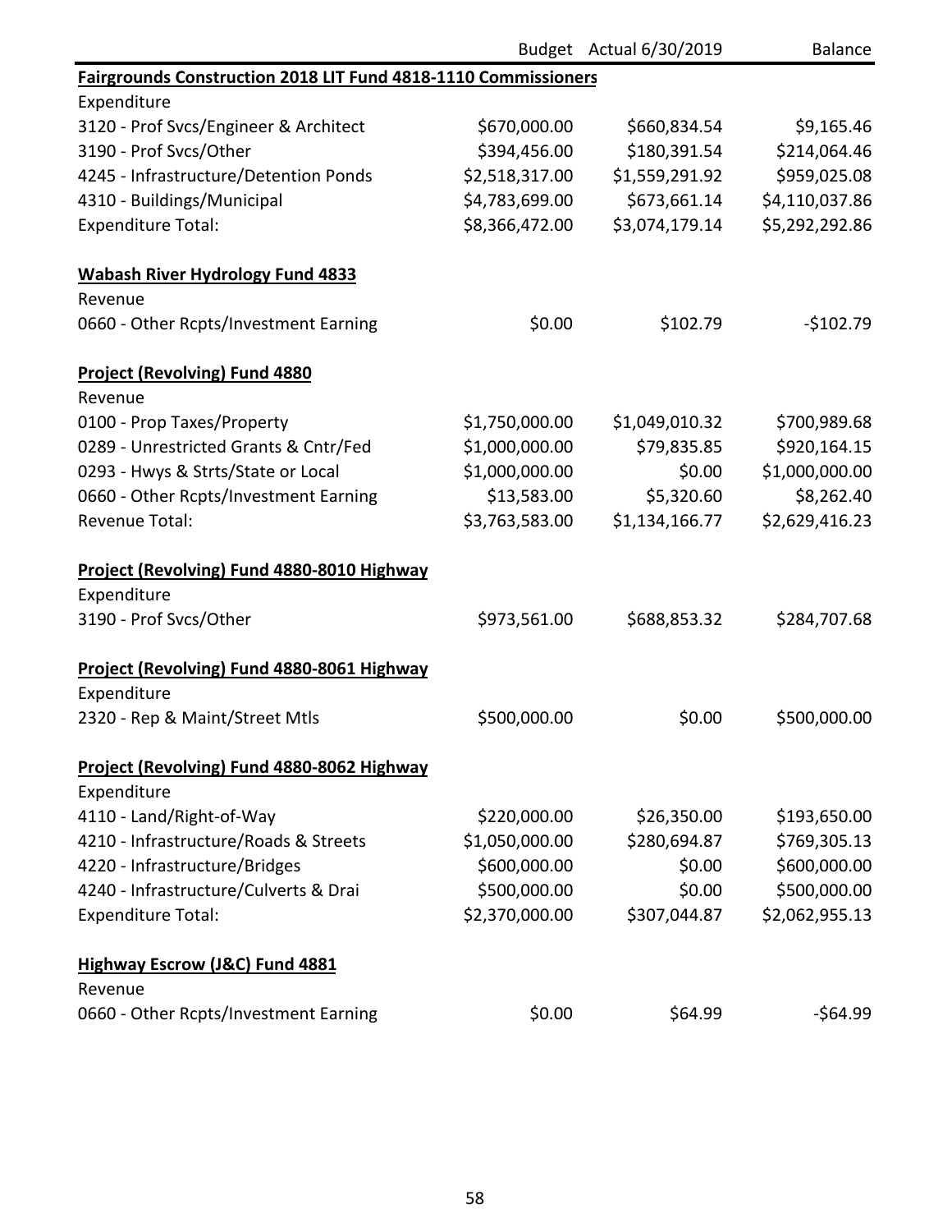| | Budget | Actual 6/30/2019 | Balance |
|---|---|---|---|
| **Fairgrounds Construction 2018 LIT Fund 4818-1110 Commissioners** | | | |
| Expenditure | | | |
| 3120 - Prof Svcs/Engineer & Architect | $670,000.00 | $660,834.54 | $9,165.46 |
| 3190 - Prof Svcs/Other | $394,456.00 | $180,391.54 | $214,064.46 |
| 4245 - Infrastructure/Detention Ponds | $2,518,317.00 | $1,559,291.92 | $959,025.08 |
| 4310 - Buildings/Municipal | $4,783,699.00 | $673,661.14 | $4,110,037.86 |
| Expenditure Total: | $8,366,472.00 | $3,074,179.14 | $5,292,292.86 |
| | | | |
| **Wabash River Hydrology Fund 4833** | | | |
| Revenue | | | |
| 0660 - Other Rcpts/Investment Earning | $0.00 | $102.79 | -$102.79 |
| | | | |
| **Project (Revolving) Fund 4880** | | | |
| Revenue | | | |
| 0100 - Prop Taxes/Property | $1,750,000.00 | $1,049,010.32 | $700,989.68 |
| 0289 - Unrestricted Grants & Cntr/Fed | $1,000,000.00 | $79,835.85 | $920,164.15 |
| 0293 - Hwys & Strts/State or Local | $1,000,000.00 | $0.00 | $1,000,000.00 |
| 0660 - Other Rcpts/Investment Earning | $13,583.00 | $5,320.60 | $8,262.40 |
| Revenue Total: | $3,763,583.00 | $1,134,166.77 | $2,629,416.23 |
| | | | |
| **Project (Revolving) Fund 4880-8010 Highway** | | | |
| Expenditure | | | |
| 3190 - Prof Svcs/Other | $973,561.00 | $688,853.32 | $284,707.68 |
| | | | |
| **Project (Revolving) Fund 4880-8061 Highway** | | | |
| Expenditure | | | |
| 2320 - Rep & Maint/Street Mtls | $500,000.00 | $0.00 | $500,000.00 |
| | | | |
| **Project (Revolving) Fund 4880-8062 Highway** | | | |
| Expenditure | | | |
| 4110 - Land/Right-of-Way | $220,000.00 | $26,350.00 | $193,650.00 |
| 4210 - Infrastructure/Roads & Streets | $1,050,000.00 | $280,694.87 | $769,305.13 |
| 4220 - Infrastructure/Bridges | $600,000.00 | $0.00 | $600,000.00 |
| 4240 - Infrastructure/Culverts & Drai | $500,000.00 | $0.00 | $500,000.00 |
| Expenditure Total: | $2,370,000.00 | $307,044.87 | $2,062,955.13 |
| | | | |
| **Highway Escrow (J&C) Fund 4881** | | | |
| Revenue | | | |
| 0660 - Other Rcpts/Investment Earning | $0.00 | $64.99 | -$64.99 |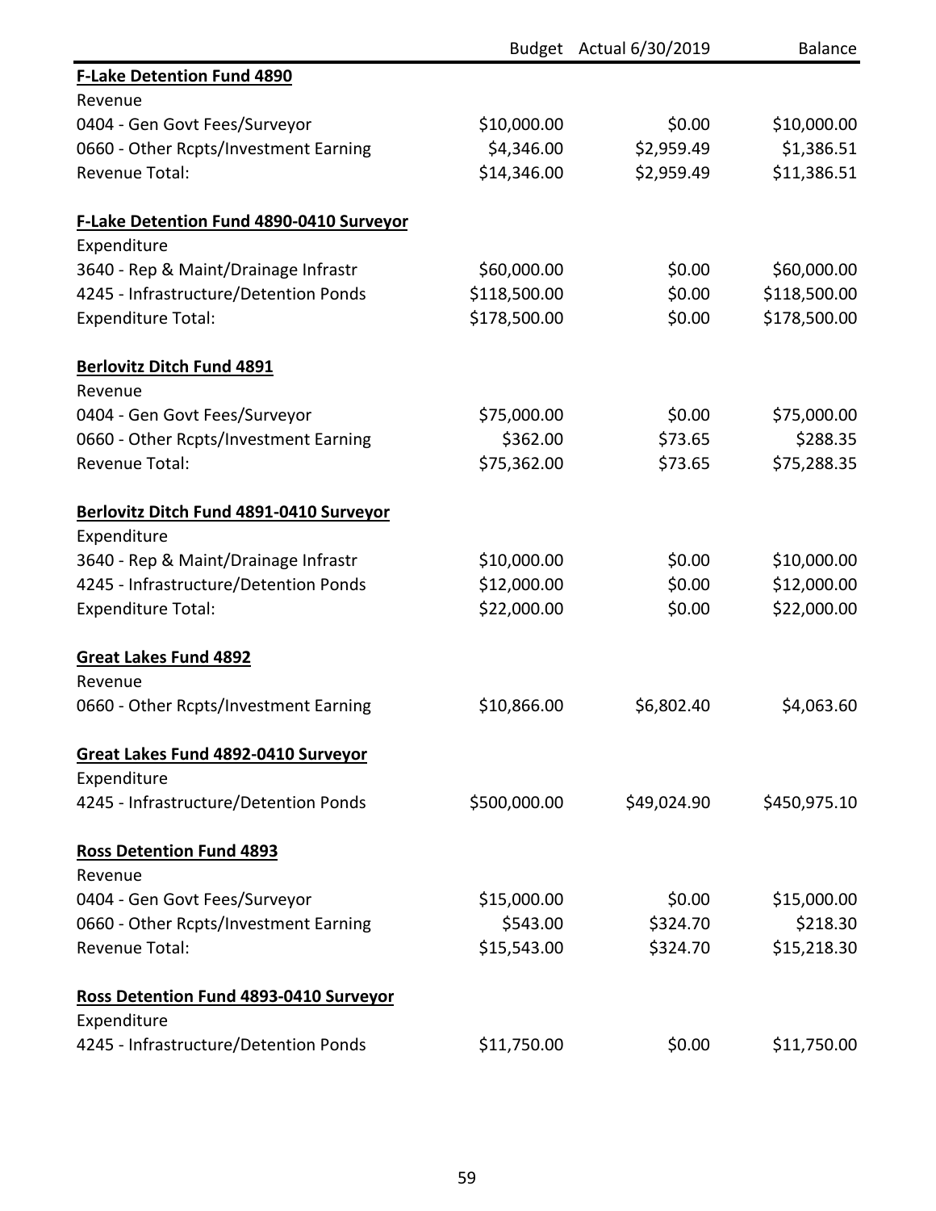| | Budget | Actual 6/30/2019 | Balance |
|---|---|---|---|
| **F-Lake Detention Fund 4890** | | | |
| Revenue | | | |
| 0404 - Gen Govt Fees/Surveyor | $10,000.00 | $0.00 | $10,000.00 |
| 0660 - Other Rcpts/Investment Earning | $4,346.00 | $2,959.49 | $1,386.51 |
| Revenue Total: | $14,346.00 | $2,959.49 | $11,386.51 |
| | | | |
| **F-Lake Detention Fund 4890-0410 Surveyor** | | | |
| Expenditure | | | |
| 3640 - Rep & Maint/Drainage Infrastr | $60,000.00 | $0.00 | $60,000.00 |
| 4245 - Infrastructure/Detention Ponds | $118,500.00 | $0.00 | $118,500.00 |
| Expenditure Total: | $178,500.00 | $0.00 | $178,500.00 |
| | | | |
| **Berlovitz Ditch Fund 4891** | | | |
| Revenue | | | |
| 0404 - Gen Govt Fees/Surveyor | $75,000.00 | $0.00 | $75,000.00 |
| 0660 - Other Rcpts/Investment Earning | $362.00 | $73.65 | $288.35 |
| Revenue Total: | $75,362.00 | $73.65 | $75,288.35 |
| | | | |
| **Berlovitz Ditch Fund 4891-0410 Surveyor** | | | |
| Expenditure | | | |
| 3640 - Rep & Maint/Drainage Infrastr | $10,000.00 | $0.00 | $10,000.00 |
| 4245 - Infrastructure/Detention Ponds | $12,000.00 | $0.00 | $12,000.00 |
| Expenditure Total: | $22,000.00 | $0.00 | $22,000.00 |
| | | | |
| **Great Lakes Fund 4892** | | | |
| Revenue | | | |
| 0660 - Other Rcpts/Investment Earning | $10,866.00 | $6,802.40 | $4,063.60 |
| | | | |
| **Great Lakes Fund 4892-0410 Surveyor** | | | |
| Expenditure | | | |
| 4245 - Infrastructure/Detention Ponds | $500,000.00 | $49,024.90 | $450,975.10 |
| | | | |
| **Ross Detention Fund 4893** | | | |
| Revenue | | | |
| 0404 - Gen Govt Fees/Surveyor | $15,000.00 | $0.00 | $15,000.00 |
| 0660 - Other Rcpts/Investment Earning | $543.00 | $324.70 | $218.30 |
| Revenue Total: | $15,543.00 | $324.70 | $15,218.30 |
| | | | |
| **Ross Detention Fund 4893-0410 Surveyor** | | | |
| Expenditure | | | |
| 4245 - Infrastructure/Detention Ponds | $11,750.00 | $0.00 | $11,750.00 |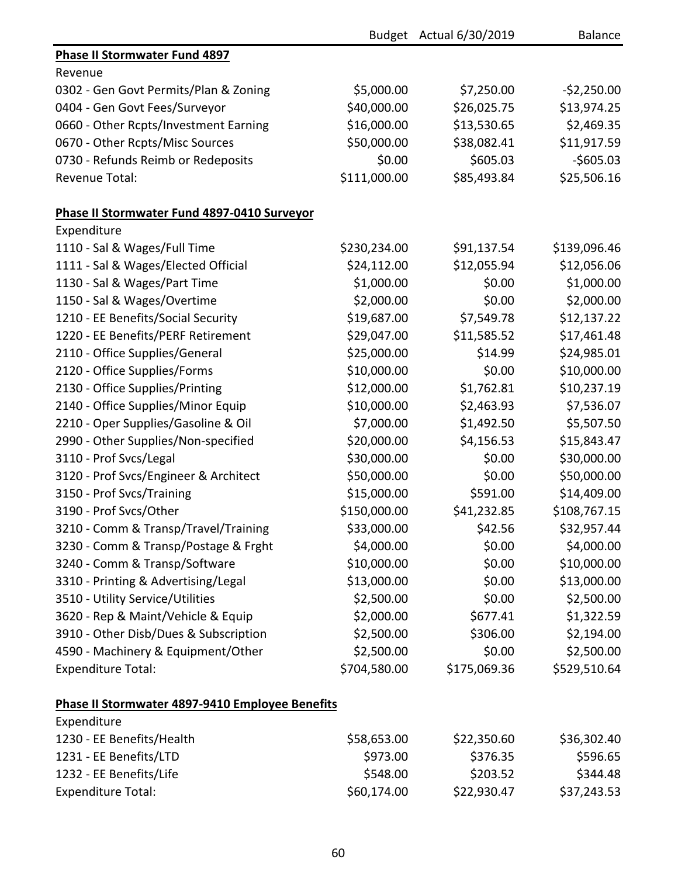| | Budget | Actual 6/30/2019 | Balance |
|---|---|---|---|
| **Phase II Stormwater Fund 4897** | | | |
| Revenue | | | |
| 0302 - Gen Govt Permits/Plan & Zoning | $5,000.00 | $7,250.00 | -$2,250.00 |
| 0404 - Gen Govt Fees/Surveyor | $40,000.00 | $26,025.75 | $13,974.25 |
| 0660 - Other Rcpts/Investment Earning | $16,000.00 | $13,530.65 | $2,469.35 |
| 0670 - Other Rcpts/Misc Sources | $50,000.00 | $38,082.41 | $11,917.59 |
| 0730 - Refunds Reimb or Redeposits | $0.00 | $605.03 | -$605.03 |
| Revenue Total: | $111,000.00 | $85,493.84 | $25,506.16 |
| | | | |
| **Phase II Stormwater Fund 4897-0410 Surveyor** | | | |
| Expenditure | | | |
| 1110 - Sal & Wages/Full Time | $230,234.00 | $91,137.54 | $139,096.46 |
| 1111 - Sal & Wages/Elected Official | $24,112.00 | $12,055.94 | $12,056.06 |
| 1130 - Sal & Wages/Part Time | $1,000.00 | $0.00 | $1,000.00 |
| 1150 - Sal & Wages/Overtime | $2,000.00 | $0.00 | $2,000.00 |
| 1210 - EE Benefits/Social Security | $19,687.00 | $7,549.78 | $12,137.22 |
| 1220 - EE Benefits/PERF Retirement | $29,047.00 | $11,585.52 | $17,461.48 |
| 2110 - Office Supplies/General | $25,000.00 | $14.99 | $24,985.01 |
| 2120 - Office Supplies/Forms | $10,000.00 | $0.00 | $10,000.00 |
| 2130 - Office Supplies/Printing | $12,000.00 | $1,762.81 | $10,237.19 |
| 2140 - Office Supplies/Minor Equip | $10,000.00 | $2,463.93 | $7,536.07 |
| 2210 - Oper Supplies/Gasoline & Oil | $7,000.00 | $1,492.50 | $5,507.50 |
| 2990 - Other Supplies/Non-specified | $20,000.00 | $4,156.53 | $15,843.47 |
| 3110 - Prof Svcs/Legal | $30,000.00 | $0.00 | $30,000.00 |
| 3120 - Prof Svcs/Engineer & Architect | $50,000.00 | $0.00 | $50,000.00 |
| 3150 - Prof Svcs/Training | $15,000.00 | $591.00 | $14,409.00 |
| 3190 - Prof Svcs/Other | $150,000.00 | $41,232.85 | $108,767.15 |
| 3210 - Comm & Transp/Travel/Training | $33,000.00 | $42.56 | $32,957.44 |
| 3230 - Comm & Transp/Postage & Frght | $4,000.00 | $0.00 | $4,000.00 |
| 3240 - Comm & Transp/Software | $10,000.00 | $0.00 | $10,000.00 |
| 3310 - Printing & Advertising/Legal | $13,000.00 | $0.00 | $13,000.00 |
| 3510 - Utility Service/Utilities | $2,500.00 | $0.00 | $2,500.00 |
| 3620 - Rep & Maint/Vehicle & Equip | $2,000.00 | $677.41 | $1,322.59 |
| 3910 - Other Disb/Dues & Subscription | $2,500.00 | $306.00 | $2,194.00 |
| 4590 - Machinery & Equipment/Other | $2,500.00 | $0.00 | $2,500.00 |
| Expenditure Total: | $704,580.00 | $175,069.36 | $529,510.64 |
| | | | |
| **Phase II Stormwater 4897-9410 Employee Benefits** | | | |
| Expenditure | | | |
| 1230 - EE Benefits/Health | $58,653.00 | $22,350.60 | $36,302.40 |
| 1231 - EE Benefits/LTD | $973.00 | $376.35 | $596.65 |
| 1232 - EE Benefits/Life | $548.00 | $203.52 | $344.48 |
| Expenditure Total: | $60,174.00 | $22,930.47 | $37,243.53 |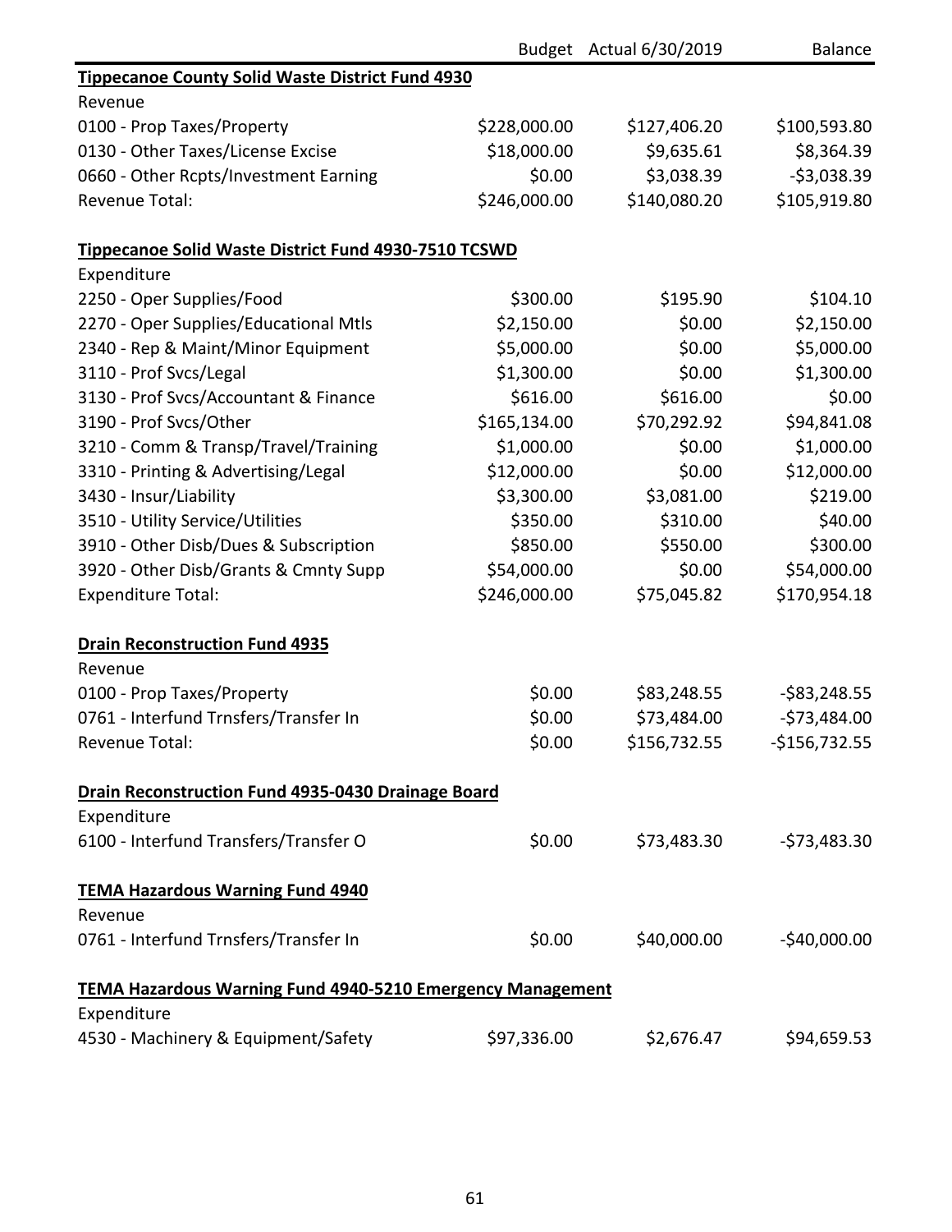| | Budget | Actual 6/30/2019 | Balance |
|---|---|---|---|
| **Tippecanoe County Solid Waste District Fund 4930** | | | |
| Revenue | | | |
| 0100 - Prop Taxes/Property | $228,000.00 | $127,406.20 | $100,593.80 |
| 0130 - Other Taxes/License Excise | $18,000.00 | $9,635.61 | $8,364.39 |
| 0660 - Other Rcpts/Investment Earning | $0.00 | $3,038.39 | -$3,038.39 |
| Revenue Total: | $246,000.00 | $140,080.20 | $105,919.80 |
| | | | |
| **Tippecanoe Solid Waste District Fund 4930-7510 TCSWD** | | | |
| Expenditure | | | |
| 2250 - Oper Supplies/Food | $300.00 | $195.90 | $104.10 |
| 2270 - Oper Supplies/Educational Mtls | $2,150.00 | $0.00 | $2,150.00 |
| 2340 - Rep & Maint/Minor Equipment | $5,000.00 | $0.00 | $5,000.00 |
| 3110 - Prof Svcs/Legal | $1,300.00 | $0.00 | $1,300.00 |
| 3130 - Prof Svcs/Accountant & Finance | $616.00 | $616.00 | $0.00 |
| 3190 - Prof Svcs/Other | $165,134.00 | $70,292.92 | $94,841.08 |
| 3210 - Comm & Transp/Travel/Training | $1,000.00 | $0.00 | $1,000.00 |
| 3310 - Printing & Advertising/Legal | $12,000.00 | $0.00 | $12,000.00 |
| 3430 - Insur/Liability | $3,300.00 | $3,081.00 | $219.00 |
| 3510 - Utility Service/Utilities | $350.00 | $310.00 | $40.00 |
| 3910 - Other Disb/Dues & Subscription | $850.00 | $550.00 | $300.00 |
| 3920 - Other Disb/Grants & Cmnty Supp | $54,000.00 | $0.00 | $54,000.00 |
| Expenditure Total: | $246,000.00 | $75,045.82 | $170,954.18 |
| | | | |
| **Drain Reconstruction Fund 4935** | | | |
| Revenue | | | |
| 0100 - Prop Taxes/Property | $0.00 | $83,248.55 | -$83,248.55 |
| 0761 - Interfund Trnsfers/Transfer In | $0.00 | $73,484.00 | -$73,484.00 |
| Revenue Total: | $0.00 | $156,732.55 | -$156,732.55 |
| | | | |
| **Drain Reconstruction Fund 4935-0430 Drainage Board** | | | |
| Expenditure | | | |
| 6100 - Interfund Transfers/Transfer O | $0.00 | $73,483.30 | -$73,483.30 |
| | | | |
| **TEMA Hazardous Warning Fund 4940** | | | |
| Revenue | | | |
| 0761 - Interfund Trnsfers/Transfer In | $0.00 | $40,000.00 | -$40,000.00 |
| | | | |
| **TEMA Hazardous Warning Fund 4940-5210 Emergency Management** | | | |
| Expenditure | | | |
| 4530 - Machinery & Equipment/Safety | $97,336.00 | $2,676.47 | $94,659.53 |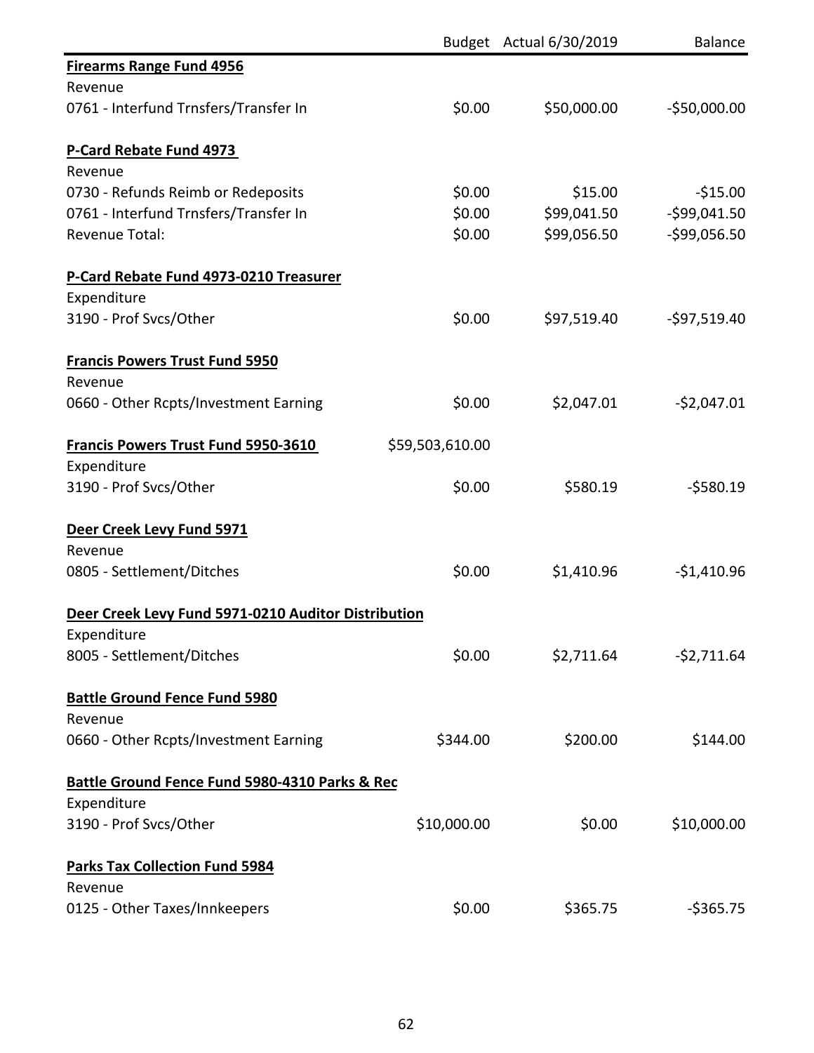| | Budget | Actual 6/30/2019 | Balance |
|---|---|---|---|
| **Firearms Range Fund 4956** | | | |
| Revenue | | | |
| 0761 - Interfund Trnsfers/Transfer In | $0.00 | $50,000.00 | -$50,000.00 |
| | | | |
| **P-Card Rebate Fund 4973** | | | |
| Revenue | | | |
| 0730 - Refunds Reimb or Redeposits | $0.00 | $15.00 | -$15.00 |
| 0761 - Interfund Trnsfers/Transfer In | $0.00 | $99,041.50 | -$99,041.50 |
| Revenue Total: | $0.00 | $99,056.50 | -$99,056.50 |
| | | | |
| **P-Card Rebate Fund 4973-0210 Treasurer** | | | |
| Expenditure | | | |
| 3190 - Prof Svcs/Other | $0.00 | $97,519.40 | -$97,519.40 |
| | | | |
| **Francis Powers Trust Fund 5950** | | | |
| Revenue | | | |
| 0660 - Other Rcpts/Investment Earning | $0.00 | $2,047.01 | -$2,047.01 |
| | | | |
| **Francis Powers Trust Fund 5950-3610** | $59,503,610.00 | | |
| Expenditure | | | |
| 3190 - Prof Svcs/Other | $0.00 | $580.19 | -$580.19 |
| | | | |
| **Deer Creek Levy Fund 5971** | | | |
| Revenue | | | |
| 0805 - Settlement/Ditches | $0.00 | $1,410.96 | -$1,410.96 |
| | | | |
| **Deer Creek Levy Fund 5971-0210 Auditor Distribution** | | | |
| Expenditure | | | |
| 8005 - Settlement/Ditches | $0.00 | $2,711.64 | -$2,711.64 |
| | | | |
| **Battle Ground Fence Fund 5980** | | | |
| Revenue | | | |
| 0660 - Other Rcpts/Investment Earning | $344.00 | $200.00 | $144.00 |
| | | | |
| **Battle Ground Fence Fund 5980-4310 Parks & Rec** | | | |
| Expenditure | | | |
| 3190 - Prof Svcs/Other | $10,000.00 | $0.00 | $10,000.00 |
| | | | |
| **Parks Tax Collection Fund 5984** | | | |
| Revenue | | | |
| 0125 - Other Taxes/Innkeepers | $0.00 | $365.75 | -$365.75 |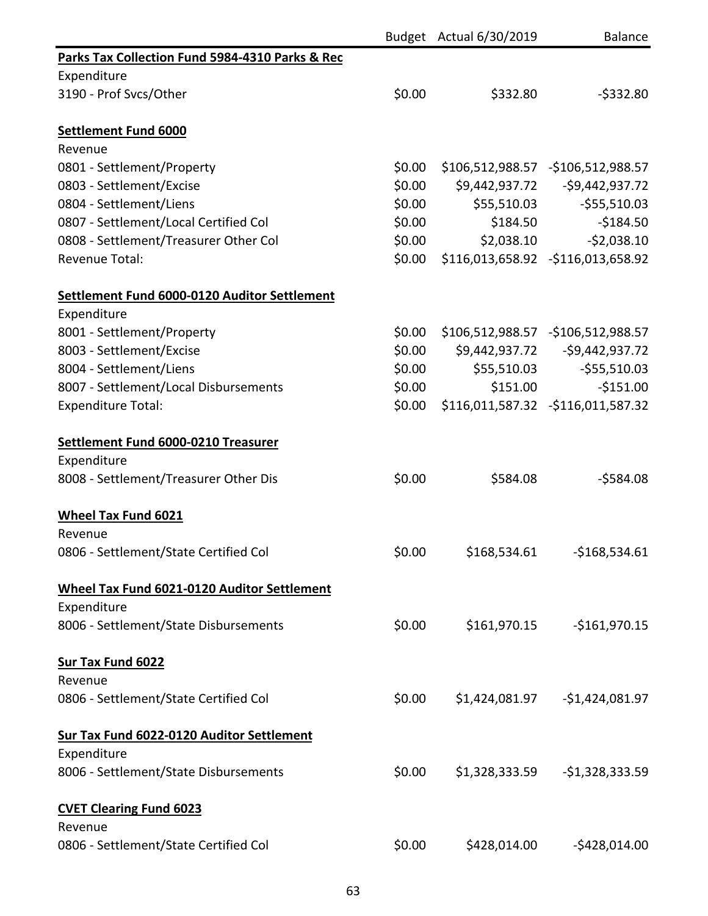| | Budget | Actual 6/30/2019 | Balance |
|---|---|---|---|
| **Parks Tax Collection Fund 5984-4310 Parks & Rec** | | | |
| Expenditure | | | |
| 3190 - Prof Svcs/Other | $0.00 | $332.80 | -$332.80 |
| | | | |
| **Settlement Fund 6000** | | | |
| Revenue | | | |
| 0801 - Settlement/Property | $0.00 | $106,512,988.57 | -$106,512,988.57 |
| 0803 - Settlement/Excise | $0.00 | $9,442,937.72 | -$9,442,937.72 |
| 0804 - Settlement/Liens | $0.00 | $55,510.03 | -$55,510.03 |
| 0807 - Settlement/Local Certified Col | $0.00 | $184.50 | -$184.50 |
| 0808 - Settlement/Treasurer Other Col | $0.00 | $2,038.10 | -$2,038.10 |
| Revenue Total: | $0.00 | $116,013,658.92 | -$116,013,658.92 |
| | | | |
| **Settlement Fund 6000-0120 Auditor Settlement** | | | |
| Expenditure | | | |
| 8001 - Settlement/Property | $0.00 | $106,512,988.57 | -$106,512,988.57 |
| 8003 - Settlement/Excise | $0.00 | $9,442,937.72 | -$9,442,937.72 |
| 8004 - Settlement/Liens | $0.00 | $55,510.03 | -$55,510.03 |
| 8007 - Settlement/Local Disbursements | $0.00 | $151.00 | -$151.00 |
| Expenditure Total: | $0.00 | $116,011,587.32 | -$116,011,587.32 |
| | | | |
| **Settlement Fund 6000-0210 Treasurer** | | | |
| Expenditure | | | |
| 8008 - Settlement/Treasurer Other Dis | $0.00 | $584.08 | -$584.08 |
| | | | |
| **Wheel Tax Fund 6021** | | | |
| Revenue | | | |
| 0806 - Settlement/State Certified Col | $0.00 | $168,534.61 | -$168,534.61 |
| | | | |
| **Wheel Tax Fund 6021-0120 Auditor Settlement** | | | |
| Expenditure | | | |
| 8006 - Settlement/State Disbursements | $0.00 | $161,970.15 | -$161,970.15 |
| | | | |
| **Sur Tax Fund 6022** | | | |
| Revenue | | | |
| 0806 - Settlement/State Certified Col | $0.00 | $1,424,081.97 | -$1,424,081.97 |
| | | | |
| **Sur Tax Fund 6022-0120 Auditor Settlement** | | | |
| Expenditure | | | |
| 8006 - Settlement/State Disbursements | $0.00 | $1,328,333.59 | -$1,328,333.59 |
| | | | |
| **CVET Clearing Fund 6023** | | | |
| Revenue | | | |
| 0806 - Settlement/State Certified Col | $0.00 | $428,014.00 | -$428,014.00 |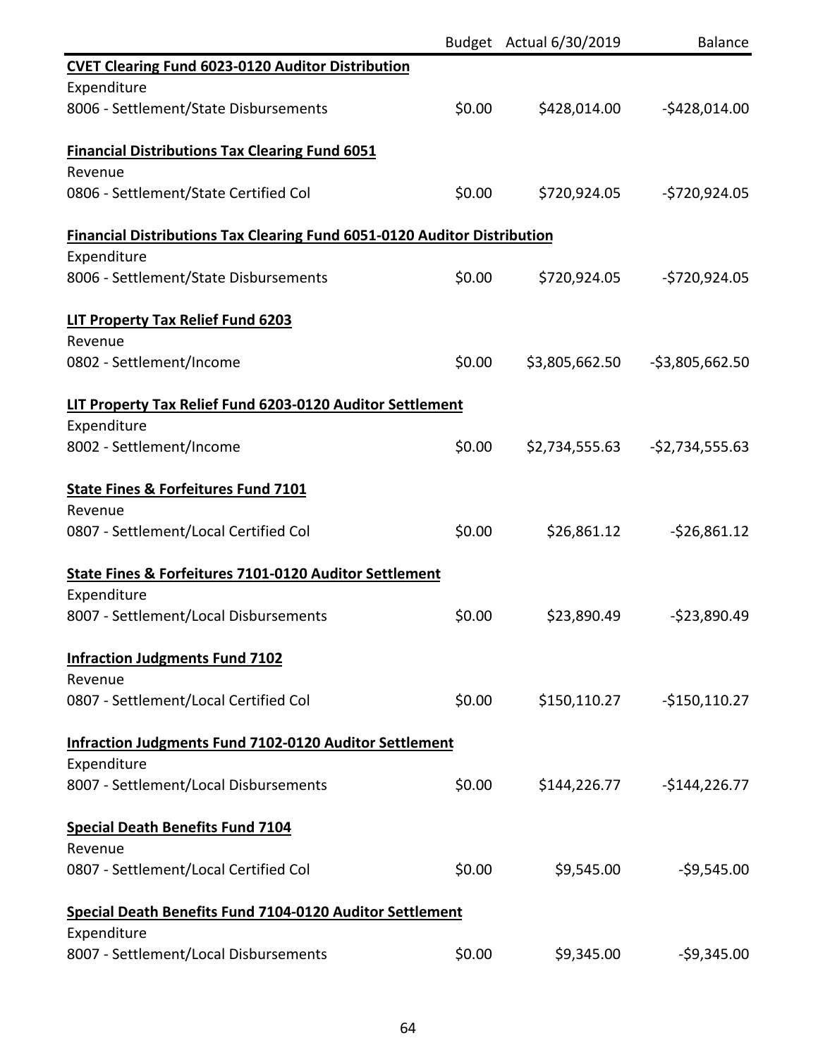| | Budget | Actual 6/30/2019 | Balance |
|---|---|---|---|
| **CVET Clearing Fund 6023-0120 Auditor Distribution** | | | |
| Expenditure | | | |
| 8006 - Settlement/State Disbursements | $0.00 | $428,014.00 | -$428,014.00 |
| **Financial Distributions Tax Clearing Fund 6051** | | | |
| Revenue | | | |
| 0806 - Settlement/State Certified Col | $0.00 | $720,924.05 | -$720,924.05 |
| **Financial Distributions Tax Clearing Fund 6051-0120 Auditor Distribution** | | | |
| Expenditure | | | |
| 8006 - Settlement/State Disbursements | $0.00 | $720,924.05 | -$720,924.05 |
| **LIT Property Tax Relief Fund 6203** | | | |
| Revenue | | | |
| 0802 - Settlement/Income | $0.00 | $3,805,662.50 | -$3,805,662.50 |
| **LIT Property Tax Relief Fund 6203-0120 Auditor Settlement** | | | |
| Expenditure | | | |
| 8002 - Settlement/Income | $0.00 | $2,734,555.63 | -$2,734,555.63 |
| **State Fines & Forfeitures Fund 7101** | | | |
| Revenue | | | |
| 0807 - Settlement/Local Certified Col | $0.00 | $26,861.12 | -$26,861.12 |
| **State Fines & Forfeitures 7101-0120 Auditor Settlement** | | | |
| Expenditure | | | |
| 8007 - Settlement/Local Disbursements | $0.00 | $23,890.49 | -$23,890.49 |
| **Infraction Judgments Fund 7102** | | | |
| Revenue | | | |
| 0807 - Settlement/Local Certified Col | $0.00 | $150,110.27 | -$150,110.27 |
| **Infraction Judgments Fund 7102-0120 Auditor Settlement** | | | |
| Expenditure | | | |
| 8007 - Settlement/Local Disbursements | $0.00 | $144,226.77 | -$144,226.77 |
| **Special Death Benefits Fund 7104** | | | |
| Revenue | | | |
| 0807 - Settlement/Local Certified Col | $0.00 | $9,545.00 | -$9,545.00 |
| **Special Death Benefits Fund 7104-0120 Auditor Settlement** | | | |
| Expenditure | | | |
| 8007 - Settlement/Local Disbursements | $0.00 | $9,345.00 | -$9,345.00 |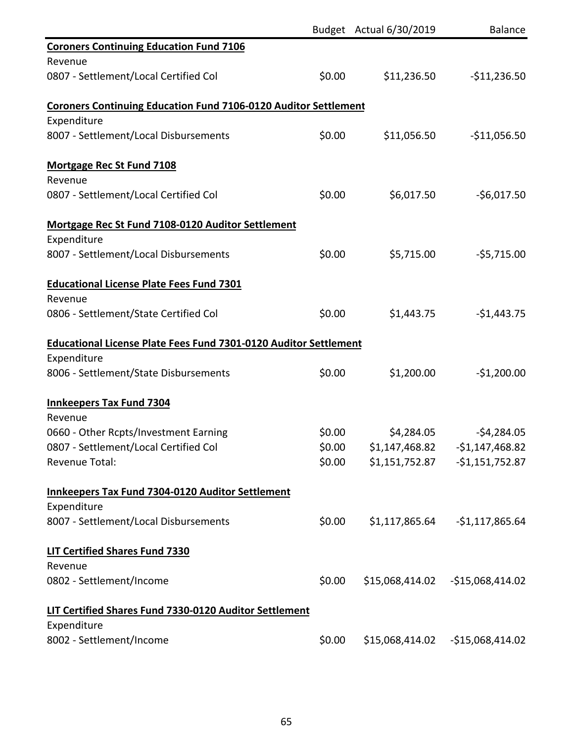| | Budget | Actual 6/30/2019 | Balance |
|---|---|---|---|
| **Coroners Continuing Education Fund 7106** | | | |
| Revenue | | | |
| 0807 - Settlement/Local Certified Col | $0.00 | $11,236.50 | -$11,236.50 |
| | | | |
| **Coroners Continuing Education Fund 7106-0120 Auditor Settlement** | | | |
| Expenditure | | | |
| 8007 - Settlement/Local Disbursements | $0.00 | $11,056.50 | -$11,056.50 |
| | | | |
| **Mortgage Rec St Fund 7108** | | | |
| Revenue | | | |
| 0807 - Settlement/Local Certified Col | $0.00 | $6,017.50 | -$6,017.50 |
| | | | |
| **Mortgage Rec St Fund 7108-0120 Auditor Settlement** | | | |
| Expenditure | | | |
| 8007 - Settlement/Local Disbursements | $0.00 | $5,715.00 | -$5,715.00 |
| | | | |
| **Educational License Plate Fees Fund 7301** | | | |
| Revenue | | | |
| 0806 - Settlement/State Certified Col | $0.00 | $1,443.75 | -$1,443.75 |
| | | | |
| **Educational License Plate Fees Fund 7301-0120 Auditor Settlement** | | | |
| Expenditure | | | |
| 8006 - Settlement/State Disbursements | $0.00 | $1,200.00 | -$1,200.00 |
| | | | |
| **Innkeepers Tax Fund 7304** | | | |
| Revenue | | | |
| 0660 - Other Rcpts/Investment Earning | $0.00 | $4,284.05 | -$4,284.05 |
| 0807 - Settlement/Local Certified Col | $0.00 | $1,147,468.82 | -$1,147,468.82 |
| Revenue Total: | $0.00 | $1,151,752.87 | -$1,151,752.87 |
| | | | |
| **Innkeepers Tax Fund 7304-0120 Auditor Settlement** | | | |
| Expenditure | | | |
| 8007 - Settlement/Local Disbursements | $0.00 | $1,117,865.64 | -$1,117,865.64 |
| | | | |
| **LIT Certified Shares Fund 7330** | | | |
| Revenue | | | |
| 0802 - Settlement/Income | $0.00 | $15,068,414.02 | -$15,068,414.02 |
| | | | |
| **LIT Certified Shares Fund 7330-0120 Auditor Settlement** | | | |
| Expenditure | | | |
| 8002 - Settlement/Income | $0.00 | $15,068,414.02 | -$15,068,414.02 |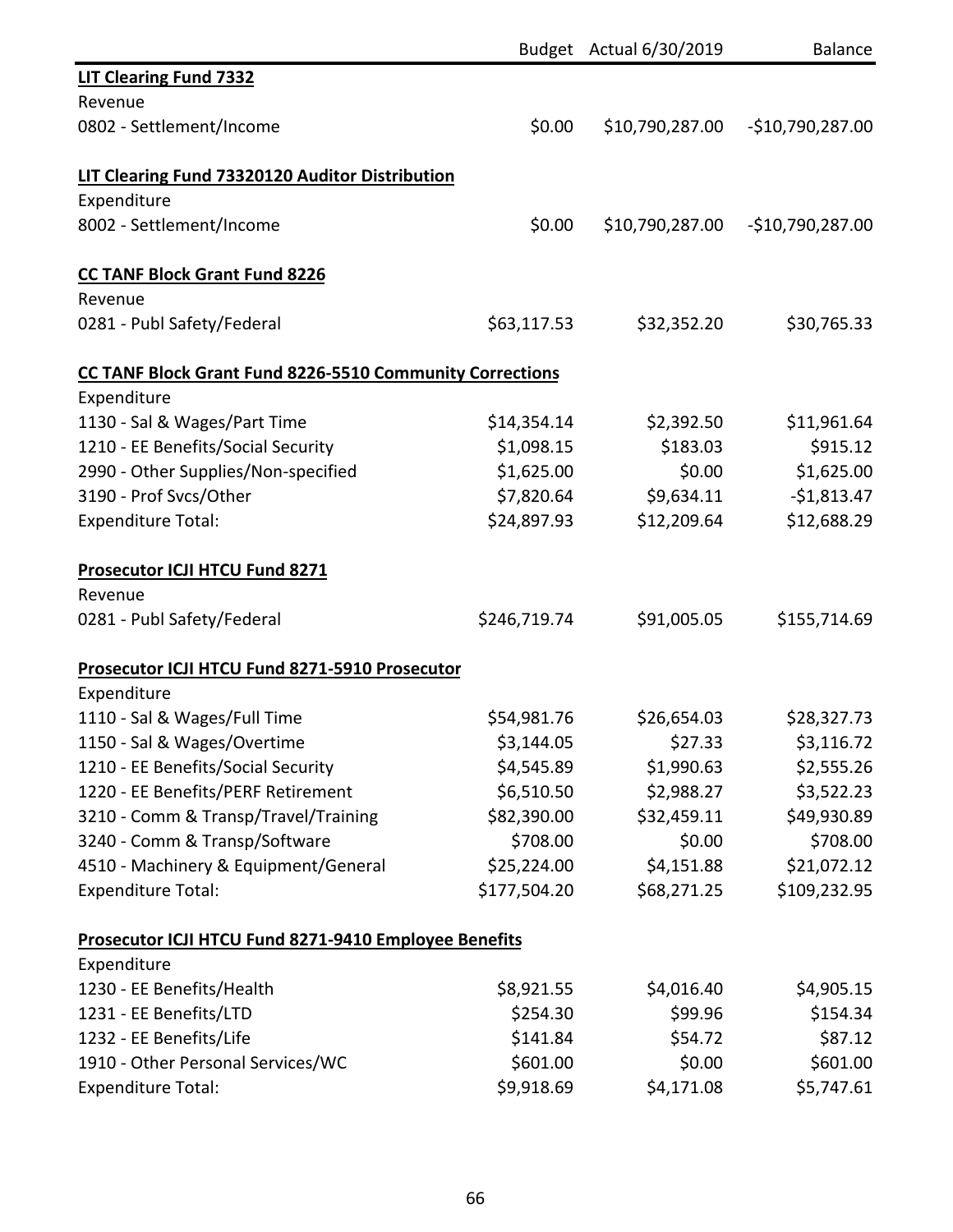| | Budget | Actual 6/30/2019 | Balance |
|---|---|---|---|
| **LIT Clearing Fund 7332** | | | |
| Revenue | | | |
| 0802 - Settlement/Income | $0.00 | $10,790,287.00 | -$10,790,287.00 |
| | | | |
| **LIT Clearing Fund 73320120 Auditor Distribution** | | | |
| Expenditure | | | |
| 8002 - Settlement/Income | $0.00 | $10,790,287.00 | -$10,790,287.00 |
| | | | |
| **CC TANF Block Grant Fund 8226** | | | |
| Revenue | | | |
| 0281 - Publ Safety/Federal | $63,117.53 | $32,352.20 | $30,765.33 |
| | | | |
| **CC TANF Block Grant Fund 8226-5510 Community Corrections** | | | |
| Expenditure | | | |
| 1130 - Sal & Wages/Part Time | $14,354.14 | $2,392.50 | $11,961.64 |
| 1210 - EE Benefits/Social Security | $1,098.15 | $183.03 | $915.12 |
| 2990 - Other Supplies/Non-specified | $1,625.00 | $0.00 | $1,625.00 |
| 3190 - Prof Svcs/Other | $7,820.64 | $9,634.11 | -$1,813.47 |
| Expenditure Total: | $24,897.93 | $12,209.64 | $12,688.29 |
| | | | |
| **Prosecutor ICJI HTCU Fund 8271** | | | |
| Revenue | | | |
| 0281 - Publ Safety/Federal | $246,719.74 | $91,005.05 | $155,714.69 |
| | | | |
| **Prosecutor ICJI HTCU Fund 8271-5910 Prosecutor** | | | |
| Expenditure | | | |
| 1110 - Sal & Wages/Full Time | $54,981.76 | $26,654.03 | $28,327.73 |
| 1150 - Sal & Wages/Overtime | $3,144.05 | $27.33 | $3,116.72 |
| 1210 - EE Benefits/Social Security | $4,545.89 | $1,990.63 | $2,555.26 |
| 1220 - EE Benefits/PERF Retirement | $6,510.50 | $2,988.27 | $3,522.23 |
| 3210 - Comm & Transp/Travel/Training | $82,390.00 | $32,459.11 | $49,930.89 |
| 3240 - Comm & Transp/Software | $708.00 | $0.00 | $708.00 |
| 4510 - Machinery & Equipment/General | $25,224.00 | $4,151.88 | $21,072.12 |
| Expenditure Total: | $177,504.20 | $68,271.25 | $109,232.95 |
| | | | |
| **Prosecutor ICJI HTCU Fund 8271-9410 Employee Benefits** | | | |
| Expenditure | | | |
| 1230 - EE Benefits/Health | $8,921.55 | $4,016.40 | $4,905.15 |
| 1231 - EE Benefits/LTD | $254.30 | $99.96 | $154.34 |
| 1232 - EE Benefits/Life | $141.84 | $54.72 | $87.12 |
| 1910 - Other Personal Services/WC | $601.00 | $0.00 | $601.00 |
| Expenditure Total: | $9,918.69 | $4,171.08 | $5,747.61 |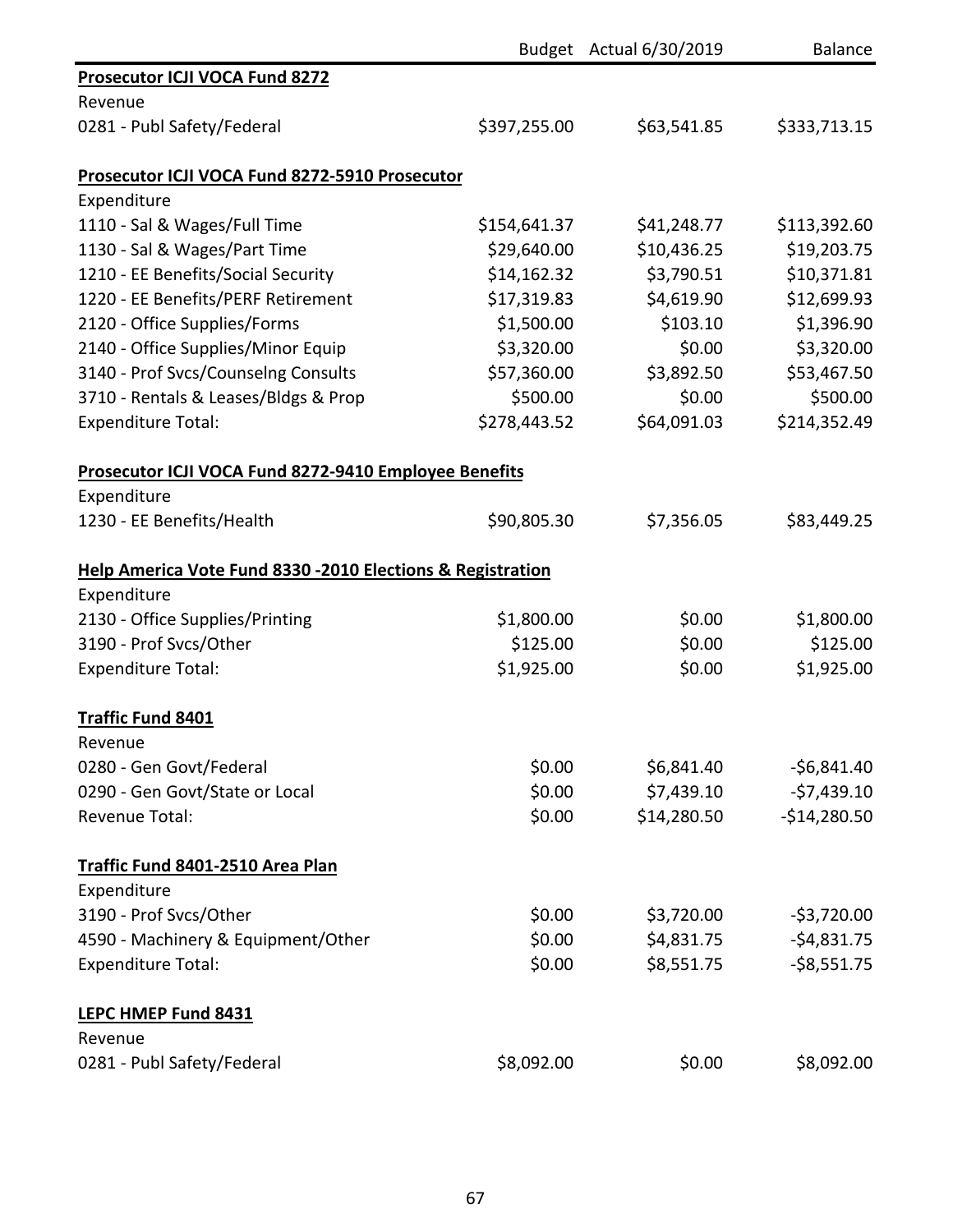| | Budget | Actual 6/30/2019 | Balance |
|---|---|---|---|
| **Prosecutor ICJI VOCA Fund 8272** | | | |
| Revenue | | | |
| 0281 - Publ Safety/Federal | $397,255.00 | $63,541.85 | $333,713.15 |
| | | | |
| **Prosecutor ICJI VOCA Fund 8272-5910 Prosecutor** | | | |
| Expenditure | | | |
| 1110 - Sal & Wages/Full Time | $154,641.37 | $41,248.77 | $113,392.60 |
| 1130 - Sal & Wages/Part Time | $29,640.00 | $10,436.25 | $19,203.75 |
| 1210 - EE Benefits/Social Security | $14,162.32 | $3,790.51 | $10,371.81 |
| 1220 - EE Benefits/PERF Retirement | $17,319.83 | $4,619.90 | $12,699.93 |
| 2120 - Office Supplies/Forms | $1,500.00 | $103.10 | $1,396.90 |
| 2140 - Office Supplies/Minor Equip | $3,320.00 | $0.00 | $3,320.00 |
| 3140 - Prof Svcs/Counselng Consults | $57,360.00 | $3,892.50 | $53,467.50 |
| 3710 - Rentals & Leases/Bldgs & Prop | $500.00 | $0.00 | $500.00 |
| Expenditure Total: | $278,443.52 | $64,091.03 | $214,352.49 |
| | | | |
| **Prosecutor ICJI VOCA Fund 8272-9410 Employee Benefits** | | | |
| Expenditure | | | |
| 1230 - EE Benefits/Health | $90,805.30 | $7,356.05 | $83,449.25 |
| | | | |
| **Help America Vote Fund 8330 -2010 Elections & Registration** | | | |
| Expenditure | | | |
| 2130 - Office Supplies/Printing | $1,800.00 | $0.00 | $1,800.00 |
| 3190 - Prof Svcs/Other | $125.00 | $0.00 | $125.00 |
| Expenditure Total: | $1,925.00 | $0.00 | $1,925.00 |
| | | | |
| **Traffic Fund 8401** | | | |
| Revenue | | | |
| 0280 - Gen Govt/Federal | $0.00 | $6,841.40 | -$6,841.40 |
| 0290 - Gen Govt/State or Local | $0.00 | $7,439.10 | -$7,439.10 |
| Revenue Total: | $0.00 | $14,280.50 | -$14,280.50 |
| | | | |
| **Traffic Fund 8401-2510 Area Plan** | | | |
| Expenditure | | | |
| 3190 - Prof Svcs/Other | $0.00 | $3,720.00 | -$3,720.00 |
| 4590 - Machinery & Equipment/Other | $0.00 | $4,831.75 | -$4,831.75 |
| Expenditure Total: | $0.00 | $8,551.75 | -$8,551.75 |
| | | | |
| **LEPC HMEP Fund 8431** | | | |
| Revenue | | | |
| 0281 - Publ Safety/Federal | $8,092.00 | $0.00 | $8,092.00 |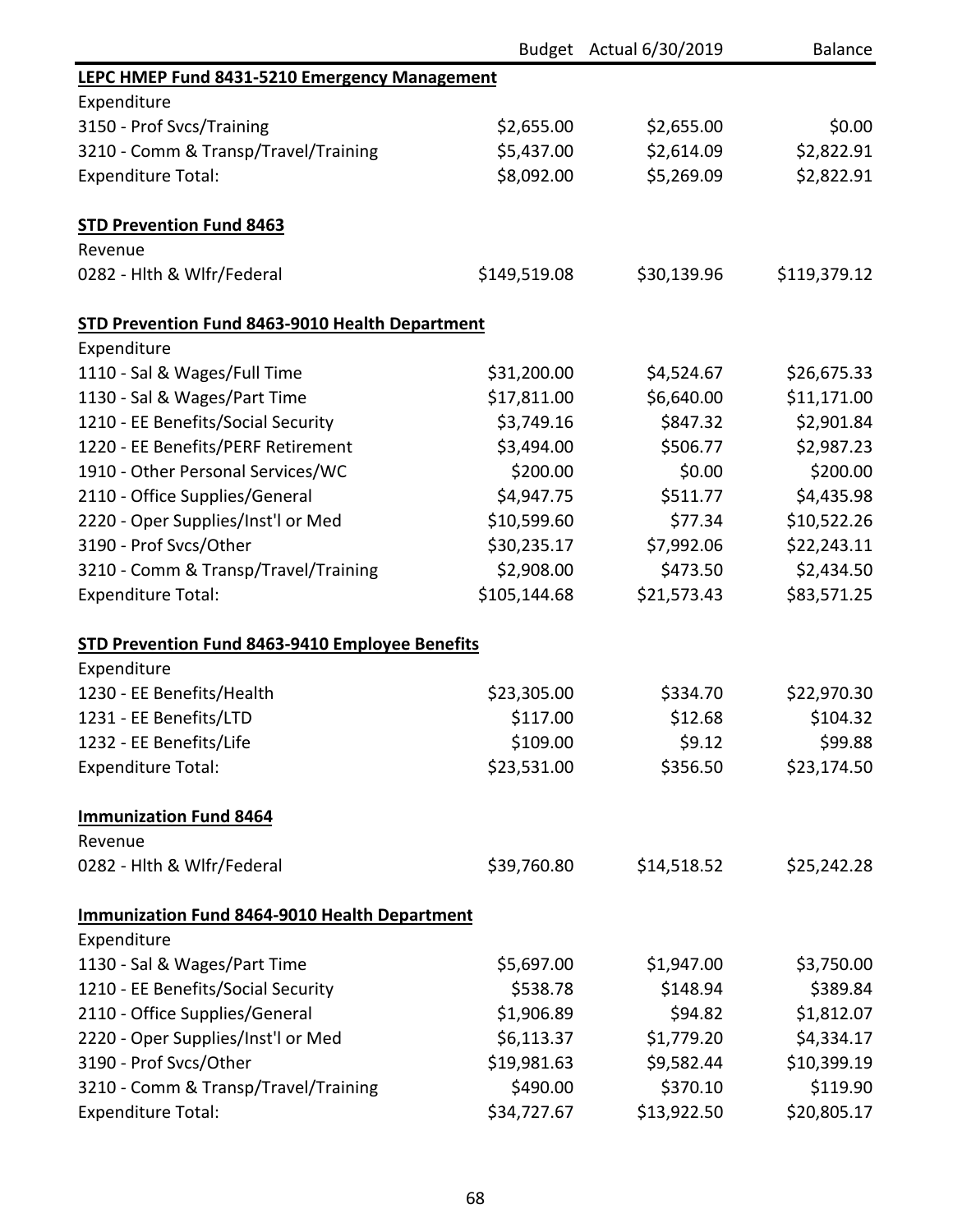| | Budget | Actual 6/30/2019 | Balance |
|---|---|---|---|
| **LEPC HMEP Fund 8431-5210 Emergency Management** | | | |
| Expenditure | | | |
| 3150 - Prof Svcs/Training | $2,655.00 | $2,655.00 | $0.00 |
| 3210 - Comm & Transp/Travel/Training | $5,437.00 | $2,614.09 | $2,822.91 |
| Expenditure Total: | $8,092.00 | $5,269.09 | $2,822.91 |
| | | | |
| **STD Prevention Fund 8463** | | | |
| Revenue | | | |
| 0282 - Hlth & Wlfr/Federal | $149,519.08 | $30,139.96 | $119,379.12 |
| | | | |
| **STD Prevention Fund 8463-9010 Health Department** | | | |
| Expenditure | | | |
| 1110 - Sal & Wages/Full Time | $31,200.00 | $4,524.67 | $26,675.33 |
| 1130 - Sal & Wages/Part Time | $17,811.00 | $6,640.00 | $11,171.00 |
| 1210 - EE Benefits/Social Security | $3,749.16 | $847.32 | $2,901.84 |
| 1220 - EE Benefits/PERF Retirement | $3,494.00 | $506.77 | $2,987.23 |
| 1910 - Other Personal Services/WC | $200.00 | $0.00 | $200.00 |
| 2110 - Office Supplies/General | $4,947.75 | $511.77 | $4,435.98 |
| 2220 - Oper Supplies/Inst'l or Med | $10,599.60 | $77.34 | $10,522.26 |
| 3190 - Prof Svcs/Other | $30,235.17 | $7,992.06 | $22,243.11 |
| 3210 - Comm & Transp/Travel/Training | $2,908.00 | $473.50 | $2,434.50 |
| Expenditure Total: | $105,144.68 | $21,573.43 | $83,571.25 |
| | | | |
| **STD Prevention Fund 8463-9410 Employee Benefits** | | | |
| Expenditure | | | |
| 1230 - EE Benefits/Health | $23,305.00 | $334.70 | $22,970.30 |
| 1231 - EE Benefits/LTD | $117.00 | $12.68 | $104.32 |
| 1232 - EE Benefits/Life | $109.00 | $9.12 | $99.88 |
| Expenditure Total: | $23,531.00 | $356.50 | $23,174.50 |
| | | | |
| **Immunization Fund 8464** | | | |
| Revenue | | | |
| 0282 - Hlth & Wlfr/Federal | $39,760.80 | $14,518.52 | $25,242.28 |
| | | | |
| **Immunization Fund 8464-9010 Health Department** | | | |
| Expenditure | | | |
| 1130 - Sal & Wages/Part Time | $5,697.00 | $1,947.00 | $3,750.00 |
| 1210 - EE Benefits/Social Security | $538.78 | $148.94 | $389.84 |
| 2110 - Office Supplies/General | $1,906.89 | $94.82 | $1,812.07 |
| 2220 - Oper Supplies/Inst'l or Med | $6,113.37 | $1,779.20 | $4,334.17 |
| 3190 - Prof Svcs/Other | $19,981.63 | $9,582.44 | $10,399.19 |
| 3210 - Comm & Transp/Travel/Training | $490.00 | $370.10 | $119.90 |
| Expenditure Total: | $34,727.67 | $13,922.50 | $20,805.17 |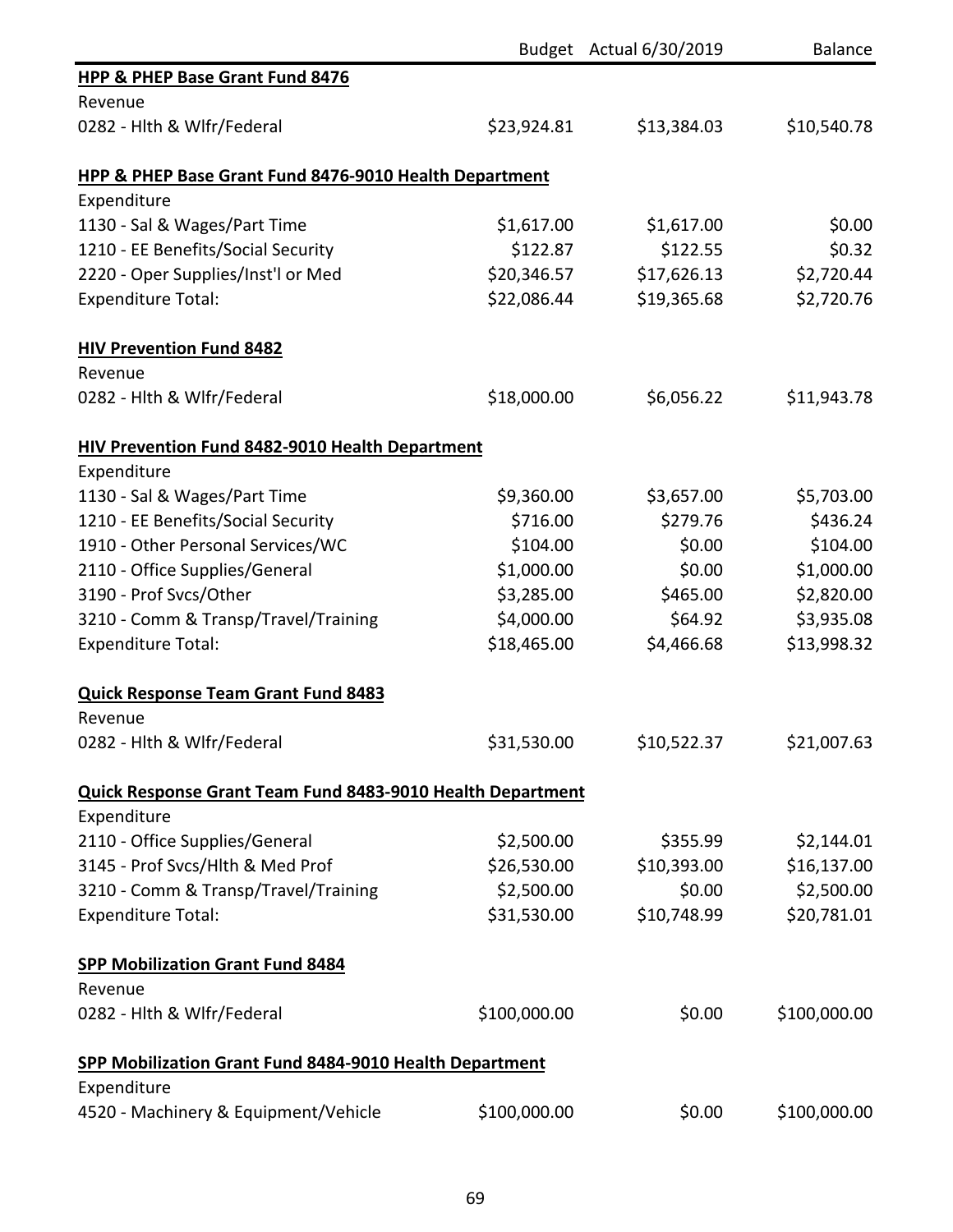| | Budget | Actual 6/30/2019 | Balance |
|---|---|---|---|
| **HPP & PHEP Base Grant Fund 8476** | | | |
| Revenue | | | |
| 0282 - Hlth & Wlfr/Federal | $23,924.81 | $13,384.03 | $10,540.78 |
| | | | |
| **HPP & PHEP Base Grant Fund 8476-9010 Health Department** | | | |
| Expenditure | | | |
| 1130 - Sal & Wages/Part Time | $1,617.00 | $1,617.00 | $0.00 |
| 1210 - EE Benefits/Social Security | $122.87 | $122.55 | $0.32 |
| 2220 - Oper Supplies/Inst'l or Med | $20,346.57 | $17,626.13 | $2,720.44 |
| Expenditure Total: | $22,086.44 | $19,365.68 | $2,720.76 |
| | | | |
| **HIV Prevention Fund 8482** | | | |
| Revenue | | | |
| 0282 - Hlth & Wlfr/Federal | $18,000.00 | $6,056.22 | $11,943.78 |
| | | | |
| **HIV Prevention Fund 8482-9010 Health Department** | | | |
| Expenditure | | | |
| 1130 - Sal & Wages/Part Time | $9,360.00 | $3,657.00 | $5,703.00 |
| 1210 - EE Benefits/Social Security | $716.00 | $279.76 | $436.24 |
| 1910 - Other Personal Services/WC | $104.00 | $0.00 | $104.00 |
| 2110 - Office Supplies/General | $1,000.00 | $0.00 | $1,000.00 |
| 3190 - Prof Svcs/Other | $3,285.00 | $465.00 | $2,820.00 |
| 3210 - Comm & Transp/Travel/Training | $4,000.00 | $64.92 | $3,935.08 |
| Expenditure Total: | $18,465.00 | $4,466.68 | $13,998.32 |
| | | | |
| **Quick Response Team Grant Fund 8483** | | | |
| Revenue | | | |
| 0282 - Hlth & Wlfr/Federal | $31,530.00 | $10,522.37 | $21,007.63 |
| | | | |
| **Quick Response Grant Team Fund 8483-9010 Health Department** | | | |
| Expenditure | | | |
| 2110 - Office Supplies/General | $2,500.00 | $355.99 | $2,144.01 |
| 3145 - Prof Svcs/Hlth & Med Prof | $26,530.00 | $10,393.00 | $16,137.00 |
| 3210 - Comm & Transp/Travel/Training | $2,500.00 | $0.00 | $2,500.00 |
| Expenditure Total: | $31,530.00 | $10,748.99 | $20,781.01 |
| | | | |
| **SPP Mobilization Grant Fund 8484** | | | |
| Revenue | | | |
| 0282 - Hlth & Wlfr/Federal | $100,000.00 | $0.00 | $100,000.00 |
| | | | |
| **SPP Mobilization Grant Fund 8484-9010 Health Department** | | | |
| Expenditure | | | |
| 4520 - Machinery & Equipment/Vehicle | $100,000.00 | $0.00 | $100,000.00 |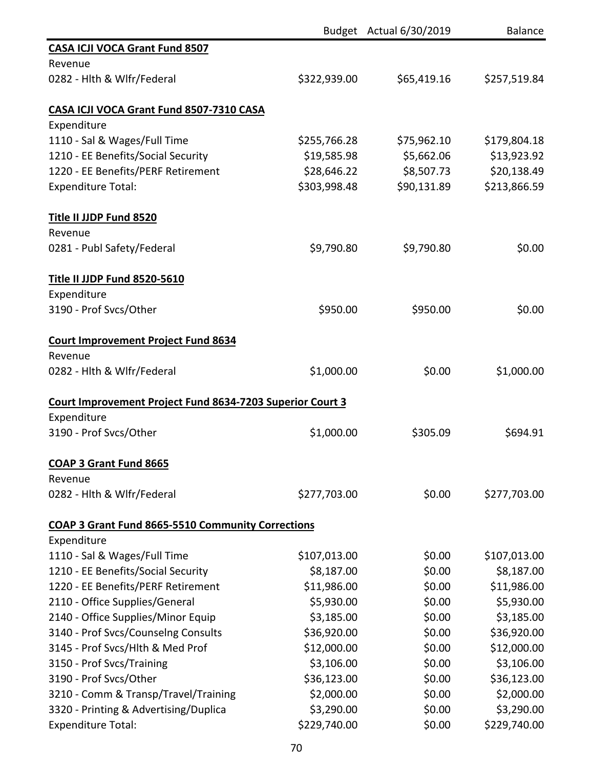| | Budget | Actual 6/30/2019 | Balance |
|---|---|---|---|
| **CASA ICJI VOCA Grant Fund 8507** | | | |
| Revenue | | | |
| 0282 - Hlth & Wlfr/Federal | $322,939.00 | $65,419.16 | $257,519.84 |
| | | | |
| **CASA ICJI VOCA Grant Fund 8507-7310 CASA** | | | |
| Expenditure | | | |
| 1110 - Sal & Wages/Full Time | $255,766.28 | $75,962.10 | $179,804.18 |
| 1210 - EE Benefits/Social Security | $19,585.98 | $5,662.06 | $13,923.92 |
| 1220 - EE Benefits/PERF Retirement | $28,646.22 | $8,507.73 | $20,138.49 |
| Expenditure Total: | $303,998.48 | $90,131.89 | $213,866.59 |
| | | | |
| **Title II JJDP Fund 8520** | | | |
| Revenue | | | |
| 0281 - Publ Safety/Federal | $9,790.80 | $9,790.80 | $0.00 |
| | | | |
| **Title II JJDP Fund 8520-5610** | | | |
| Expenditure | | | |
| 3190 - Prof Svcs/Other | $950.00 | $950.00 | $0.00 |
| | | | |
| **Court Improvement Project Fund 8634** | | | |
| Revenue | | | |
| 0282 - Hlth & Wlfr/Federal | $1,000.00 | $0.00 | $1,000.00 |
| | | | |
| **Court Improvement Project Fund 8634-7203 Superior Court 3** | | | |
| Expenditure | | | |
| 3190 - Prof Svcs/Other | $1,000.00 | $305.09 | $694.91 |
| | | | |
| **COAP 3 Grant Fund 8665** | | | |
| Revenue | | | |
| 0282 - Hlth & Wlfr/Federal | $277,703.00 | $0.00 | $277,703.00 |
| | | | |
| **COAP 3 Grant Fund 8665-5510 Community Corrections** | | | |
| Expenditure | | | |
| 1110 - Sal & Wages/Full Time | $107,013.00 | $0.00 | $107,013.00 |
| 1210 - EE Benefits/Social Security | $8,187.00 | $0.00 | $8,187.00 |
| 1220 - EE Benefits/PERF Retirement | $11,986.00 | $0.00 | $11,986.00 |
| 2110 - Office Supplies/General | $5,930.00 | $0.00 | $5,930.00 |
| 2140 - Office Supplies/Minor Equip | $3,185.00 | $0.00 | $3,185.00 |
| 3140 - Prof Svcs/Counselng Consults | $36,920.00 | $0.00 | $36,920.00 |
| 3145 - Prof Svcs/Hlth & Med Prof | $12,000.00 | $0.00 | $12,000.00 |
| 3150 - Prof Svcs/Training | $3,106.00 | $0.00 | $3,106.00 |
| 3190 - Prof Svcs/Other | $36,123.00 | $0.00 | $36,123.00 |
| 3210 - Comm & Transp/Travel/Training | $2,000.00 | $0.00 | $2,000.00 |
| 3320 - Printing & Advertising/Duplica | $3,290.00 | $0.00 | $3,290.00 |
| Expenditure Total: | $229,740.00 | $0.00 | $229,740.00 |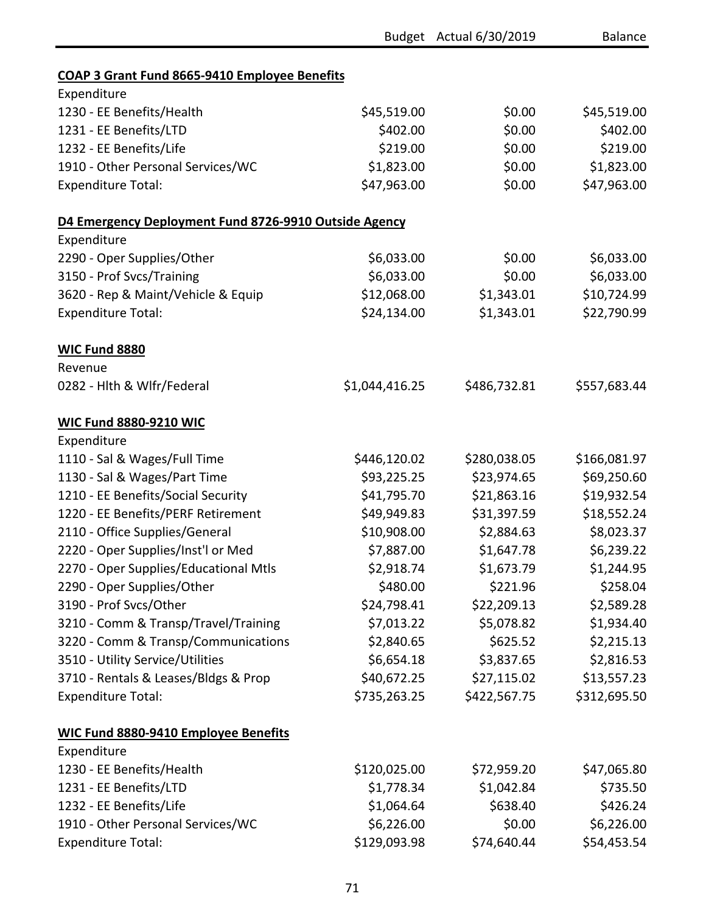| | Budget | Actual 6/30/2019 | Balance |
|---|---|---|---|
| **COAP 3 Grant Fund 8665-9410 Employee Benefits** | | | |
| Expenditure | | | |
| 1230 - EE Benefits/Health | $45,519.00 | $0.00 | $45,519.00 |
| 1231 - EE Benefits/LTD | $402.00 | $0.00 | $402.00 |
| 1232 - EE Benefits/Life | $219.00 | $0.00 | $219.00 |
| 1910 - Other Personal Services/WC | $1,823.00 | $0.00 | $1,823.00 |
| Expenditure Total: | $47,963.00 | $0.00 | $47,963.00 |
| | | | |
| **D4 Emergency Deployment Fund 8726-9910 Outside Agency** | | | |
| Expenditure | | | |
| 2290 - Oper Supplies/Other | $6,033.00 | $0.00 | $6,033.00 |
| 3150 - Prof Svcs/Training | $6,033.00 | $0.00 | $6,033.00 |
| 3620 - Rep & Maint/Vehicle & Equip | $12,068.00 | $1,343.01 | $10,724.99 |
| Expenditure Total: | $24,134.00 | $1,343.01 | $22,790.99 |
| | | | |
| **WIC Fund 8880** | | | |
| Revenue | | | |
| 0282 - Hlth & Wlfr/Federal | $1,044,416.25 | $486,732.81 | $557,683.44 |
| | | | |
| **WIC Fund 8880-9210 WIC** | | | |
| Expenditure | | | |
| 1110 - Sal & Wages/Full Time | $446,120.02 | $280,038.05 | $166,081.97 |
| 1130 - Sal & Wages/Part Time | $93,225.25 | $23,974.65 | $69,250.60 |
| 1210 - EE Benefits/Social Security | $41,795.70 | $21,863.16 | $19,932.54 |
| 1220 - EE Benefits/PERF Retirement | $49,949.83 | $31,397.59 | $18,552.24 |
| 2110 - Office Supplies/General | $10,908.00 | $2,884.63 | $8,023.37 |
| 2220 - Oper Supplies/Inst'l or Med | $7,887.00 | $1,647.78 | $6,239.22 |
| 2270 - Oper Supplies/Educational Mtls | $2,918.74 | $1,673.79 | $1,244.95 |
| 2290 - Oper Supplies/Other | $480.00 | $221.96 | $258.04 |
| 3190 - Prof Svcs/Other | $24,798.41 | $22,209.13 | $2,589.28 |
| 3210 - Comm & Transp/Travel/Training | $7,013.22 | $5,078.82 | $1,934.40 |
| 3220 - Comm & Transp/Communications | $2,840.65 | $625.52 | $2,215.13 |
| 3510 - Utility Service/Utilities | $6,654.18 | $3,837.65 | $2,816.53 |
| 3710 - Rentals & Leases/Bldgs & Prop | $40,672.25 | $27,115.02 | $13,557.23 |
| Expenditure Total: | $735,263.25 | $422,567.75 | $312,695.50 |
| | | | |
| **WIC Fund 8880-9410 Employee Benefits** | | | |
| Expenditure | | | |
| 1230 - EE Benefits/Health | $120,025.00 | $72,959.20 | $47,065.80 |
| 1231 - EE Benefits/LTD | $1,778.34 | $1,042.84 | $735.50 |
| 1232 - EE Benefits/Life | $1,064.64 | $638.40 | $426.24 |
| 1910 - Other Personal Services/WC | $6,226.00 | $0.00 | $6,226.00 |
| Expenditure Total: | $129,093.98 | $74,640.44 | $54,453.54 |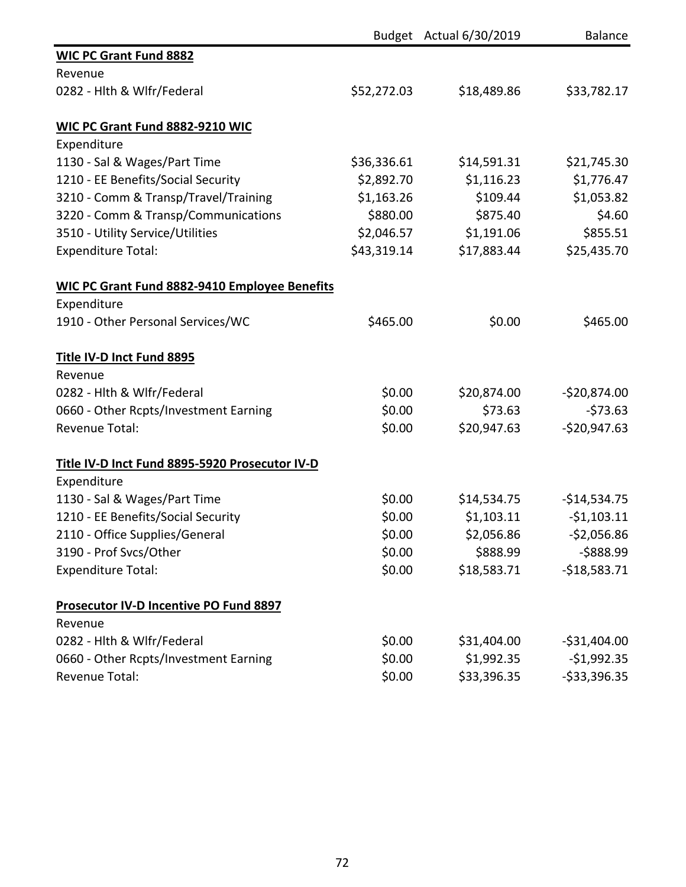| | Budget | Actual 6/30/2019 | Balance |
|---|---|---|---|
| **WIC PC Grant Fund 8882** | | | |
| Revenue | | | |
| 0282 - Hlth & Wlfr/Federal | $52,272.03 | $18,489.86 | $33,782.17 |
| | | | |
| **WIC PC Grant Fund 8882-9210 WIC** | | | |
| Expenditure | | | |
| 1130 - Sal & Wages/Part Time | $36,336.61 | $14,591.31 | $21,745.30 |
| 1210 - EE Benefits/Social Security | $2,892.70 | $1,116.23 | $1,776.47 |
| 3210 - Comm & Transp/Travel/Training | $1,163.26 | $109.44 | $1,053.82 |
| 3220 - Comm & Transp/Communications | $880.00 | $875.40 | $4.60 |
| 3510 - Utility Service/Utilities | $2,046.57 | $1,191.06 | $855.51 |
| Expenditure Total: | $43,319.14 | $17,883.44 | $25,435.70 |
| | | | |
| **WIC PC Grant Fund 8882-9410 Employee Benefits** | | | |
| Expenditure | | | |
| 1910 - Other Personal Services/WC | $465.00 | $0.00 | $465.00 |
| | | | |
| **Title IV-D Inct Fund 8895** | | | |
| Revenue | | | |
| 0282 - Hlth & Wlfr/Federal | $0.00 | $20,874.00 | -$20,874.00 |
| 0660 - Other Rcpts/Investment Earning | $0.00 | $73.63 | -$73.63 |
| Revenue Total: | $0.00 | $20,947.63 | -$20,947.63 |
| | | | |
| **Title IV-D Inct Fund 8895-5920 Prosecutor IV-D** | | | |
| Expenditure | | | |
| 1130 - Sal & Wages/Part Time | $0.00 | $14,534.75 | -$14,534.75 |
| 1210 - EE Benefits/Social Security | $0.00 | $1,103.11 | -$1,103.11 |
| 2110 - Office Supplies/General | $0.00 | $2,056.86 | -$2,056.86 |
| 3190 - Prof Svcs/Other | $0.00 | $888.99 | -$888.99 |
| Expenditure Total: | $0.00 | $18,583.71 | -$18,583.71 |
| | | | |
| **Prosecutor IV-D Incentive PO Fund 8897** | | | |
| Revenue | | | |
| 0282 - Hlth & Wlfr/Federal | $0.00 | $31,404.00 | -$31,404.00 |
| 0660 - Other Rcpts/Investment Earning | $0.00 | $1,992.35 | -$1,992.35 |
| Revenue Total: | $0.00 | $33,396.35 | -$33,396.35 |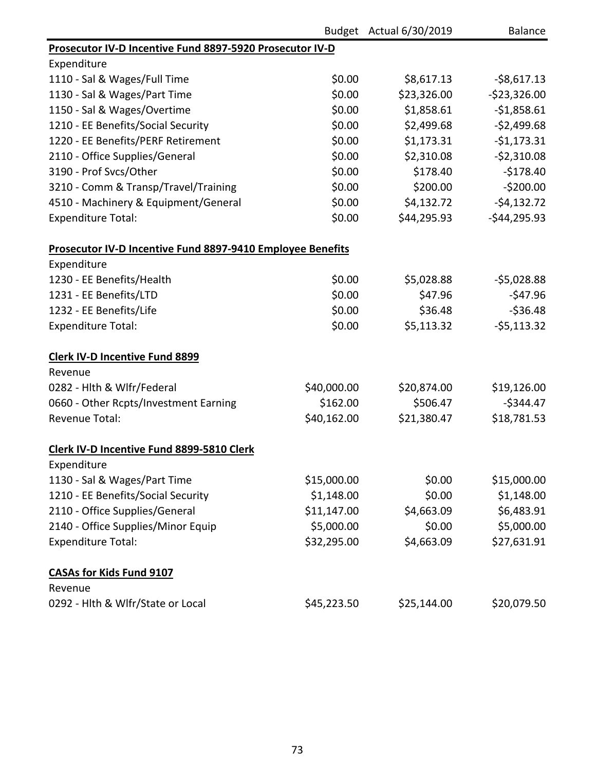| | Budget | Actual 6/30/2019 | Balance |
|---|---|---|---|
| **Prosecutor IV-D Incentive Fund 8897-5920 Prosecutor IV-D** | | | |
| Expenditure | | | |
| 1110 - Sal & Wages/Full Time | $0.00 | $8,617.13 | -$8,617.13 |
| 1130 - Sal & Wages/Part Time | $0.00 | $23,326.00 | -$23,326.00 |
| 1150 - Sal & Wages/Overtime | $0.00 | $1,858.61 | -$1,858.61 |
| 1210 - EE Benefits/Social Security | $0.00 | $2,499.68 | -$2,499.68 |
| 1220 - EE Benefits/PERF Retirement | $0.00 | $1,173.31 | -$1,173.31 |
| 2110 - Office Supplies/General | $0.00 | $2,310.08 | -$2,310.08 |
| 3190 - Prof Svcs/Other | $0.00 | $178.40 | -$178.40 |
| 3210 - Comm & Transp/Travel/Training | $0.00 | $200.00 | -$200.00 |
| 4510 - Machinery & Equipment/General | $0.00 | $4,132.72 | -$4,132.72 |
| Expenditure Total: | $0.00 | $44,295.93 | -$44,295.93 |
| | | | |
| **Prosecutor IV-D Incentive Fund 8897-9410 Employee Benefits** | | | |
| Expenditure | | | |
| 1230 - EE Benefits/Health | $0.00 | $5,028.88 | -$5,028.88 |
| 1231 - EE Benefits/LTD | $0.00 | $47.96 | -$47.96 |
| 1232 - EE Benefits/Life | $0.00 | $36.48 | -$36.48 |
| Expenditure Total: | $0.00 | $5,113.32 | -$5,113.32 |
| | | | |
| **Clerk IV-D Incentive Fund 8899** | | | |
| Revenue | | | |
| 0282 - Hlth & Wlfr/Federal | $40,000.00 | $20,874.00 | $19,126.00 |
| 0660 - Other Rcpts/Investment Earning | $162.00 | $506.47 | -$344.47 |
| Revenue Total: | $40,162.00 | $21,380.47 | $18,781.53 |
| | | | |
| **Clerk IV-D Incentive Fund 8899-5810 Clerk** | | | |
| Expenditure | | | |
| 1130 - Sal & Wages/Part Time | $15,000.00 | $0.00 | $15,000.00 |
| 1210 - EE Benefits/Social Security | $1,148.00 | $0.00 | $1,148.00 |
| 2110 - Office Supplies/General | $11,147.00 | $4,663.09 | $6,483.91 |
| 2140 - Office Supplies/Minor Equip | $5,000.00 | $0.00 | $5,000.00 |
| Expenditure Total: | $32,295.00 | $4,663.09 | $27,631.91 |
| | | | |
| **CASAs for Kids Fund 9107** | | | |
| Revenue | | | |
| 0292 - Hlth & Wlfr/State or Local | $45,223.50 | $25,144.00 | $20,079.50 |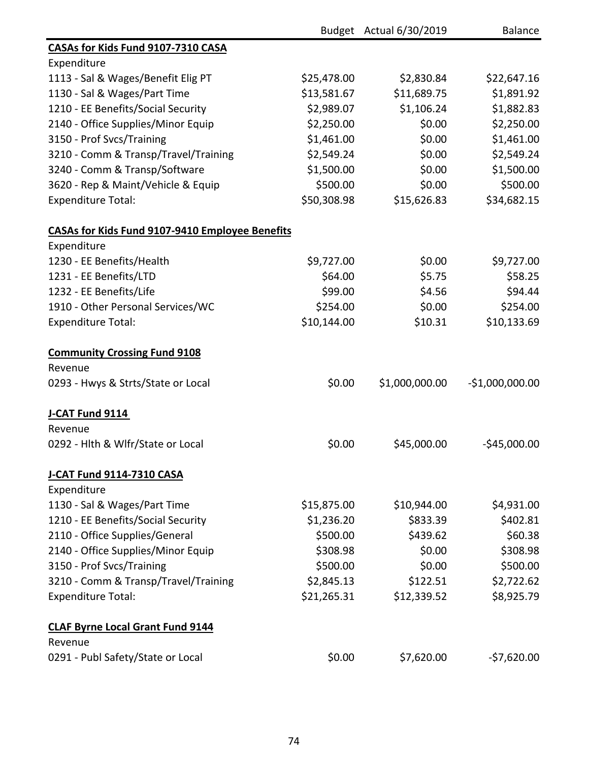| | Budget | Actual 6/30/2019 | Balance |
|---|---|---|---|
| **CASAs for Kids Fund 9107-7310 CASA** | | | |
| Expenditure | | | |
| 1113 - Sal & Wages/Benefit Elig PT | $25,478.00 | $2,830.84 | $22,647.16 |
| 1130 - Sal & Wages/Part Time | $13,581.67 | $11,689.75 | $1,891.92 |
| 1210 - EE Benefits/Social Security | $2,989.07 | $1,106.24 | $1,882.83 |
| 2140 - Office Supplies/Minor Equip | $2,250.00 | $0.00 | $2,250.00 |
| 3150 - Prof Svcs/Training | $1,461.00 | $0.00 | $1,461.00 |
| 3210 - Comm & Transp/Travel/Training | $2,549.24 | $0.00 | $2,549.24 |
| 3240 - Comm & Transp/Software | $1,500.00 | $0.00 | $1,500.00 |
| 3620 - Rep & Maint/Vehicle & Equip | $500.00 | $0.00 | $500.00 |
| Expenditure Total: | $50,308.98 | $15,626.83 | $34,682.15 |
| | | | |
| **CASAs for Kids Fund 9107-9410 Employee Benefits** | | | |
| Expenditure | | | |
| 1230 - EE Benefits/Health | $9,727.00 | $0.00 | $9,727.00 |
| 1231 - EE Benefits/LTD | $64.00 | $5.75 | $58.25 |
| 1232 - EE Benefits/Life | $99.00 | $4.56 | $94.44 |
| 1910 - Other Personal Services/WC | $254.00 | $0.00 | $254.00 |
| Expenditure Total: | $10,144.00 | $10.31 | $10,133.69 |
| | | | |
| **Community Crossing Fund 9108** | | | |
| Revenue | | | |
| 0293 - Hwys & Strts/State or Local | $0.00 | $1,000,000.00 | -$1,000,000.00 |
| | | | |
| **J-CAT Fund 9114** | | | |
| Revenue | | | |
| 0292 - Hlth & Wlfr/State or Local | $0.00 | $45,000.00 | -$45,000.00 |
| | | | |
| **J-CAT Fund 9114-7310 CASA** | | | |
| Expenditure | | | |
| 1130 - Sal & Wages/Part Time | $15,875.00 | $10,944.00 | $4,931.00 |
| 1210 - EE Benefits/Social Security | $1,236.20 | $833.39 | $402.81 |
| 2110 - Office Supplies/General | $500.00 | $439.62 | $60.38 |
| 2140 - Office Supplies/Minor Equip | $308.98 | $0.00 | $308.98 |
| 3150 - Prof Svcs/Training | $500.00 | $0.00 | $500.00 |
| 3210 - Comm & Transp/Travel/Training | $2,845.13 | $122.51 | $2,722.62 |
| Expenditure Total: | $21,265.31 | $12,339.52 | $8,925.79 |
| | | | |
| **CLAF Byrne Local Grant Fund 9144** | | | |
| Revenue | | | |
| 0291 - Publ Safety/State or Local | $0.00 | $7,620.00 | -$7,620.00 |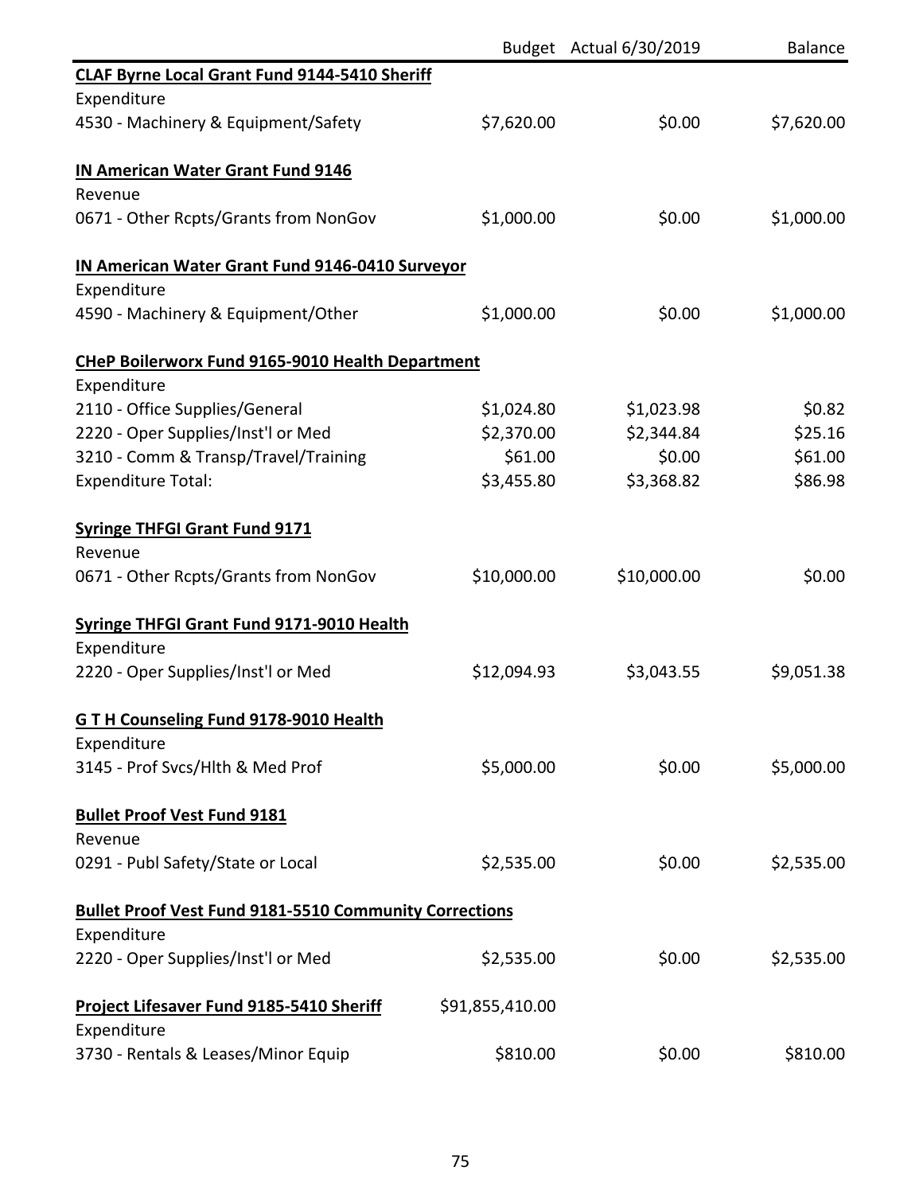| | Budget | Actual 6/30/2019 | Balance |
|---|---|---|---|
| **CLAF Byrne Local Grant Fund 9144-5410 Sheriff** | | | |
| Expenditure | | | |
| 4530 - Machinery & Equipment/Safety | $7,620.00 | $0.00 | $7,620.00 |
| | | | |
| **IN American Water Grant Fund 9146** | | | |
| Revenue | | | |
| 0671 - Other Rcpts/Grants from NonGov | $1,000.00 | $0.00 | $1,000.00 |
| | | | |
| **IN American Water Grant Fund 9146-0410 Surveyor** | | | |
| Expenditure | | | |
| 4590 - Machinery & Equipment/Other | $1,000.00 | $0.00 | $1,000.00 |
| | | | |
| **CHeP Boilerworx Fund 9165-9010 Health Department** | | | |
| Expenditure | | | |
| 2110 - Office Supplies/General | $1,024.80 | $1,023.98 | $0.82 |
| 2220 - Oper Supplies/Inst'l or Med | $2,370.00 | $2,344.84 | $25.16 |
| 3210 - Comm & Transp/Travel/Training | $61.00 | $0.00 | $61.00 |
| Expenditure Total: | $3,455.80 | $3,368.82 | $86.98 |
| | | | |
| **Syringe THFGI Grant Fund 9171** | | | |
| Revenue | | | |
| 0671 - Other Rcpts/Grants from NonGov | $10,000.00 | $10,000.00 | $0.00 |
| | | | |
| **Syringe THFGI Grant Fund 9171-9010 Health** | | | |
| Expenditure | | | |
| 2220 - Oper Supplies/Inst'l or Med | $12,094.93 | $3,043.55 | $9,051.38 |
| | | | |
| **G T H Counseling Fund 9178-9010 Health** | | | |
| Expenditure | | | |
| 3145 - Prof Svcs/Hlth & Med Prof | $5,000.00 | $0.00 | $5,000.00 |
| | | | |
| **Bullet Proof Vest Fund 9181** | | | |
| Revenue | | | |
| 0291 - Publ Safety/State or Local | $2,535.00 | $0.00 | $2,535.00 |
| | | | |
| **Bullet Proof Vest Fund 9181-5510 Community Corrections** | | | |
| Expenditure | | | |
| 2220 - Oper Supplies/Inst'l or Med | $2,535.00 | $0.00 | $2,535.00 |
| | | | |
| **Project Lifesaver Fund 9185-5410 Sheriff** | $91,855,410.00 | | |
| Expenditure | | | |
| 3730 - Rentals & Leases/Minor Equip | $810.00 | $0.00 | $810.00 |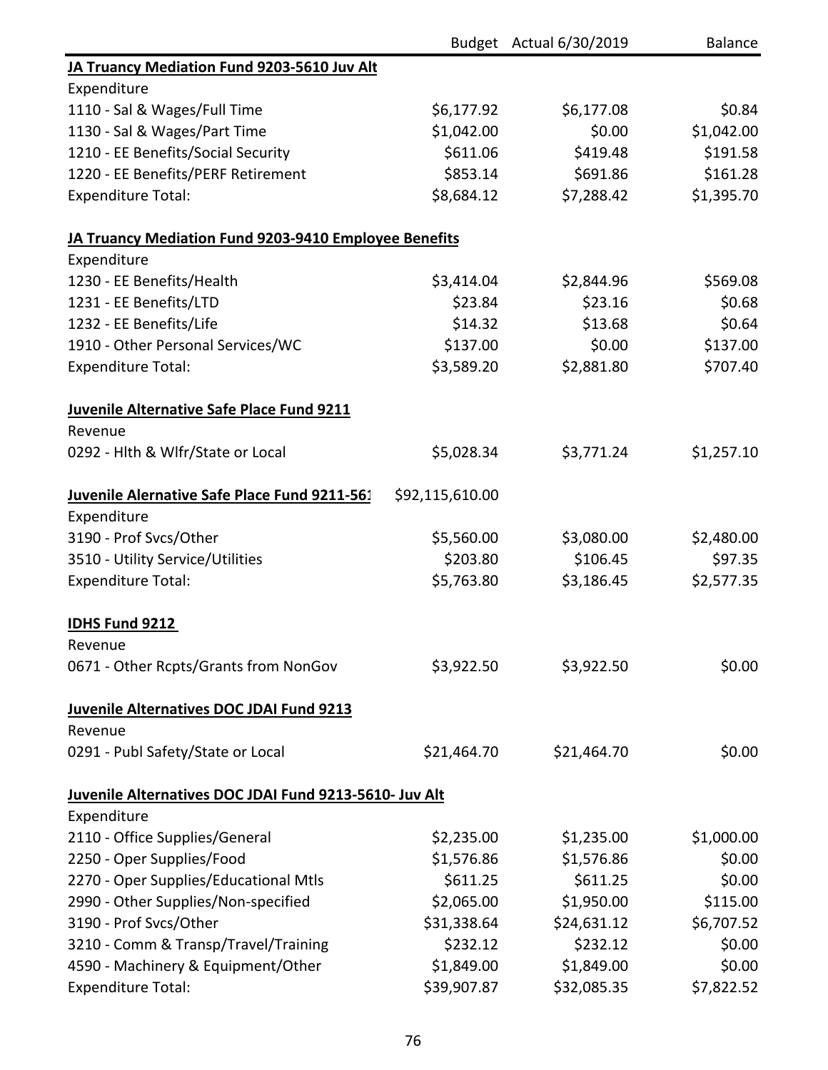| | Budget | Actual 6/30/2019 | Balance |
|---|---|---|---|
| **JA Truancy Mediation Fund 9203-5610 Juv Alt** | | | |
| Expenditure | | | |
| 1110 - Sal & Wages/Full Time | $6,177.92 | $6,177.08 | $0.84 |
| 1130 - Sal & Wages/Part Time | $1,042.00 | $0.00 | $1,042.00 |
| 1210 - EE Benefits/Social Security | $611.06 | $419.48 | $191.58 |
| 1220 - EE Benefits/PERF Retirement | $853.14 | $691.86 | $161.28 |
| Expenditure Total: | $8,684.12 | $7,288.42 | $1,395.70 |
| | | | |
| **JA Truancy Mediation Fund 9203-9410 Employee Benefits** | | | |
| Expenditure | | | |
| 1230 - EE Benefits/Health | $3,414.04 | $2,844.96 | $569.08 |
| 1231 - EE Benefits/LTD | $23.84 | $23.16 | $0.68 |
| 1232 - EE Benefits/Life | $14.32 | $13.68 | $0.64 |
| 1910 - Other Personal Services/WC | $137.00 | $0.00 | $137.00 |
| Expenditure Total: | $3,589.20 | $2,881.80 | $707.40 |
| | | | |
| **Juvenile Alternative Safe Place Fund 9211** | | | |
| Revenue | | | |
| 0292 - Hlth & Wlfr/State or Local | $5,028.34 | $3,771.24 | $1,257.10 |
| | | | |
| **Juvenile Alernative Safe Place Fund 9211-561** | $92,115,610.00 | | |
| Expenditure | | | |
| 3190 - Prof Svcs/Other | $5,560.00 | $3,080.00 | $2,480.00 |
| 3510 - Utility Service/Utilities | $203.80 | $106.45 | $97.35 |
| Expenditure Total: | $5,763.80 | $3,186.45 | $2,577.35 |
| | | | |
| **IDHS Fund 9212** | | | |
| Revenue | | | |
| 0671 - Other Rcpts/Grants from NonGov | $3,922.50 | $3,922.50 | $0.00 |
| | | | |
| **Juvenile Alternatives DOC JDAI Fund 9213** | | | |
| Revenue | | | |
| 0291 - Publ Safety/State or Local | $21,464.70 | $21,464.70 | $0.00 |
| | | | |
| **Juvenile Alternatives DOC JDAI Fund 9213-5610- Juv Alt** | | | |
| Expenditure | | | |
| 2110 - Office Supplies/General | $2,235.00 | $1,235.00 | $1,000.00 |
| 2250 - Oper Supplies/Food | $1,576.86 | $1,576.86 | $0.00 |
| 2270 - Oper Supplies/Educational Mtls | $611.25 | $611.25 | $0.00 |
| 2990 - Other Supplies/Non-specified | $2,065.00 | $1,950.00 | $115.00 |
| 3190 - Prof Svcs/Other | $31,338.64 | $24,631.12 | $6,707.52 |
| 3210 - Comm & Transp/Travel/Training | $232.12 | $232.12 | $0.00 |
| 4590 - Machinery & Equipment/Other | $1,849.00 | $1,849.00 | $0.00 |
| Expenditure Total: | $39,907.87 | $32,085.35 | $7,822.52 |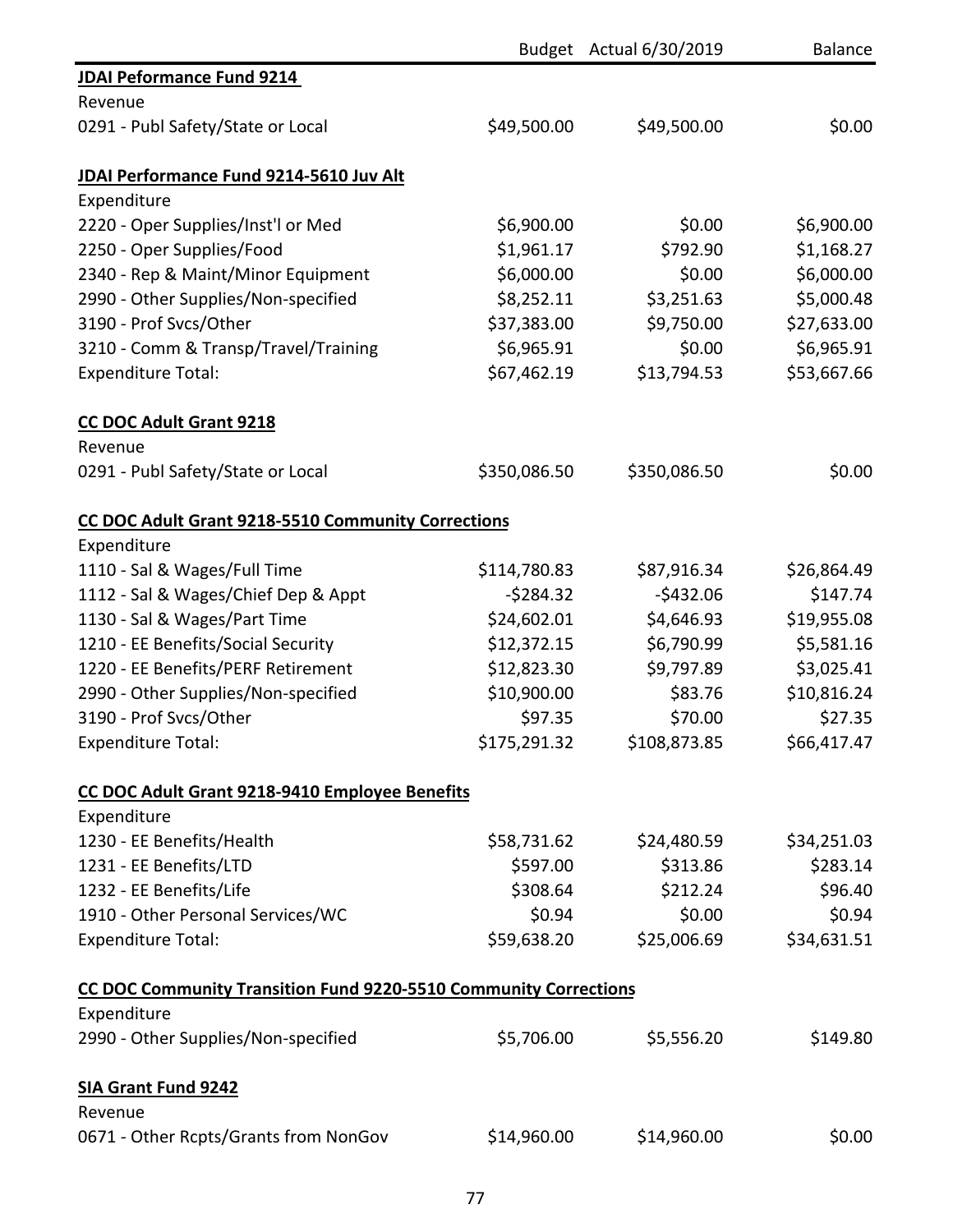| | Budget | Actual 6/30/2019 | Balance |
|---|---|---|---|
| **JDAI Peformance Fund 9214** | | | |
| Revenue | | | |
| 0291 - Publ Safety/State or Local | $49,500.00 | $49,500.00 | $0.00 |
| | | | |
| **JDAI Performance Fund 9214-5610 Juv Alt** | | | |
| Expenditure | | | |
| 2220 - Oper Supplies/Inst'l or Med | $6,900.00 | $0.00 | $6,900.00 |
| 2250 - Oper Supplies/Food | $1,961.17 | $792.90 | $1,168.27 |
| 2340 - Rep & Maint/Minor Equipment | $6,000.00 | $0.00 | $6,000.00 |
| 2990 - Other Supplies/Non-specified | $8,252.11 | $3,251.63 | $5,000.48 |
| 3190 - Prof Svcs/Other | $37,383.00 | $9,750.00 | $27,633.00 |
| 3210 - Comm & Transp/Travel/Training | $6,965.91 | $0.00 | $6,965.91 |
| Expenditure Total: | $67,462.19 | $13,794.53 | $53,667.66 |
| | | | |
| **CC DOC Adult Grant 9218** | | | |
| Revenue | | | |
| 0291 - Publ Safety/State or Local | $350,086.50 | $350,086.50 | $0.00 |
| | | | |
| **CC DOC Adult Grant 9218-5510 Community Corrections** | | | |
| Expenditure | | | |
| 1110 - Sal & Wages/Full Time | $114,780.83 | $87,916.34 | $26,864.49 |
| 1112 - Sal & Wages/Chief Dep & Appt | -$284.32 | -$432.06 | $147.74 |
| 1130 - Sal & Wages/Part Time | $24,602.01 | $4,646.93 | $19,955.08 |
| 1210 - EE Benefits/Social Security | $12,372.15 | $6,790.99 | $5,581.16 |
| 1220 - EE Benefits/PERF Retirement | $12,823.30 | $9,797.89 | $3,025.41 |
| 2990 - Other Supplies/Non-specified | $10,900.00 | $83.76 | $10,816.24 |
| 3190 - Prof Svcs/Other | $97.35 | $70.00 | $27.35 |
| Expenditure Total: | $175,291.32 | $108,873.85 | $66,417.47 |
| | | | |
| **CC DOC Adult Grant 9218-9410 Employee Benefits** | | | |
| Expenditure | | | |
| 1230 - EE Benefits/Health | $58,731.62 | $24,480.59 | $34,251.03 |
| 1231 - EE Benefits/LTD | $597.00 | $313.86 | $283.14 |
| 1232 - EE Benefits/Life | $308.64 | $212.24 | $96.40 |
| 1910 - Other Personal Services/WC | $0.94 | $0.00 | $0.94 |
| Expenditure Total: | $59,638.20 | $25,006.69 | $34,631.51 |
| | | | |
| **CC DOC Community Transition Fund 9220-5510 Community Corrections** | | | |
| Expenditure | | | |
| 2990 - Other Supplies/Non-specified | $5,706.00 | $5,556.20 | $149.80 |
| | | | |
| **SIA Grant Fund 9242** | | | |
| Revenue | | | |
| 0671 - Other Rcpts/Grants from NonGov | $14,960.00 | $14,960.00 | $0.00 |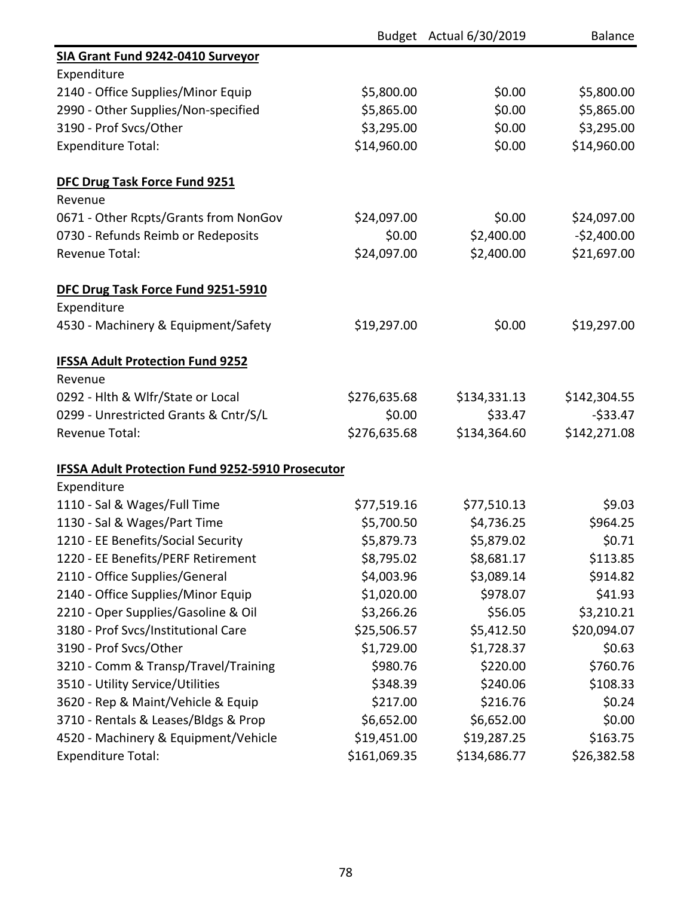| | Budget | Actual 6/30/2019 | Balance |
|---|---|---|---|
| **SIA Grant Fund 9242-0410 Surveyor** | | | |
| Expenditure | | | |
| 2140 - Office Supplies/Minor Equip | $5,800.00 | $0.00 | $5,800.00 |
| 2990 - Other Supplies/Non-specified | $5,865.00 | $0.00 | $5,865.00 |
| 3190 - Prof Svcs/Other | $3,295.00 | $0.00 | $3,295.00 |
| Expenditure Total: | $14,960.00 | $0.00 | $14,960.00 |
| | | | |
| **DFC Drug Task Force Fund 9251** | | | |
| Revenue | | | |
| 0671 - Other Rcpts/Grants from NonGov | $24,097.00 | $0.00 | $24,097.00 |
| 0730 - Refunds Reimb or Redeposits | $0.00 | $2,400.00 | -$2,400.00 |
| Revenue Total: | $24,097.00 | $2,400.00 | $21,697.00 |
| | | | |
| **DFC Drug Task Force Fund 9251-5910** | | | |
| Expenditure | | | |
| 4530 - Machinery & Equipment/Safety | $19,297.00 | $0.00 | $19,297.00 |
| | | | |
| **IFSSA Adult Protection Fund 9252** | | | |
| Revenue | | | |
| 0292 - Hlth & Wlfr/State or Local | $276,635.68 | $134,331.13 | $142,304.55 |
| 0299 - Unrestricted Grants & Cntr/S/L | $0.00 | $33.47 | -$33.47 |
| Revenue Total: | $276,635.68 | $134,364.60 | $142,271.08 |
| | | | |
| **IFSSA Adult Protection Fund 9252-5910 Prosecutor** | | | |
| Expenditure | | | |
| 1110 - Sal & Wages/Full Time | $77,519.16 | $77,510.13 | $9.03 |
| 1130 - Sal & Wages/Part Time | $5,700.50 | $4,736.25 | $964.25 |
| 1210 - EE Benefits/Social Security | $5,879.73 | $5,879.02 | $0.71 |
| 1220 - EE Benefits/PERF Retirement | $8,795.02 | $8,681.17 | $113.85 |
| 2110 - Office Supplies/General | $4,003.96 | $3,089.14 | $914.82 |
| 2140 - Office Supplies/Minor Equip | $1,020.00 | $978.07 | $41.93 |
| 2210 - Oper Supplies/Gasoline & Oil | $3,266.26 | $56.05 | $3,210.21 |
| 3180 - Prof Svcs/Institutional Care | $25,506.57 | $5,412.50 | $20,094.07 |
| 3190 - Prof Svcs/Other | $1,729.00 | $1,728.37 | $0.63 |
| 3210 - Comm & Transp/Travel/Training | $980.76 | $220.00 | $760.76 |
| 3510 - Utility Service/Utilities | $348.39 | $240.06 | $108.33 |
| 3620 - Rep & Maint/Vehicle & Equip | $217.00 | $216.76 | $0.24 |
| 3710 - Rentals & Leases/Bldgs & Prop | $6,652.00 | $6,652.00 | $0.00 |
| 4520 - Machinery & Equipment/Vehicle | $19,451.00 | $19,287.25 | $163.75 |
| Expenditure Total: | $161,069.35 | $134,686.77 | $26,382.58 |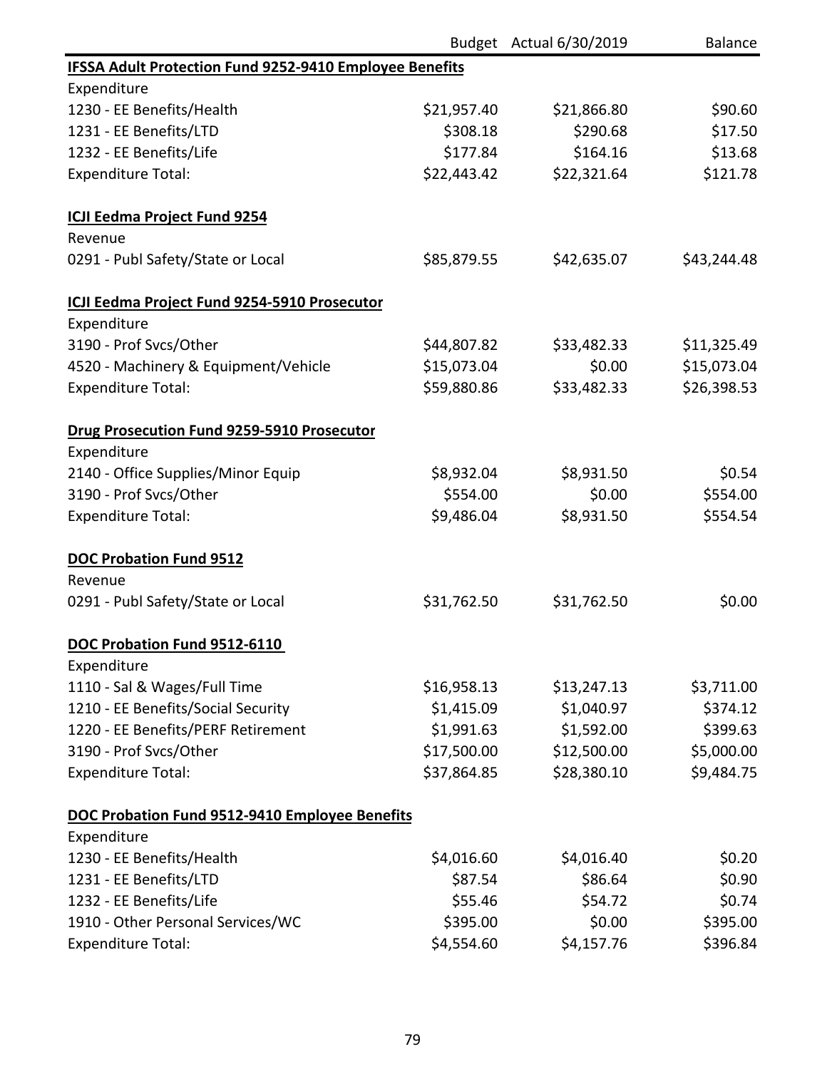| | Budget | Actual 6/30/2019 | Balance |
|---|---|---|---|
| **IFSSA Adult Protection Fund 9252-9410 Employee Benefits** | | | |
| Expenditure | | | |
| 1230 - EE Benefits/Health | $21,957.40 | $21,866.80 | $90.60 |
| 1231 - EE Benefits/LTD | $308.18 | $290.68 | $17.50 |
| 1232 - EE Benefits/Life | $177.84 | $164.16 | $13.68 |
| Expenditure Total: | $22,443.42 | $22,321.64 | $121.78 |
| | | | |
| **ICJI Eedma Project Fund 9254** | | | |
| Revenue | | | |
| 0291 - Publ Safety/State or Local | $85,879.55 | $42,635.07 | $43,244.48 |
| | | | |
| **ICJI Eedma Project Fund 9254-5910 Prosecutor** | | | |
| Expenditure | | | |
| 3190 - Prof Svcs/Other | $44,807.82 | $33,482.33 | $11,325.49 |
| 4520 - Machinery & Equipment/Vehicle | $15,073.04 | $0.00 | $15,073.04 |
| Expenditure Total: | $59,880.86 | $33,482.33 | $26,398.53 |
| | | | |
| **Drug Prosecution Fund 9259-5910 Prosecutor** | | | |
| Expenditure | | | |
| 2140 - Office Supplies/Minor Equip | $8,932.04 | $8,931.50 | $0.54 |
| 3190 - Prof Svcs/Other | $554.00 | $0.00 | $554.00 |
| Expenditure Total: | $9,486.04 | $8,931.50 | $554.54 |
| | | | |
| **DOC Probation Fund 9512** | | | |
| Revenue | | | |
| 0291 - Publ Safety/State or Local | $31,762.50 | $31,762.50 | $0.00 |
| | | | |
| **DOC Probation Fund 9512-6110** | | | |
| Expenditure | | | |
| 1110 - Sal & Wages/Full Time | $16,958.13 | $13,247.13 | $3,711.00 |
| 1210 - EE Benefits/Social Security | $1,415.09 | $1,040.97 | $374.12 |
| 1220 - EE Benefits/PERF Retirement | $1,991.63 | $1,592.00 | $399.63 |
| 3190 - Prof Svcs/Other | $17,500.00 | $12,500.00 | $5,000.00 |
| Expenditure Total: | $37,864.85 | $28,380.10 | $9,484.75 |
| | | | |
| **DOC Probation Fund 9512-9410 Employee Benefits** | | | |
| Expenditure | | | |
| 1230 - EE Benefits/Health | $4,016.60 | $4,016.40 | $0.20 |
| 1231 - EE Benefits/LTD | $87.54 | $86.64 | $0.90 |
| 1232 - EE Benefits/Life | $55.46 | $54.72 | $0.74 |
| 1910 - Other Personal Services/WC | $395.00 | $0.00 | $395.00 |
| Expenditure Total: | $4,554.60 | $4,157.76 | $396.84 |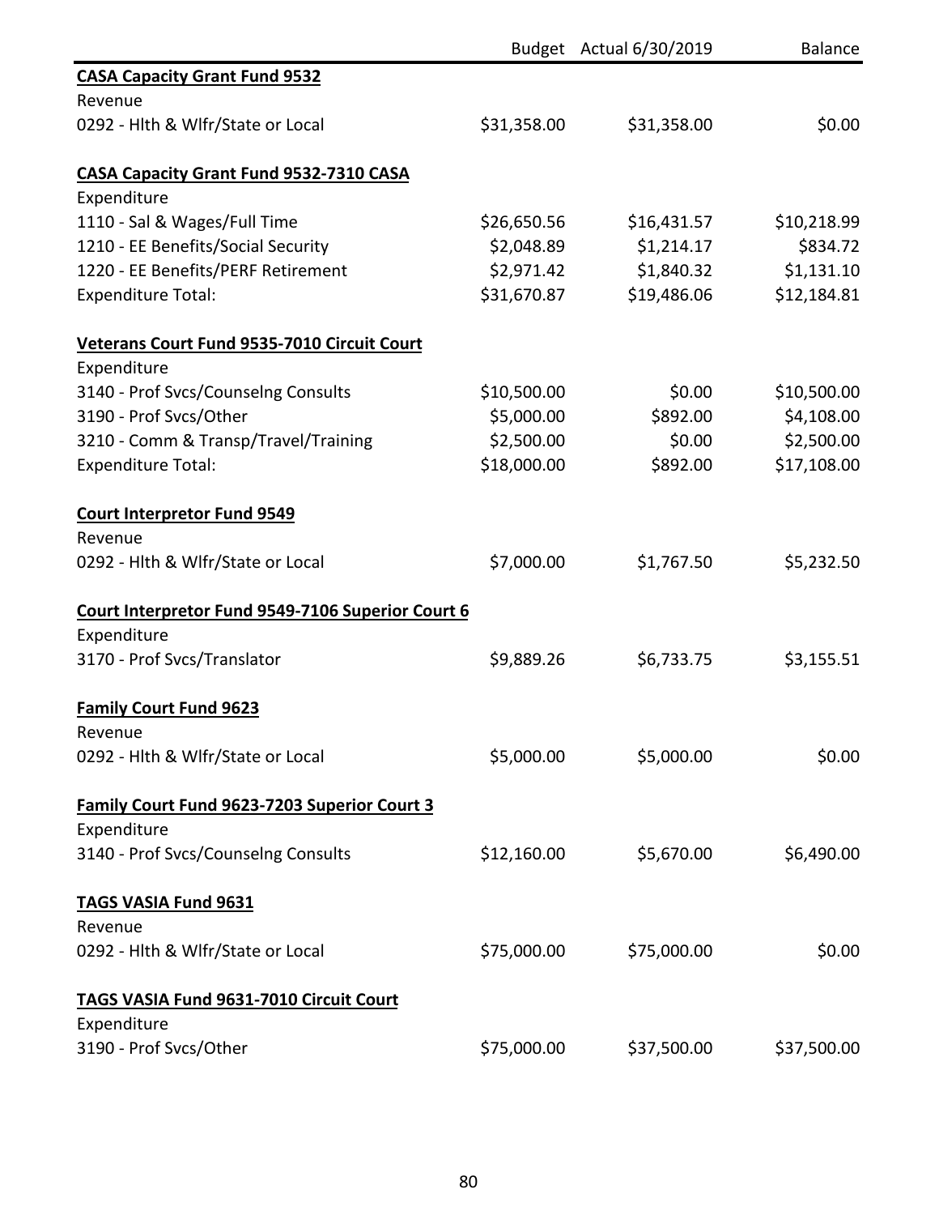| | Budget | Actual 6/30/2019 | Balance |
|---|---|---|---|
| **CASA Capacity Grant Fund 9532** | | | |
| Revenue | | | |
| 0292 - Hlth & Wlfr/State or Local | $31,358.00 | $31,358.00 | $0.00 |
| | | | |
| **CASA Capacity Grant Fund 9532-7310 CASA** | | | |
| Expenditure | | | |
| 1110 - Sal & Wages/Full Time | $26,650.56 | $16,431.57 | $10,218.99 |
| 1210 - EE Benefits/Social Security | $2,048.89 | $1,214.17 | $834.72 |
| 1220 - EE Benefits/PERF Retirement | $2,971.42 | $1,840.32 | $1,131.10 |
| Expenditure Total: | $31,670.87 | $19,486.06 | $12,184.81 |
| | | | |
| **Veterans Court Fund 9535-7010 Circuit Court** | | | |
| Expenditure | | | |
| 3140 - Prof Svcs/Counselng Consults | $10,500.00 | $0.00 | $10,500.00 |
| 3190 - Prof Svcs/Other | $5,000.00 | $892.00 | $4,108.00 |
| 3210 - Comm & Transp/Travel/Training | $2,500.00 | $0.00 | $2,500.00 |
| Expenditure Total: | $18,000.00 | $892.00 | $17,108.00 |
| | | | |
| **Court Interpretor Fund 9549** | | | |
| Revenue | | | |
| 0292 - Hlth & Wlfr/State or Local | $7,000.00 | $1,767.50 | $5,232.50 |
| | | | |
| **Court Interpretor Fund 9549-7106 Superior Court 6** | | | |
| Expenditure | | | |
| 3170 - Prof Svcs/Translator | $9,889.26 | $6,733.75 | $3,155.51 |
| | | | |
| **Family Court Fund 9623** | | | |
| Revenue | | | |
| 0292 - Hlth & Wlfr/State or Local | $5,000.00 | $5,000.00 | $0.00 |
| | | | |
| **Family Court Fund 9623-7203 Superior Court 3** | | | |
| Expenditure | | | |
| 3140 - Prof Svcs/Counselng Consults | $12,160.00 | $5,670.00 | $6,490.00 |
| | | | |
| **TAGS VASIA Fund 9631** | | | |
| Revenue | | | |
| 0292 - Hlth & Wlfr/State or Local | $75,000.00 | $75,000.00 | $0.00 |
| | | | |
| **TAGS VASIA Fund 9631-7010 Circuit Court** | | | |
| Expenditure | | | |
| 3190 - Prof Svcs/Other | $75,000.00 | $37,500.00 | $37,500.00 |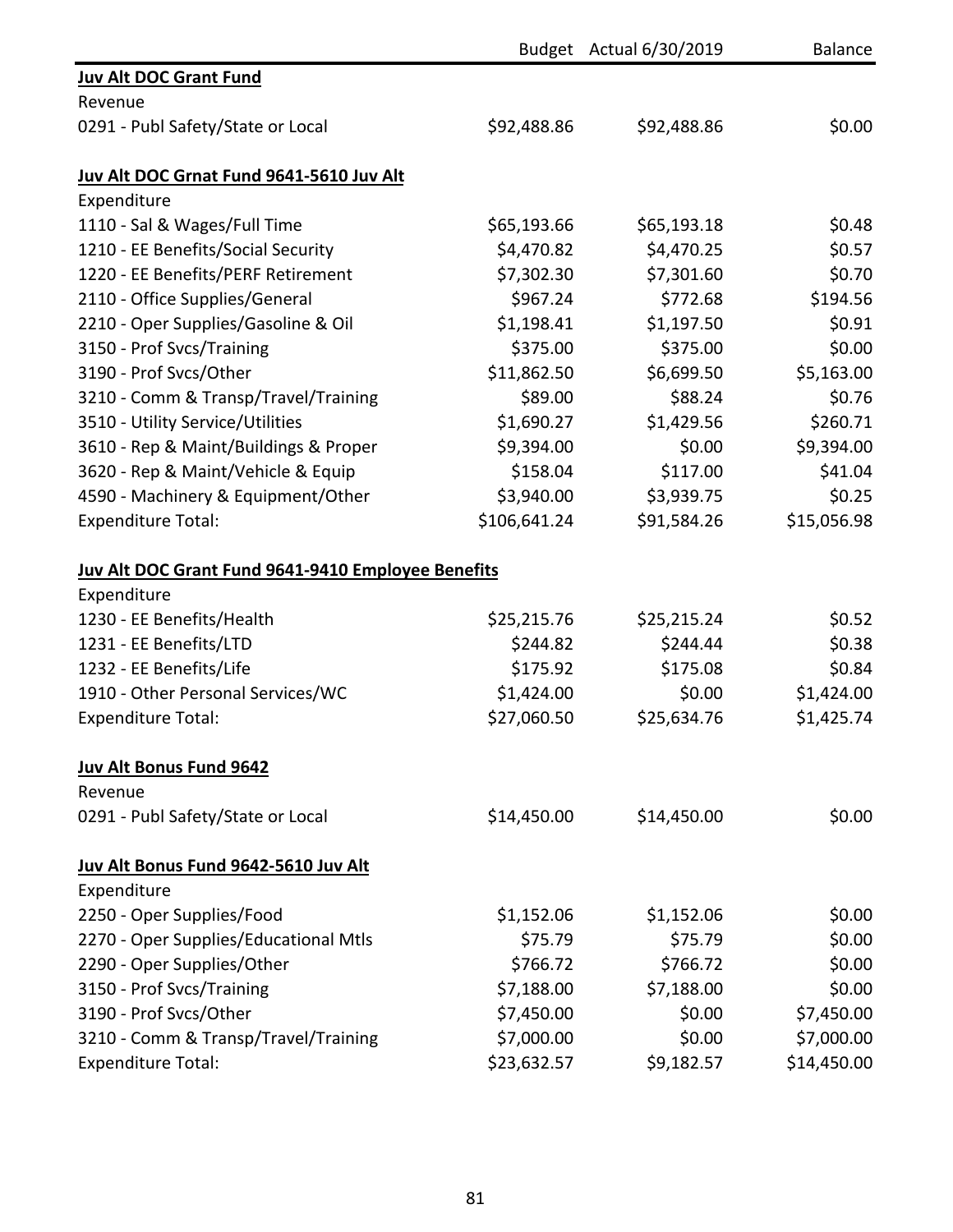| | Budget | Actual 6/30/2019 | Balance |
|---|---|---|---|
| **Juv Alt DOC Grant Fund** | | | |
| Revenue | | | |
| 0291 - Publ Safety/State or Local | $92,488.86 | $92,488.86 | $0.00 |
| | | | |
| **Juv Alt DOC Grnat Fund 9641-5610 Juv Alt** | | | |
| Expenditure | | | |
| 1110 - Sal & Wages/Full Time | $65,193.66 | $65,193.18 | $0.48 |
| 1210 - EE Benefits/Social Security | $4,470.82 | $4,470.25 | $0.57 |
| 1220 - EE Benefits/PERF Retirement | $7,302.30 | $7,301.60 | $0.70 |
| 2110 - Office Supplies/General | $967.24 | $772.68 | $194.56 |
| 2210 - Oper Supplies/Gasoline & Oil | $1,198.41 | $1,197.50 | $0.91 |
| 3150 - Prof Svcs/Training | $375.00 | $375.00 | $0.00 |
| 3190 - Prof Svcs/Other | $11,862.50 | $6,699.50 | $5,163.00 |
| 3210 - Comm & Transp/Travel/Training | $89.00 | $88.24 | $0.76 |
| 3510 - Utility Service/Utilities | $1,690.27 | $1,429.56 | $260.71 |
| 3610 - Rep & Maint/Buildings & Proper | $9,394.00 | $0.00 | $9,394.00 |
| 3620 - Rep & Maint/Vehicle & Equip | $158.04 | $117.00 | $41.04 |
| 4590 - Machinery & Equipment/Other | $3,940.00 | $3,939.75 | $0.25 |
| Expenditure Total: | $106,641.24 | $91,584.26 | $15,056.98 |
| | | | |
| **Juv Alt DOC Grant Fund 9641-9410 Employee Benefits** | | | |
| Expenditure | | | |
| 1230 - EE Benefits/Health | $25,215.76 | $25,215.24 | $0.52 |
| 1231 - EE Benefits/LTD | $244.82 | $244.44 | $0.38 |
| 1232 - EE Benefits/Life | $175.92 | $175.08 | $0.84 |
| 1910 - Other Personal Services/WC | $1,424.00 | $0.00 | $1,424.00 |
| Expenditure Total: | $27,060.50 | $25,634.76 | $1,425.74 |
| | | | |
| **Juv Alt Bonus Fund 9642** | | | |
| Revenue | | | |
| 0291 - Publ Safety/State or Local | $14,450.00 | $14,450.00 | $0.00 |
| | | | |
| **Juv Alt Bonus Fund 9642-5610 Juv Alt** | | | |
| Expenditure | | | |
| 2250 - Oper Supplies/Food | $1,152.06 | $1,152.06 | $0.00 |
| 2270 - Oper Supplies/Educational Mtls | $75.79 | $75.79 | $0.00 |
| 2290 - Oper Supplies/Other | $766.72 | $766.72 | $0.00 |
| 3150 - Prof Svcs/Training | $7,188.00 | $7,188.00 | $0.00 |
| 3190 - Prof Svcs/Other | $7,450.00 | $0.00 | $7,450.00 |
| 3210 - Comm & Transp/Travel/Training | $7,000.00 | $0.00 | $7,000.00 |
| Expenditure Total: | $23,632.57 | $9,182.57 | $14,450.00 |